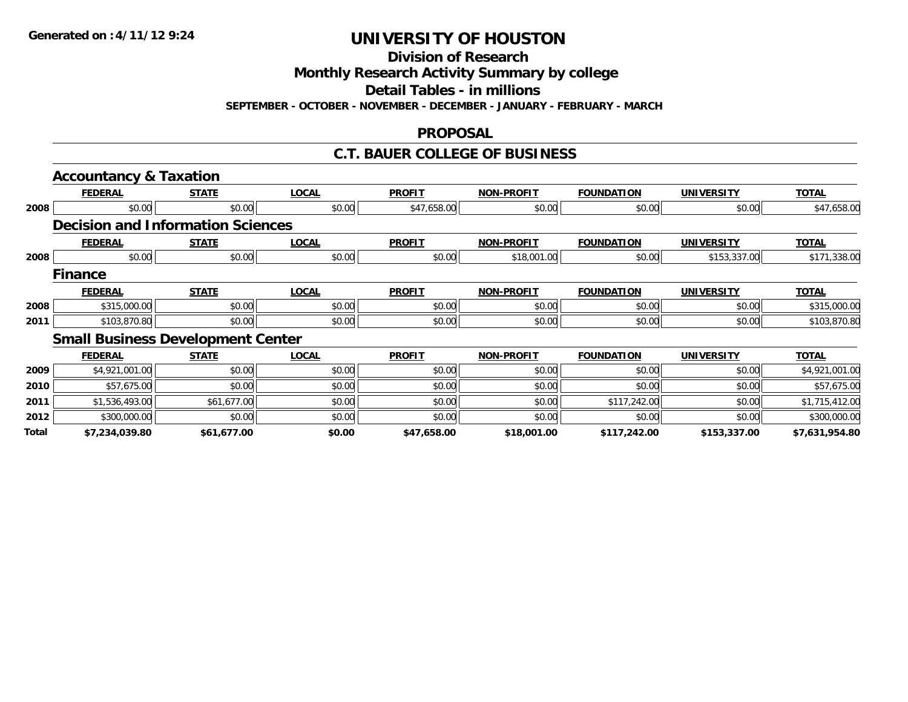**Generated on :4/11/12 9:24**

# UNIVERSITY OF HOUSTON

## Division of Research

## Monthly Research Activity Summary by college

## Detail Tables - in millions

**SEPTEMBER - OCTOBER - NOVEMBER - DECEMBER - JANUARY - FEBRUARY - MARCH**

## PROPOSAL

## C.T. BAUER COLLEGE OF BUSINESS

### Accountancy & Taxation

| | FEDERAL | STATE | LOCAL | PROFIT | NON-PROFIT | FOUNDATION | UNIVERSITY | TOTAL |
|---|---|---|---|---|---|---|---|---|
| 2008 | $0.00 | $0.00 | $0.00 | $47,658.00 | $0.00 | $0.00 | $0.00 | $47,658.00 |

### Decision and Information Sciences

| | FEDERAL | STATE | LOCAL | PROFIT | NON-PROFIT | FOUNDATION | UNIVERSITY | TOTAL |
|---|---|---|---|---|---|---|---|---|
| 2008 | $0.00 | $0.00 | $0.00 | $0.00 | $18,001.00 | $0.00 | $153,337.00 | $171,338.00 |

### Finance

| | FEDERAL | STATE | LOCAL | PROFIT | NON-PROFIT | FOUNDATION | UNIVERSITY | TOTAL |
|---|---|---|---|---|---|---|---|---|
| 2008 | $315,000.00 | $0.00 | $0.00 | $0.00 | $0.00 | $0.00 | $0.00 | $315,000.00 |
| 2011 | $103,870.80 | $0.00 | $0.00 | $0.00 | $0.00 | $0.00 | $0.00 | $103,870.80 |

### Small Business Development Center

| | FEDERAL | STATE | LOCAL | PROFIT | NON-PROFIT | FOUNDATION | UNIVERSITY | TOTAL |
|---|---|---|---|---|---|---|---|---|
| 2009 | $4,921,001.00 | $0.00 | $0.00 | $0.00 | $0.00 | $0.00 | $0.00 | $4,921,001.00 |
| 2010 | $57,675.00 | $0.00 | $0.00 | $0.00 | $0.00 | $0.00 | $0.00 | $57,675.00 |
| 2011 | $1,536,493.00 | $61,677.00 | $0.00 | $0.00 | $0.00 | $117,242.00 | $0.00 | $1,715,412.00 |
| 2012 | $300,000.00 | $0.00 | $0.00 | $0.00 | $0.00 | $0.00 | $0.00 | $300,000.00 |
| **Total** | **$7,234,039.80** | **$61,677.00** | **$0.00** | **$47,658.00** | **$18,001.00** | **$117,242.00** | **$153,337.00** | **$7,631,954.80** |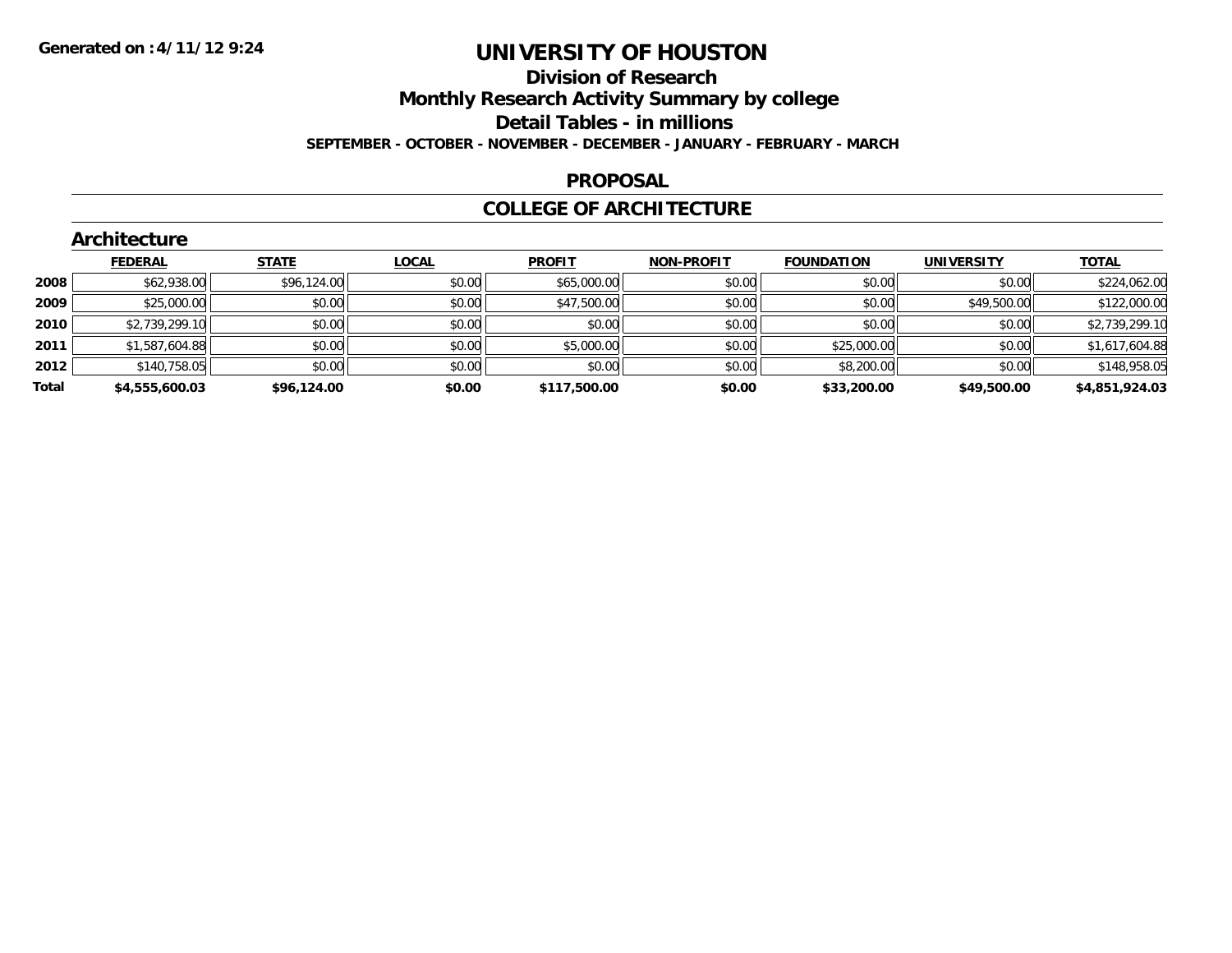# UNIVERSITY OF HOUSTON

## Division of Research

## Monthly Research Activity Summary by college

## Detail Tables - in millions

**SEPTEMBER - OCTOBER - NOVEMBER - DECEMBER - JANUARY - FEBRUARY - MARCH**

### PROPOSAL

### COLLEGE OF ARCHITECTURE

#### Architecture

| | FEDERAL | STATE | LOCAL | PROFIT | NON-PROFIT | FOUNDATION | UNIVERSITY | TOTAL |
|---|---|---|---|---|---|---|---|---|
| 2008 | $62,938.00 | $96,124.00 | $0.00 | $65,000.00 | $0.00 | $0.00 | $0.00 | $224,062.00 |
| 2009 | $25,000.00 | $0.00 | $0.00 | $47,500.00 | $0.00 | $0.00 | $49,500.00 | $122,000.00 |
| 2010 | $2,739,299.10 | $0.00 | $0.00 | $0.00 | $0.00 | $0.00 | $0.00 | $2,739,299.10 |
| 2011 | $1,587,604.88 | $0.00 | $0.00 | $5,000.00 | $0.00 | $25,000.00 | $0.00 | $1,617,604.88 |
| 2012 | $140,758.05 | $0.00 | $0.00 | $0.00 | $0.00 | $8,200.00 | $0.00 | $148,958.05 |
| **Total** | **$4,555,600.03** | **$96,124.00** | **$0.00** | **$117,500.00** | **$0.00** | **$33,200.00** | **$49,500.00** | **$4,851,924.03** |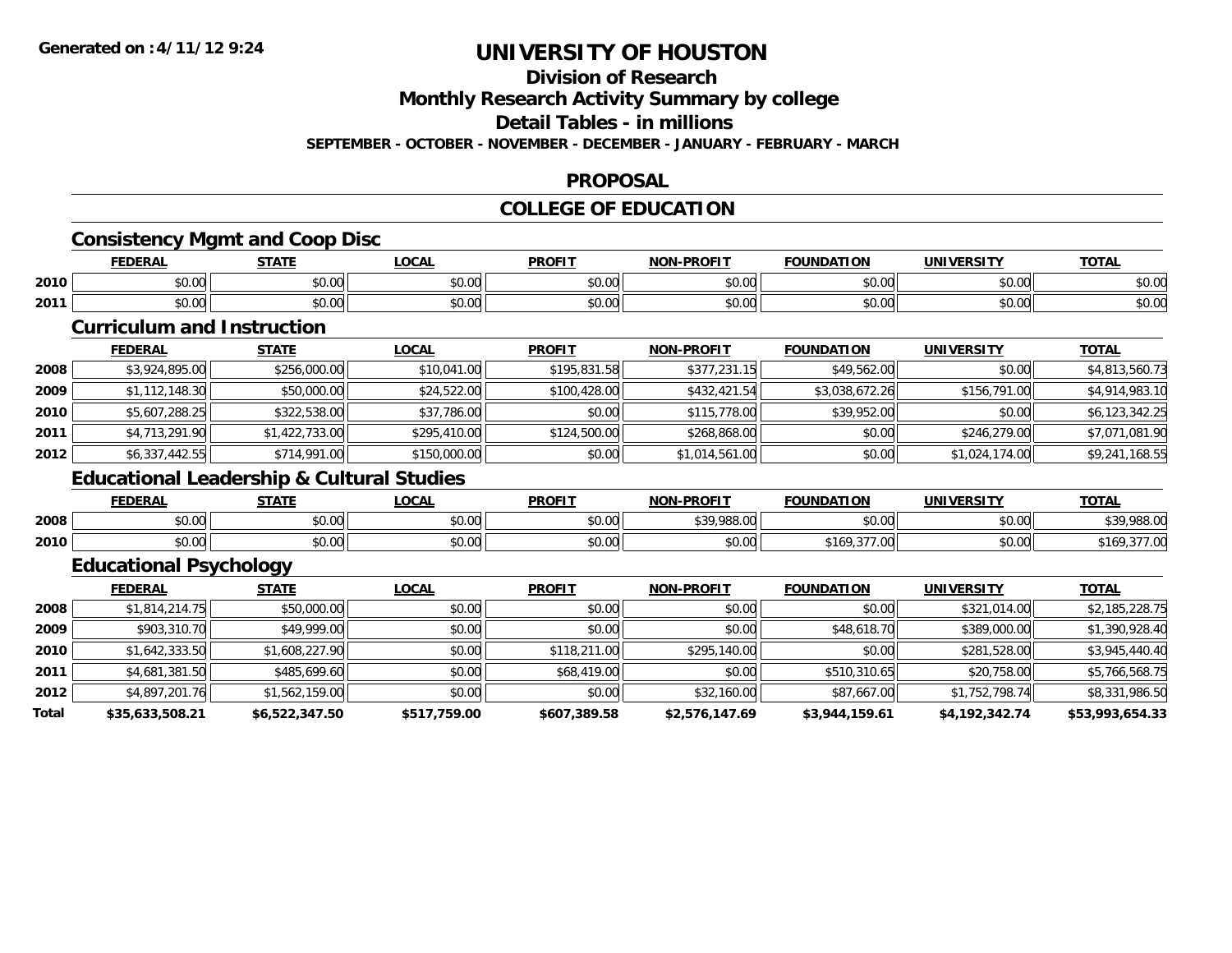**Generated on :4/11/12 9:24**

# UNIVERSITY OF HOUSTON

## Division of Research
## Monthly Research Activity Summary by college
## Detail Tables - in millions

**SEPTEMBER - OCTOBER - NOVEMBER - DECEMBER - JANUARY - FEBRUARY - MARCH**

## PROPOSAL

## COLLEGE OF EDUCATION

### Consistency Mgmt and Coop Disc

| | FEDERAL | STATE | LOCAL | PROFIT | NON-PROFIT | FOUNDATION | UNIVERSITY | TOTAL |
|---|---|---|---|---|---|---|---|---|
| 2010 | $0.00 | $0.00 | $0.00 | $0.00 | $0.00 | $0.00 | $0.00 | $0.00 |
| 2011 | $0.00 | $0.00 | $0.00 | $0.00 | $0.00 | $0.00 | $0.00 | $0.00 |

### Curriculum and Instruction

| | FEDERAL | STATE | LOCAL | PROFIT | NON-PROFIT | FOUNDATION | UNIVERSITY | TOTAL |
|---|---|---|---|---|---|---|---|---|
| 2008 | $3,924,895.00 | $256,000.00 | $10,041.00 | $195,831.58 | $377,231.15 | $49,562.00 | $0.00 | $4,813,560.73 |
| 2009 | $1,112,148.30 | $50,000.00 | $24,522.00 | $100,428.00 | $432,421.54 | $3,038,672.26 | $156,791.00 | $4,914,983.10 |
| 2010 | $5,607,288.25 | $322,538.00 | $37,786.00 | $0.00 | $115,778.00 | $39,952.00 | $0.00 | $6,123,342.25 |
| 2011 | $4,713,291.90 | $1,422,733.00 | $295,410.00 | $124,500.00 | $268,868.00 | $0.00 | $246,279.00 | $7,071,081.90 |
| 2012 | $6,337,442.55 | $714,991.00 | $150,000.00 | $0.00 | $1,014,561.00 | $0.00 | $1,024,174.00 | $9,241,168.55 |

### Educational Leadership & Cultural Studies

| | FEDERAL | STATE | LOCAL | PROFIT | NON-PROFIT | FOUNDATION | UNIVERSITY | TOTAL |
|---|---|---|---|---|---|---|---|---|
| 2008 | $0.00 | $0.00 | $0.00 | $0.00 | $39,988.00 | $0.00 | $0.00 | $39,988.00 |
| 2010 | $0.00 | $0.00 | $0.00 | $0.00 | $0.00 | $169,377.00 | $0.00 | $169,377.00 |

### Educational Psychology

| | FEDERAL | STATE | LOCAL | PROFIT | NON-PROFIT | FOUNDATION | UNIVERSITY | TOTAL |
|---|---|---|---|---|---|---|---|---|
| 2008 | $1,814,214.75 | $50,000.00 | $0.00 | $0.00 | $0.00 | $0.00 | $321,014.00 | $2,185,228.75 |
| 2009 | $903,310.70 | $49,999.00 | $0.00 | $0.00 | $0.00 | $48,618.70 | $389,000.00 | $1,390,928.40 |
| 2010 | $1,642,333.50 | $1,608,227.90 | $0.00 | $118,211.00 | $295,140.00 | $0.00 | $281,528.00 | $3,945,440.40 |
| 2011 | $4,681,381.50 | $485,699.60 | $0.00 | $68,419.00 | $0.00 | $510,310.65 | $20,758.00 | $5,766,568.75 |
| 2012 | $4,897,201.76 | $1,562,159.00 | $0.00 | $0.00 | $32,160.00 | $87,667.00 | $1,752,798.74 | $8,331,986.50 |
| **Total** | **$35,633,508.21** | **$6,522,347.50** | **$517,759.00** | **$607,389.58** | **$2,576,147.69** | **$3,944,159.61** | **$4,192,342.74** | **$53,993,654.33** |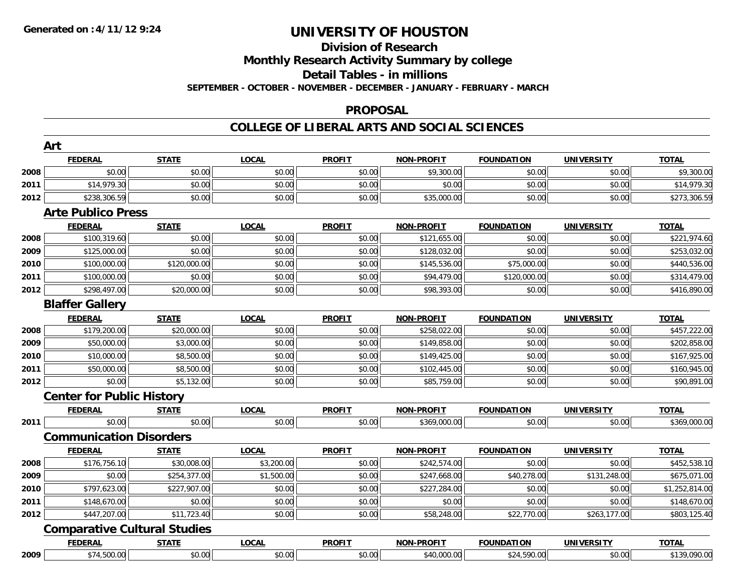Generated on :4/11/12 9:24

# UNIVERSITY OF HOUSTON

## Division of Research

## Monthly Research Activity Summary by college

## Detail Tables - in millions

**SEPTEMBER - OCTOBER - NOVEMBER - DECEMBER - JANUARY - FEBRUARY - MARCH**

## PROPOSAL

## COLLEGE OF LIBERAL ARTS AND SOCIAL SCIENCES

### Art

| | FEDERAL | STATE | LOCAL | PROFIT | NON-PROFIT | FOUNDATION | UNIVERSITY | TOTAL |
|---|---|---|---|---|---|---|---|---|
| 2008 | $0.00 | $0.00 | $0.00 | $0.00 | $9,300.00 | $0.00 | $0.00 | $9,300.00 |
| 2011 | $14,979.30 | $0.00 | $0.00 | $0.00 | $0.00 | $0.00 | $0.00 | $14,979.30 |
| 2012 | $238,306.59 | $0.00 | $0.00 | $0.00 | $35,000.00 | $0.00 | $0.00 | $273,306.59 |

### Arte Publico Press

| | FEDERAL | STATE | LOCAL | PROFIT | NON-PROFIT | FOUNDATION | UNIVERSITY | TOTAL |
|---|---|---|---|---|---|---|---|---|
| 2008 | $100,319.60 | $0.00 | $0.00 | $0.00 | $121,655.00 | $0.00 | $0.00 | $221,974.60 |
| 2009 | $125,000.00 | $0.00 | $0.00 | $0.00 | $128,032.00 | $0.00 | $0.00 | $253,032.00 |
| 2010 | $100,000.00 | $120,000.00 | $0.00 | $0.00 | $145,536.00 | $75,000.00 | $0.00 | $440,536.00 |
| 2011 | $100,000.00 | $0.00 | $0.00 | $0.00 | $94,479.00 | $120,000.00 | $0.00 | $314,479.00 |
| 2012 | $298,497.00 | $20,000.00 | $0.00 | $0.00 | $98,393.00 | $0.00 | $0.00 | $416,890.00 |

### Blaffer Gallery

| | FEDERAL | STATE | LOCAL | PROFIT | NON-PROFIT | FOUNDATION | UNIVERSITY | TOTAL |
|---|---|---|---|---|---|---|---|---|
| 2008 | $179,200.00 | $20,000.00 | $0.00 | $0.00 | $258,022.00 | $0.00 | $0.00 | $457,222.00 |
| 2009 | $50,000.00 | $3,000.00 | $0.00 | $0.00 | $149,858.00 | $0.00 | $0.00 | $202,858.00 |
| 2010 | $10,000.00 | $8,500.00 | $0.00 | $0.00 | $149,425.00 | $0.00 | $0.00 | $167,925.00 |
| 2011 | $50,000.00 | $8,500.00 | $0.00 | $0.00 | $102,445.00 | $0.00 | $0.00 | $160,945.00 |
| 2012 | $0.00 | $5,132.00 | $0.00 | $0.00 | $85,759.00 | $0.00 | $0.00 | $90,891.00 |

### Center for Public History

| | FEDERAL | STATE | LOCAL | PROFIT | NON-PROFIT | FOUNDATION | UNIVERSITY | TOTAL |
|---|---|---|---|---|---|---|---|---|
| 2011 | $0.00 | $0.00 | $0.00 | $0.00 | $369,000.00 | $0.00 | $0.00 | $369,000.00 |

### Communication Disorders

| | FEDERAL | STATE | LOCAL | PROFIT | NON-PROFIT | FOUNDATION | UNIVERSITY | TOTAL |
|---|---|---|---|---|---|---|---|---|
| 2008 | $176,756.10 | $30,008.00 | $3,200.00 | $0.00 | $242,574.00 | $0.00 | $0.00 | $452,538.10 |
| 2009 | $0.00 | $254,377.00 | $1,500.00 | $0.00 | $247,668.00 | $40,278.00 | $131,248.00 | $675,071.00 |
| 2010 | $797,623.00 | $227,907.00 | $0.00 | $0.00 | $227,284.00 | $0.00 | $0.00 | $1,252,814.00 |
| 2011 | $148,670.00 | $0.00 | $0.00 | $0.00 | $0.00 | $0.00 | $0.00 | $148,670.00 |
| 2012 | $447,207.00 | $11,723.40 | $0.00 | $0.00 | $58,248.00 | $22,770.00 | $263,177.00 | $803,125.40 |

### Comparative Cultural Studies

| | FEDERAL | STATE | LOCAL | PROFIT | NON-PROFIT | FOUNDATION | UNIVERSITY | TOTAL |
|---|---|---|---|---|---|---|---|---|
| 2009 | $74,500.00 | $0.00 | $0.00 | $0.00 | $40,000.00 | $24,590.00 | $0.00 | $139,090.00 |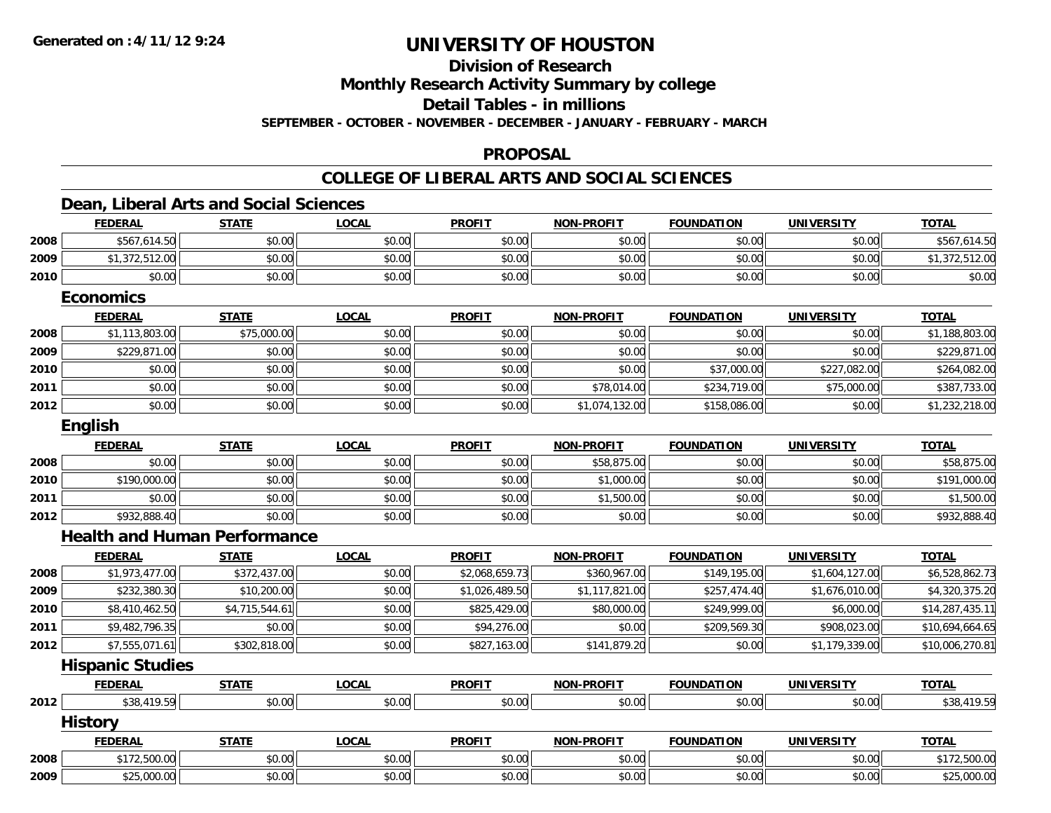# UNIVERSITY OF HOUSTON

## Division of Research

## Monthly Research Activity Summary by college

## Detail Tables - in millions

**SEPTEMBER - OCTOBER - NOVEMBER - DECEMBER - JANUARY - FEBRUARY - MARCH**

## PROPOSAL

## COLLEGE OF LIBERAL ARTS AND SOCIAL SCIENCES

### Dean, Liberal Arts and Social Sciences

| | FEDERAL | STATE | LOCAL | PROFIT | NON-PROFIT | FOUNDATION | UNIVERSITY | TOTAL |
|---|---|---|---|---|---|---|---|---|
| 2008 | $567,614.50 | $0.00 | $0.00 | $0.00 | $0.00 | $0.00 | $0.00 | $567,614.50 |
| 2009 | $1,372,512.00 | $0.00 | $0.00 | $0.00 | $0.00 | $0.00 | $0.00 | $1,372,512.00 |
| 2010 | $0.00 | $0.00 | $0.00 | $0.00 | $0.00 | $0.00 | $0.00 | $0.00 |

### Economics

| | FEDERAL | STATE | LOCAL | PROFIT | NON-PROFIT | FOUNDATION | UNIVERSITY | TOTAL |
|---|---|---|---|---|---|---|---|---|
| 2008 | $1,113,803.00 | $75,000.00 | $0.00 | $0.00 | $0.00 | $0.00 | $0.00 | $1,188,803.00 |
| 2009 | $229,871.00 | $0.00 | $0.00 | $0.00 | $0.00 | $0.00 | $0.00 | $229,871.00 |
| 2010 | $0.00 | $0.00 | $0.00 | $0.00 | $0.00 | $37,000.00 | $227,082.00 | $264,082.00 |
| 2011 | $0.00 | $0.00 | $0.00 | $0.00 | $78,014.00 | $234,719.00 | $75,000.00 | $387,733.00 |
| 2012 | $0.00 | $0.00 | $0.00 | $0.00 | $1,074,132.00 | $158,086.00 | $0.00 | $1,232,218.00 |

### English

| | FEDERAL | STATE | LOCAL | PROFIT | NON-PROFIT | FOUNDATION | UNIVERSITY | TOTAL |
|---|---|---|---|---|---|---|---|---|
| 2008 | $0.00 | $0.00 | $0.00 | $0.00 | $58,875.00 | $0.00 | $0.00 | $58,875.00 |
| 2010 | $190,000.00 | $0.00 | $0.00 | $0.00 | $1,000.00 | $0.00 | $0.00 | $191,000.00 |
| 2011 | $0.00 | $0.00 | $0.00 | $0.00 | $1,500.00 | $0.00 | $0.00 | $1,500.00 |
| 2012 | $932,888.40 | $0.00 | $0.00 | $0.00 | $0.00 | $0.00 | $0.00 | $932,888.40 |

### Health and Human Performance

| | FEDERAL | STATE | LOCAL | PROFIT | NON-PROFIT | FOUNDATION | UNIVERSITY | TOTAL |
|---|---|---|---|---|---|---|---|---|
| 2008 | $1,973,477.00 | $372,437.00 | $0.00 | $2,068,659.73 | $360,967.00 | $149,195.00 | $1,604,127.00 | $6,528,862.73 |
| 2009 | $232,380.30 | $10,200.00 | $0.00 | $1,026,489.50 | $1,117,821.00 | $257,474.40 | $1,676,010.00 | $4,320,375.20 |
| 2010 | $8,410,462.50 | $4,715,544.61 | $0.00 | $825,429.00 | $80,000.00 | $249,999.00 | $6,000.00 | $14,287,435.11 |
| 2011 | $9,482,796.35 | $0.00 | $0.00 | $94,276.00 | $0.00 | $209,569.30 | $908,023.00 | $10,694,664.65 |
| 2012 | $7,555,071.61 | $302,818.00 | $0.00 | $827,163.00 | $141,879.20 | $0.00 | $1,179,339.00 | $10,006,270.81 |

### Hispanic Studies

| | FEDERAL | STATE | LOCAL | PROFIT | NON-PROFIT | FOUNDATION | UNIVERSITY | TOTAL |
|---|---|---|---|---|---|---|---|---|
| 2012 | $38,419.59 | $0.00 | $0.00 | $0.00 | $0.00 | $0.00 | $0.00 | $38,419.59 |

### History

| | FEDERAL | STATE | LOCAL | PROFIT | NON-PROFIT | FOUNDATION | UNIVERSITY | TOTAL |
|---|---|---|---|---|---|---|---|---|
| 2008 | $172,500.00 | $0.00 | $0.00 | $0.00 | $0.00 | $0.00 | $0.00 | $172,500.00 |
| 2009 | $25,000.00 | $0.00 | $0.00 | $0.00 | $0.00 | $0.00 | $0.00 | $25,000.00 |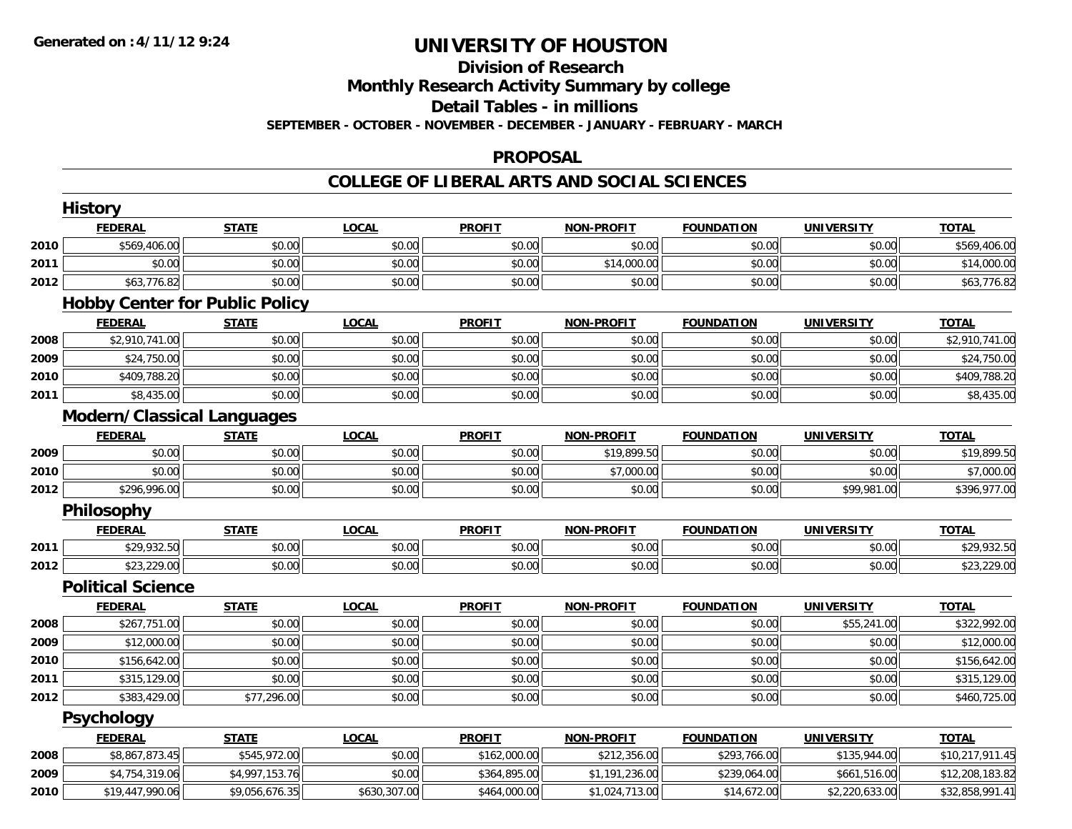# UNIVERSITY OF HOUSTON

## Division of Research

## Monthly Research Activity Summary by college

## Detail Tables - in millions

**SEPTEMBER - OCTOBER - NOVEMBER - DECEMBER - JANUARY - FEBRUARY - MARCH**

## PROPOSAL

## COLLEGE OF LIBERAL ARTS AND SOCIAL SCIENCES

### History

| | FEDERAL | STATE | LOCAL | PROFIT | NON-PROFIT | FOUNDATION | UNIVERSITY | TOTAL |
|---|---|---|---|---|---|---|---|---|
| 2010 | $569,406.00 | $0.00 | $0.00 | $0.00 | $0.00 | $0.00 | $0.00 | $569,406.00 |
| 2011 | $0.00 | $0.00 | $0.00 | $0.00 | $14,000.00 | $0.00 | $0.00 | $14,000.00 |
| 2012 | $63,776.82 | $0.00 | $0.00 | $0.00 | $0.00 | $0.00 | $0.00 | $63,776.82 |

### Hobby Center for Public Policy

| | FEDERAL | STATE | LOCAL | PROFIT | NON-PROFIT | FOUNDATION | UNIVERSITY | TOTAL |
|---|---|---|---|---|---|---|---|---|
| 2008 | $2,910,741.00 | $0.00 | $0.00 | $0.00 | $0.00 | $0.00 | $0.00 | $2,910,741.00 |
| 2009 | $24,750.00 | $0.00 | $0.00 | $0.00 | $0.00 | $0.00 | $0.00 | $24,750.00 |
| 2010 | $409,788.20 | $0.00 | $0.00 | $0.00 | $0.00 | $0.00 | $0.00 | $409,788.20 |
| 2011 | $8,435.00 | $0.00 | $0.00 | $0.00 | $0.00 | $0.00 | $0.00 | $8,435.00 |

### Modern/Classical Languages

| | FEDERAL | STATE | LOCAL | PROFIT | NON-PROFIT | FOUNDATION | UNIVERSITY | TOTAL |
|---|---|---|---|---|---|---|---|---|
| 2009 | $0.00 | $0.00 | $0.00 | $0.00 | $19,899.50 | $0.00 | $0.00 | $19,899.50 |
| 2010 | $0.00 | $0.00 | $0.00 | $0.00 | $7,000.00 | $0.00 | $0.00 | $7,000.00 |
| 2012 | $296,996.00 | $0.00 | $0.00 | $0.00 | $0.00 | $0.00 | $99,981.00 | $396,977.00 |

### Philosophy

| | FEDERAL | STATE | LOCAL | PROFIT | NON-PROFIT | FOUNDATION | UNIVERSITY | TOTAL |
|---|---|---|---|---|---|---|---|---|
| 2011 | $29,932.50 | $0.00 | $0.00 | $0.00 | $0.00 | $0.00 | $0.00 | $29,932.50 |
| 2012 | $23,229.00 | $0.00 | $0.00 | $0.00 | $0.00 | $0.00 | $0.00 | $23,229.00 |

### Political Science

| | FEDERAL | STATE | LOCAL | PROFIT | NON-PROFIT | FOUNDATION | UNIVERSITY | TOTAL |
|---|---|---|---|---|---|---|---|---|
| 2008 | $267,751.00 | $0.00 | $0.00 | $0.00 | $0.00 | $0.00 | $55,241.00 | $322,992.00 |
| 2009 | $12,000.00 | $0.00 | $0.00 | $0.00 | $0.00 | $0.00 | $0.00 | $12,000.00 |
| 2010 | $156,642.00 | $0.00 | $0.00 | $0.00 | $0.00 | $0.00 | $0.00 | $156,642.00 |
| 2011 | $315,129.00 | $0.00 | $0.00 | $0.00 | $0.00 | $0.00 | $0.00 | $315,129.00 |
| 2012 | $383,429.00 | $77,296.00 | $0.00 | $0.00 | $0.00 | $0.00 | $0.00 | $460,725.00 |

### Psychology

| | FEDERAL | STATE | LOCAL | PROFIT | NON-PROFIT | FOUNDATION | UNIVERSITY | TOTAL |
|---|---|---|---|---|---|---|---|---|
| 2008 | $8,867,873.45 | $545,972.00 | $0.00 | $162,000.00 | $212,356.00 | $293,766.00 | $135,944.00 | $10,217,911.45 |
| 2009 | $4,754,319.06 | $4,997,153.76 | $0.00 | $364,895.00 | $1,191,236.00 | $239,064.00 | $661,516.00 | $12,208,183.82 |
| 2010 | $19,447,990.06 | $9,056,676.35 | $630,307.00 | $464,000.00 | $1,024,713.00 | $14,672.00 | $2,220,633.00 | $32,858,991.41 |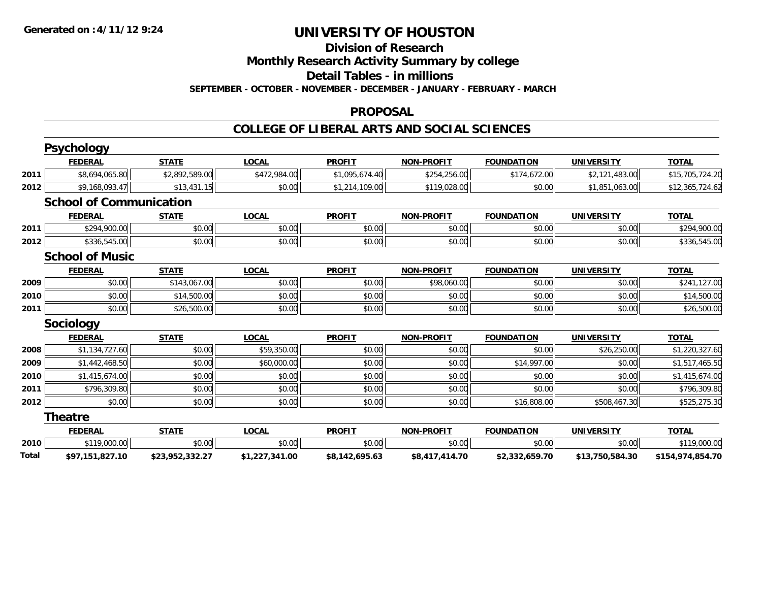# UNIVERSITY OF HOUSTON

## Division of Research

## Monthly Research Activity Summary by college

## Detail Tables - in millions

**SEPTEMBER - OCTOBER - NOVEMBER - DECEMBER - JANUARY - FEBRUARY - MARCH**

## PROPOSAL

## COLLEGE OF LIBERAL ARTS AND SOCIAL SCIENCES

### Psychology

| | FEDERAL | STATE | LOCAL | PROFIT | NON-PROFIT | FOUNDATION | UNIVERSITY | TOTAL |
|---|---|---|---|---|---|---|---|---|
| 2011 | $8,694,065.80 | $2,892,589.00 | $472,984.00 | $1,095,674.40 | $254,256.00 | $174,672.00 | $2,121,483.00 | $15,705,724.20 |
| 2012 | $9,168,093.47 | $13,431.15 | $0.00 | $1,214,109.00 | $119,028.00 | $0.00 | $1,851,063.00 | $12,365,724.62 |

### School of Communication

| | FEDERAL | STATE | LOCAL | PROFIT | NON-PROFIT | FOUNDATION | UNIVERSITY | TOTAL |
|---|---|---|---|---|---|---|---|---|
| 2011 | $294,900.00 | $0.00 | $0.00 | $0.00 | $0.00 | $0.00 | $0.00 | $294,900.00 |
| 2012 | $336,545.00 | $0.00 | $0.00 | $0.00 | $0.00 | $0.00 | $0.00 | $336,545.00 |

### School of Music

| | FEDERAL | STATE | LOCAL | PROFIT | NON-PROFIT | FOUNDATION | UNIVERSITY | TOTAL |
|---|---|---|---|---|---|---|---|---|
| 2009 | $0.00 | $143,067.00 | $0.00 | $0.00 | $98,060.00 | $0.00 | $0.00 | $241,127.00 |
| 2010 | $0.00 | $14,500.00 | $0.00 | $0.00 | $0.00 | $0.00 | $0.00 | $14,500.00 |
| 2011 | $0.00 | $26,500.00 | $0.00 | $0.00 | $0.00 | $0.00 | $0.00 | $26,500.00 |

### Sociology

| | FEDERAL | STATE | LOCAL | PROFIT | NON-PROFIT | FOUNDATION | UNIVERSITY | TOTAL |
|---|---|---|---|---|---|---|---|---|
| 2008 | $1,134,727.60 | $0.00 | $59,350.00 | $0.00 | $0.00 | $0.00 | $26,250.00 | $1,220,327.60 |
| 2009 | $1,442,468.50 | $0.00 | $60,000.00 | $0.00 | $0.00 | $14,997.00 | $0.00 | $1,517,465.50 |
| 2010 | $1,415,674.00 | $0.00 | $0.00 | $0.00 | $0.00 | $0.00 | $0.00 | $1,415,674.00 |
| 2011 | $796,309.80 | $0.00 | $0.00 | $0.00 | $0.00 | $0.00 | $0.00 | $796,309.80 |
| 2012 | $0.00 | $0.00 | $0.00 | $0.00 | $0.00 | $16,808.00 | $508,467.30 | $525,275.30 |

### Theatre

| | FEDERAL | STATE | LOCAL | PROFIT | NON-PROFIT | FOUNDATION | UNIVERSITY | TOTAL |
|---|---|---|---|---|---|---|---|---|
| 2010 | $119,000.00 | $0.00 | $0.00 | $0.00 | $0.00 | $0.00 | $0.00 | $119,000.00 |
| **Total** | **$97,151,827.10** | **$23,952,332.27** | **$1,227,341.00** | **$8,142,695.63** | **$8,417,414.70** | **$2,332,659.70** | **$13,750,584.30** | **$154,974,854.70** |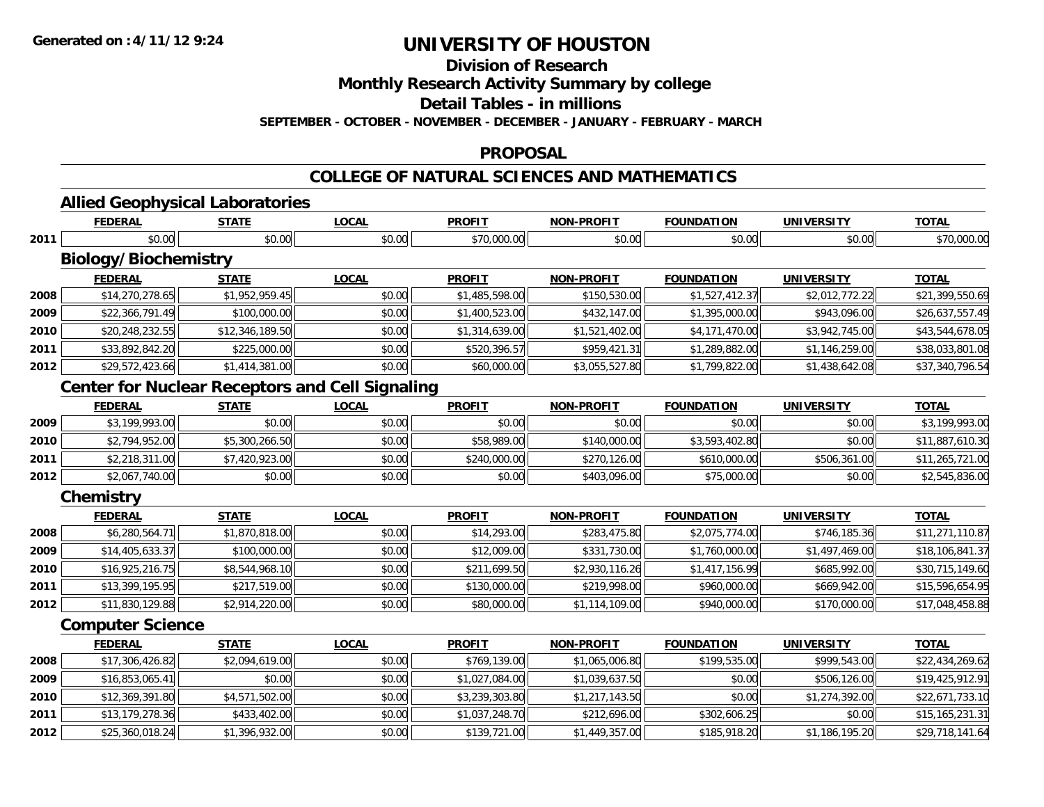Generated on :4/11/12 9:24

# UNIVERSITY OF HOUSTON

## Division of Research

## Monthly Research Activity Summary by college

## Detail Tables - in millions

**SEPTEMBER - OCTOBER - NOVEMBER - DECEMBER - JANUARY - FEBRUARY - MARCH**

## PROPOSAL

## COLLEGE OF NATURAL SCIENCES AND MATHEMATICS

### Allied Geophysical Laboratories

| | FEDERAL | STATE | LOCAL | PROFIT | NON-PROFIT | FOUNDATION | UNIVERSITY | TOTAL |
|---|---|---|---|---|---|---|---|---|
| 2011 | $0.00 | $0.00 | $0.00 | $70,000.00 | $0.00 | $0.00 | $0.00 | $70,000.00 |

### Biology/Biochemistry

| | FEDERAL | STATE | LOCAL | PROFIT | NON-PROFIT | FOUNDATION | UNIVERSITY | TOTAL |
|---|---|---|---|---|---|---|---|---|
| 2008 | $14,270,278.65 | $1,952,959.45 | $0.00 | $1,485,598.00 | $150,530.00 | $1,527,412.37 | $2,012,772.22 | $21,399,550.69 |
| 2009 | $22,366,791.49 | $100,000.00 | $0.00 | $1,400,523.00 | $432,147.00 | $1,395,000.00 | $943,096.00 | $26,637,557.49 |
| 2010 | $20,248,232.55 | $12,346,189.50 | $0.00 | $1,314,639.00 | $1,521,402.00 | $4,171,470.00 | $3,942,745.00 | $43,544,678.05 |
| 2011 | $33,892,842.20 | $225,000.00 | $0.00 | $520,396.57 | $959,421.31 | $1,289,882.00 | $1,146,259.00 | $38,033,801.08 |
| 2012 | $29,572,423.66 | $1,414,381.00 | $0.00 | $60,000.00 | $3,055,527.80 | $1,799,822.00 | $1,438,642.08 | $37,340,796.54 |

### Center for Nuclear Receptors and Cell Signaling

| | FEDERAL | STATE | LOCAL | PROFIT | NON-PROFIT | FOUNDATION | UNIVERSITY | TOTAL |
|---|---|---|---|---|---|---|---|---|
| 2009 | $3,199,993.00 | $0.00 | $0.00 | $0.00 | $0.00 | $0.00 | $0.00 | $3,199,993.00 |
| 2010 | $2,794,952.00 | $5,300,266.50 | $0.00 | $58,989.00 | $140,000.00 | $3,593,402.80 | $0.00 | $11,887,610.30 |
| 2011 | $2,218,311.00 | $7,420,923.00 | $0.00 | $240,000.00 | $270,126.00 | $610,000.00 | $506,361.00 | $11,265,721.00 |
| 2012 | $2,067,740.00 | $0.00 | $0.00 | $0.00 | $403,096.00 | $75,000.00 | $0.00 | $2,545,836.00 |

### Chemistry

| | FEDERAL | STATE | LOCAL | PROFIT | NON-PROFIT | FOUNDATION | UNIVERSITY | TOTAL |
|---|---|---|---|---|---|---|---|---|
| 2008 | $6,280,564.71 | $1,870,818.00 | $0.00 | $14,293.00 | $283,475.80 | $2,075,774.00 | $746,185.36 | $11,271,110.87 |
| 2009 | $14,405,633.37 | $100,000.00 | $0.00 | $12,009.00 | $331,730.00 | $1,760,000.00 | $1,497,469.00 | $18,106,841.37 |
| 2010 | $16,925,216.75 | $8,544,968.10 | $0.00 | $211,699.50 | $2,930,116.26 | $1,417,156.99 | $685,992.00 | $30,715,149.60 |
| 2011 | $13,399,195.95 | $217,519.00 | $0.00 | $130,000.00 | $219,998.00 | $960,000.00 | $669,942.00 | $15,596,654.95 |
| 2012 | $11,830,129.88 | $2,914,220.00 | $0.00 | $80,000.00 | $1,114,109.00 | $940,000.00 | $170,000.00 | $17,048,458.88 |

### Computer Science

| | FEDERAL | STATE | LOCAL | PROFIT | NON-PROFIT | FOUNDATION | UNIVERSITY | TOTAL |
|---|---|---|---|---|---|---|---|---|
| 2008 | $17,306,426.82 | $2,094,619.00 | $0.00 | $769,139.00 | $1,065,006.80 | $199,535.00 | $999,543.00 | $22,434,269.62 |
| 2009 | $16,853,065.41 | $0.00 | $0.00 | $1,027,084.00 | $1,039,637.50 | $0.00 | $506,126.00 | $19,425,912.91 |
| 2010 | $12,369,391.80 | $4,571,502.00 | $0.00 | $3,239,303.80 | $1,217,143.50 | $0.00 | $1,274,392.00 | $22,671,733.10 |
| 2011 | $13,179,278.36 | $433,402.00 | $0.00 | $1,037,248.70 | $212,696.00 | $302,606.25 | $0.00 | $15,165,231.31 |
| 2012 | $25,360,018.24 | $1,396,932.00 | $0.00 | $139,721.00 | $1,449,357.00 | $185,918.20 | $1,186,195.20 | $29,718,141.64 |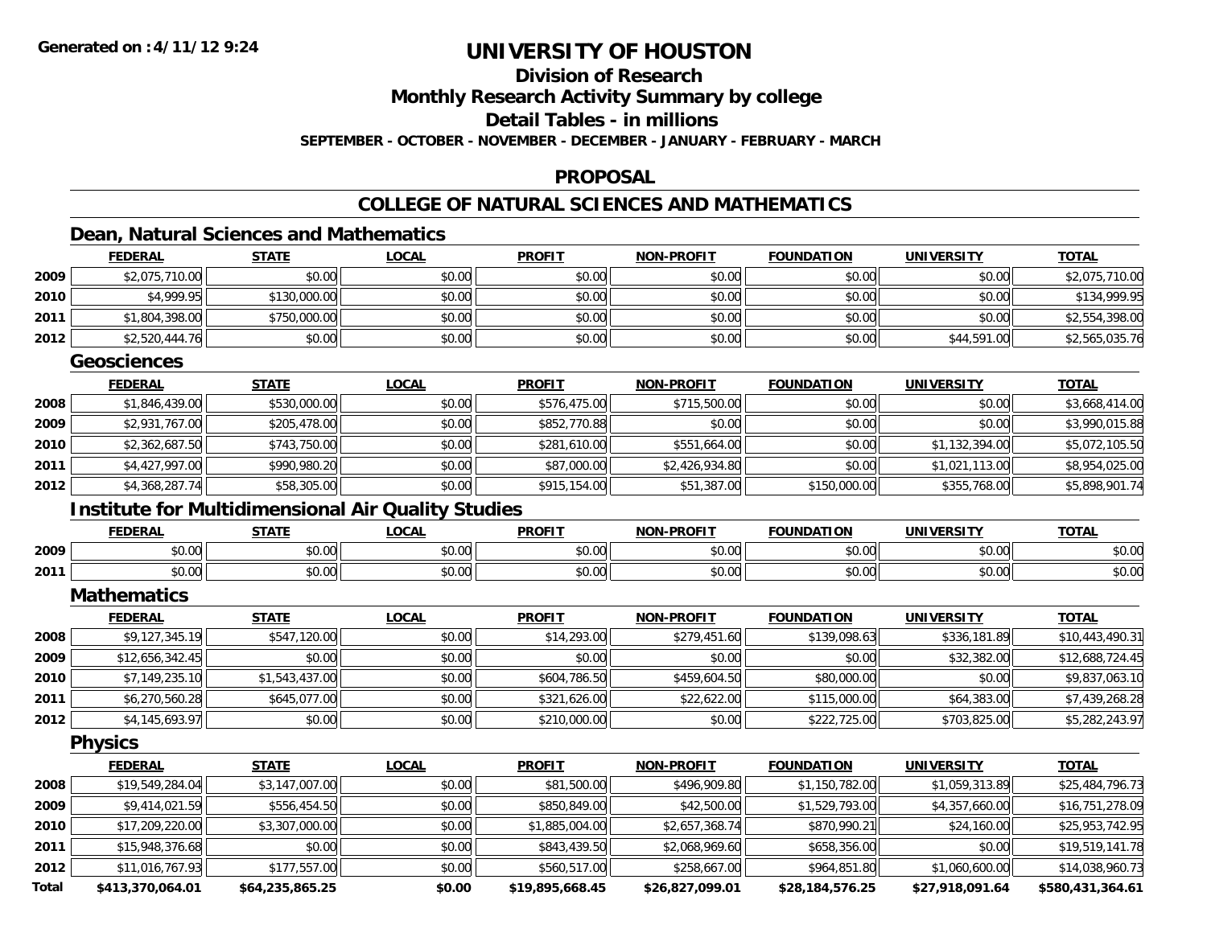Generated on :4/11/12 9:24

# UNIVERSITY OF HOUSTON

## Division of Research

## Monthly Research Activity Summary by college

## Detail Tables - in millions

**SEPTEMBER - OCTOBER - NOVEMBER - DECEMBER - JANUARY - FEBRUARY - MARCH**

## PROPOSAL

## COLLEGE OF NATURAL SCIENCES AND MATHEMATICS

### Dean, Natural Sciences and Mathematics

| | FEDERAL | STATE | LOCAL | PROFIT | NON-PROFIT | FOUNDATION | UNIVERSITY | TOTAL |
|---|---|---|---|---|---|---|---|---|
| 2009 | $2,075,710.00 | $0.00 | $0.00 | $0.00 | $0.00 | $0.00 | $0.00 | $2,075,710.00 |
| 2010 | $4,999.95 | $130,000.00 | $0.00 | $0.00 | $0.00 | $0.00 | $0.00 | $134,999.95 |
| 2011 | $1,804,398.00 | $750,000.00 | $0.00 | $0.00 | $0.00 | $0.00 | $0.00 | $2,554,398.00 |
| 2012 | $2,520,444.76 | $0.00 | $0.00 | $0.00 | $0.00 | $0.00 | $44,591.00 | $2,565,035.76 |

### Geosciences

| | FEDERAL | STATE | LOCAL | PROFIT | NON-PROFIT | FOUNDATION | UNIVERSITY | TOTAL |
|---|---|---|---|---|---|---|---|---|
| 2008 | $1,846,439.00 | $530,000.00 | $0.00 | $576,475.00 | $715,500.00 | $0.00 | $0.00 | $3,668,414.00 |
| 2009 | $2,931,767.00 | $205,478.00 | $0.00 | $852,770.88 | $0.00 | $0.00 | $0.00 | $3,990,015.88 |
| 2010 | $2,362,687.50 | $743,750.00 | $0.00 | $281,610.00 | $551,664.00 | $0.00 | $1,132,394.00 | $5,072,105.50 |
| 2011 | $4,427,997.00 | $990,980.20 | $0.00 | $87,000.00 | $2,426,934.80 | $0.00 | $1,021,113.00 | $8,954,025.00 |
| 2012 | $4,368,287.74 | $58,305.00 | $0.00 | $915,154.00 | $51,387.00 | $150,000.00 | $355,768.00 | $5,898,901.74 |

### Institute for Multidimensional Air Quality Studies

| | FEDERAL | STATE | LOCAL | PROFIT | NON-PROFIT | FOUNDATION | UNIVERSITY | TOTAL |
|---|---|---|---|---|---|---|---|---|
| 2009 | $0.00 | $0.00 | $0.00 | $0.00 | $0.00 | $0.00 | $0.00 | $0.00 |
| 2011 | $0.00 | $0.00 | $0.00 | $0.00 | $0.00 | $0.00 | $0.00 | $0.00 |

### Mathematics

| | FEDERAL | STATE | LOCAL | PROFIT | NON-PROFIT | FOUNDATION | UNIVERSITY | TOTAL |
|---|---|---|---|---|---|---|---|---|
| 2008 | $9,127,345.19 | $547,120.00 | $0.00 | $14,293.00 | $279,451.60 | $139,098.63 | $336,181.89 | $10,443,490.31 |
| 2009 | $12,656,342.45 | $0.00 | $0.00 | $0.00 | $0.00 | $0.00 | $32,382.00 | $12,688,724.45 |
| 2010 | $7,149,235.10 | $1,543,437.00 | $0.00 | $604,786.50 | $459,604.50 | $80,000.00 | $0.00 | $9,837,063.10 |
| 2011 | $6,270,560.28 | $645,077.00 | $0.00 | $321,626.00 | $22,622.00 | $115,000.00 | $64,383.00 | $7,439,268.28 |
| 2012 | $4,145,693.97 | $0.00 | $0.00 | $210,000.00 | $0.00 | $222,725.00 | $703,825.00 | $5,282,243.97 |

### Physics

| | FEDERAL | STATE | LOCAL | PROFIT | NON-PROFIT | FOUNDATION | UNIVERSITY | TOTAL |
|---|---|---|---|---|---|---|---|---|
| 2008 | $19,549,284.04 | $3,147,007.00 | $0.00 | $81,500.00 | $496,909.80 | $1,150,782.00 | $1,059,313.89 | $25,484,796.73 |
| 2009 | $9,414,021.59 | $556,454.50 | $0.00 | $850,849.00 | $42,500.00 | $1,529,793.00 | $4,357,660.00 | $16,751,278.09 |
| 2010 | $17,209,220.00 | $3,307,000.00 | $0.00 | $1,885,004.00 | $2,657,368.74 | $870,990.21 | $24,160.00 | $25,953,742.95 |
| 2011 | $15,948,376.68 | $0.00 | $0.00 | $843,439.50 | $2,068,969.60 | $658,356.00 | $0.00 | $19,519,141.78 |
| 2012 | $11,016,767.93 | $177,557.00 | $0.00 | $560,517.00 | $258,667.00 | $964,851.80 | $1,060,600.00 | $14,038,960.73 |
| **Total** | **$413,370,064.01** | **$64,235,865.25** | **$0.00** | **$19,895,668.45** | **$26,827,099.01** | **$28,184,576.25** | **$27,918,091.64** | **$580,431,364.61** |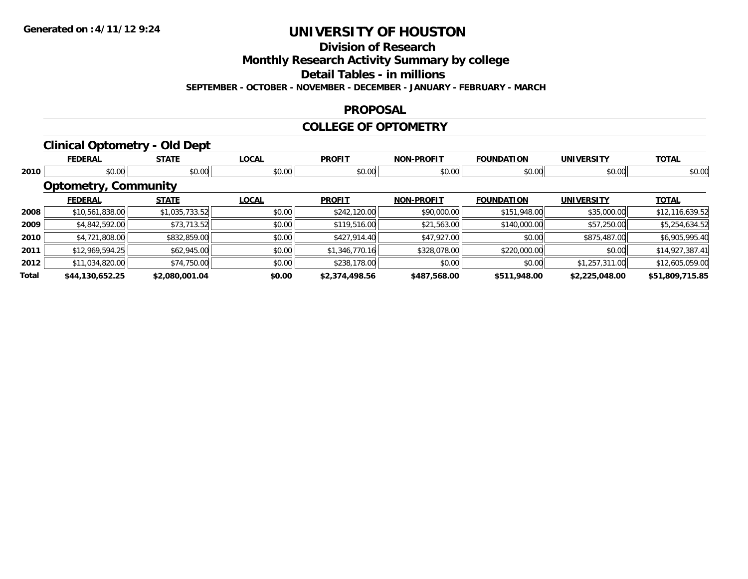Generated on :4/11/12 9:24

# UNIVERSITY OF HOUSTON

## Division of Research

## Monthly Research Activity Summary by college

## Detail Tables - in millions

**SEPTEMBER - OCTOBER - NOVEMBER - DECEMBER - JANUARY - FEBRUARY - MARCH**

## PROPOSAL

## COLLEGE OF OPTOMETRY

### Clinical Optometry - Old Dept

| | FEDERAL | STATE | LOCAL | PROFIT | NON-PROFIT | FOUNDATION | UNIVERSITY | TOTAL |
|---|---|---|---|---|---|---|---|---|
| 2010 | $0.00 | $0.00 | $0.00 | $0.00 | $0.00 | $0.00 | $0.00 | $0.00 |

### Optometry, Community

| | FEDERAL | STATE | LOCAL | PROFIT | NON-PROFIT | FOUNDATION | UNIVERSITY | TOTAL |
|---|---|---|---|---|---|---|---|---|
| 2008 | $10,561,838.00 | $1,035,733.52 | $0.00 | $242,120.00 | $90,000.00 | $151,948.00 | $35,000.00 | $12,116,639.52 |
| 2009 | $4,842,592.00 | $73,713.52 | $0.00 | $119,516.00 | $21,563.00 | $140,000.00 | $57,250.00 | $5,254,634.52 |
| 2010 | $4,721,808.00 | $832,859.00 | $0.00 | $427,914.40 | $47,927.00 | $0.00 | $875,487.00 | $6,905,995.40 |
| 2011 | $12,969,594.25 | $62,945.00 | $0.00 | $1,346,770.16 | $328,078.00 | $220,000.00 | $0.00 | $14,927,387.41 |
| 2012 | $11,034,820.00 | $74,750.00 | $0.00 | $238,178.00 | $0.00 | $0.00 | $1,257,311.00 | $12,605,059.00 |
| **Total** | **$44,130,652.25** | **$2,080,001.04** | **$0.00** | **$2,374,498.56** | **$487,568.00** | **$511,948.00** | **$2,225,048.00** | **$51,809,715.85** |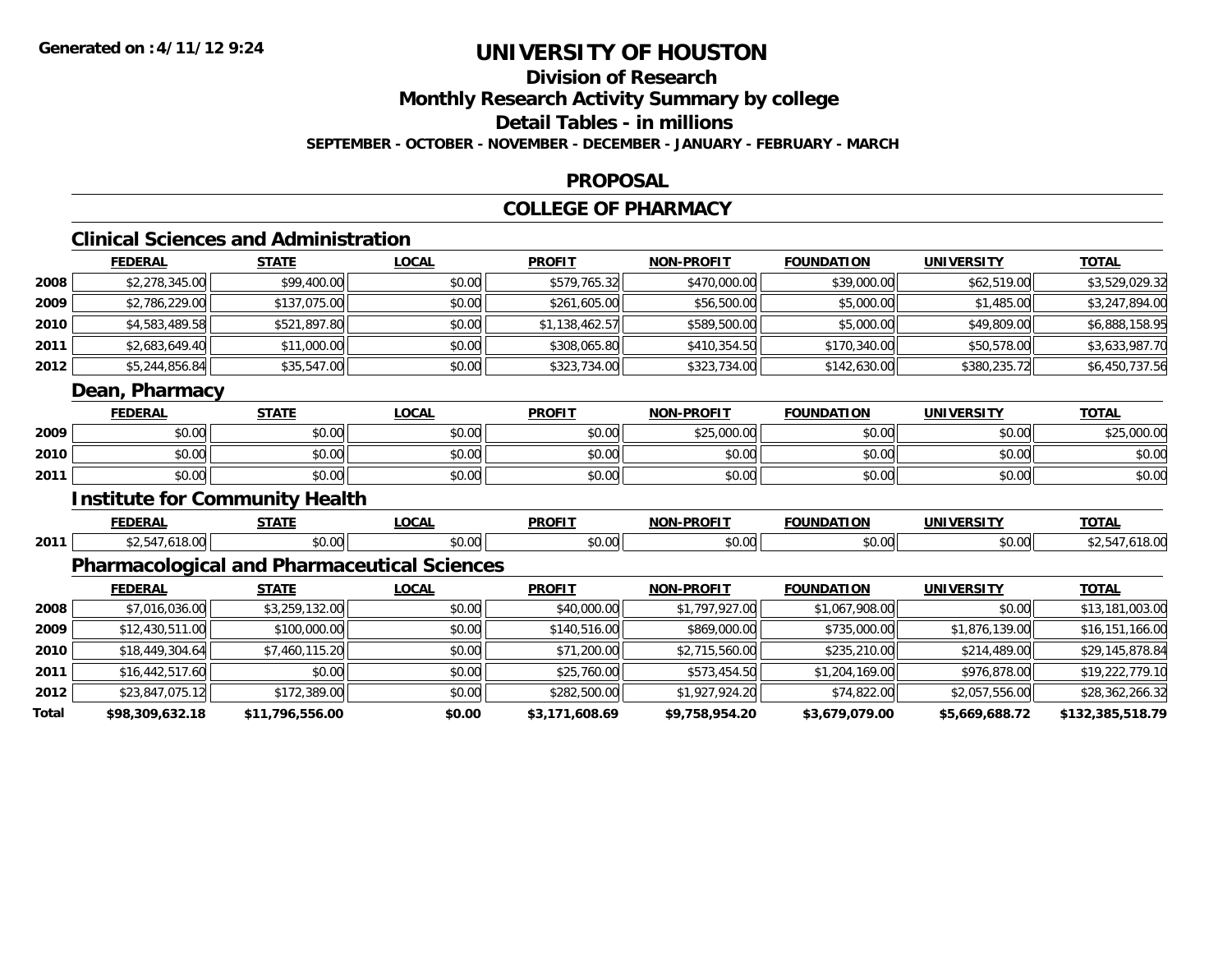**Generated on :4/11/12 9:24**

# UNIVERSITY OF HOUSTON

## Division of Research
## Monthly Research Activity Summary by college
## Detail Tables - in millions

**SEPTEMBER - OCTOBER - NOVEMBER - DECEMBER - JANUARY - FEBRUARY - MARCH**

## PROPOSAL

## COLLEGE OF PHARMACY

### Clinical Sciences and Administration

| | FEDERAL | STATE | LOCAL | PROFIT | NON-PROFIT | FOUNDATION | UNIVERSITY | TOTAL |
|---|---|---|---|---|---|---|---|---|
| 2008 | $2,278,345.00 | $99,400.00 | $0.00 | $579,765.32 | $470,000.00 | $39,000.00 | $62,519.00 | $3,529,029.32 |
| 2009 | $2,786,229.00 | $137,075.00 | $0.00 | $261,605.00 | $56,500.00 | $5,000.00 | $1,485.00 | $3,247,894.00 |
| 2010 | $4,583,489.58 | $521,897.80 | $0.00 | $1,138,462.57 | $589,500.00 | $5,000.00 | $49,809.00 | $6,888,158.95 |
| 2011 | $2,683,649.40 | $11,000.00 | $0.00 | $308,065.80 | $410,354.50 | $170,340.00 | $50,578.00 | $3,633,987.70 |
| 2012 | $5,244,856.84 | $35,547.00 | $0.00 | $323,734.00 | $323,734.00 | $142,630.00 | $380,235.72 | $6,450,737.56 |

### Dean, Pharmacy

| | FEDERAL | STATE | LOCAL | PROFIT | NON-PROFIT | FOUNDATION | UNIVERSITY | TOTAL |
|---|---|---|---|---|---|---|---|---|
| 2009 | $0.00 | $0.00 | $0.00 | $0.00 | $25,000.00 | $0.00 | $0.00 | $25,000.00 |
| 2010 | $0.00 | $0.00 | $0.00 | $0.00 | $0.00 | $0.00 | $0.00 | $0.00 |
| 2011 | $0.00 | $0.00 | $0.00 | $0.00 | $0.00 | $0.00 | $0.00 | $0.00 |

### Institute for Community Health

| | FEDERAL | STATE | LOCAL | PROFIT | NON-PROFIT | FOUNDATION | UNIVERSITY | TOTAL |
|---|---|---|---|---|---|---|---|---|
| 2011 | $2,547,618.00 | $0.00 | $0.00 | $0.00 | $0.00 | $0.00 | $0.00 | $2,547,618.00 |

### Pharmacological and Pharmaceutical Sciences

| | FEDERAL | STATE | LOCAL | PROFIT | NON-PROFIT | FOUNDATION | UNIVERSITY | TOTAL |
|---|---|---|---|---|---|---|---|---|
| 2008 | $7,016,036.00 | $3,259,132.00 | $0.00 | $40,000.00 | $1,797,927.00 | $1,067,908.00 | $0.00 | $13,181,003.00 |
| 2009 | $12,430,511.00 | $100,000.00 | $0.00 | $140,516.00 | $869,000.00 | $735,000.00 | $1,876,139.00 | $16,151,166.00 |
| 2010 | $18,449,304.64 | $7,460,115.20 | $0.00 | $71,200.00 | $2,715,560.00 | $235,210.00 | $214,489.00 | $29,145,878.84 |
| 2011 | $16,442,517.60 | $0.00 | $0.00 | $25,760.00 | $573,454.50 | $1,204,169.00 | $976,878.00 | $19,222,779.10 |
| 2012 | $23,847,075.12 | $172,389.00 | $0.00 | $282,500.00 | $1,927,924.20 | $74,822.00 | $2,057,556.00 | $28,362,266.32 |
| **Total** | **$98,309,632.18** | **$11,796,556.00** | **$0.00** | **$3,171,608.69** | **$9,758,954.20** | **$3,679,079.00** | **$5,669,688.72** | **$132,385,518.79** |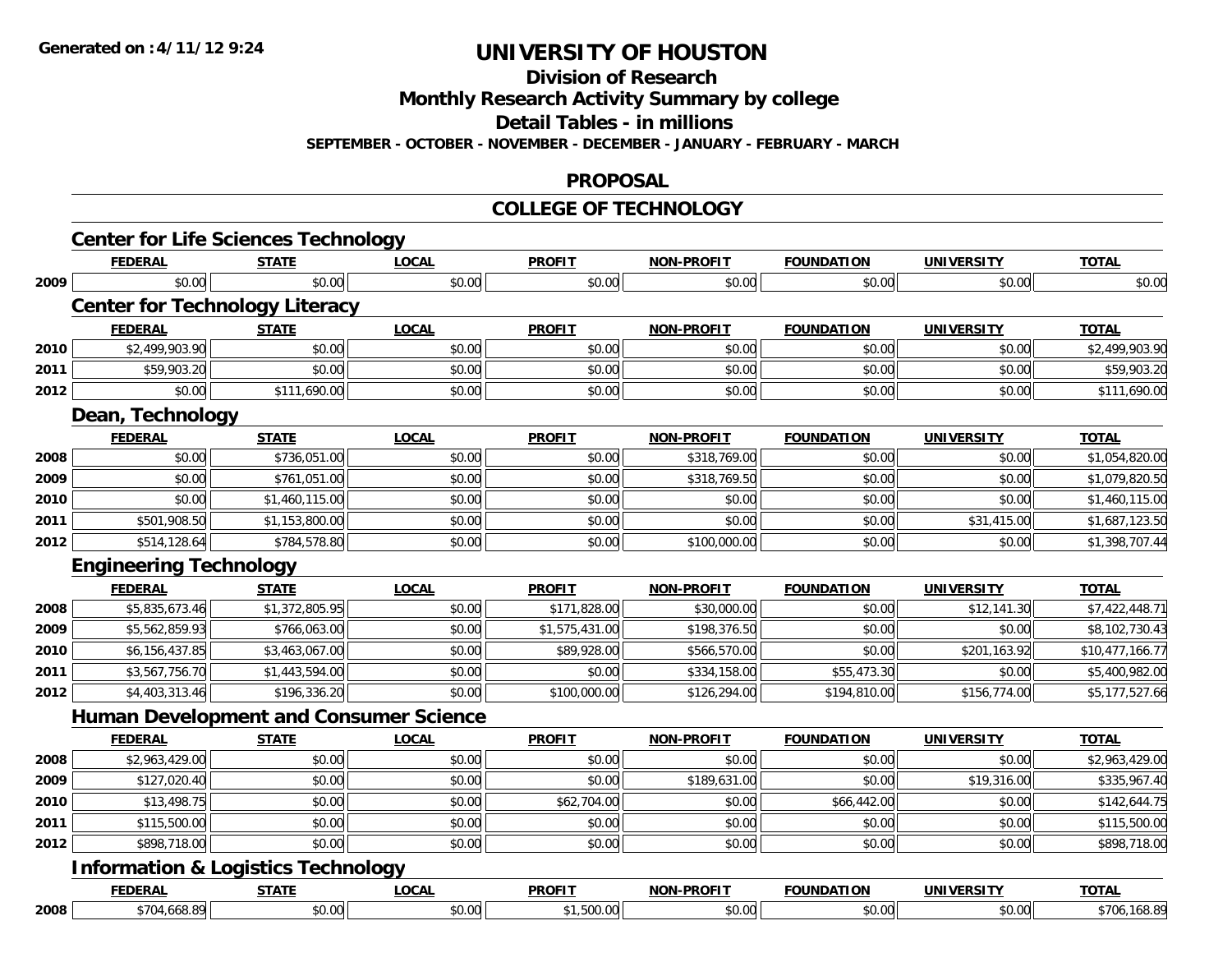# UNIVERSITY OF HOUSTON

## Division of Research

## Monthly Research Activity Summary by college

## Detail Tables - in millions

**SEPTEMBER - OCTOBER - NOVEMBER - DECEMBER - JANUARY - FEBRUARY - MARCH**

## PROPOSAL

## COLLEGE OF TECHNOLOGY

### Center for Life Sciences Technology

| | FEDERAL | STATE | LOCAL | PROFIT | NON-PROFIT | FOUNDATION | UNIVERSITY | TOTAL |
|---|---|---|---|---|---|---|---|---|
| 2009 | $0.00 | $0.00 | $0.00 | $0.00 | $0.00 | $0.00 | $0.00 | $0.00 |

### Center for Technology Literacy

| | FEDERAL | STATE | LOCAL | PROFIT | NON-PROFIT | FOUNDATION | UNIVERSITY | TOTAL |
|---|---|---|---|---|---|---|---|---|
| 2010 | $2,499,903.90 | $0.00 | $0.00 | $0.00 | $0.00 | $0.00 | $0.00 | $2,499,903.90 |
| 2011 | $59,903.20 | $0.00 | $0.00 | $0.00 | $0.00 | $0.00 | $0.00 | $59,903.20 |
| 2012 | $0.00 | $111,690.00 | $0.00 | $0.00 | $0.00 | $0.00 | $0.00 | $111,690.00 |

### Dean, Technology

| | FEDERAL | STATE | LOCAL | PROFIT | NON-PROFIT | FOUNDATION | UNIVERSITY | TOTAL |
|---|---|---|---|---|---|---|---|---|
| 2008 | $0.00 | $736,051.00 | $0.00 | $0.00 | $318,769.00 | $0.00 | $0.00 | $1,054,820.00 |
| 2009 | $0.00 | $761,051.00 | $0.00 | $0.00 | $318,769.50 | $0.00 | $0.00 | $1,079,820.50 |
| 2010 | $0.00 | $1,460,115.00 | $0.00 | $0.00 | $0.00 | $0.00 | $0.00 | $1,460,115.00 |
| 2011 | $501,908.50 | $1,153,800.00 | $0.00 | $0.00 | $0.00 | $0.00 | $31,415.00 | $1,687,123.50 |
| 2012 | $514,128.64 | $784,578.80 | $0.00 | $0.00 | $100,000.00 | $0.00 | $0.00 | $1,398,707.44 |

### Engineering Technology

| | FEDERAL | STATE | LOCAL | PROFIT | NON-PROFIT | FOUNDATION | UNIVERSITY | TOTAL |
|---|---|---|---|---|---|---|---|---|
| 2008 | $5,835,673.46 | $1,372,805.95 | $0.00 | $171,828.00 | $30,000.00 | $0.00 | $12,141.30 | $7,422,448.71 |
| 2009 | $5,562,859.93 | $766,063.00 | $0.00 | $1,575,431.00 | $198,376.50 | $0.00 | $0.00 | $8,102,730.43 |
| 2010 | $6,156,437.85 | $3,463,067.00 | $0.00 | $89,928.00 | $566,570.00 | $0.00 | $201,163.92 | $10,477,166.77 |
| 2011 | $3,567,756.70 | $1,443,594.00 | $0.00 | $0.00 | $334,158.00 | $55,473.30 | $0.00 | $5,400,982.00 |
| 2012 | $4,403,313.46 | $196,336.20 | $0.00 | $100,000.00 | $126,294.00 | $194,810.00 | $156,774.00 | $5,177,527.66 |

### Human Development and Consumer Science

| | FEDERAL | STATE | LOCAL | PROFIT | NON-PROFIT | FOUNDATION | UNIVERSITY | TOTAL |
|---|---|---|---|---|---|---|---|---|
| 2008 | $2,963,429.00 | $0.00 | $0.00 | $0.00 | $0.00 | $0.00 | $0.00 | $2,963,429.00 |
| 2009 | $127,020.40 | $0.00 | $0.00 | $0.00 | $189,631.00 | $0.00 | $19,316.00 | $335,967.40 |
| 2010 | $13,498.75 | $0.00 | $0.00 | $62,704.00 | $0.00 | $66,442.00 | $0.00 | $142,644.75 |
| 2011 | $115,500.00 | $0.00 | $0.00 | $0.00 | $0.00 | $0.00 | $0.00 | $115,500.00 |
| 2012 | $898,718.00 | $0.00 | $0.00 | $0.00 | $0.00 | $0.00 | $0.00 | $898,718.00 |

### Information & Logistics Technology

| | FEDERAL | STATE | LOCAL | PROFIT | NON-PROFIT | FOUNDATION | UNIVERSITY | TOTAL |
|---|---|---|---|---|---|---|---|---|
| 2008 | $704,668.89 | $0.00 | $0.00 | $1,500.00 | $0.00 | $0.00 | $0.00 | $706,168.89 |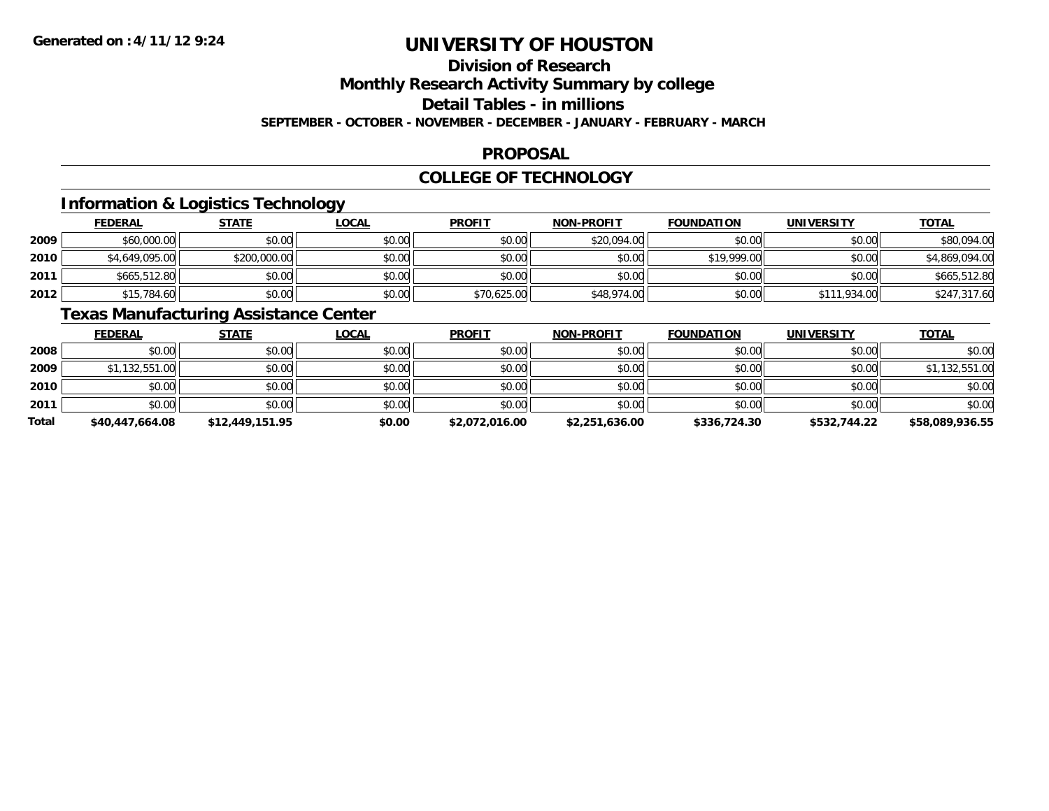# UNIVERSITY OF HOUSTON

## Division of Research

## Monthly Research Activity Summary by college

## Detail Tables - in millions

**SEPTEMBER - OCTOBER - NOVEMBER - DECEMBER - JANUARY - FEBRUARY - MARCH**

## PROPOSAL

## COLLEGE OF TECHNOLOGY

### Information & Logistics Technology

| | FEDERAL | STATE | LOCAL | PROFIT | NON-PROFIT | FOUNDATION | UNIVERSITY | TOTAL |
|---|---|---|---|---|---|---|---|---|
| 2009 | $60,000.00 | $0.00 | $0.00 | $0.00 | $20,094.00 | $0.00 | $0.00 | $80,094.00 |
| 2010 | $4,649,095.00 | $200,000.00 | $0.00 | $0.00 | $0.00 | $19,999.00 | $0.00 | $4,869,094.00 |
| 2011 | $665,512.80 | $0.00 | $0.00 | $0.00 | $0.00 | $0.00 | $0.00 | $665,512.80 |
| 2012 | $15,784.60 | $0.00 | $0.00 | $70,625.00 | $48,974.00 | $0.00 | $111,934.00 | $247,317.60 |

### Texas Manufacturing Assistance Center

| | FEDERAL | STATE | LOCAL | PROFIT | NON-PROFIT | FOUNDATION | UNIVERSITY | TOTAL |
|---|---|---|---|---|---|---|---|---|
| 2008 | $0.00 | $0.00 | $0.00 | $0.00 | $0.00 | $0.00 | $0.00 | $0.00 |
| 2009 | $1,132,551.00 | $0.00 | $0.00 | $0.00 | $0.00 | $0.00 | $0.00 | $1,132,551.00 |
| 2010 | $0.00 | $0.00 | $0.00 | $0.00 | $0.00 | $0.00 | $0.00 | $0.00 |
| 2011 | $0.00 | $0.00 | $0.00 | $0.00 | $0.00 | $0.00 | $0.00 | $0.00 |
| **Total** | **$40,447,664.08** | **$12,449,151.95** | **$0.00** | **$2,072,016.00** | **$2,251,636.00** | **$336,724.30** | **$532,744.22** | **$58,089,936.55** |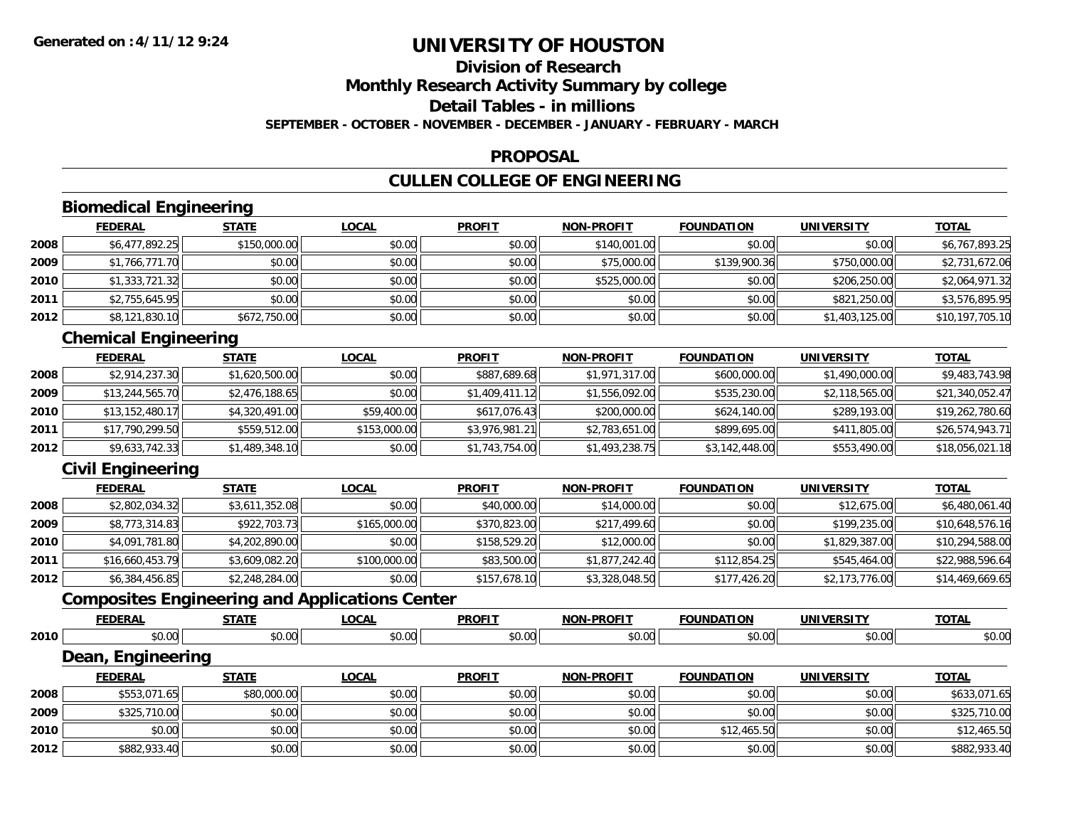# UNIVERSITY OF HOUSTON

## Division of Research

## Monthly Research Activity Summary by college

## Detail Tables - in millions

**SEPTEMBER - OCTOBER - NOVEMBER - DECEMBER - JANUARY - FEBRUARY - MARCH**

## PROPOSAL

## CULLEN COLLEGE OF ENGINEERING

### Biomedical Engineering

| | FEDERAL | STATE | LOCAL | PROFIT | NON-PROFIT | FOUNDATION | UNIVERSITY | TOTAL |
|---|---|---|---|---|---|---|---|---|
| 2008 | $6,477,892.25 | $150,000.00 | $0.00 | $0.00 | $140,001.00 | $0.00 | $0.00 | $6,767,893.25 |
| 2009 | $1,766,771.70 | $0.00 | $0.00 | $0.00 | $75,000.00 | $139,900.36 | $750,000.00 | $2,731,672.06 |
| 2010 | $1,333,721.32 | $0.00 | $0.00 | $0.00 | $525,000.00 | $0.00 | $206,250.00 | $2,064,971.32 |
| 2011 | $2,755,645.95 | $0.00 | $0.00 | $0.00 | $0.00 | $0.00 | $821,250.00 | $3,576,895.95 |
| 2012 | $8,121,830.10 | $672,750.00 | $0.00 | $0.00 | $0.00 | $0.00 | $1,403,125.00 | $10,197,705.10 |

### Chemical Engineering

| | FEDERAL | STATE | LOCAL | PROFIT | NON-PROFIT | FOUNDATION | UNIVERSITY | TOTAL |
|---|---|---|---|---|---|---|---|---|
| 2008 | $2,914,237.30 | $1,620,500.00 | $0.00 | $887,689.68 | $1,971,317.00 | $600,000.00 | $1,490,000.00 | $9,483,743.98 |
| 2009 | $13,244,565.70 | $2,476,188.65 | $0.00 | $1,409,411.12 | $1,556,092.00 | $535,230.00 | $2,118,565.00 | $21,340,052.47 |
| 2010 | $13,152,480.17 | $4,320,491.00 | $59,400.00 | $617,076.43 | $200,000.00 | $624,140.00 | $289,193.00 | $19,262,780.60 |
| 2011 | $17,790,299.50 | $559,512.00 | $153,000.00 | $3,976,981.21 | $2,783,651.00 | $899,695.00 | $411,805.00 | $26,574,943.71 |
| 2012 | $9,633,742.33 | $1,489,348.10 | $0.00 | $1,743,754.00 | $1,493,238.75 | $3,142,448.00 | $553,490.00 | $18,056,021.18 |

### Civil Engineering

| | FEDERAL | STATE | LOCAL | PROFIT | NON-PROFIT | FOUNDATION | UNIVERSITY | TOTAL |
|---|---|---|---|---|---|---|---|---|
| 2008 | $2,802,034.32 | $3,611,352.08 | $0.00 | $40,000.00 | $14,000.00 | $0.00 | $12,675.00 | $6,480,061.40 |
| 2009 | $8,773,314.83 | $922,703.73 | $165,000.00 | $370,823.00 | $217,499.60 | $0.00 | $199,235.00 | $10,648,576.16 |
| 2010 | $4,091,781.80 | $4,202,890.00 | $0.00 | $158,529.20 | $12,000.00 | $0.00 | $1,829,387.00 | $10,294,588.00 |
| 2011 | $16,660,453.79 | $3,609,082.20 | $100,000.00 | $83,500.00 | $1,877,242.40 | $112,854.25 | $545,464.00 | $22,988,596.64 |
| 2012 | $6,384,456.85 | $2,248,284.00 | $0.00 | $157,678.10 | $3,328,048.50 | $177,426.20 | $2,173,776.00 | $14,469,669.65 |

### Composites Engineering and Applications Center

| | FEDERAL | STATE | LOCAL | PROFIT | NON-PROFIT | FOUNDATION | UNIVERSITY | TOTAL |
|---|---|---|---|---|---|---|---|---|
| 2010 | $0.00 | $0.00 | $0.00 | $0.00 | $0.00 | $0.00 | $0.00 | $0.00 |

### Dean, Engineering

| | FEDERAL | STATE | LOCAL | PROFIT | NON-PROFIT | FOUNDATION | UNIVERSITY | TOTAL |
|---|---|---|---|---|---|---|---|---|
| 2008 | $553,071.65 | $80,000.00 | $0.00 | $0.00 | $0.00 | $0.00 | $0.00 | $633,071.65 |
| 2009 | $325,710.00 | $0.00 | $0.00 | $0.00 | $0.00 | $0.00 | $0.00 | $325,710.00 |
| 2010 | $0.00 | $0.00 | $0.00 | $0.00 | $0.00 | $12,465.50 | $0.00 | $12,465.50 |
| 2012 | $882,933.40 | $0.00 | $0.00 | $0.00 | $0.00 | $0.00 | $0.00 | $882,933.40 |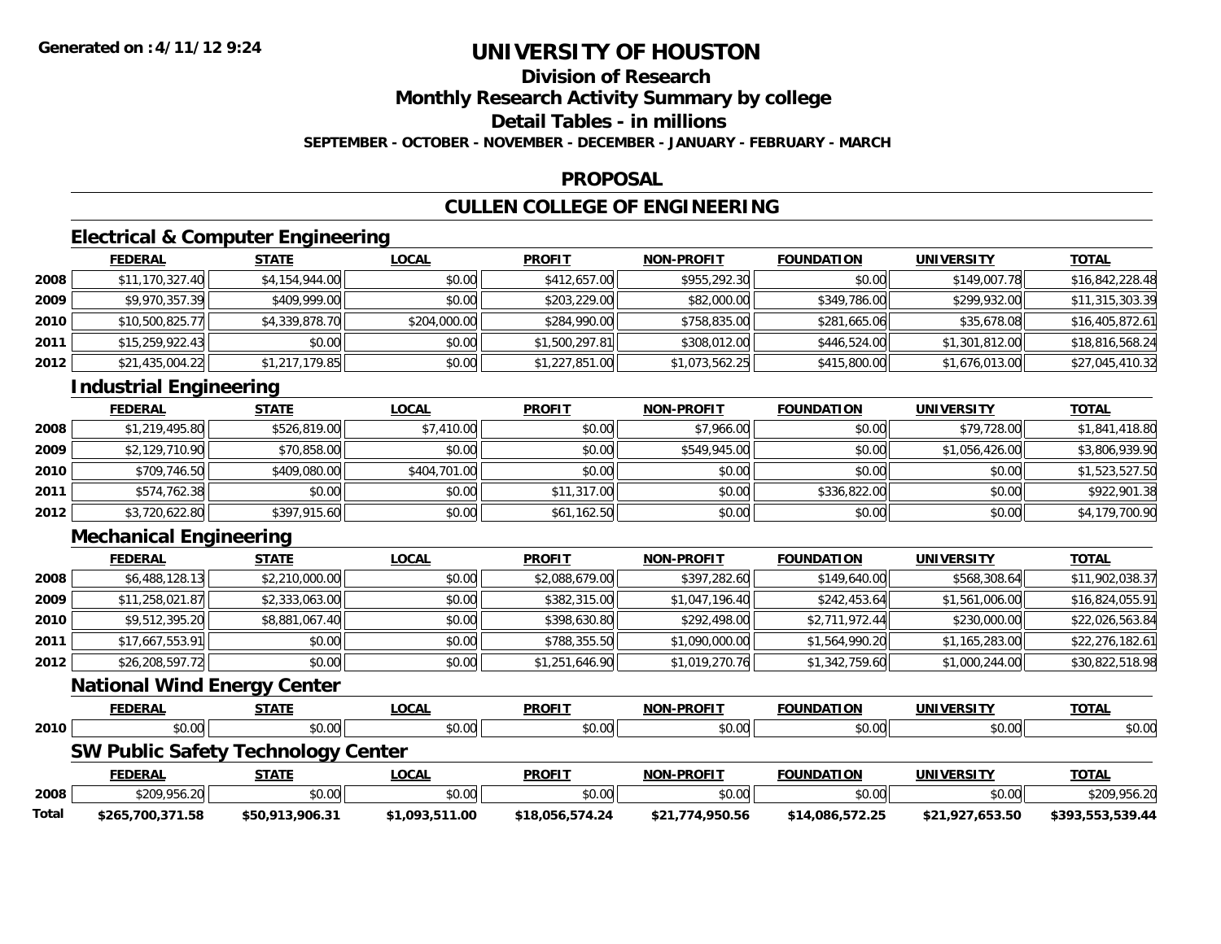**Generated on :4/11/12 9:24**

# UNIVERSITY OF HOUSTON

## Division of Research

## Monthly Research Activity Summary by college

## Detail Tables - in millions

**SEPTEMBER - OCTOBER - NOVEMBER - DECEMBER - JANUARY - FEBRUARY - MARCH**

## PROPOSAL

## CULLEN COLLEGE OF ENGINEERING

### Electrical & Computer Engineering

| | FEDERAL | STATE | LOCAL | PROFIT | NON-PROFIT | FOUNDATION | UNIVERSITY | TOTAL |
|---|---|---|---|---|---|---|---|---|
| 2008 | $11,170,327.40 | $4,154,944.00 | $0.00 | $412,657.00 | $955,292.30 | $0.00 | $149,007.78 | $16,842,228.48 |
| 2009 | $9,970,357.39 | $409,999.00 | $0.00 | $203,229.00 | $82,000.00 | $349,786.00 | $299,932.00 | $11,315,303.39 |
| 2010 | $10,500,825.77 | $4,339,878.70 | $204,000.00 | $284,990.00 | $758,835.00 | $281,665.06 | $35,678.08 | $16,405,872.61 |
| 2011 | $15,259,922.43 | $0.00 | $0.00 | $1,500,297.81 | $308,012.00 | $446,524.00 | $1,301,812.00 | $18,816,568.24 |
| 2012 | $21,435,004.22 | $1,217,179.85 | $0.00 | $1,227,851.00 | $1,073,562.25 | $415,800.00 | $1,676,013.00 | $27,045,410.32 |

### Industrial Engineering

| | FEDERAL | STATE | LOCAL | PROFIT | NON-PROFIT | FOUNDATION | UNIVERSITY | TOTAL |
|---|---|---|---|---|---|---|---|---|
| 2008 | $1,219,495.80 | $526,819.00 | $7,410.00 | $0.00 | $7,966.00 | $0.00 | $79,728.00 | $1,841,418.80 |
| 2009 | $2,129,710.90 | $70,858.00 | $0.00 | $0.00 | $549,945.00 | $0.00 | $1,056,426.00 | $3,806,939.90 |
| 2010 | $709,746.50 | $409,080.00 | $404,701.00 | $0.00 | $0.00 | $0.00 | $0.00 | $1,523,527.50 |
| 2011 | $574,762.38 | $0.00 | $0.00 | $11,317.00 | $0.00 | $336,822.00 | $0.00 | $922,901.38 |
| 2012 | $3,720,622.80 | $397,915.60 | $0.00 | $61,162.50 | $0.00 | $0.00 | $0.00 | $4,179,700.90 |

### Mechanical Engineering

| | FEDERAL | STATE | LOCAL | PROFIT | NON-PROFIT | FOUNDATION | UNIVERSITY | TOTAL |
|---|---|---|---|---|---|---|---|---|
| 2008 | $6,488,128.13 | $2,210,000.00 | $0.00 | $2,088,679.00 | $397,282.60 | $149,640.00 | $568,308.64 | $11,902,038.37 |
| 2009 | $11,258,021.87 | $2,333,063.00 | $0.00 | $382,315.00 | $1,047,196.40 | $242,453.64 | $1,561,006.00 | $16,824,055.91 |
| 2010 | $9,512,395.20 | $8,881,067.40 | $0.00 | $398,630.80 | $292,498.00 | $2,711,972.44 | $230,000.00 | $22,026,563.84 |
| 2011 | $17,667,553.91 | $0.00 | $0.00 | $788,355.50 | $1,090,000.00 | $1,564,990.20 | $1,165,283.00 | $22,276,182.61 |
| 2012 | $26,208,597.72 | $0.00 | $0.00 | $1,251,646.90 | $1,019,270.76 | $1,342,759.60 | $1,000,244.00 | $30,822,518.98 |

### National Wind Energy Center

| | FEDERAL | STATE | LOCAL | PROFIT | NON-PROFIT | FOUNDATION | UNIVERSITY | TOTAL |
|---|---|---|---|---|---|---|---|---|
| 2010 | $0.00 | $0.00 | $0.00 | $0.00 | $0.00 | $0.00 | $0.00 | $0.00 |

### SW Public Safety Technology Center

| | FEDERAL | STATE | LOCAL | PROFIT | NON-PROFIT | FOUNDATION | UNIVERSITY | TOTAL |
|---|---|---|---|---|---|---|---|---|
| 2008 | $209,956.20 | $0.00 | $0.00 | $0.00 | $0.00 | $0.00 | $0.00 | $209,956.20 |
| **Total** | **$265,700,371.58** | **$50,913,906.31** | **$1,093,511.00** | **$18,056,574.24** | **$21,774,950.56** | **$14,086,572.25** | **$21,927,653.50** | **$393,553,539.44** |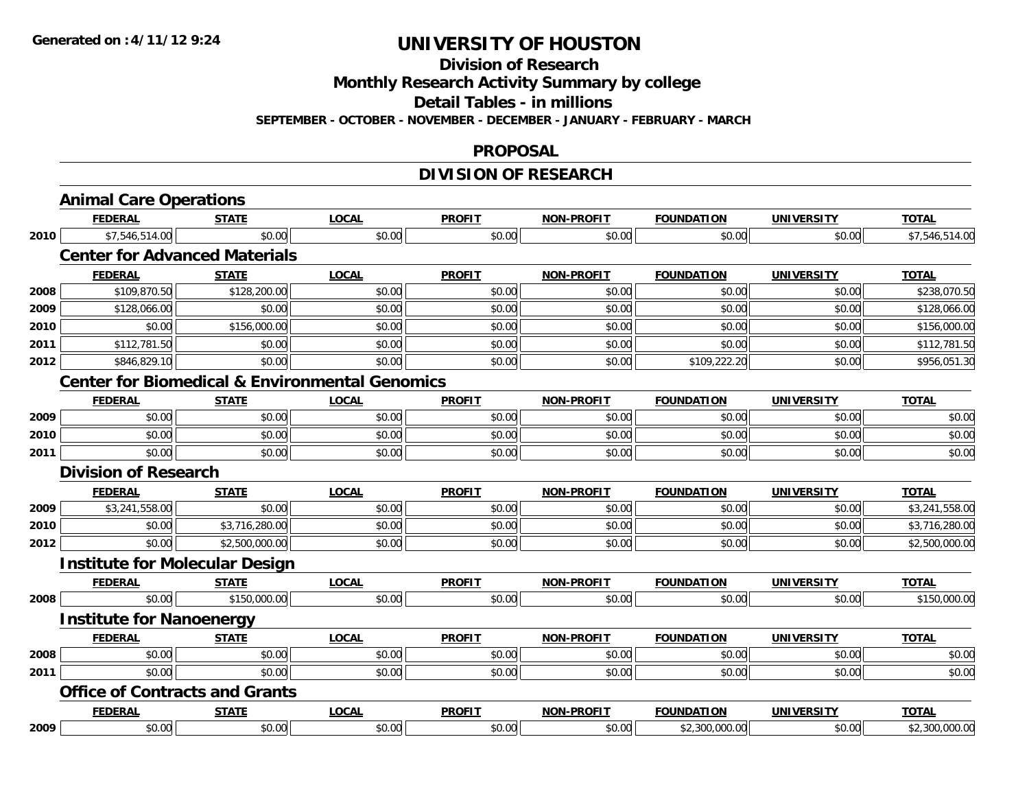# UNIVERSITY OF HOUSTON

## Division of Research

## Monthly Research Activity Summary by college

## Detail Tables - in millions

**SEPTEMBER - OCTOBER - NOVEMBER - DECEMBER - JANUARY - FEBRUARY - MARCH**

## PROPOSAL

## DIVISION OF RESEARCH

### Animal Care Operations

| | FEDERAL | STATE | LOCAL | PROFIT | NON-PROFIT | FOUNDATION | UNIVERSITY | TOTAL |
|---|---|---|---|---|---|---|---|---|
| 2010 | $7,546,514.00 | $0.00 | $0.00 | $0.00 | $0.00 | $0.00 | $0.00 | $7,546,514.00 |

### Center for Advanced Materials

| | FEDERAL | STATE | LOCAL | PROFIT | NON-PROFIT | FOUNDATION | UNIVERSITY | TOTAL |
|---|---|---|---|---|---|---|---|---|
| 2008 | $109,870.50 | $128,200.00 | $0.00 | $0.00 | $0.00 | $0.00 | $0.00 | $238,070.50 |
| 2009 | $128,066.00 | $0.00 | $0.00 | $0.00 | $0.00 | $0.00 | $0.00 | $128,066.00 |
| 2010 | $0.00 | $156,000.00 | $0.00 | $0.00 | $0.00 | $0.00 | $0.00 | $156,000.00 |
| 2011 | $112,781.50 | $0.00 | $0.00 | $0.00 | $0.00 | $0.00 | $0.00 | $112,781.50 |
| 2012 | $846,829.10 | $0.00 | $0.00 | $0.00 | $0.00 | $109,222.20 | $0.00 | $956,051.30 |

### Center for Biomedical & Environmental Genomics

| | FEDERAL | STATE | LOCAL | PROFIT | NON-PROFIT | FOUNDATION | UNIVERSITY | TOTAL |
|---|---|---|---|---|---|---|---|---|
| 2009 | $0.00 | $0.00 | $0.00 | $0.00 | $0.00 | $0.00 | $0.00 | $0.00 |
| 2010 | $0.00 | $0.00 | $0.00 | $0.00 | $0.00 | $0.00 | $0.00 | $0.00 |
| 2011 | $0.00 | $0.00 | $0.00 | $0.00 | $0.00 | $0.00 | $0.00 | $0.00 |

### Division of Research

| | FEDERAL | STATE | LOCAL | PROFIT | NON-PROFIT | FOUNDATION | UNIVERSITY | TOTAL |
|---|---|---|---|---|---|---|---|---|
| 2009 | $3,241,558.00 | $0.00 | $0.00 | $0.00 | $0.00 | $0.00 | $0.00 | $3,241,558.00 |
| 2010 | $0.00 | $3,716,280.00 | $0.00 | $0.00 | $0.00 | $0.00 | $0.00 | $3,716,280.00 |
| 2012 | $0.00 | $2,500,000.00 | $0.00 | $0.00 | $0.00 | $0.00 | $0.00 | $2,500,000.00 |

### Institute for Molecular Design

| | FEDERAL | STATE | LOCAL | PROFIT | NON-PROFIT | FOUNDATION | UNIVERSITY | TOTAL |
|---|---|---|---|---|---|---|---|---|
| 2008 | $0.00 | $150,000.00 | $0.00 | $0.00 | $0.00 | $0.00 | $0.00 | $150,000.00 |

### Institute for Nanoenergy

| | FEDERAL | STATE | LOCAL | PROFIT | NON-PROFIT | FOUNDATION | UNIVERSITY | TOTAL |
|---|---|---|---|---|---|---|---|---|
| 2008 | $0.00 | $0.00 | $0.00 | $0.00 | $0.00 | $0.00 | $0.00 | $0.00 |
| 2011 | $0.00 | $0.00 | $0.00 | $0.00 | $0.00 | $0.00 | $0.00 | $0.00 |

### Office of Contracts and Grants

| | FEDERAL | STATE | LOCAL | PROFIT | NON-PROFIT | FOUNDATION | UNIVERSITY | TOTAL |
|---|---|---|---|---|---|---|---|---|
| 2009 | $0.00 | $0.00 | $0.00 | $0.00 | $0.00 | $2,300,000.00 | $0.00 | $2,300,000.00 |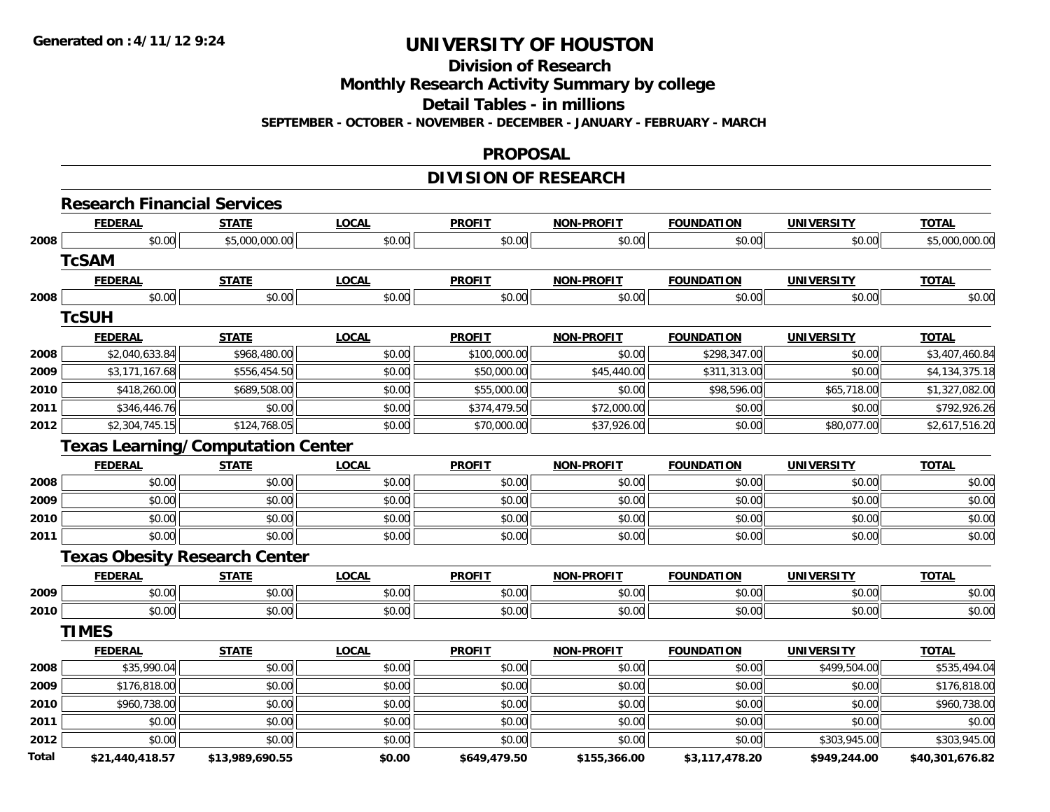# UNIVERSITY OF HOUSTON

## Division of Research

## Monthly Research Activity Summary by college

## Detail Tables - in millions

**SEPTEMBER - OCTOBER - NOVEMBER - DECEMBER - JANUARY - FEBRUARY - MARCH**

## PROPOSAL

## DIVISION OF RESEARCH

### Research Financial Services

| | FEDERAL | STATE | LOCAL | PROFIT | NON-PROFIT | FOUNDATION | UNIVERSITY | TOTAL |
|---|---|---|---|---|---|---|---|---|
| 2008 | $0.00 | $5,000,000.00 | $0.00 | $0.00 | $0.00 | $0.00 | $0.00 | $5,000,000.00 |

### TcSAM

| | FEDERAL | STATE | LOCAL | PROFIT | NON-PROFIT | FOUNDATION | UNIVERSITY | TOTAL |
|---|---|---|---|---|---|---|---|---|
| 2008 | $0.00 | $0.00 | $0.00 | $0.00 | $0.00 | $0.00 | $0.00 | $0.00 |

### TcSUH

| | FEDERAL | STATE | LOCAL | PROFIT | NON-PROFIT | FOUNDATION | UNIVERSITY | TOTAL |
|---|---|---|---|---|---|---|---|---|
| 2008 | $2,040,633.84 | $968,480.00 | $0.00 | $100,000.00 | $0.00 | $298,347.00 | $0.00 | $3,407,460.84 |
| 2009 | $3,171,167.68 | $556,454.50 | $0.00 | $50,000.00 | $45,440.00 | $311,313.00 | $0.00 | $4,134,375.18 |
| 2010 | $418,260.00 | $689,508.00 | $0.00 | $55,000.00 | $0.00 | $98,596.00 | $65,718.00 | $1,327,082.00 |
| 2011 | $346,446.76 | $0.00 | $0.00 | $374,479.50 | $72,000.00 | $0.00 | $0.00 | $792,926.26 |
| 2012 | $2,304,745.15 | $124,768.05 | $0.00 | $70,000.00 | $37,926.00 | $0.00 | $80,077.00 | $2,617,516.20 |

### Texas Learning/Computation Center

| | FEDERAL | STATE | LOCAL | PROFIT | NON-PROFIT | FOUNDATION | UNIVERSITY | TOTAL |
|---|---|---|---|---|---|---|---|---|
| 2008 | $0.00 | $0.00 | $0.00 | $0.00 | $0.00 | $0.00 | $0.00 | $0.00 |
| 2009 | $0.00 | $0.00 | $0.00 | $0.00 | $0.00 | $0.00 | $0.00 | $0.00 |
| 2010 | $0.00 | $0.00 | $0.00 | $0.00 | $0.00 | $0.00 | $0.00 | $0.00 |
| 2011 | $0.00 | $0.00 | $0.00 | $0.00 | $0.00 | $0.00 | $0.00 | $0.00 |

### Texas Obesity Research Center

| | FEDERAL | STATE | LOCAL | PROFIT | NON-PROFIT | FOUNDATION | UNIVERSITY | TOTAL |
|---|---|---|---|---|---|---|---|---|
| 2009 | $0.00 | $0.00 | $0.00 | $0.00 | $0.00 | $0.00 | $0.00 | $0.00 |
| 2010 | $0.00 | $0.00 | $0.00 | $0.00 | $0.00 | $0.00 | $0.00 | $0.00 |

### TIMES

| | FEDERAL | STATE | LOCAL | PROFIT | NON-PROFIT | FOUNDATION | UNIVERSITY | TOTAL |
|---|---|---|---|---|---|---|---|---|
| 2008 | $35,990.04 | $0.00 | $0.00 | $0.00 | $0.00 | $0.00 | $499,504.00 | $535,494.04 |
| 2009 | $176,818.00 | $0.00 | $0.00 | $0.00 | $0.00 | $0.00 | $0.00 | $176,818.00 |
| 2010 | $960,738.00 | $0.00 | $0.00 | $0.00 | $0.00 | $0.00 | $0.00 | $960,738.00 |
| 2011 | $0.00 | $0.00 | $0.00 | $0.00 | $0.00 | $0.00 | $0.00 | $0.00 |
| 2012 | $0.00 | $0.00 | $0.00 | $0.00 | $0.00 | $0.00 | $303,945.00 | $303,945.00 |
| **Total** | **$21,440,418.57** | **$13,989,690.55** | **$0.00** | **$649,479.50** | **$155,366.00** | **$3,117,478.20** | **$949,244.00** | **$40,301,676.82** |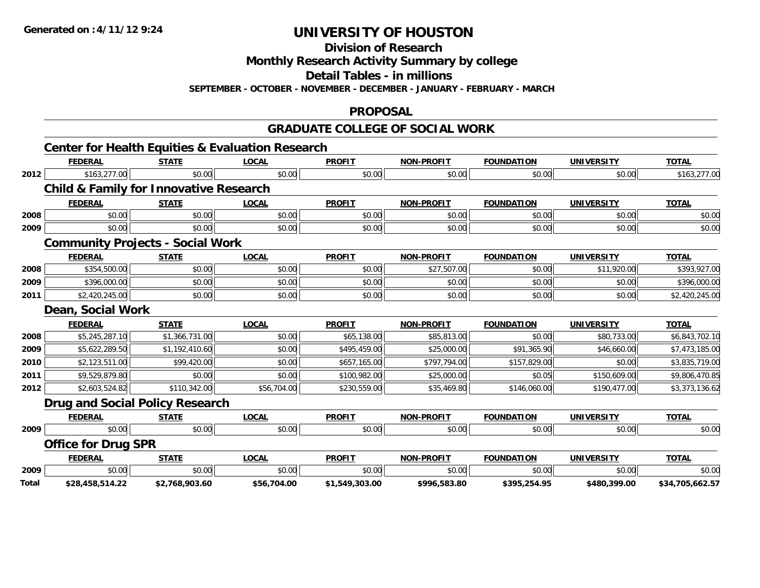**Generated on :4/11/12 9:24**

# UNIVERSITY OF HOUSTON

## Division of Research

## Monthly Research Activity Summary by college

## Detail Tables - in millions

**SEPTEMBER - OCTOBER - NOVEMBER - DECEMBER - JANUARY - FEBRUARY - MARCH**

## PROPOSAL

## GRADUATE COLLEGE OF SOCIAL WORK

### Center for Health Equities & Evaluation Research

| | FEDERAL | STATE | LOCAL | PROFIT | NON-PROFIT | FOUNDATION | UNIVERSITY | TOTAL |
|---|---|---|---|---|---|---|---|---|
| 2012 | $163,277.00 | $0.00 | $0.00 | $0.00 | $0.00 | $0.00 | $0.00 | $163,277.00 |

### Child & Family for Innovative Research

| | FEDERAL | STATE | LOCAL | PROFIT | NON-PROFIT | FOUNDATION | UNIVERSITY | TOTAL |
|---|---|---|---|---|---|---|---|---|
| 2008 | $0.00 | $0.00 | $0.00 | $0.00 | $0.00 | $0.00 | $0.00 | $0.00 |
| 2009 | $0.00 | $0.00 | $0.00 | $0.00 | $0.00 | $0.00 | $0.00 | $0.00 |

### Community Projects - Social Work

| | FEDERAL | STATE | LOCAL | PROFIT | NON-PROFIT | FOUNDATION | UNIVERSITY | TOTAL |
|---|---|---|---|---|---|---|---|---|
| 2008 | $354,500.00 | $0.00 | $0.00 | $0.00 | $27,507.00 | $0.00 | $11,920.00 | $393,927.00 |
| 2009 | $396,000.00 | $0.00 | $0.00 | $0.00 | $0.00 | $0.00 | $0.00 | $396,000.00 |
| 2011 | $2,420,245.00 | $0.00 | $0.00 | $0.00 | $0.00 | $0.00 | $0.00 | $2,420,245.00 |

### Dean, Social Work

| | FEDERAL | STATE | LOCAL | PROFIT | NON-PROFIT | FOUNDATION | UNIVERSITY | TOTAL |
|---|---|---|---|---|---|---|---|---|
| 2008 | $5,245,287.10 | $1,366,731.00 | $0.00 | $65,138.00 | $85,813.00 | $0.00 | $80,733.00 | $6,843,702.10 |
| 2009 | $5,622,289.50 | $1,192,410.60 | $0.00 | $495,459.00 | $25,000.00 | $91,365.90 | $46,660.00 | $7,473,185.00 |
| 2010 | $2,123,511.00 | $99,420.00 | $0.00 | $657,165.00 | $797,794.00 | $157,829.00 | $0.00 | $3,835,719.00 |
| 2011 | $9,529,879.80 | $0.00 | $0.00 | $100,982.00 | $25,000.00 | $0.05 | $150,609.00 | $9,806,470.85 |
| 2012 | $2,603,524.82 | $110,342.00 | $56,704.00 | $230,559.00 | $35,469.80 | $146,060.00 | $190,477.00 | $3,373,136.62 |

### Drug and Social Policy Research

| | FEDERAL | STATE | LOCAL | PROFIT | NON-PROFIT | FOUNDATION | UNIVERSITY | TOTAL |
|---|---|---|---|---|---|---|---|---|
| 2009 | $0.00 | $0.00 | $0.00 | $0.00 | $0.00 | $0.00 | $0.00 | $0.00 |

### Office for Drug SPR

| | FEDERAL | STATE | LOCAL | PROFIT | NON-PROFIT | FOUNDATION | UNIVERSITY | TOTAL |
|---|---|---|---|---|---|---|---|---|
| 2009 | $0.00 | $0.00 | $0.00 | $0.00 | $0.00 | $0.00 | $0.00 | $0.00 |
| **Total** | **$28,458,514.22** | **$2,768,903.60** | **$56,704.00** | **$1,549,303.00** | **$996,583.80** | **$395,254.95** | **$480,399.00** | **$34,705,662.57** |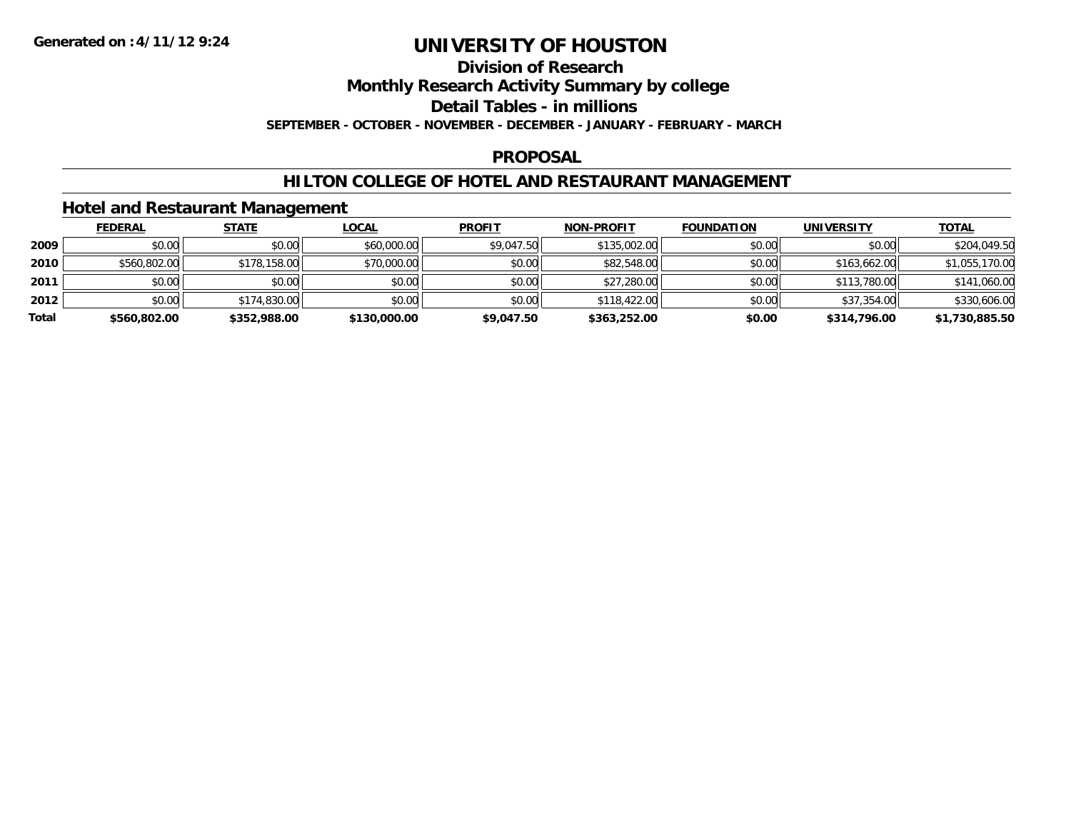**Generated on :4/11/12 9:24**

# UNIVERSITY OF HOUSTON

## Division of Research

## Monthly Research Activity Summary by college

## Detail Tables - in millions

**SEPTEMBER - OCTOBER - NOVEMBER - DECEMBER - JANUARY - FEBRUARY - MARCH**

## PROPOSAL

## HILTON COLLEGE OF HOTEL AND RESTAURANT MANAGEMENT

### Hotel and Restaurant Management

| | FEDERAL | STATE | LOCAL | PROFIT | NON-PROFIT | FOUNDATION | UNIVERSITY | TOTAL |
|---|---|---|---|---|---|---|---|---|
| **2009** | $0.00 | $0.00 | $60,000.00 | $9,047.50 | $135,002.00 | $0.00 | $0.00 | $204,049.50 |
| **2010** | $560,802.00 | $178,158.00 | $70,000.00 | $0.00 | $82,548.00 | $0.00 | $163,662.00 | $1,055,170.00 |
| **2011** | $0.00 | $0.00 | $0.00 | $0.00 | $27,280.00 | $0.00 | $113,780.00 | $141,060.00 |
| **2012** | $0.00 | $174,830.00 | $0.00 | $0.00 | $118,422.00 | $0.00 | $37,354.00 | $330,606.00 |
| **Total** | **$560,802.00** | **$352,988.00** | **$130,000.00** | **$9,047.50** | **$363,252.00** | **$0.00** | **$314,796.00** | **$1,730,885.50** |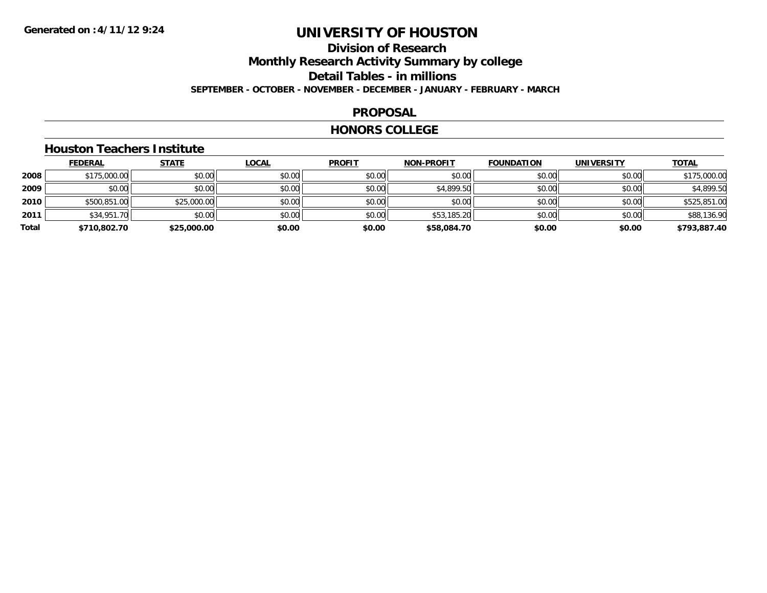Generated on :4/11/12 9:24

# UNIVERSITY OF HOUSTON

## Division of Research

## Monthly Research Activity Summary by college

## Detail Tables - in millions

**SEPTEMBER - OCTOBER - NOVEMBER - DECEMBER - JANUARY - FEBRUARY - MARCH**

## PROPOSAL

## HONORS COLLEGE

### Houston Teachers Institute

| | FEDERAL | STATE | LOCAL | PROFIT | NON-PROFIT | FOUNDATION | UNIVERSITY | TOTAL |
|---|---|---|---|---|---|---|---|---|
| 2008 | $175,000.00 | $0.00 | $0.00 | $0.00 | $0.00 | $0.00 | $0.00 | $175,000.00 |
| 2009 | $0.00 | $0.00 | $0.00 | $0.00 | $4,899.50 | $0.00 | $0.00 | $4,899.50 |
| 2010 | $500,851.00 | $25,000.00 | $0.00 | $0.00 | $0.00 | $0.00 | $0.00 | $525,851.00 |
| 2011 | $34,951.70 | $0.00 | $0.00 | $0.00 | $53,185.20 | $0.00 | $0.00 | $88,136.90 |
| **Total** | **$710,802.70** | **$25,000.00** | **$0.00** | **$0.00** | **$58,084.70** | **$0.00** | **$0.00** | **$793,887.40** |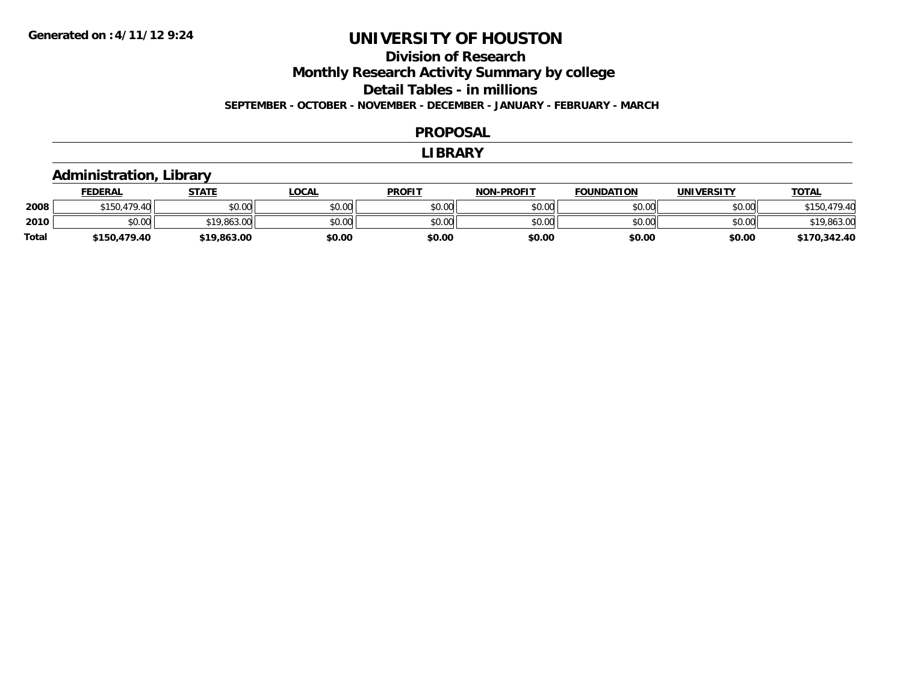# UNIVERSITY OF HOUSTON

## Division of Research

## Monthly Research Activity Summary by college

## Detail Tables - in millions

**SEPTEMBER - OCTOBER - NOVEMBER - DECEMBER - JANUARY - FEBRUARY - MARCH**

### PROPOSAL

### LIBRARY

### Administration, Library

| | FEDERAL | STATE | LOCAL | PROFIT | NON-PROFIT | FOUNDATION | UNIVERSITY | TOTAL |
|---|---|---|---|---|---|---|---|---|
| 2008 | $150,479.40 | $0.00 | $0.00 | $0.00 | $0.00 | $0.00 | $0.00 | $150,479.40 |
| 2010 | $0.00 | $19,863.00 | $0.00 | $0.00 | $0.00 | $0.00 | $0.00 | $19,863.00 |
| **Total** | **$150,479.40** | **$19,863.00** | **$0.00** | **$0.00** | **$0.00** | **$0.00** | **$0.00** | **$170,342.40** |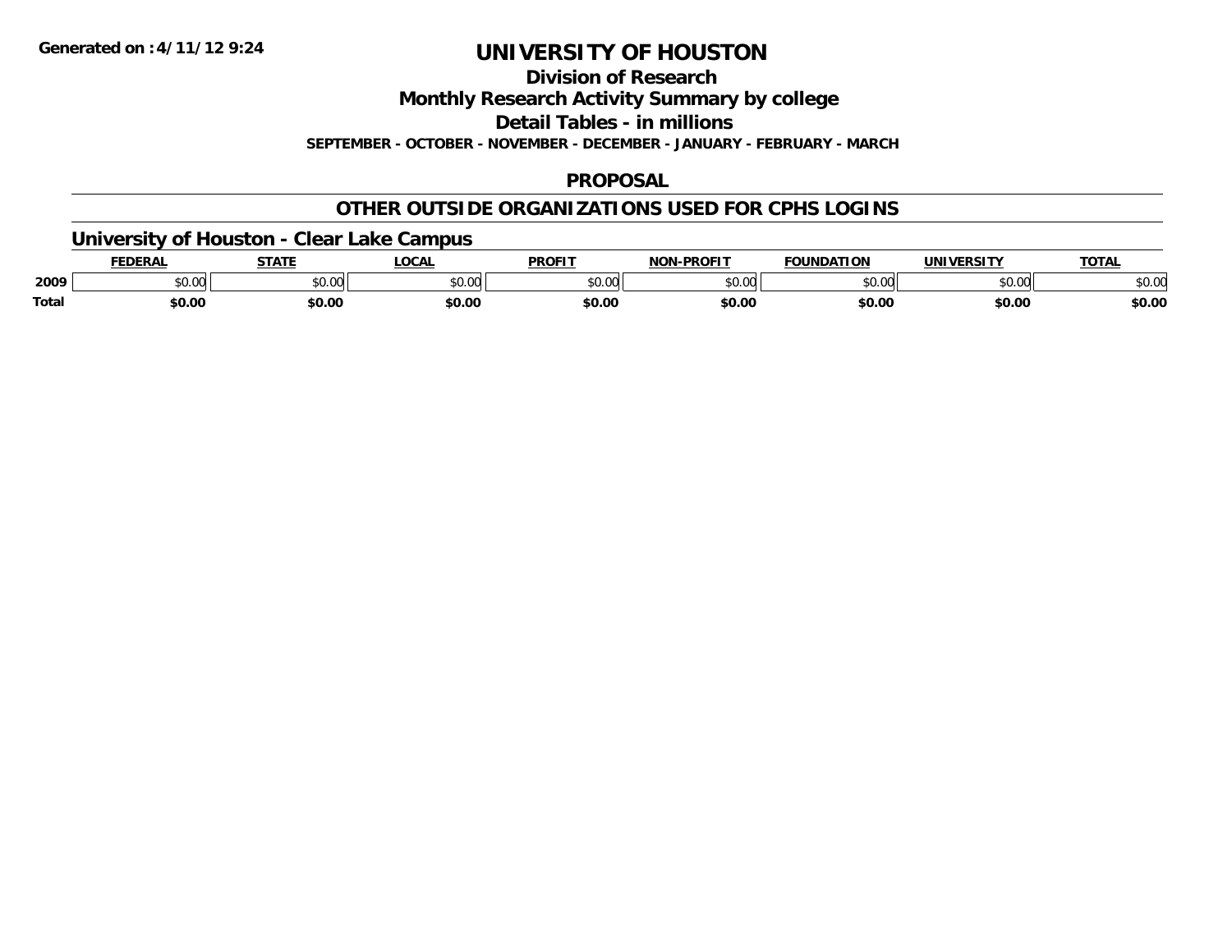**Generated on :4/11/12 9:24**

# UNIVERSITY OF HOUSTON

## Division of Research

## Monthly Research Activity Summary by college

## Detail Tables - in millions

**SEPTEMBER - OCTOBER - NOVEMBER - DECEMBER - JANUARY - FEBRUARY - MARCH**

## PROPOSAL

## OTHER OUTSIDE ORGANIZATIONS USED FOR CPHS LOGINS

### University of Houston - Clear Lake Campus

| | FEDERAL | STATE | LOCAL | PROFIT | NON-PROFIT | FOUNDATION | UNIVERSITY | TOTAL |
|---|---|---|---|---|---|---|---|---|
| 2009 | $0.00 | $0.00 | $0.00 | $0.00 | $0.00 | $0.00 | $0.00 | $0.00 |
| **Total** | **$0.00** | **$0.00** | **$0.00** | **$0.00** | **$0.00** | **$0.00** | **$0.00** | **$0.00** |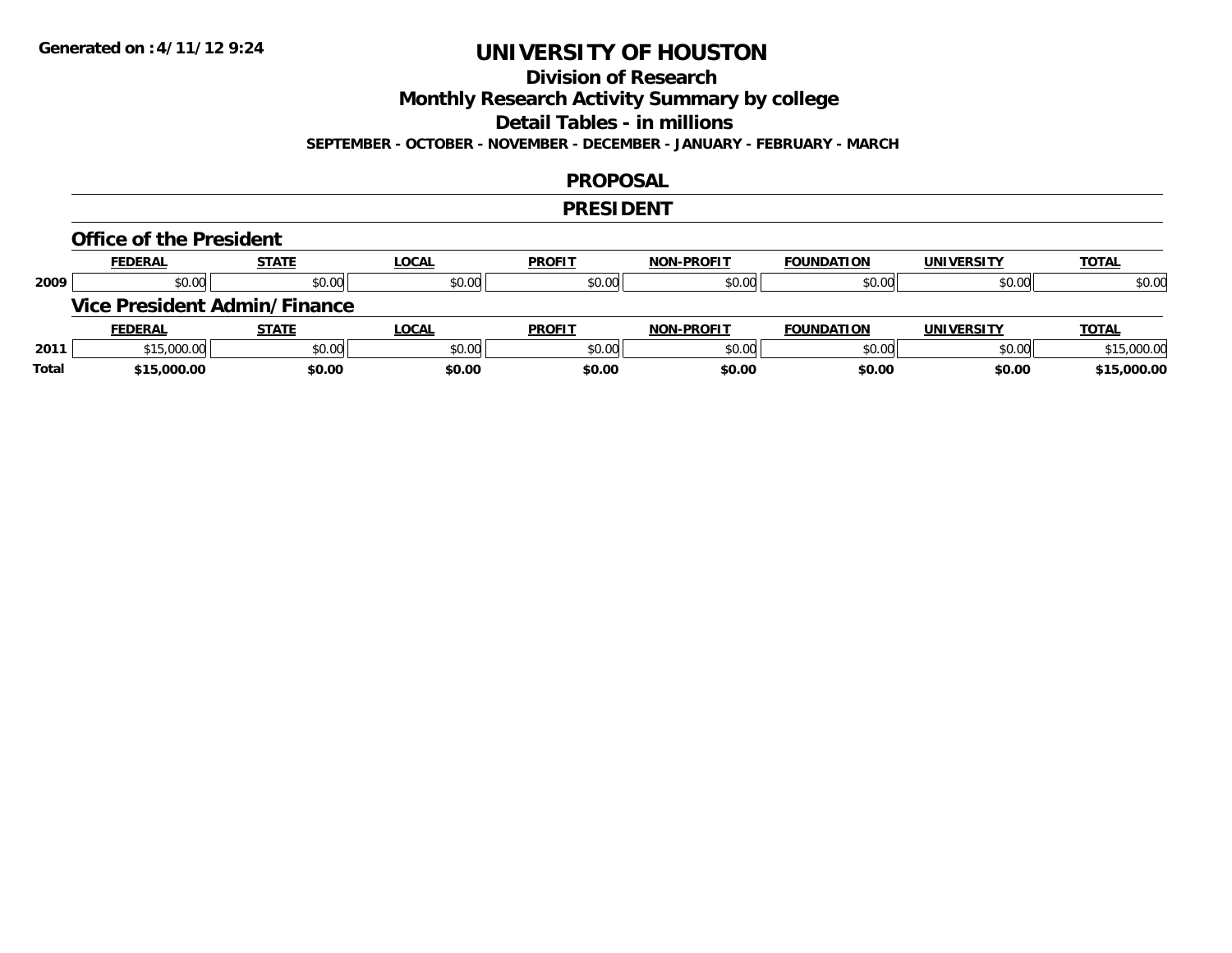# UNIVERSITY OF HOUSTON

## Division of Research
## Monthly Research Activity Summary by college
## Detail Tables - in millions

**SEPTEMBER - OCTOBER - NOVEMBER - DECEMBER - JANUARY - FEBRUARY - MARCH**

## PROPOSAL

## PRESIDENT

### Office of the President

| | FEDERAL | STATE | LOCAL | PROFIT | NON-PROFIT | FOUNDATION | UNIVERSITY | TOTAL |
|---|---|---|---|---|---|---|---|---|
| 2009 | $0.00 | $0.00 | $0.00 | $0.00 | $0.00 | $0.00 | $0.00 | $0.00 |

### Vice President Admin/Finance

| | FEDERAL | STATE | LOCAL | PROFIT | NON-PROFIT | FOUNDATION | UNIVERSITY | TOTAL |
|---|---|---|---|---|---|---|---|---|
| 2011 | $15,000.00 | $0.00 | $0.00 | $0.00 | $0.00 | $0.00 | $0.00 | $15,000.00 |
| **Total** | **$15,000.00** | **$0.00** | **$0.00** | **$0.00** | **$0.00** | **$0.00** | **$0.00** | **$15,000.00** |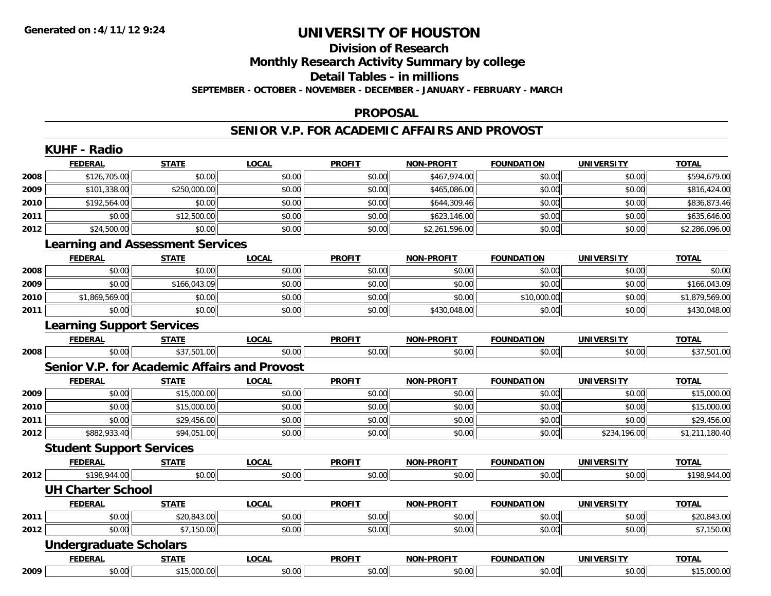**Generated on :4/11/12 9:24**

# UNIVERSITY OF HOUSTON

## Division of Research
## Monthly Research Activity Summary by college
## Detail Tables - in millions
**SEPTEMBER - OCTOBER - NOVEMBER - DECEMBER - JANUARY - FEBRUARY - MARCH**

## PROPOSAL

## SENIOR V.P. FOR ACADEMIC AFFAIRS AND PROVOST

### KUHF - Radio

| | FEDERAL | STATE | LOCAL | PROFIT | NON-PROFIT | FOUNDATION | UNIVERSITY | TOTAL |
|---|---|---|---|---|---|---|---|---|
| 2008 | $126,705.00 | $0.00 | $0.00 | $0.00 | $467,974.00 | $0.00 | $0.00 | $594,679.00 |
| 2009 | $101,338.00 | $250,000.00 | $0.00 | $0.00 | $465,086.00 | $0.00 | $0.00 | $816,424.00 |
| 2010 | $192,564.00 | $0.00 | $0.00 | $0.00 | $644,309.46 | $0.00 | $0.00 | $836,873.46 |
| 2011 | $0.00 | $12,500.00 | $0.00 | $0.00 | $623,146.00 | $0.00 | $0.00 | $635,646.00 |
| 2012 | $24,500.00 | $0.00 | $0.00 | $0.00 | $2,261,596.00 | $0.00 | $0.00 | $2,286,096.00 |

### Learning and Assessment Services

| | FEDERAL | STATE | LOCAL | PROFIT | NON-PROFIT | FOUNDATION | UNIVERSITY | TOTAL |
|---|---|---|---|---|---|---|---|---|
| 2008 | $0.00 | $0.00 | $0.00 | $0.00 | $0.00 | $0.00 | $0.00 | $0.00 |
| 2009 | $0.00 | $166,043.09 | $0.00 | $0.00 | $0.00 | $0.00 | $0.00 | $166,043.09 |
| 2010 | $1,869,569.00 | $0.00 | $0.00 | $0.00 | $0.00 | $10,000.00 | $0.00 | $1,879,569.00 |
| 2011 | $0.00 | $0.00 | $0.00 | $0.00 | $430,048.00 | $0.00 | $0.00 | $430,048.00 |

### Learning Support Services

| | FEDERAL | STATE | LOCAL | PROFIT | NON-PROFIT | FOUNDATION | UNIVERSITY | TOTAL |
|---|---|---|---|---|---|---|---|---|
| 2008 | $0.00 | $37,501.00 | $0.00 | $0.00 | $0.00 | $0.00 | $0.00 | $37,501.00 |

### Senior V.P. for Academic Affairs and Provost

| | FEDERAL | STATE | LOCAL | PROFIT | NON-PROFIT | FOUNDATION | UNIVERSITY | TOTAL |
|---|---|---|---|---|---|---|---|---|
| 2009 | $0.00 | $15,000.00 | $0.00 | $0.00 | $0.00 | $0.00 | $0.00 | $15,000.00 |
| 2010 | $0.00 | $15,000.00 | $0.00 | $0.00 | $0.00 | $0.00 | $0.00 | $15,000.00 |
| 2011 | $0.00 | $29,456.00 | $0.00 | $0.00 | $0.00 | $0.00 | $0.00 | $29,456.00 |
| 2012 | $882,933.40 | $94,051.00 | $0.00 | $0.00 | $0.00 | $0.00 | $234,196.00 | $1,211,180.40 |

### Student Support Services

| | FEDERAL | STATE | LOCAL | PROFIT | NON-PROFIT | FOUNDATION | UNIVERSITY | TOTAL |
|---|---|---|---|---|---|---|---|---|
| 2012 | $198,944.00 | $0.00 | $0.00 | $0.00 | $0.00 | $0.00 | $0.00 | $198,944.00 |

### UH Charter School

| | FEDERAL | STATE | LOCAL | PROFIT | NON-PROFIT | FOUNDATION | UNIVERSITY | TOTAL |
|---|---|---|---|---|---|---|---|---|
| 2011 | $0.00 | $20,843.00 | $0.00 | $0.00 | $0.00 | $0.00 | $0.00 | $20,843.00 |
| 2012 | $0.00 | $7,150.00 | $0.00 | $0.00 | $0.00 | $0.00 | $0.00 | $7,150.00 |

### Undergraduate Scholars

| | FEDERAL | STATE | LOCAL | PROFIT | NON-PROFIT | FOUNDATION | UNIVERSITY | TOTAL |
|---|---|---|---|---|---|---|---|---|
| 2009 | $0.00 | $15,000.00 | $0.00 | $0.00 | $0.00 | $0.00 | $0.00 | $15,000.00 |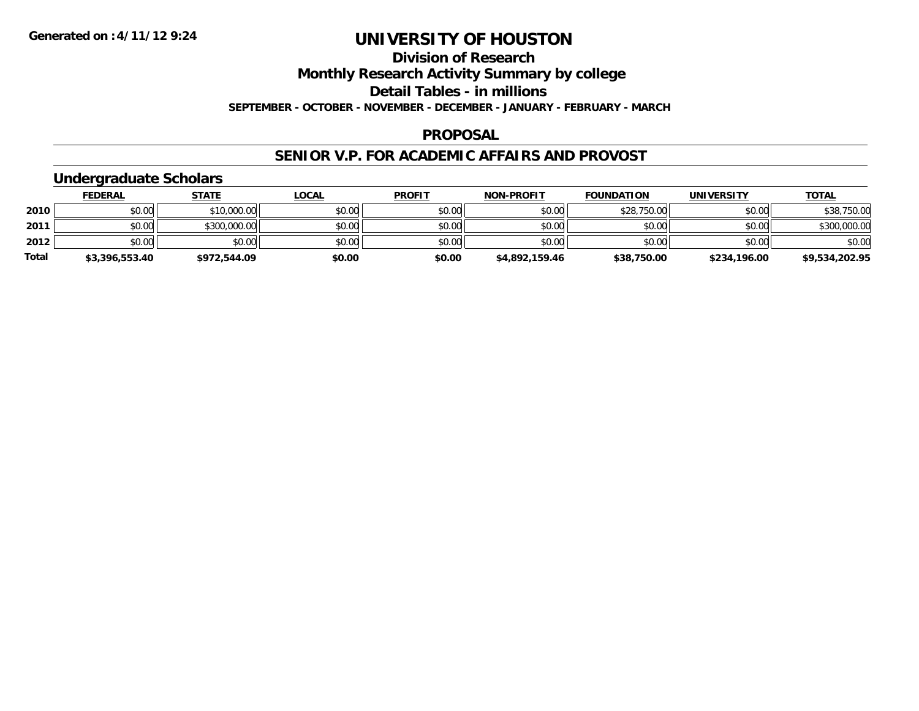# UNIVERSITY OF HOUSTON

## Division of Research

## Monthly Research Activity Summary by college

## Detail Tables - in millions

**SEPTEMBER - OCTOBER - NOVEMBER - DECEMBER - JANUARY - FEBRUARY - MARCH**

**Generated on : 4/11/12 9:24**

### PROPOSAL

### SENIOR V.P. FOR ACADEMIC AFFAIRS AND PROVOST

#### Undergraduate Scholars

| | FEDERAL | STATE | LOCAL | PROFIT | NON-PROFIT | FOUNDATION | UNIVERSITY | TOTAL |
|---|---|---|---|---|---|---|---|---|
| 2010 | $0.00 | $10,000.00 | $0.00 | $0.00 | $0.00 | $28,750.00 | $0.00 | $38,750.00 |
| 2011 | $0.00 | $300,000.00 | $0.00 | $0.00 | $0.00 | $0.00 | $0.00 | $300,000.00 |
| 2012 | $0.00 | $0.00 | $0.00 | $0.00 | $0.00 | $0.00 | $0.00 | $0.00 |
| **Total** | **$3,396,553.40** | **$972,544.09** | **$0.00** | **$0.00** | **$4,892,159.46** | **$38,750.00** | **$234,196.00** | **$9,534,202.95** |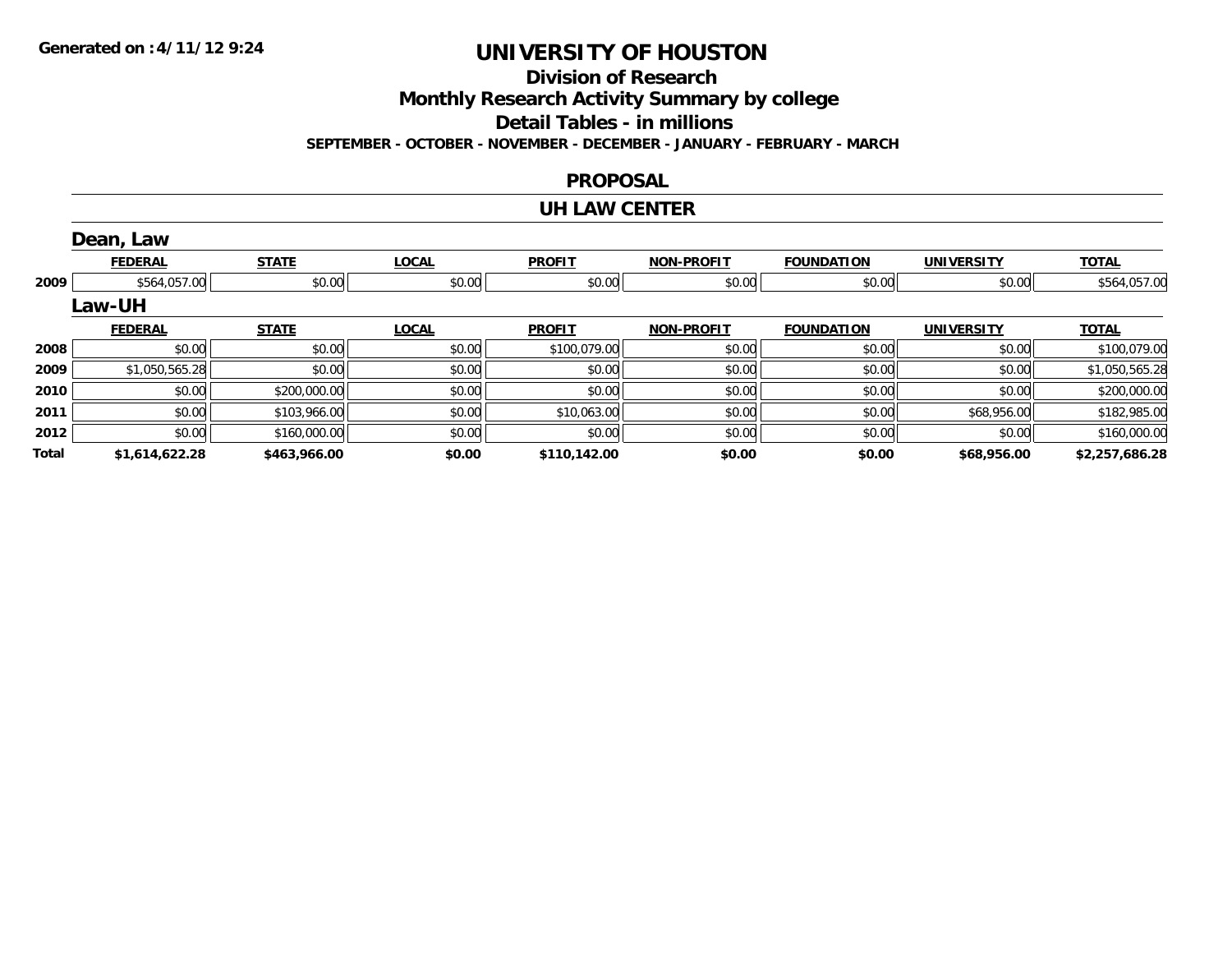Generated on :4/11/12 9:24

# UNIVERSITY OF HOUSTON

## Division of Research

## Monthly Research Activity Summary by college

## Detail Tables - in millions

**SEPTEMBER - OCTOBER - NOVEMBER - DECEMBER - JANUARY - FEBRUARY - MARCH**

## PROPOSAL

## UH LAW CENTER

### Dean, Law

| | FEDERAL | STATE | LOCAL | PROFIT | NON-PROFIT | FOUNDATION | UNIVERSITY | TOTAL |
|---|---|---|---|---|---|---|---|---|
| 2009 | $564,057.00 | $0.00 | $0.00 | $0.00 | $0.00 | $0.00 | $0.00 | $564,057.00 |

### Law-UH

| | FEDERAL | STATE | LOCAL | PROFIT | NON-PROFIT | FOUNDATION | UNIVERSITY | TOTAL |
|---|---|---|---|---|---|---|---|---|
| 2008 | $0.00 | $0.00 | $0.00 | $100,079.00 | $0.00 | $0.00 | $0.00 | $100,079.00 |
| 2009 | $1,050,565.28 | $0.00 | $0.00 | $0.00 | $0.00 | $0.00 | $0.00 | $1,050,565.28 |
| 2010 | $0.00 | $200,000.00 | $0.00 | $0.00 | $0.00 | $0.00 | $0.00 | $200,000.00 |
| 2011 | $0.00 | $103,966.00 | $0.00 | $10,063.00 | $0.00 | $0.00 | $68,956.00 | $182,985.00 |
| 2012 | $0.00 | $160,000.00 | $0.00 | $0.00 | $0.00 | $0.00 | $0.00 | $160,000.00 |
| **Total** | **$1,614,622.28** | **$463,966.00** | **$0.00** | **$110,142.00** | **$0.00** | **$0.00** | **$68,956.00** | **$2,257,686.28** |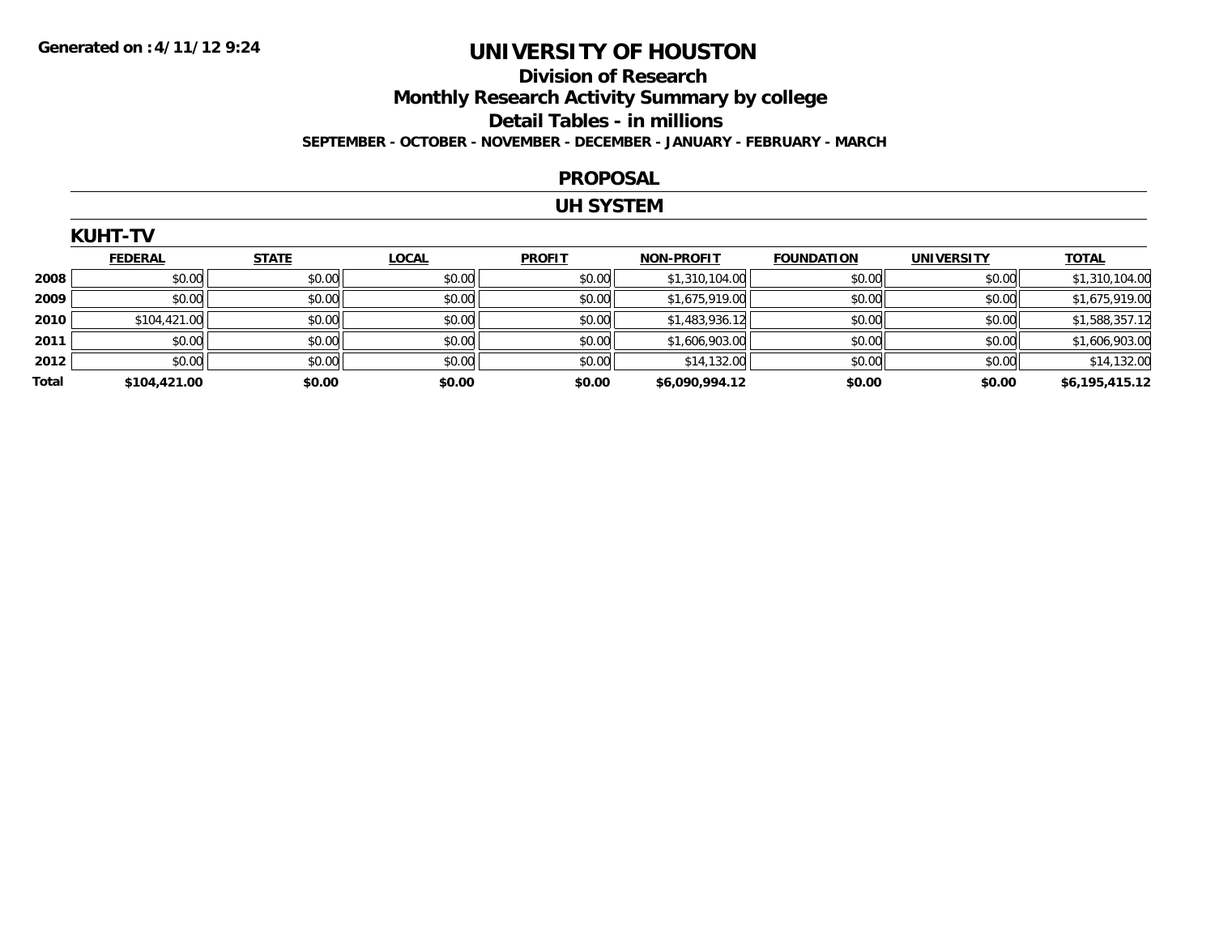Generated on :4/11/12 9:24

# UNIVERSITY OF HOUSTON

## Division of Research

## Monthly Research Activity Summary by college

## Detail Tables - in millions

**SEPTEMBER - OCTOBER - NOVEMBER - DECEMBER - JANUARY - FEBRUARY - MARCH**

## PROPOSAL

## UH SYSTEM

### KUHT-TV

| | FEDERAL | STATE | LOCAL | PROFIT | NON-PROFIT | FOUNDATION | UNIVERSITY | TOTAL |
|---|---|---|---|---|---|---|---|---|
| 2008 | $0.00 | $0.00 | $0.00 | $0.00 | $1,310,104.00 | $0.00 | $0.00 | $1,310,104.00 |
| 2009 | $0.00 | $0.00 | $0.00 | $0.00 | $1,675,919.00 | $0.00 | $0.00 | $1,675,919.00 |
| 2010 | $104,421.00 | $0.00 | $0.00 | $0.00 | $1,483,936.12 | $0.00 | $0.00 | $1,588,357.12 |
| 2011 | $0.00 | $0.00 | $0.00 | $0.00 | $1,606,903.00 | $0.00 | $0.00 | $1,606,903.00 |
| 2012 | $0.00 | $0.00 | $0.00 | $0.00 | $14,132.00 | $0.00 | $0.00 | $14,132.00 |
| **Total** | **$104,421.00** | **$0.00** | **$0.00** | **$0.00** | **$6,090,994.12** | **$0.00** | **$0.00** | **$6,195,415.12** |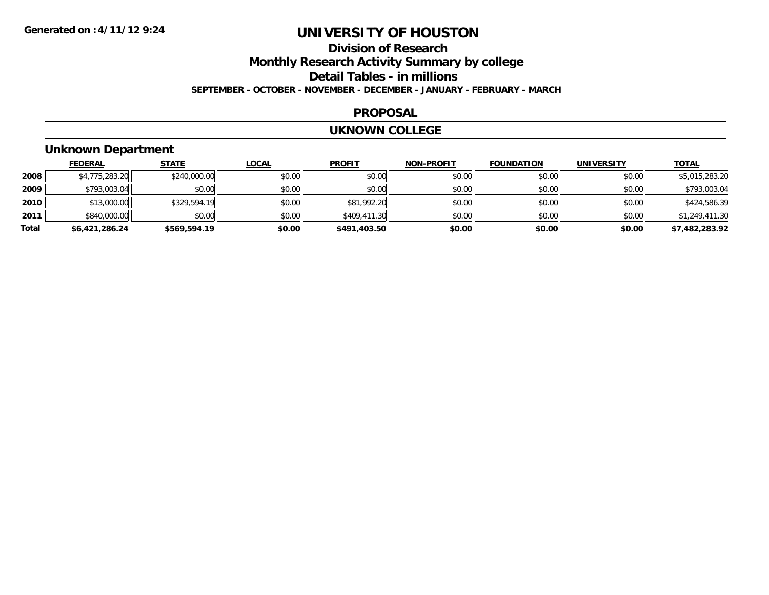Generated on :4/11/12 9:24

# UNIVERSITY OF HOUSTON

## Division of Research

## Monthly Research Activity Summary by college

## Detail Tables - in millions

**SEPTEMBER - OCTOBER - NOVEMBER - DECEMBER - JANUARY - FEBRUARY - MARCH**

### PROPOSAL

### UKNOWN COLLEGE

### Unknown Department

| | FEDERAL | STATE | LOCAL | PROFIT | NON-PROFIT | FOUNDATION | UNIVERSITY | TOTAL |
|---|---|---|---|---|---|---|---|---|
| 2008 | $4,775,283.20 | $240,000.00 | $0.00 | $0.00 | $0.00 | $0.00 | $0.00 | $5,015,283.20 |
| 2009 | $793,003.04 | $0.00 | $0.00 | $0.00 | $0.00 | $0.00 | $0.00 | $793,003.04 |
| 2010 | $13,000.00 | $329,594.19 | $0.00 | $81,992.20 | $0.00 | $0.00 | $0.00 | $424,586.39 |
| 2011 | $840,000.00 | $0.00 | $0.00 | $409,411.30 | $0.00 | $0.00 | $0.00 | $1,249,411.30 |
| **Total** | **$6,421,286.24** | **$569,594.19** | **$0.00** | **$491,403.50** | **$0.00** | **$0.00** | **$0.00** | **$7,482,283.92** |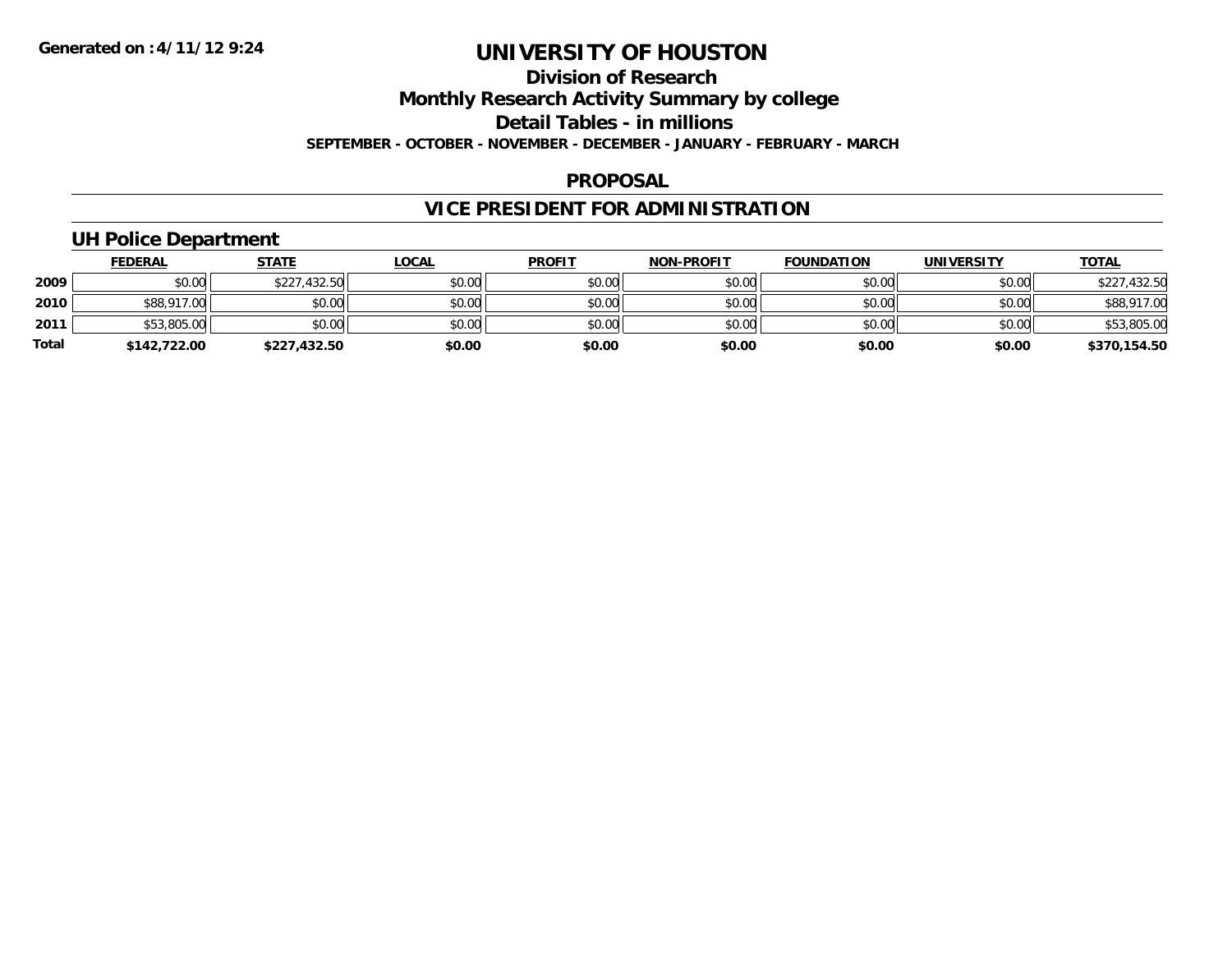**Generated on :4/11/12 9:24**

# UNIVERSITY OF HOUSTON

## Division of Research

## Monthly Research Activity Summary by college

## Detail Tables - in millions

**SEPTEMBER - OCTOBER - NOVEMBER - DECEMBER - JANUARY - FEBRUARY - MARCH**

## PROPOSAL

## VICE PRESIDENT FOR ADMINISTRATION

### UH Police Department

| | FEDERAL | STATE | LOCAL | PROFIT | NON-PROFIT | FOUNDATION | UNIVERSITY | TOTAL |
|---|---|---|---|---|---|---|---|---|
| 2009 | $0.00 | $227,432.50 | $0.00 | $0.00 | $0.00 | $0.00 | $0.00 | $227,432.50 |
| 2010 | $88,917.00 | $0.00 | $0.00 | $0.00 | $0.00 | $0.00 | $0.00 | $88,917.00 |
| 2011 | $53,805.00 | $0.00 | $0.00 | $0.00 | $0.00 | $0.00 | $0.00 | $53,805.00 |
| **Total** | **$142,722.00** | **$227,432.50** | **$0.00** | **$0.00** | **$0.00** | **$0.00** | **$0.00** | **$370,154.50** |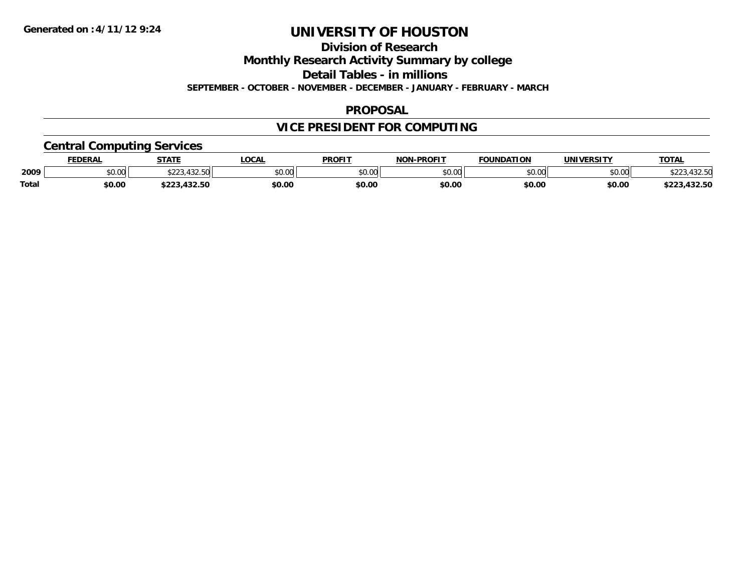Generated on :4/11/12 9:24

# UNIVERSITY OF HOUSTON

## Division of Research

## Monthly Research Activity Summary by college

## Detail Tables - in millions

**SEPTEMBER - OCTOBER - NOVEMBER - DECEMBER - JANUARY - FEBRUARY - MARCH**

## PROPOSAL

## VICE PRESIDENT FOR COMPUTING

### Central Computing Services

| | FEDERAL | STATE | LOCAL | PROFIT | NON-PROFIT | FOUNDATION | UNIVERSITY | TOTAL |
|---|---|---|---|---|---|---|---|---|
| 2009 | $0.00 | $223,432.50 | $0.00 | $0.00 | $0.00 | $0.00 | $0.00 | $223,432.50 |
| Total | $0.00 | $223,432.50 | $0.00 | $0.00 | $0.00 | $0.00 | $0.00 | $223,432.50 |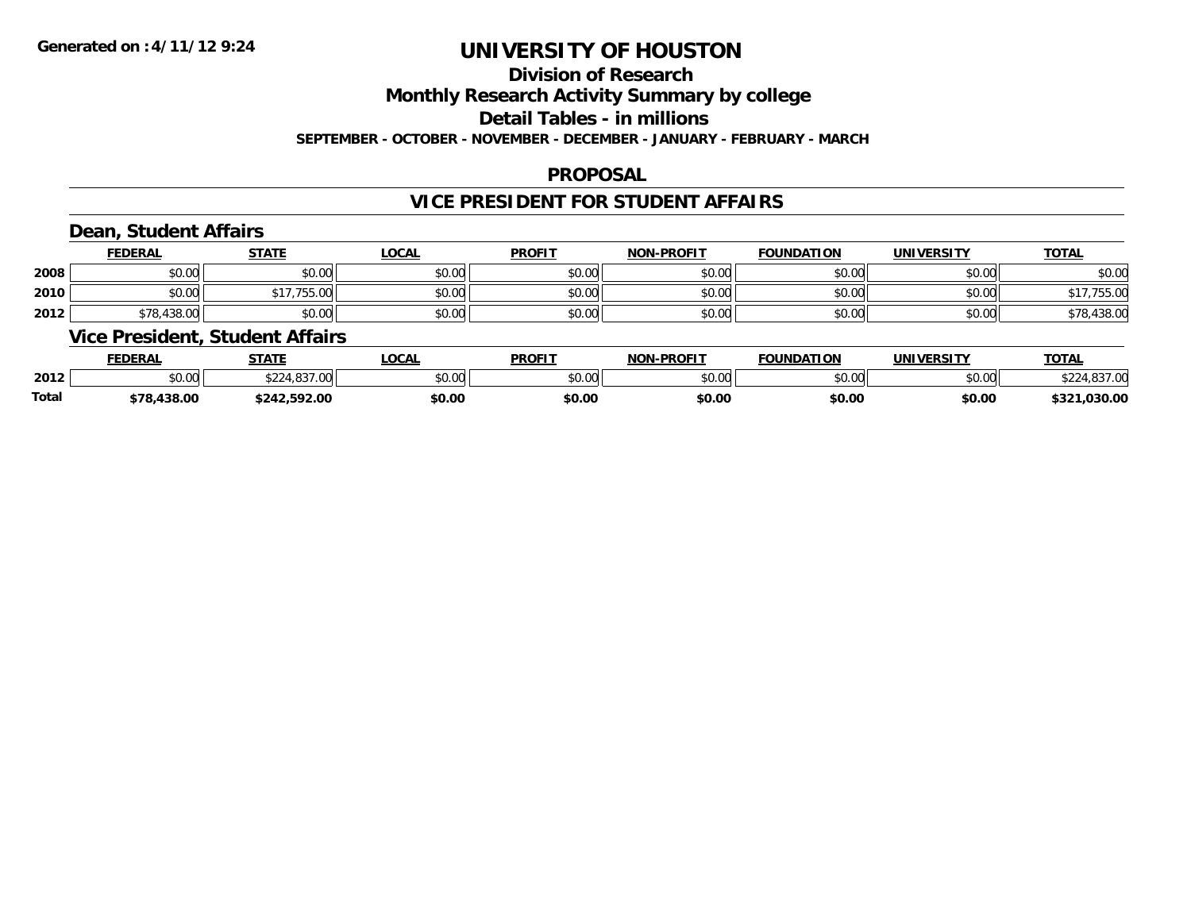# UNIVERSITY OF HOUSTON

## Division of Research

## Monthly Research Activity Summary by college

## Detail Tables - in millions

**SEPTEMBER - OCTOBER - NOVEMBER - DECEMBER - JANUARY - FEBRUARY - MARCH**

**Generated on :4/11/12 9:24**

## PROPOSAL

## VICE PRESIDENT FOR STUDENT AFFAIRS

### Dean, Student Affairs

| | FEDERAL | STATE | LOCAL | PROFIT | NON-PROFIT | FOUNDATION | UNIVERSITY | TOTAL |
|---|---|---|---|---|---|---|---|---|
| 2008 | $0.00 | $0.00 | $0.00 | $0.00 | $0.00 | $0.00 | $0.00 | $0.00 |
| 2010 | $0.00 | $17,755.00 | $0.00 | $0.00 | $0.00 | $0.00 | $0.00 | $17,755.00 |
| 2012 | $78,438.00 | $0.00 | $0.00 | $0.00 | $0.00 | $0.00 | $0.00 | $78,438.00 |

### Vice President, Student Affairs

| | FEDERAL | STATE | LOCAL | PROFIT | NON-PROFIT | FOUNDATION | UNIVERSITY | TOTAL |
|---|---|---|---|---|---|---|---|---|
| 2012 | $0.00 | $224,837.00 | $0.00 | $0.00 | $0.00 | $0.00 | $0.00 | $224,837.00 |
| **Total** | **$78,438.00** | **$242,592.00** | **$0.00** | **$0.00** | **$0.00** | **$0.00** | **$0.00** | **$321,030.00** |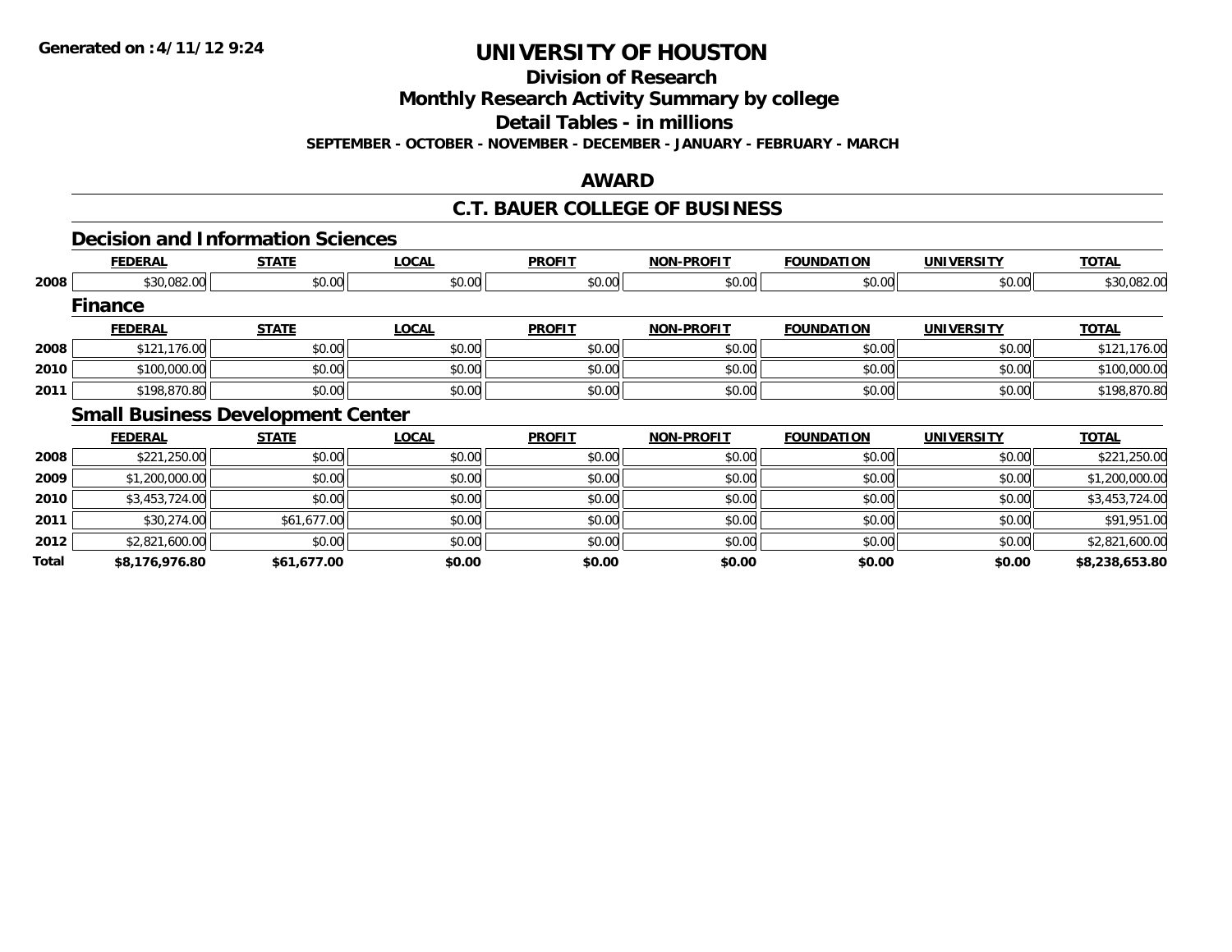**Generated on :4/11/12 9:24**

# UNIVERSITY OF HOUSTON

## Division of Research

## Monthly Research Activity Summary by college

## Detail Tables - in millions

**SEPTEMBER - OCTOBER - NOVEMBER - DECEMBER - JANUARY - FEBRUARY - MARCH**

## AWARD

## C.T. BAUER COLLEGE OF BUSINESS

### Decision and Information Sciences

| | FEDERAL | STATE | LOCAL | PROFIT | NON-PROFIT | FOUNDATION | UNIVERSITY | TOTAL |
|---|---|---|---|---|---|---|---|---|
| 2008 | $30,082.00 | $0.00 | $0.00 | $0.00 | $0.00 | $0.00 | $0.00 | $30,082.00 |

### Finance

| | FEDERAL | STATE | LOCAL | PROFIT | NON-PROFIT | FOUNDATION | UNIVERSITY | TOTAL |
|---|---|---|---|---|---|---|---|---|
| 2008 | $121,176.00 | $0.00 | $0.00 | $0.00 | $0.00 | $0.00 | $0.00 | $121,176.00 |
| 2010 | $100,000.00 | $0.00 | $0.00 | $0.00 | $0.00 | $0.00 | $0.00 | $100,000.00 |
| 2011 | $198,870.80 | $0.00 | $0.00 | $0.00 | $0.00 | $0.00 | $0.00 | $198,870.80 |

### Small Business Development Center

| | FEDERAL | STATE | LOCAL | PROFIT | NON-PROFIT | FOUNDATION | UNIVERSITY | TOTAL |
|---|---|---|---|---|---|---|---|---|
| 2008 | $221,250.00 | $0.00 | $0.00 | $0.00 | $0.00 | $0.00 | $0.00 | $221,250.00 |
| 2009 | $1,200,000.00 | $0.00 | $0.00 | $0.00 | $0.00 | $0.00 | $0.00 | $1,200,000.00 |
| 2010 | $3,453,724.00 | $0.00 | $0.00 | $0.00 | $0.00 | $0.00 | $0.00 | $3,453,724.00 |
| 2011 | $30,274.00 | $61,677.00 | $0.00 | $0.00 | $0.00 | $0.00 | $0.00 | $91,951.00 |
| 2012 | $2,821,600.00 | $0.00 | $0.00 | $0.00 | $0.00 | $0.00 | $0.00 | $2,821,600.00 |
| **Total** | **$8,176,976.80** | **$61,677.00** | **$0.00** | **$0.00** | **$0.00** | **$0.00** | **$0.00** | **$8,238,653.80** |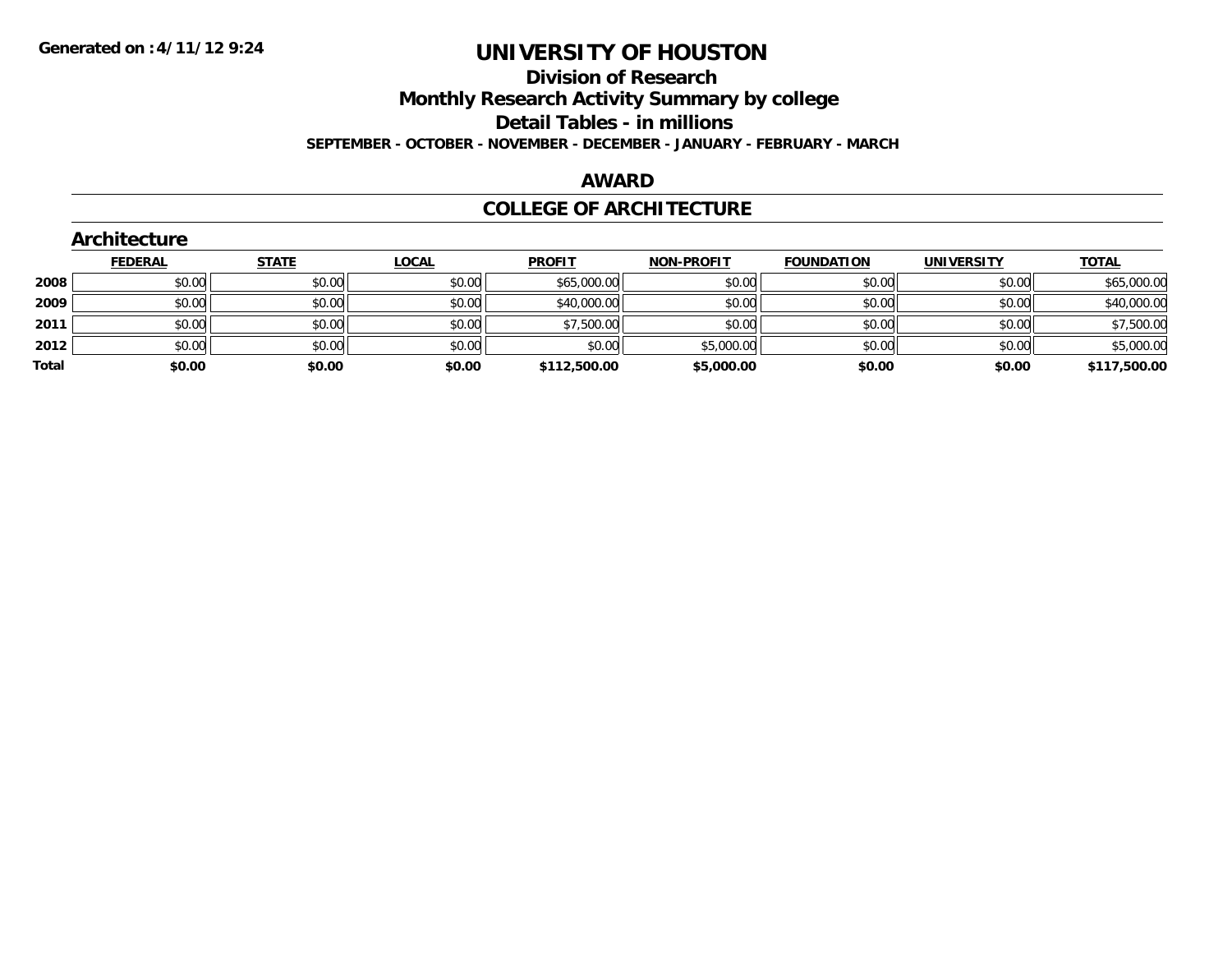**Generated on :4/11/12 9:24**

# UNIVERSITY OF HOUSTON

## Division of Research

## Monthly Research Activity Summary by college

## Detail Tables - in millions

**SEPTEMBER - OCTOBER - NOVEMBER - DECEMBER - JANUARY - FEBRUARY - MARCH**

## AWARD

## COLLEGE OF ARCHITECTURE

### Architecture

| | FEDERAL | STATE | LOCAL | PROFIT | NON-PROFIT | FOUNDATION | UNIVERSITY | TOTAL |
|---|---|---|---|---|---|---|---|---|
| **2008** | $0.00 | $0.00 | $0.00 | $65,000.00 | $0.00 | $0.00 | $0.00 | $65,000.00 |
| **2009** | $0.00 | $0.00 | $0.00 | $40,000.00 | $0.00 | $0.00 | $0.00 | $40,000.00 |
| **2011** | $0.00 | $0.00 | $0.00 | $7,500.00 | $0.00 | $0.00 | $0.00 | $7,500.00 |
| **2012** | $0.00 | $0.00 | $0.00 | $0.00 | $5,000.00 | $0.00 | $0.00 | $5,000.00 |
| **Total** | **$0.00** | **$0.00** | **$0.00** | **$112,500.00** | **$5,000.00** | **$0.00** | **$0.00** | **$117,500.00** |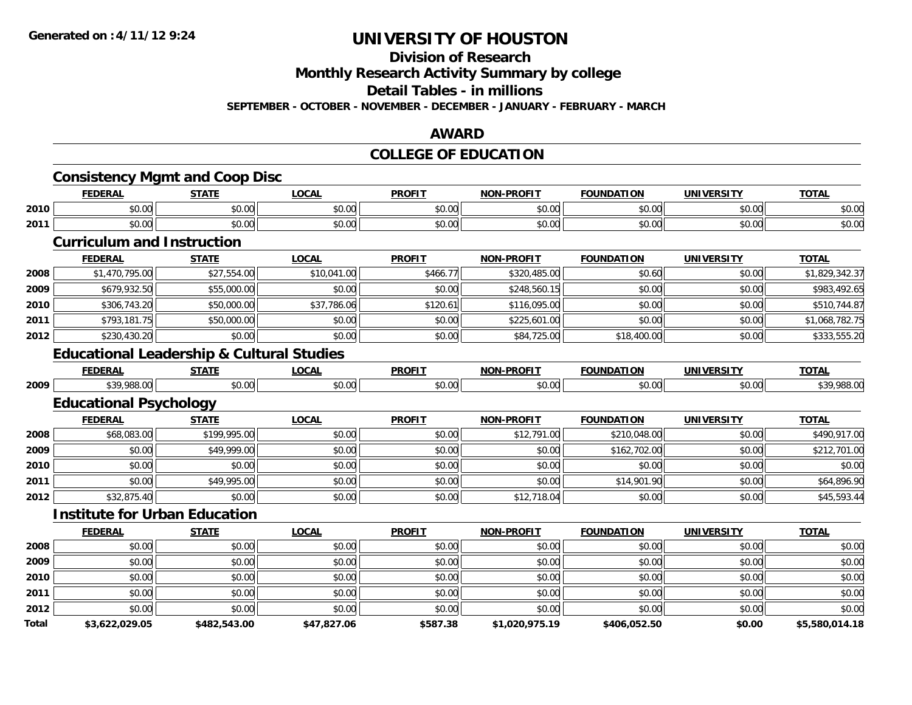**Generated on :4/11/12 9:24**

# UNIVERSITY OF HOUSTON

## Division of Research

## Monthly Research Activity Summary by college

## Detail Tables - in millions

**SEPTEMBER - OCTOBER - NOVEMBER - DECEMBER - JANUARY - FEBRUARY - MARCH**

## AWARD

## COLLEGE OF EDUCATION

### Consistency Mgmt and Coop Disc

| | FEDERAL | STATE | LOCAL | PROFIT | NON-PROFIT | FOUNDATION | UNIVERSITY | TOTAL |
|---|---|---|---|---|---|---|---|---|
| 2010 | $0.00 | $0.00 | $0.00 | $0.00 | $0.00 | $0.00 | $0.00 | $0.00 |
| 2011 | $0.00 | $0.00 | $0.00 | $0.00 | $0.00 | $0.00 | $0.00 | $0.00 |

### Curriculum and Instruction

| | FEDERAL | STATE | LOCAL | PROFIT | NON-PROFIT | FOUNDATION | UNIVERSITY | TOTAL |
|---|---|---|---|---|---|---|---|---|
| 2008 | $1,470,795.00 | $27,554.00 | $10,041.00 | $466.77 | $320,485.00 | $0.60 | $0.00 | $1,829,342.37 |
| 2009 | $679,932.50 | $55,000.00 | $0.00 | $0.00 | $248,560.15 | $0.00 | $0.00 | $983,492.65 |
| 2010 | $306,743.20 | $50,000.00 | $37,786.06 | $120.61 | $116,095.00 | $0.00 | $0.00 | $510,744.87 |
| 2011 | $793,181.75 | $50,000.00 | $0.00 | $0.00 | $225,601.00 | $0.00 | $0.00 | $1,068,782.75 |
| 2012 | $230,430.20 | $0.00 | $0.00 | $0.00 | $84,725.00 | $18,400.00 | $0.00 | $333,555.20 |

### Educational Leadership & Cultural Studies

| | FEDERAL | STATE | LOCAL | PROFIT | NON-PROFIT | FOUNDATION | UNIVERSITY | TOTAL |
|---|---|---|---|---|---|---|---|---|
| 2009 | $39,988.00 | $0.00 | $0.00 | $0.00 | $0.00 | $0.00 | $0.00 | $39,988.00 |

### Educational Psychology

| | FEDERAL | STATE | LOCAL | PROFIT | NON-PROFIT | FOUNDATION | UNIVERSITY | TOTAL |
|---|---|---|---|---|---|---|---|---|
| 2008 | $68,083.00 | $199,995.00 | $0.00 | $0.00 | $12,791.00 | $210,048.00 | $0.00 | $490,917.00 |
| 2009 | $0.00 | $49,999.00 | $0.00 | $0.00 | $0.00 | $162,702.00 | $0.00 | $212,701.00 |
| 2010 | $0.00 | $0.00 | $0.00 | $0.00 | $0.00 | $0.00 | $0.00 | $0.00 |
| 2011 | $0.00 | $49,995.00 | $0.00 | $0.00 | $0.00 | $14,901.90 | $0.00 | $64,896.90 |
| 2012 | $32,875.40 | $0.00 | $0.00 | $0.00 | $12,718.04 | $0.00 | $0.00 | $45,593.44 |

### Institute for Urban Education

| | FEDERAL | STATE | LOCAL | PROFIT | NON-PROFIT | FOUNDATION | UNIVERSITY | TOTAL |
|---|---|---|---|---|---|---|---|---|
| 2008 | $0.00 | $0.00 | $0.00 | $0.00 | $0.00 | $0.00 | $0.00 | $0.00 |
| 2009 | $0.00 | $0.00 | $0.00 | $0.00 | $0.00 | $0.00 | $0.00 | $0.00 |
| 2010 | $0.00 | $0.00 | $0.00 | $0.00 | $0.00 | $0.00 | $0.00 | $0.00 |
| 2011 | $0.00 | $0.00 | $0.00 | $0.00 | $0.00 | $0.00 | $0.00 | $0.00 |
| 2012 | $0.00 | $0.00 | $0.00 | $0.00 | $0.00 | $0.00 | $0.00 | $0.00 |
| **Total** | **$3,622,029.05** | **$482,543.00** | **$47,827.06** | **$587.38** | **$1,020,975.19** | **$406,052.50** | **$0.00** | **$5,580,014.18** |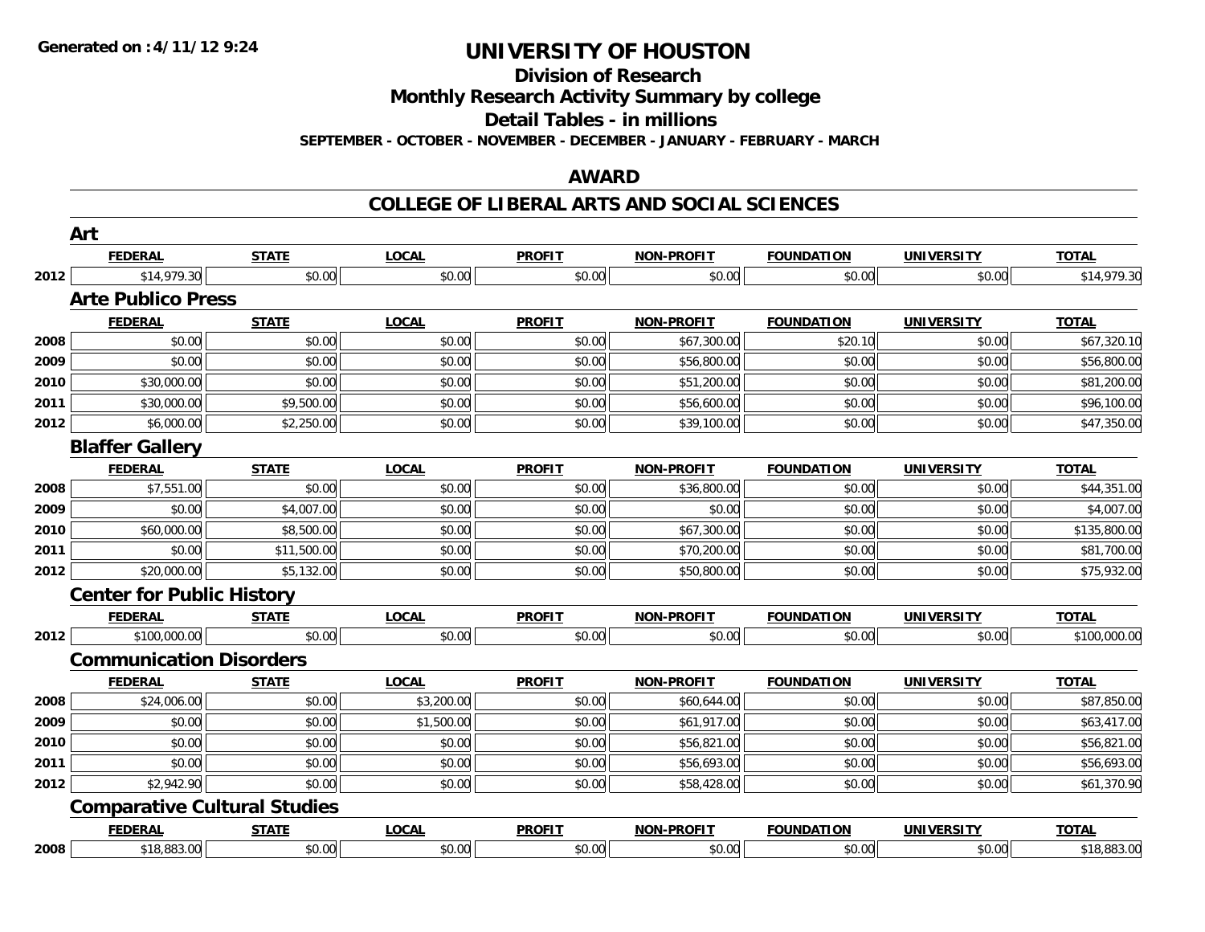Generated on :4/11/12 9:24

# UNIVERSITY OF HOUSTON

## Division of Research

## Monthly Research Activity Summary by college

## Detail Tables - in millions

**SEPTEMBER - OCTOBER - NOVEMBER - DECEMBER - JANUARY - FEBRUARY - MARCH**

## AWARD

## COLLEGE OF LIBERAL ARTS AND SOCIAL SCIENCES

### Art

| | FEDERAL | STATE | LOCAL | PROFIT | NON-PROFIT | FOUNDATION | UNIVERSITY | TOTAL |
|---|---|---|---|---|---|---|---|---|
| 2012 | $14,979.30 | $0.00 | $0.00 | $0.00 | $0.00 | $0.00 | $0.00 | $14,979.30 |

### Arte Publico Press

| | FEDERAL | STATE | LOCAL | PROFIT | NON-PROFIT | FOUNDATION | UNIVERSITY | TOTAL |
|---|---|---|---|---|---|---|---|---|
| 2008 | $0.00 | $0.00 | $0.00 | $0.00 | $67,300.00 | $20.10 | $0.00 | $67,320.10 |
| 2009 | $0.00 | $0.00 | $0.00 | $0.00 | $56,800.00 | $0.00 | $0.00 | $56,800.00 |
| 2010 | $30,000.00 | $0.00 | $0.00 | $0.00 | $51,200.00 | $0.00 | $0.00 | $81,200.00 |
| 2011 | $30,000.00 | $9,500.00 | $0.00 | $0.00 | $56,600.00 | $0.00 | $0.00 | $96,100.00 |
| 2012 | $6,000.00 | $2,250.00 | $0.00 | $0.00 | $39,100.00 | $0.00 | $0.00 | $47,350.00 |

### Blaffer Gallery

| | FEDERAL | STATE | LOCAL | PROFIT | NON-PROFIT | FOUNDATION | UNIVERSITY | TOTAL |
|---|---|---|---|---|---|---|---|---|
| 2008 | $7,551.00 | $0.00 | $0.00 | $0.00 | $36,800.00 | $0.00 | $0.00 | $44,351.00 |
| 2009 | $0.00 | $4,007.00 | $0.00 | $0.00 | $0.00 | $0.00 | $0.00 | $4,007.00 |
| 2010 | $60,000.00 | $8,500.00 | $0.00 | $0.00 | $67,300.00 | $0.00 | $0.00 | $135,800.00 |
| 2011 | $0.00 | $11,500.00 | $0.00 | $0.00 | $70,200.00 | $0.00 | $0.00 | $81,700.00 |
| 2012 | $20,000.00 | $5,132.00 | $0.00 | $0.00 | $50,800.00 | $0.00 | $0.00 | $75,932.00 |

### Center for Public History

| | FEDERAL | STATE | LOCAL | PROFIT | NON-PROFIT | FOUNDATION | UNIVERSITY | TOTAL |
|---|---|---|---|---|---|---|---|---|
| 2012 | $100,000.00 | $0.00 | $0.00 | $0.00 | $0.00 | $0.00 | $0.00 | $100,000.00 |

### Communication Disorders

| | FEDERAL | STATE | LOCAL | PROFIT | NON-PROFIT | FOUNDATION | UNIVERSITY | TOTAL |
|---|---|---|---|---|---|---|---|---|
| 2008 | $24,006.00 | $0.00 | $3,200.00 | $0.00 | $60,644.00 | $0.00 | $0.00 | $87,850.00 |
| 2009 | $0.00 | $0.00 | $1,500.00 | $0.00 | $61,917.00 | $0.00 | $0.00 | $63,417.00 |
| 2010 | $0.00 | $0.00 | $0.00 | $0.00 | $56,821.00 | $0.00 | $0.00 | $56,821.00 |
| 2011 | $0.00 | $0.00 | $0.00 | $0.00 | $56,693.00 | $0.00 | $0.00 | $56,693.00 |
| 2012 | $2,942.90 | $0.00 | $0.00 | $0.00 | $58,428.00 | $0.00 | $0.00 | $61,370.90 |

### Comparative Cultural Studies

| | FEDERAL | STATE | LOCAL | PROFIT | NON-PROFIT | FOUNDATION | UNIVERSITY | TOTAL |
|---|---|---|---|---|---|---|---|---|
| 2008 | $18,883.00 | $0.00 | $0.00 | $0.00 | $0.00 | $0.00 | $0.00 | $18,883.00 |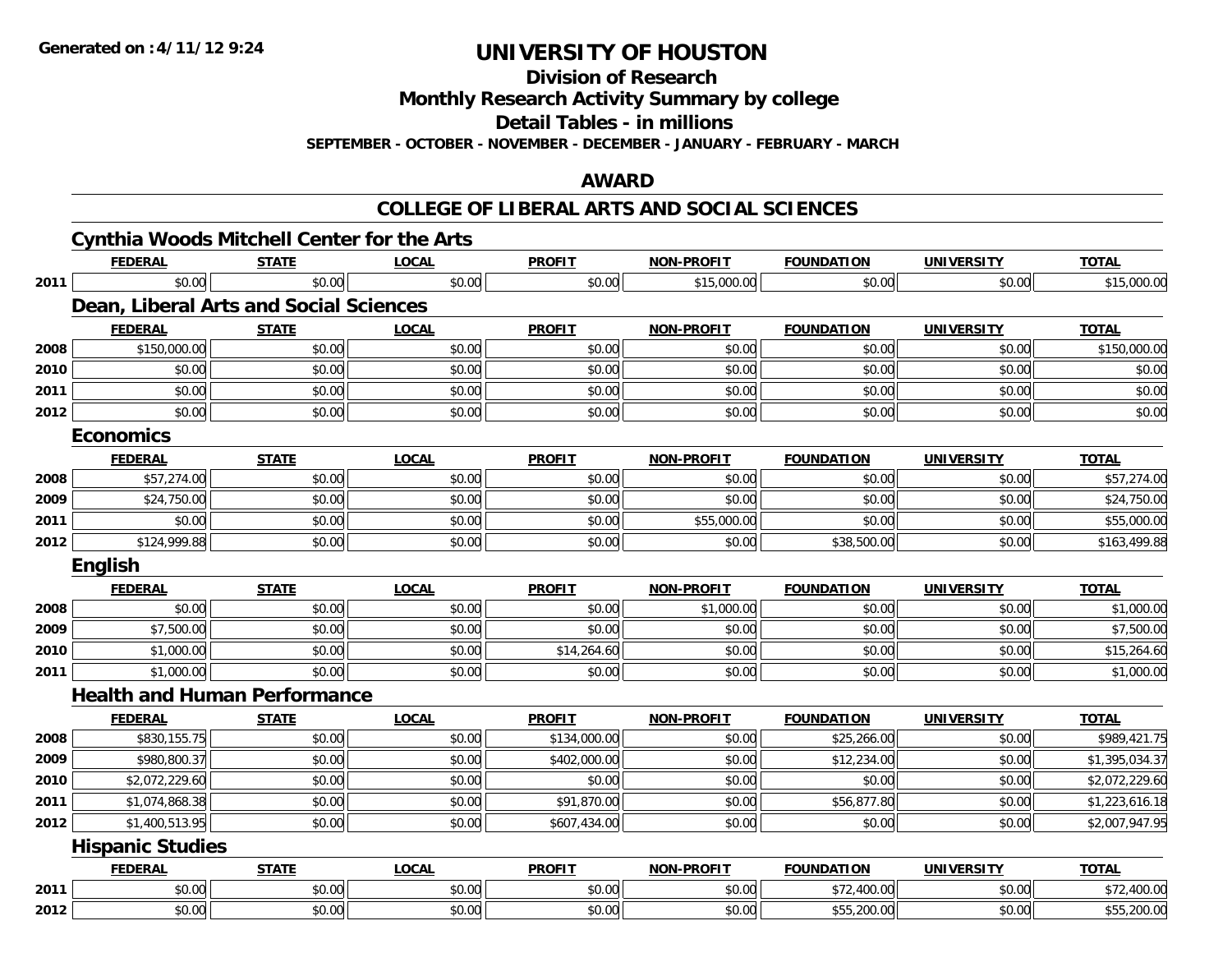**Generated on :4/11/12 9:24**

# UNIVERSITY OF HOUSTON

## Division of Research

## Monthly Research Activity Summary by college

## Detail Tables - in millions

**SEPTEMBER - OCTOBER - NOVEMBER - DECEMBER - JANUARY - FEBRUARY - MARCH**

## AWARD

## COLLEGE OF LIBERAL ARTS AND SOCIAL SCIENCES

### Cynthia Woods Mitchell Center for the Arts

| | FEDERAL | STATE | LOCAL | PROFIT | NON-PROFIT | FOUNDATION | UNIVERSITY | TOTAL |
|---|---|---|---|---|---|---|---|---|
| 2011 | $0.00 | $0.00 | $0.00 | $0.00 | $15,000.00 | $0.00 | $0.00 | $15,000.00 |

### Dean, Liberal Arts and Social Sciences

| | FEDERAL | STATE | LOCAL | PROFIT | NON-PROFIT | FOUNDATION | UNIVERSITY | TOTAL |
|---|---|---|---|---|---|---|---|---|
| 2008 | $150,000.00 | $0.00 | $0.00 | $0.00 | $0.00 | $0.00 | $0.00 | $150,000.00 |
| 2010 | $0.00 | $0.00 | $0.00 | $0.00 | $0.00 | $0.00 | $0.00 | $0.00 |
| 2011 | $0.00 | $0.00 | $0.00 | $0.00 | $0.00 | $0.00 | $0.00 | $0.00 |
| 2012 | $0.00 | $0.00 | $0.00 | $0.00 | $0.00 | $0.00 | $0.00 | $0.00 |

### Economics

| | FEDERAL | STATE | LOCAL | PROFIT | NON-PROFIT | FOUNDATION | UNIVERSITY | TOTAL |
|---|---|---|---|---|---|---|---|---|
| 2008 | $57,274.00 | $0.00 | $0.00 | $0.00 | $0.00 | $0.00 | $0.00 | $57,274.00 |
| 2009 | $24,750.00 | $0.00 | $0.00 | $0.00 | $0.00 | $0.00 | $0.00 | $24,750.00 |
| 2011 | $0.00 | $0.00 | $0.00 | $0.00 | $55,000.00 | $0.00 | $0.00 | $55,000.00 |
| 2012 | $124,999.88 | $0.00 | $0.00 | $0.00 | $0.00 | $38,500.00 | $0.00 | $163,499.88 |

### English

| | FEDERAL | STATE | LOCAL | PROFIT | NON-PROFIT | FOUNDATION | UNIVERSITY | TOTAL |
|---|---|---|---|---|---|---|---|---|
| 2008 | $0.00 | $0.00 | $0.00 | $0.00 | $1,000.00 | $0.00 | $0.00 | $1,000.00 |
| 2009 | $7,500.00 | $0.00 | $0.00 | $0.00 | $0.00 | $0.00 | $0.00 | $7,500.00 |
| 2010 | $1,000.00 | $0.00 | $0.00 | $14,264.60 | $0.00 | $0.00 | $0.00 | $15,264.60 |
| 2011 | $1,000.00 | $0.00 | $0.00 | $0.00 | $0.00 | $0.00 | $0.00 | $1,000.00 |

### Health and Human Performance

| | FEDERAL | STATE | LOCAL | PROFIT | NON-PROFIT | FOUNDATION | UNIVERSITY | TOTAL |
|---|---|---|---|---|---|---|---|---|
| 2008 | $830,155.75 | $0.00 | $0.00 | $134,000.00 | $0.00 | $25,266.00 | $0.00 | $989,421.75 |
| 2009 | $980,800.37 | $0.00 | $0.00 | $402,000.00 | $0.00 | $12,234.00 | $0.00 | $1,395,034.37 |
| 2010 | $2,072,229.60 | $0.00 | $0.00 | $0.00 | $0.00 | $0.00 | $0.00 | $2,072,229.60 |
| 2011 | $1,074,868.38 | $0.00 | $0.00 | $91,870.00 | $0.00 | $56,877.80 | $0.00 | $1,223,616.18 |
| 2012 | $1,400,513.95 | $0.00 | $0.00 | $607,434.00 | $0.00 | $0.00 | $0.00 | $2,007,947.95 |

### Hispanic Studies

| | FEDERAL | STATE | LOCAL | PROFIT | NON-PROFIT | FOUNDATION | UNIVERSITY | TOTAL |
|---|---|---|---|---|---|---|---|---|
| 2011 | $0.00 | $0.00 | $0.00 | $0.00 | $0.00 | $72,400.00 | $0.00 | $72,400.00 |
| 2012 | $0.00 | $0.00 | $0.00 | $0.00 | $0.00 | $55,200.00 | $0.00 | $55,200.00 |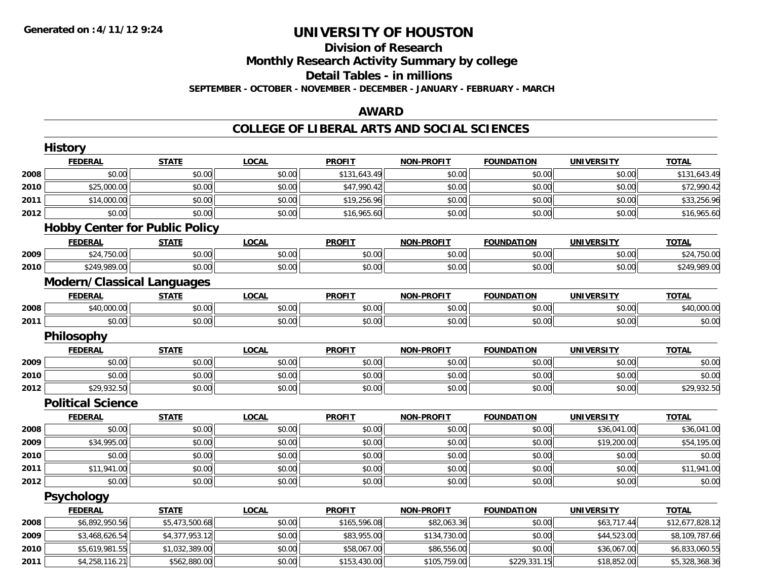# UNIVERSITY OF HOUSTON

## Division of Research

## Monthly Research Activity Summary by college

## Detail Tables - in millions

**SEPTEMBER - OCTOBER - NOVEMBER - DECEMBER - JANUARY - FEBRUARY - MARCH**

## AWARD

## COLLEGE OF LIBERAL ARTS AND SOCIAL SCIENCES

### History

| | FEDERAL | STATE | LOCAL | PROFIT | NON-PROFIT | FOUNDATION | UNIVERSITY | TOTAL |
|---|---|---|---|---|---|---|---|---|
| 2008 | $0.00 | $0.00 | $0.00 | $131,643.49 | $0.00 | $0.00 | $0.00 | $131,643.49 |
| 2010 | $25,000.00 | $0.00 | $0.00 | $47,990.42 | $0.00 | $0.00 | $0.00 | $72,990.42 |
| 2011 | $14,000.00 | $0.00 | $0.00 | $19,256.96 | $0.00 | $0.00 | $0.00 | $33,256.96 |
| 2012 | $0.00 | $0.00 | $0.00 | $16,965.60 | $0.00 | $0.00 | $0.00 | $16,965.60 |

### Hobby Center for Public Policy

| | FEDERAL | STATE | LOCAL | PROFIT | NON-PROFIT | FOUNDATION | UNIVERSITY | TOTAL |
|---|---|---|---|---|---|---|---|---|
| 2009 | $24,750.00 | $0.00 | $0.00 | $0.00 | $0.00 | $0.00 | $0.00 | $24,750.00 |
| 2010 | $249,989.00 | $0.00 | $0.00 | $0.00 | $0.00 | $0.00 | $0.00 | $249,989.00 |

### Modern/Classical Languages

| | FEDERAL | STATE | LOCAL | PROFIT | NON-PROFIT | FOUNDATION | UNIVERSITY | TOTAL |
|---|---|---|---|---|---|---|---|---|
| 2008 | $40,000.00 | $0.00 | $0.00 | $0.00 | $0.00 | $0.00 | $0.00 | $40,000.00 |
| 2011 | $0.00 | $0.00 | $0.00 | $0.00 | $0.00 | $0.00 | $0.00 | $0.00 |

### Philosophy

| | FEDERAL | STATE | LOCAL | PROFIT | NON-PROFIT | FOUNDATION | UNIVERSITY | TOTAL |
|---|---|---|---|---|---|---|---|---|
| 2009 | $0.00 | $0.00 | $0.00 | $0.00 | $0.00 | $0.00 | $0.00 | $0.00 |
| 2010 | $0.00 | $0.00 | $0.00 | $0.00 | $0.00 | $0.00 | $0.00 | $0.00 |
| 2012 | $29,932.50 | $0.00 | $0.00 | $0.00 | $0.00 | $0.00 | $0.00 | $29,932.50 |

### Political Science

| | FEDERAL | STATE | LOCAL | PROFIT | NON-PROFIT | FOUNDATION | UNIVERSITY | TOTAL |
|---|---|---|---|---|---|---|---|---|
| 2008 | $0.00 | $0.00 | $0.00 | $0.00 | $0.00 | $0.00 | $36,041.00 | $36,041.00 |
| 2009 | $34,995.00 | $0.00 | $0.00 | $0.00 | $0.00 | $0.00 | $19,200.00 | $54,195.00 |
| 2010 | $0.00 | $0.00 | $0.00 | $0.00 | $0.00 | $0.00 | $0.00 | $0.00 |
| 2011 | $11,941.00 | $0.00 | $0.00 | $0.00 | $0.00 | $0.00 | $0.00 | $11,941.00 |
| 2012 | $0.00 | $0.00 | $0.00 | $0.00 | $0.00 | $0.00 | $0.00 | $0.00 |

### Psychology

| | FEDERAL | STATE | LOCAL | PROFIT | NON-PROFIT | FOUNDATION | UNIVERSITY | TOTAL |
|---|---|---|---|---|---|---|---|---|
| 2008 | $6,892,950.56 | $5,473,500.68 | $0.00 | $165,596.08 | $82,063.36 | $0.00 | $63,717.44 | $12,677,828.12 |
| 2009 | $3,468,626.54 | $4,377,953.12 | $0.00 | $83,955.00 | $134,730.00 | $0.00 | $44,523.00 | $8,109,787.66 |
| 2010 | $5,619,981.55 | $1,032,389.00 | $0.00 | $58,067.00 | $86,556.00 | $0.00 | $36,067.00 | $6,833,060.55 |
| 2011 | $4,258,116.21 | $562,880.00 | $0.00 | $153,430.00 | $105,759.00 | $229,331.15 | $18,852.00 | $5,328,368.36 |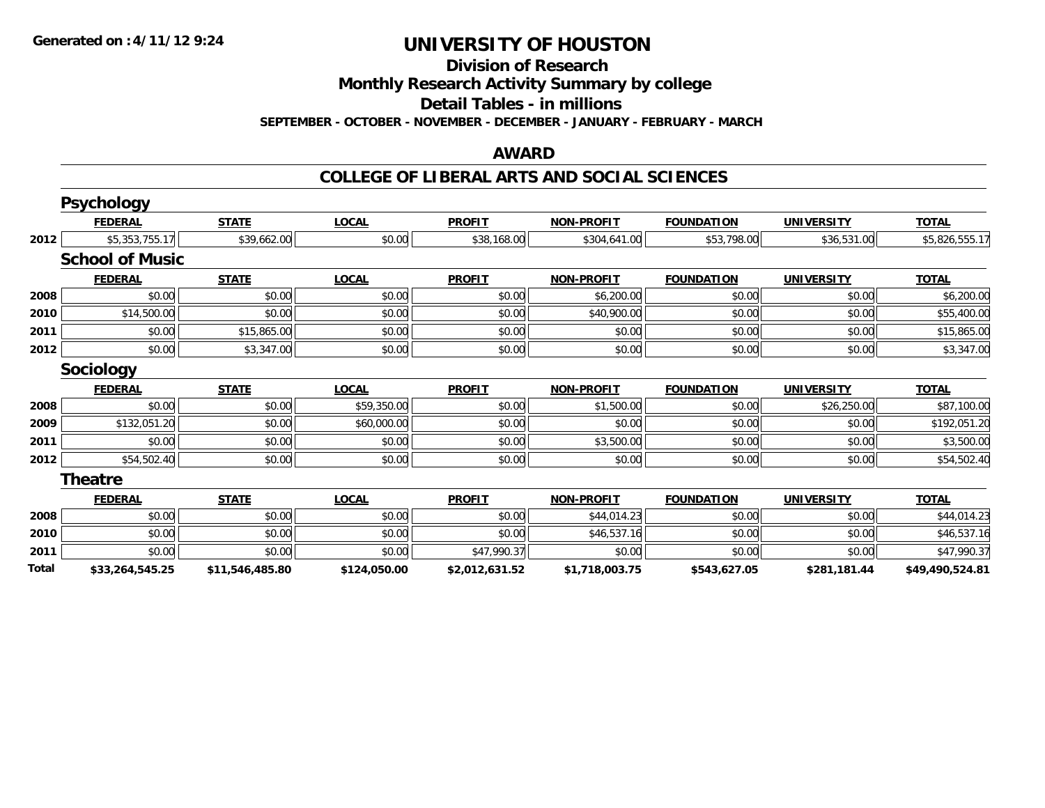# UNIVERSITY OF HOUSTON

## Division of Research

## Monthly Research Activity Summary by college

## Detail Tables - in millions

**SEPTEMBER - OCTOBER - NOVEMBER - DECEMBER - JANUARY - FEBRUARY - MARCH**

Generated on :4/11/12 9:24

### AWARD

### COLLEGE OF LIBERAL ARTS AND SOCIAL SCIENCES

#### Psychology

| | FEDERAL | STATE | LOCAL | PROFIT | NON-PROFIT | FOUNDATION | UNIVERSITY | TOTAL |
|---|---|---|---|---|---|---|---|---|
| 2012 | $5,353,755.17 | $39,662.00 | $0.00 | $38,168.00 | $304,641.00 | $53,798.00 | $36,531.00 | $5,826,555.17 |

#### School of Music

| | FEDERAL | STATE | LOCAL | PROFIT | NON-PROFIT | FOUNDATION | UNIVERSITY | TOTAL |
|---|---|---|---|---|---|---|---|---|
| 2008 | $0.00 | $0.00 | $0.00 | $0.00 | $6,200.00 | $0.00 | $0.00 | $6,200.00 |
| 2010 | $14,500.00 | $0.00 | $0.00 | $0.00 | $40,900.00 | $0.00 | $0.00 | $55,400.00 |
| 2011 | $0.00 | $15,865.00 | $0.00 | $0.00 | $0.00 | $0.00 | $0.00 | $15,865.00 |
| 2012 | $0.00 | $3,347.00 | $0.00 | $0.00 | $0.00 | $0.00 | $0.00 | $3,347.00 |

#### Sociology

| | FEDERAL | STATE | LOCAL | PROFIT | NON-PROFIT | FOUNDATION | UNIVERSITY | TOTAL |
|---|---|---|---|---|---|---|---|---|
| 2008 | $0.00 | $0.00 | $59,350.00 | $0.00 | $1,500.00 | $0.00 | $26,250.00 | $87,100.00 |
| 2009 | $132,051.20 | $0.00 | $60,000.00 | $0.00 | $0.00 | $0.00 | $0.00 | $192,051.20 |
| 2011 | $0.00 | $0.00 | $0.00 | $0.00 | $3,500.00 | $0.00 | $0.00 | $3,500.00 |
| 2012 | $54,502.40 | $0.00 | $0.00 | $0.00 | $0.00 | $0.00 | $0.00 | $54,502.40 |

#### Theatre

| | FEDERAL | STATE | LOCAL | PROFIT | NON-PROFIT | FOUNDATION | UNIVERSITY | TOTAL |
|---|---|---|---|---|---|---|---|---|
| 2008 | $0.00 | $0.00 | $0.00 | $0.00 | $44,014.23 | $0.00 | $0.00 | $44,014.23 |
| 2010 | $0.00 | $0.00 | $0.00 | $0.00 | $46,537.16 | $0.00 | $0.00 | $46,537.16 |
| 2011 | $0.00 | $0.00 | $0.00 | $47,990.37 | $0.00 | $0.00 | $0.00 | $47,990.37 |
| **Total** | **$33,264,545.25** | **$11,546,485.80** | **$124,050.00** | **$2,012,631.52** | **$1,718,003.75** | **$543,627.05** | **$281,181.44** | **$49,490,524.81** |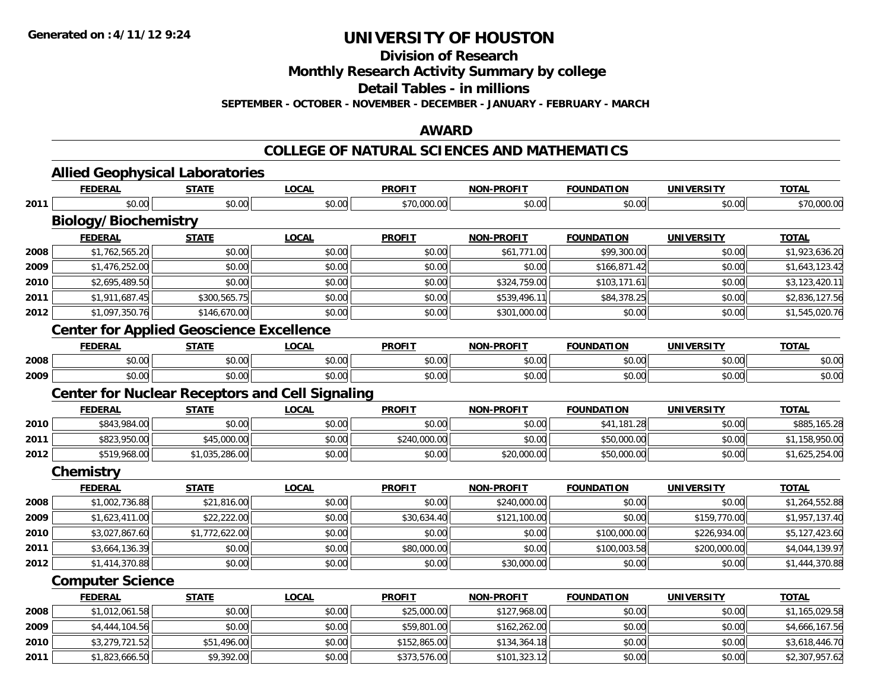**Generated on :4/11/12 9:24**

# UNIVERSITY OF HOUSTON

## Division of Research

## Monthly Research Activity Summary by college

## Detail Tables - in millions

**SEPTEMBER - OCTOBER - NOVEMBER - DECEMBER - JANUARY - FEBRUARY - MARCH**

## AWARD

## COLLEGE OF NATURAL SCIENCES AND MATHEMATICS

### Allied Geophysical Laboratories

| | FEDERAL | STATE | LOCAL | PROFIT | NON-PROFIT | FOUNDATION | UNIVERSITY | TOTAL |
|---|---|---|---|---|---|---|---|---|
| 2011 | $0.00 | $0.00 | $0.00 | $70,000.00 | $0.00 | $0.00 | $0.00 | $70,000.00 |

### Biology/Biochemistry

| | FEDERAL | STATE | LOCAL | PROFIT | NON-PROFIT | FOUNDATION | UNIVERSITY | TOTAL |
|---|---|---|---|---|---|---|---|---|
| 2008 | $1,762,565.20 | $0.00 | $0.00 | $0.00 | $61,771.00 | $99,300.00 | $0.00 | $1,923,636.20 |
| 2009 | $1,476,252.00 | $0.00 | $0.00 | $0.00 | $0.00 | $166,871.42 | $0.00 | $1,643,123.42 |
| 2010 | $2,695,489.50 | $0.00 | $0.00 | $0.00 | $324,759.00 | $103,171.61 | $0.00 | $3,123,420.11 |
| 2011 | $1,911,687.45 | $300,565.75 | $0.00 | $0.00 | $539,496.11 | $84,378.25 | $0.00 | $2,836,127.56 |
| 2012 | $1,097,350.76 | $146,670.00 | $0.00 | $0.00 | $301,000.00 | $0.00 | $0.00 | $1,545,020.76 |

### Center for Applied Geoscience Excellence

| | FEDERAL | STATE | LOCAL | PROFIT | NON-PROFIT | FOUNDATION | UNIVERSITY | TOTAL |
|---|---|---|---|---|---|---|---|---|
| 2008 | $0.00 | $0.00 | $0.00 | $0.00 | $0.00 | $0.00 | $0.00 | $0.00 |
| 2009 | $0.00 | $0.00 | $0.00 | $0.00 | $0.00 | $0.00 | $0.00 | $0.00 |

### Center for Nuclear Receptors and Cell Signaling

| | FEDERAL | STATE | LOCAL | PROFIT | NON-PROFIT | FOUNDATION | UNIVERSITY | TOTAL |
|---|---|---|---|---|---|---|---|---|
| 2010 | $843,984.00 | $0.00 | $0.00 | $0.00 | $0.00 | $41,181.28 | $0.00 | $885,165.28 |
| 2011 | $823,950.00 | $45,000.00 | $0.00 | $240,000.00 | $0.00 | $50,000.00 | $0.00 | $1,158,950.00 |
| 2012 | $519,968.00 | $1,035,286.00 | $0.00 | $0.00 | $20,000.00 | $50,000.00 | $0.00 | $1,625,254.00 |

### Chemistry

| | FEDERAL | STATE | LOCAL | PROFIT | NON-PROFIT | FOUNDATION | UNIVERSITY | TOTAL |
|---|---|---|---|---|---|---|---|---|
| 2008 | $1,002,736.88 | $21,816.00 | $0.00 | $0.00 | $240,000.00 | $0.00 | $0.00 | $1,264,552.88 |
| 2009 | $1,623,411.00 | $22,222.00 | $0.00 | $30,634.40 | $121,100.00 | $0.00 | $159,770.00 | $1,957,137.40 |
| 2010 | $3,027,867.60 | $1,772,622.00 | $0.00 | $0.00 | $0.00 | $100,000.00 | $226,934.00 | $5,127,423.60 |
| 2011 | $3,664,136.39 | $0.00 | $0.00 | $80,000.00 | $0.00 | $100,003.58 | $200,000.00 | $4,044,139.97 |
| 2012 | $1,414,370.88 | $0.00 | $0.00 | $0.00 | $30,000.00 | $0.00 | $0.00 | $1,444,370.88 |

### Computer Science

| | FEDERAL | STATE | LOCAL | PROFIT | NON-PROFIT | FOUNDATION | UNIVERSITY | TOTAL |
|---|---|---|---|---|---|---|---|---|
| 2008 | $1,012,061.58 | $0.00 | $0.00 | $25,000.00 | $127,968.00 | $0.00 | $0.00 | $1,165,029.58 |
| 2009 | $4,444,104.56 | $0.00 | $0.00 | $59,801.00 | $162,262.00 | $0.00 | $0.00 | $4,666,167.56 |
| 2010 | $3,279,721.52 | $51,496.00 | $0.00 | $152,865.00 | $134,364.18 | $0.00 | $0.00 | $3,618,446.70 |
| 2011 | $1,823,666.50 | $9,392.00 | $0.00 | $373,576.00 | $101,323.12 | $0.00 | $0.00 | $2,307,957.62 |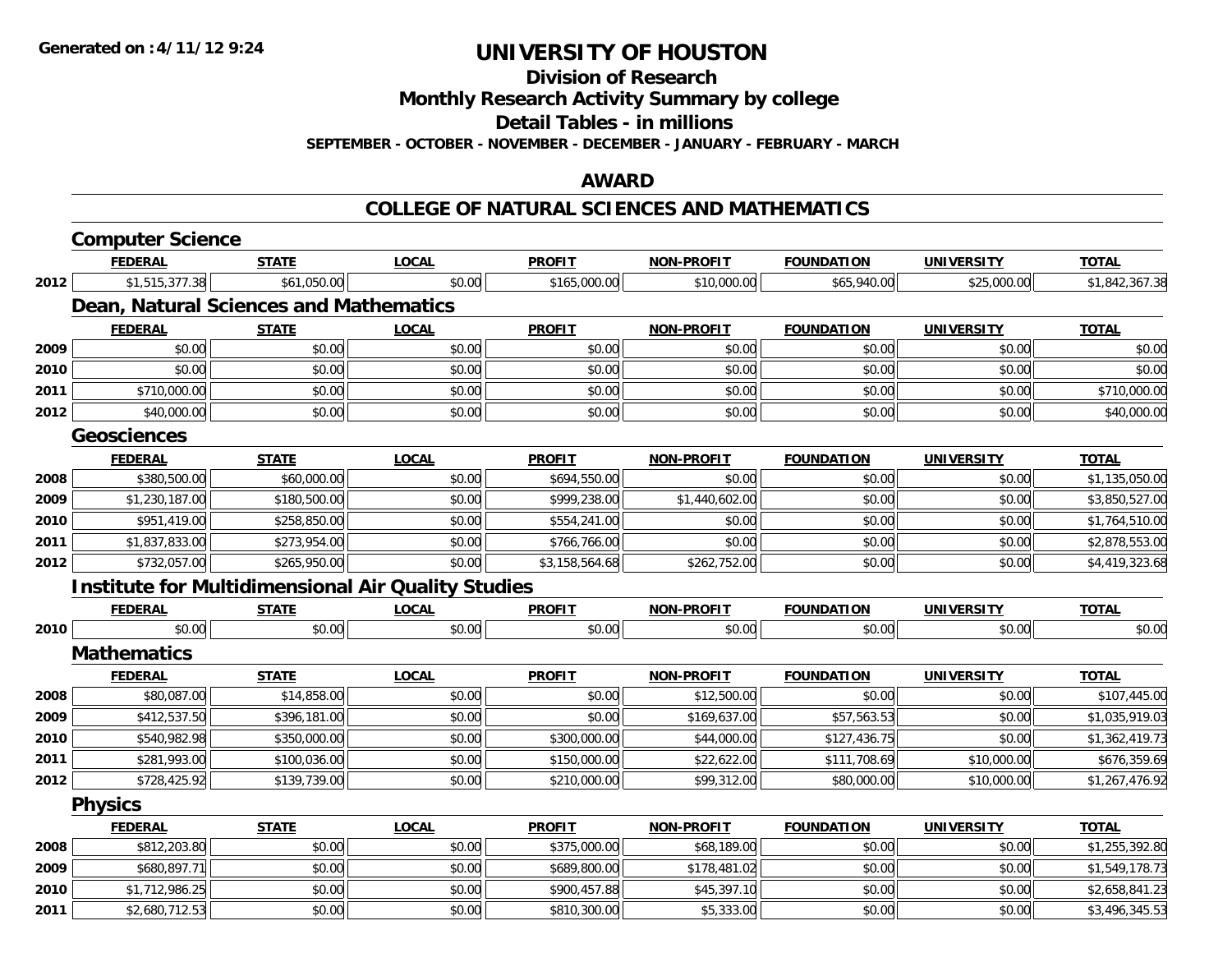**Generated on :4/11/12 9:24**

# UNIVERSITY OF HOUSTON

## Division of Research

## Monthly Research Activity Summary by college

## Detail Tables - in millions

**SEPTEMBER - OCTOBER - NOVEMBER - DECEMBER - JANUARY - FEBRUARY - MARCH**

## AWARD

## COLLEGE OF NATURAL SCIENCES AND MATHEMATICS

### Computer Science

| | FEDERAL | STATE | LOCAL | PROFIT | NON-PROFIT | FOUNDATION | UNIVERSITY | TOTAL |
|---|---|---|---|---|---|---|---|---|
| 2012 | $1,515,377.38 | $61,050.00 | $0.00 | $165,000.00 | $10,000.00 | $65,940.00 | $25,000.00 | $1,842,367.38 |

### Dean, Natural Sciences and Mathematics

| | FEDERAL | STATE | LOCAL | PROFIT | NON-PROFIT | FOUNDATION | UNIVERSITY | TOTAL |
|---|---|---|---|---|---|---|---|---|
| 2009 | $0.00 | $0.00 | $0.00 | $0.00 | $0.00 | $0.00 | $0.00 | $0.00 |
| 2010 | $0.00 | $0.00 | $0.00 | $0.00 | $0.00 | $0.00 | $0.00 | $0.00 |
| 2011 | $710,000.00 | $0.00 | $0.00 | $0.00 | $0.00 | $0.00 | $0.00 | $710,000.00 |
| 2012 | $40,000.00 | $0.00 | $0.00 | $0.00 | $0.00 | $0.00 | $0.00 | $40,000.00 |

### Geosciences

| | FEDERAL | STATE | LOCAL | PROFIT | NON-PROFIT | FOUNDATION | UNIVERSITY | TOTAL |
|---|---|---|---|---|---|---|---|---|
| 2008 | $380,500.00 | $60,000.00 | $0.00 | $694,550.00 | $0.00 | $0.00 | $0.00 | $1,135,050.00 |
| 2009 | $1,230,187.00 | $180,500.00 | $0.00 | $999,238.00 | $1,440,602.00 | $0.00 | $0.00 | $3,850,527.00 |
| 2010 | $951,419.00 | $258,850.00 | $0.00 | $554,241.00 | $0.00 | $0.00 | $0.00 | $1,764,510.00 |
| 2011 | $1,837,833.00 | $273,954.00 | $0.00 | $766,766.00 | $0.00 | $0.00 | $0.00 | $2,878,553.00 |
| 2012 | $732,057.00 | $265,950.00 | $0.00 | $3,158,564.68 | $262,752.00 | $0.00 | $0.00 | $4,419,323.68 |

### Institute for Multidimensional Air Quality Studies

| | FEDERAL | STATE | LOCAL | PROFIT | NON-PROFIT | FOUNDATION | UNIVERSITY | TOTAL |
|---|---|---|---|---|---|---|---|---|
| 2010 | $0.00 | $0.00 | $0.00 | $0.00 | $0.00 | $0.00 | $0.00 | $0.00 |

### Mathematics

| | FEDERAL | STATE | LOCAL | PROFIT | NON-PROFIT | FOUNDATION | UNIVERSITY | TOTAL |
|---|---|---|---|---|---|---|---|---|
| 2008 | $80,087.00 | $14,858.00 | $0.00 | $0.00 | $12,500.00 | $0.00 | $0.00 | $107,445.00 |
| 2009 | $412,537.50 | $396,181.00 | $0.00 | $0.00 | $169,637.00 | $57,563.53 | $0.00 | $1,035,919.03 |
| 2010 | $540,982.98 | $350,000.00 | $0.00 | $300,000.00 | $44,000.00 | $127,436.75 | $0.00 | $1,362,419.73 |
| 2011 | $281,993.00 | $100,036.00 | $0.00 | $150,000.00 | $22,622.00 | $111,708.69 | $10,000.00 | $676,359.69 |
| 2012 | $728,425.92 | $139,739.00 | $0.00 | $210,000.00 | $99,312.00 | $80,000.00 | $10,000.00 | $1,267,476.92 |

### Physics

| | FEDERAL | STATE | LOCAL | PROFIT | NON-PROFIT | FOUNDATION | UNIVERSITY | TOTAL |
|---|---|---|---|---|---|---|---|---|
| 2008 | $812,203.80 | $0.00 | $0.00 | $375,000.00 | $68,189.00 | $0.00 | $0.00 | $1,255,392.80 |
| 2009 | $680,897.71 | $0.00 | $0.00 | $689,800.00 | $178,481.02 | $0.00 | $0.00 | $1,549,178.73 |
| 2010 | $1,712,986.25 | $0.00 | $0.00 | $900,457.88 | $45,397.10 | $0.00 | $0.00 | $2,658,841.23 |
| 2011 | $2,680,712.53 | $0.00 | $0.00 | $810,300.00 | $5,333.00 | $0.00 | $0.00 | $3,496,345.53 |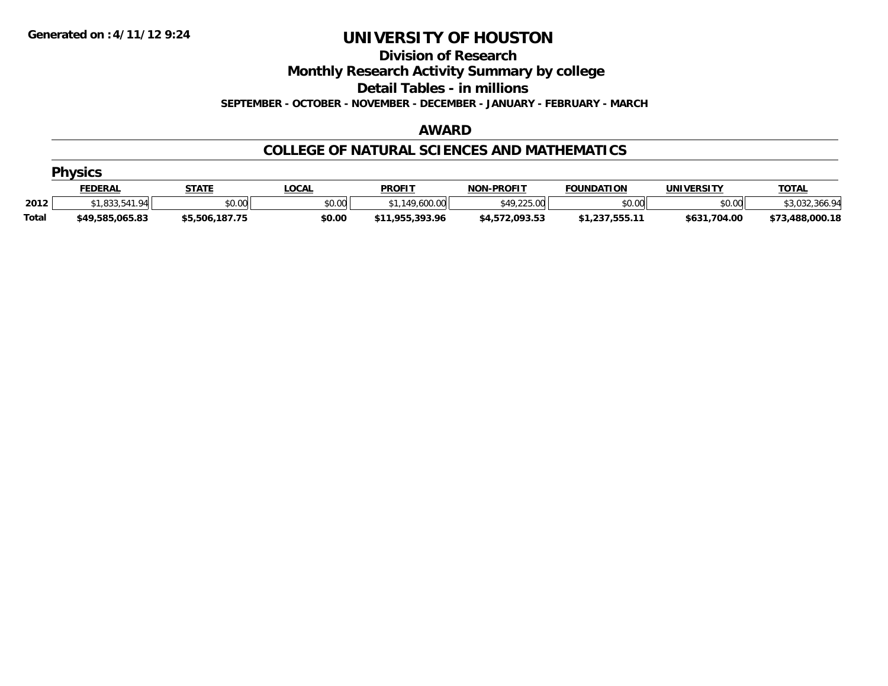**Generated on :4/11/12 9:24**

# UNIVERSITY OF HOUSTON

## Division of Research

## Monthly Research Activity Summary by college

## Detail Tables - in millions

**SEPTEMBER - OCTOBER - NOVEMBER - DECEMBER - JANUARY - FEBRUARY - MARCH**

### AWARD

### COLLEGE OF NATURAL SCIENCES AND MATHEMATICS

#### Physics

| | FEDERAL | STATE | LOCAL | PROFIT | NON-PROFIT | FOUNDATION | UNIVERSITY | TOTAL |
|---|---|---|---|---|---|---|---|---|
| 2012 | $1,833,541.94 | $0.00 | $0.00 | $1,149,600.00 | $49,225.00 | $0.00 | $0.00 | $3,032,366.94 |
| **Total** | **$49,585,065.83** | **$5,506,187.75** | **$0.00** | **$11,955,393.96** | **$4,572,093.53** | **$1,237,555.11** | **$631,704.00** | **$73,488,000.18** |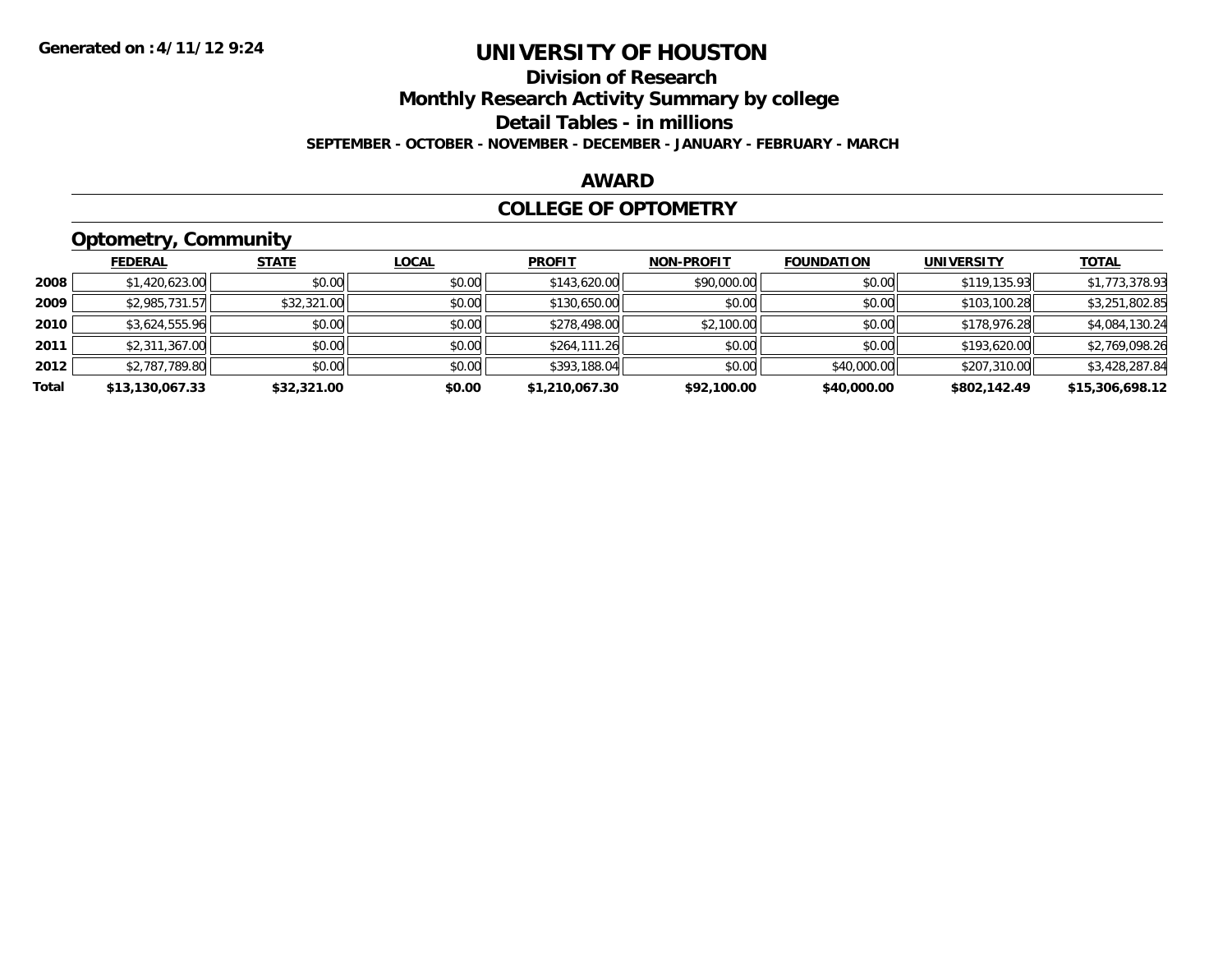Generated on :4/11/12 9:24

# UNIVERSITY OF HOUSTON

## Division of Research

## Monthly Research Activity Summary by college

## Detail Tables - in millions

**SEPTEMBER - OCTOBER - NOVEMBER - DECEMBER - JANUARY - FEBRUARY - MARCH**

## AWARD

## COLLEGE OF OPTOMETRY

### Optometry, Community

| | FEDERAL | STATE | LOCAL | PROFIT | NON-PROFIT | FOUNDATION | UNIVERSITY | TOTAL |
|---|---|---|---|---|---|---|---|---|
| **2008** | $1,420,623.00 | $0.00 | $0.00 | $143,620.00 | $90,000.00 | $0.00 | $119,135.93 | $1,773,378.93 |
| **2009** | $2,985,731.57 | $32,321.00 | $0.00 | $130,650.00 | $0.00 | $0.00 | $103,100.28 | $3,251,802.85 |
| **2010** | $3,624,555.96 | $0.00 | $0.00 | $278,498.00 | $2,100.00 | $0.00 | $178,976.28 | $4,084,130.24 |
| **2011** | $2,311,367.00 | $0.00 | $0.00 | $264,111.26 | $0.00 | $0.00 | $193,620.00 | $2,769,098.26 |
| **2012** | $2,787,789.80 | $0.00 | $0.00 | $393,188.04 | $0.00 | $40,000.00 | $207,310.00 | $3,428,287.84 |
| **Total** | **$13,130,067.33** | **$32,321.00** | **$0.00** | **$1,210,067.30** | **$92,100.00** | **$40,000.00** | **$802,142.49** | **$15,306,698.12** |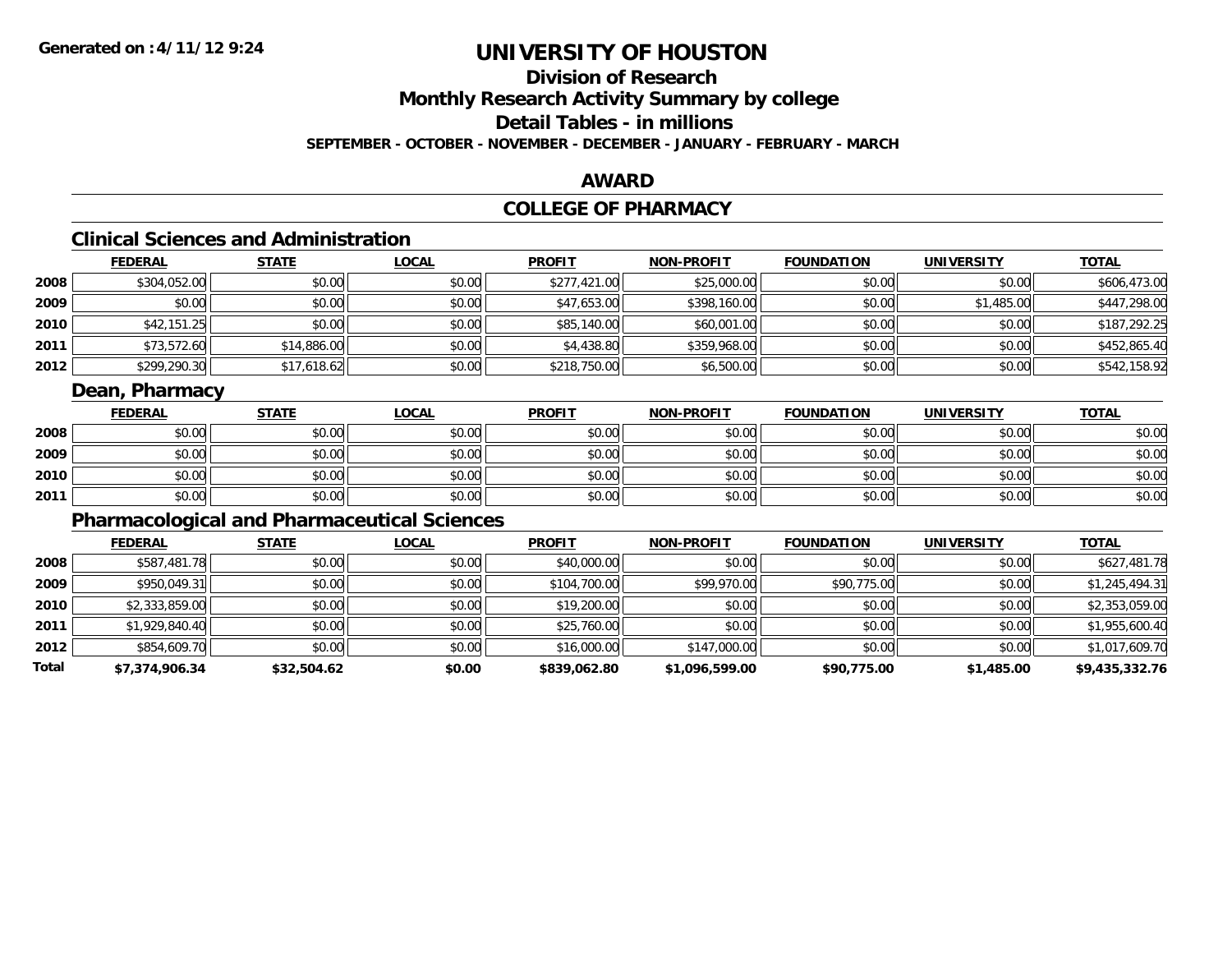**Generated on :4/11/12 9:24**

# UNIVERSITY OF HOUSTON

## Division of Research

## Monthly Research Activity Summary by college

## Detail Tables - in millions

**SEPTEMBER - OCTOBER - NOVEMBER - DECEMBER - JANUARY - FEBRUARY - MARCH**

## AWARD

## COLLEGE OF PHARMACY

### Clinical Sciences and Administration

| | FEDERAL | STATE | LOCAL | PROFIT | NON-PROFIT | FOUNDATION | UNIVERSITY | TOTAL |
|---|---|---|---|---|---|---|---|---|
| 2008 | $304,052.00 | $0.00 | $0.00 | $277,421.00 | $25,000.00 | $0.00 | $0.00 | $606,473.00 |
| 2009 | $0.00 | $0.00 | $0.00 | $47,653.00 | $398,160.00 | $0.00 | $1,485.00 | $447,298.00 |
| 2010 | $42,151.25 | $0.00 | $0.00 | $85,140.00 | $60,001.00 | $0.00 | $0.00 | $187,292.25 |
| 2011 | $73,572.60 | $14,886.00 | $0.00 | $4,438.80 | $359,968.00 | $0.00 | $0.00 | $452,865.40 |
| 2012 | $299,290.30 | $17,618.62 | $0.00 | $218,750.00 | $6,500.00 | $0.00 | $0.00 | $542,158.92 |

### Dean, Pharmacy

| | FEDERAL | STATE | LOCAL | PROFIT | NON-PROFIT | FOUNDATION | UNIVERSITY | TOTAL |
|---|---|---|---|---|---|---|---|---|
| 2008 | $0.00 | $0.00 | $0.00 | $0.00 | $0.00 | $0.00 | $0.00 | $0.00 |
| 2009 | $0.00 | $0.00 | $0.00 | $0.00 | $0.00 | $0.00 | $0.00 | $0.00 |
| 2010 | $0.00 | $0.00 | $0.00 | $0.00 | $0.00 | $0.00 | $0.00 | $0.00 |
| 2011 | $0.00 | $0.00 | $0.00 | $0.00 | $0.00 | $0.00 | $0.00 | $0.00 |

### Pharmacological and Pharmaceutical Sciences

| | FEDERAL | STATE | LOCAL | PROFIT | NON-PROFIT | FOUNDATION | UNIVERSITY | TOTAL |
|---|---|---|---|---|---|---|---|---|
| 2008 | $587,481.78 | $0.00 | $0.00 | $40,000.00 | $0.00 | $0.00 | $0.00 | $627,481.78 |
| 2009 | $950,049.31 | $0.00 | $0.00 | $104,700.00 | $99,970.00 | $90,775.00 | $0.00 | $1,245,494.31 |
| 2010 | $2,333,859.00 | $0.00 | $0.00 | $19,200.00 | $0.00 | $0.00 | $0.00 | $2,353,059.00 |
| 2011 | $1,929,840.40 | $0.00 | $0.00 | $25,760.00 | $0.00 | $0.00 | $0.00 | $1,955,600.40 |
| 2012 | $854,609.70 | $0.00 | $0.00 | $16,000.00 | $147,000.00 | $0.00 | $0.00 | $1,017,609.70 |
| **Total** | **$7,374,906.34** | **$32,504.62** | **$0.00** | **$839,062.80** | **$1,096,599.00** | **$90,775.00** | **$1,485.00** | **$9,435,332.76** |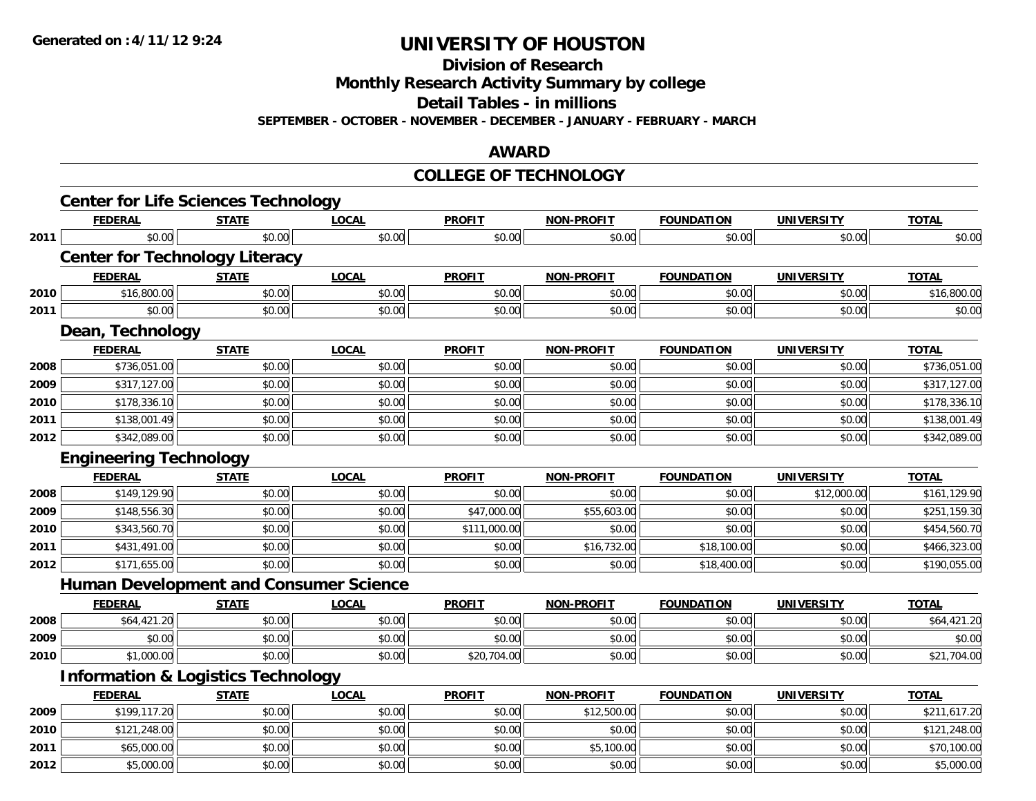**Generated on :4/11/12 9:24**

# UNIVERSITY OF HOUSTON

## Division of Research

## Monthly Research Activity Summary by college

## Detail Tables - in millions

**SEPTEMBER - OCTOBER - NOVEMBER - DECEMBER - JANUARY - FEBRUARY - MARCH**

## AWARD

## COLLEGE OF TECHNOLOGY

### Center for Life Sciences Technology

| | FEDERAL | STATE | LOCAL | PROFIT | NON-PROFIT | FOUNDATION | UNIVERSITY | TOTAL |
|---|---|---|---|---|---|---|---|---|
| 2011 | $0.00 | $0.00 | $0.00 | $0.00 | $0.00 | $0.00 | $0.00 | $0.00 |

### Center for Technology Literacy

| | FEDERAL | STATE | LOCAL | PROFIT | NON-PROFIT | FOUNDATION | UNIVERSITY | TOTAL |
|---|---|---|---|---|---|---|---|---|
| 2010 | $16,800.00 | $0.00 | $0.00 | $0.00 | $0.00 | $0.00 | $0.00 | $16,800.00 |
| 2011 | $0.00 | $0.00 | $0.00 | $0.00 | $0.00 | $0.00 | $0.00 | $0.00 |

### Dean, Technology

| | FEDERAL | STATE | LOCAL | PROFIT | NON-PROFIT | FOUNDATION | UNIVERSITY | TOTAL |
|---|---|---|---|---|---|---|---|---|
| 2008 | $736,051.00 | $0.00 | $0.00 | $0.00 | $0.00 | $0.00 | $0.00 | $736,051.00 |
| 2009 | $317,127.00 | $0.00 | $0.00 | $0.00 | $0.00 | $0.00 | $0.00 | $317,127.00 |
| 2010 | $178,336.10 | $0.00 | $0.00 | $0.00 | $0.00 | $0.00 | $0.00 | $178,336.10 |
| 2011 | $138,001.49 | $0.00 | $0.00 | $0.00 | $0.00 | $0.00 | $0.00 | $138,001.49 |
| 2012 | $342,089.00 | $0.00 | $0.00 | $0.00 | $0.00 | $0.00 | $0.00 | $342,089.00 |

### Engineering Technology

| | FEDERAL | STATE | LOCAL | PROFIT | NON-PROFIT | FOUNDATION | UNIVERSITY | TOTAL |
|---|---|---|---|---|---|---|---|---|
| 2008 | $149,129.90 | $0.00 | $0.00 | $0.00 | $0.00 | $0.00 | $12,000.00 | $161,129.90 |
| 2009 | $148,556.30 | $0.00 | $0.00 | $47,000.00 | $55,603.00 | $0.00 | $0.00 | $251,159.30 |
| 2010 | $343,560.70 | $0.00 | $0.00 | $111,000.00 | $0.00 | $0.00 | $0.00 | $454,560.70 |
| 2011 | $431,491.00 | $0.00 | $0.00 | $0.00 | $16,732.00 | $18,100.00 | $0.00 | $466,323.00 |
| 2012 | $171,655.00 | $0.00 | $0.00 | $0.00 | $0.00 | $18,400.00 | $0.00 | $190,055.00 |

### Human Development and Consumer Science

| | FEDERAL | STATE | LOCAL | PROFIT | NON-PROFIT | FOUNDATION | UNIVERSITY | TOTAL |
|---|---|---|---|---|---|---|---|---|
| 2008 | $64,421.20 | $0.00 | $0.00 | $0.00 | $0.00 | $0.00 | $0.00 | $64,421.20 |
| 2009 | $0.00 | $0.00 | $0.00 | $0.00 | $0.00 | $0.00 | $0.00 | $0.00 |
| 2010 | $1,000.00 | $0.00 | $0.00 | $20,704.00 | $0.00 | $0.00 | $0.00 | $21,704.00 |

### Information & Logistics Technology

| | FEDERAL | STATE | LOCAL | PROFIT | NON-PROFIT | FOUNDATION | UNIVERSITY | TOTAL |
|---|---|---|---|---|---|---|---|---|
| 2009 | $199,117.20 | $0.00 | $0.00 | $0.00 | $12,500.00 | $0.00 | $0.00 | $211,617.20 |
| 2010 | $121,248.00 | $0.00 | $0.00 | $0.00 | $0.00 | $0.00 | $0.00 | $121,248.00 |
| 2011 | $65,000.00 | $0.00 | $0.00 | $0.00 | $5,100.00 | $0.00 | $0.00 | $70,100.00 |
| 2012 | $5,000.00 | $0.00 | $0.00 | $0.00 | $0.00 | $0.00 | $0.00 | $5,000.00 |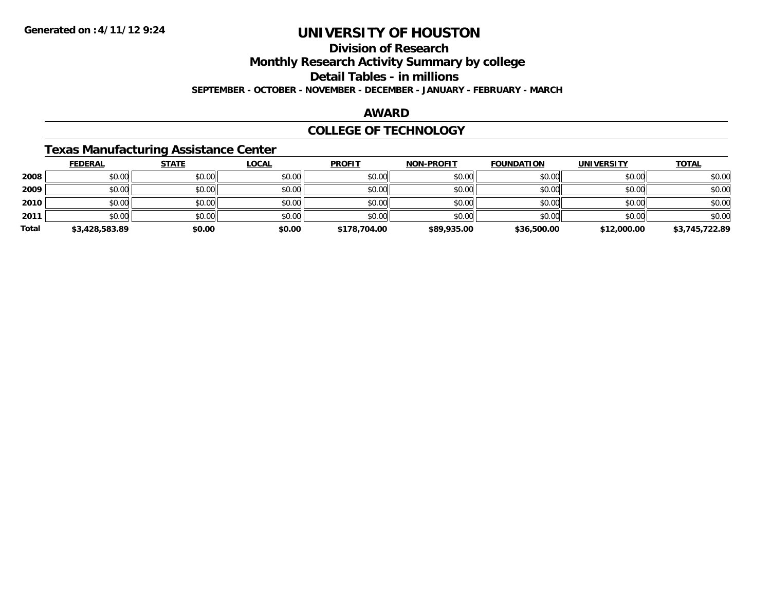# UNIVERSITY OF HOUSTON

## Division of Research

## Monthly Research Activity Summary by college

## Detail Tables - in millions

**SEPTEMBER - OCTOBER - NOVEMBER - DECEMBER - JANUARY - FEBRUARY - MARCH**

## AWARD

## COLLEGE OF TECHNOLOGY

### Texas Manufacturing Assistance Center

| | FEDERAL | STATE | LOCAL | PROFIT | NON-PROFIT | FOUNDATION | UNIVERSITY | TOTAL |
|---|---|---|---|---|---|---|---|---|
| 2008 | $0.00 | $0.00 | $0.00 | $0.00 | $0.00 | $0.00 | $0.00 | $0.00 |
| 2009 | $0.00 | $0.00 | $0.00 | $0.00 | $0.00 | $0.00 | $0.00 | $0.00 |
| 2010 | $0.00 | $0.00 | $0.00 | $0.00 | $0.00 | $0.00 | $0.00 | $0.00 |
| 2011 | $0.00 | $0.00 | $0.00 | $0.00 | $0.00 | $0.00 | $0.00 | $0.00 |
| **Total** | **$3,428,583.89** | **$0.00** | **$0.00** | **$178,704.00** | **$89,935.00** | **$36,500.00** | **$12,000.00** | **$3,745,722.89** |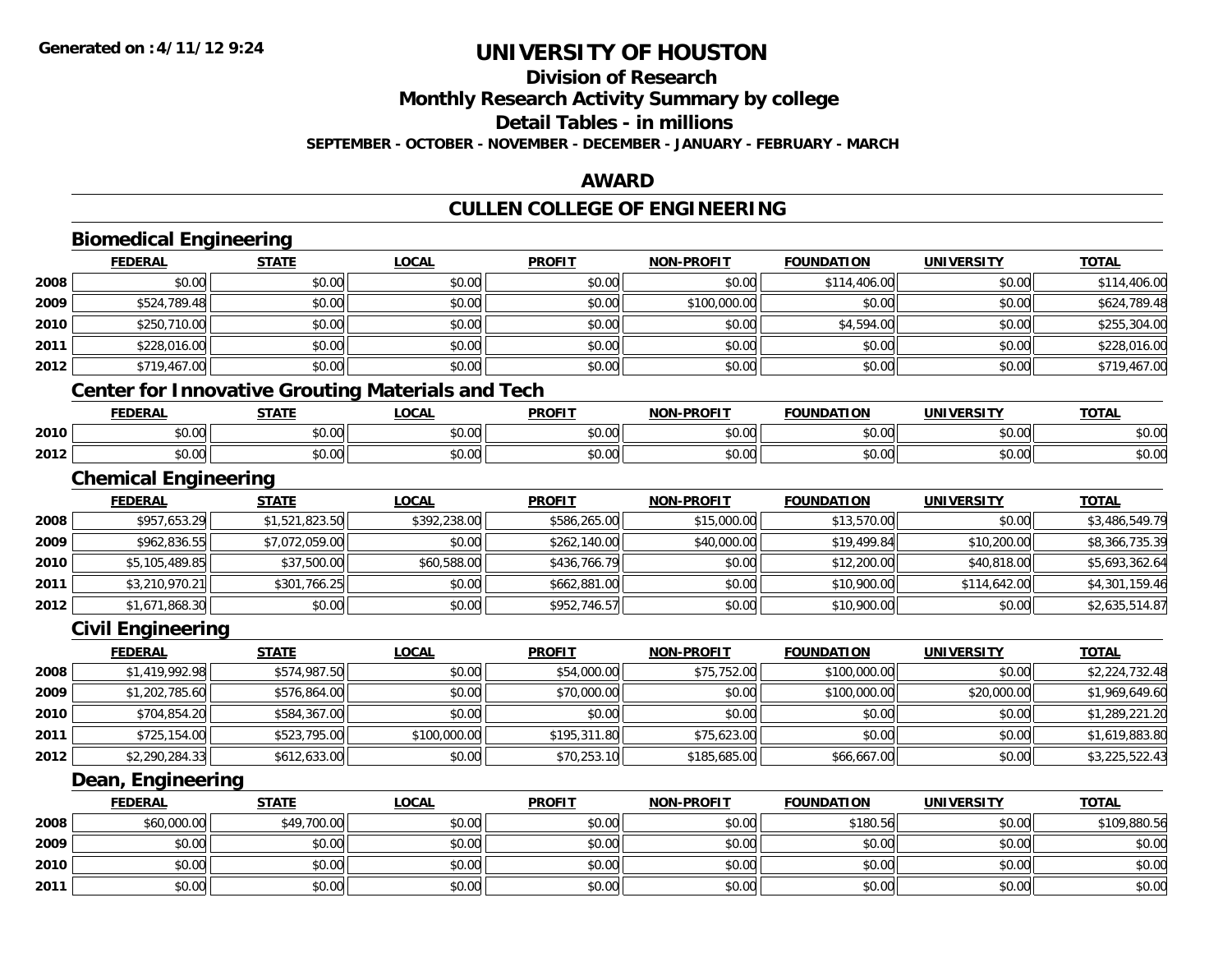# UNIVERSITY OF HOUSTON

## Division of Research

## Monthly Research Activity Summary by college

## Detail Tables - in millions

**SEPTEMBER - OCTOBER - NOVEMBER - DECEMBER - JANUARY - FEBRUARY - MARCH**

## AWARD

## CULLEN COLLEGE OF ENGINEERING

### Biomedical Engineering

| | FEDERAL | STATE | LOCAL | PROFIT | NON-PROFIT | FOUNDATION | UNIVERSITY | TOTAL |
|---|---|---|---|---|---|---|---|---|
| 2008 | $0.00 | $0.00 | $0.00 | $0.00 | $0.00 | $114,406.00 | $0.00 | $114,406.00 |
| 2009 | $524,789.48 | $0.00 | $0.00 | $0.00 | $100,000.00 | $0.00 | $0.00 | $624,789.48 |
| 2010 | $250,710.00 | $0.00 | $0.00 | $0.00 | $0.00 | $4,594.00 | $0.00 | $255,304.00 |
| 2011 | $228,016.00 | $0.00 | $0.00 | $0.00 | $0.00 | $0.00 | $0.00 | $228,016.00 |
| 2012 | $719,467.00 | $0.00 | $0.00 | $0.00 | $0.00 | $0.00 | $0.00 | $719,467.00 |

### Center for Innovative Grouting Materials and Tech

| | FEDERAL | STATE | LOCAL | PROFIT | NON-PROFIT | FOUNDATION | UNIVERSITY | TOTAL |
|---|---|---|---|---|---|---|---|---|
| 2010 | $0.00 | $0.00 | $0.00 | $0.00 | $0.00 | $0.00 | $0.00 | $0.00 |
| 2012 | $0.00 | $0.00 | $0.00 | $0.00 | $0.00 | $0.00 | $0.00 | $0.00 |

### Chemical Engineering

| | FEDERAL | STATE | LOCAL | PROFIT | NON-PROFIT | FOUNDATION | UNIVERSITY | TOTAL |
|---|---|---|---|---|---|---|---|---|
| 2008 | $957,653.29 | $1,521,823.50 | $392,238.00 | $586,265.00 | $15,000.00 | $13,570.00 | $0.00 | $3,486,549.79 |
| 2009 | $962,836.55 | $7,072,059.00 | $0.00 | $262,140.00 | $40,000.00 | $19,499.84 | $10,200.00 | $8,366,735.39 |
| 2010 | $5,105,489.85 | $37,500.00 | $60,588.00 | $436,766.79 | $0.00 | $12,200.00 | $40,818.00 | $5,693,362.64 |
| 2011 | $3,210,970.21 | $301,766.25 | $0.00 | $662,881.00 | $0.00 | $10,900.00 | $114,642.00 | $4,301,159.46 |
| 2012 | $1,671,868.30 | $0.00 | $0.00 | $952,746.57 | $0.00 | $10,900.00 | $0.00 | $2,635,514.87 |

### Civil Engineering

| | FEDERAL | STATE | LOCAL | PROFIT | NON-PROFIT | FOUNDATION | UNIVERSITY | TOTAL |
|---|---|---|---|---|---|---|---|---|
| 2008 | $1,419,992.98 | $574,987.50 | $0.00 | $54,000.00 | $75,752.00 | $100,000.00 | $0.00 | $2,224,732.48 |
| 2009 | $1,202,785.60 | $576,864.00 | $0.00 | $70,000.00 | $0.00 | $100,000.00 | $20,000.00 | $1,969,649.60 |
| 2010 | $704,854.20 | $584,367.00 | $0.00 | $0.00 | $0.00 | $0.00 | $0.00 | $1,289,221.20 |
| 2011 | $725,154.00 | $523,795.00 | $100,000.00 | $195,311.80 | $75,623.00 | $0.00 | $0.00 | $1,619,883.80 |
| 2012 | $2,290,284.33 | $612,633.00 | $0.00 | $70,253.10 | $185,685.00 | $66,667.00 | $0.00 | $3,225,522.43 |

### Dean, Engineering

| | FEDERAL | STATE | LOCAL | PROFIT | NON-PROFIT | FOUNDATION | UNIVERSITY | TOTAL |
|---|---|---|---|---|---|---|---|---|
| 2008 | $60,000.00 | $49,700.00 | $0.00 | $0.00 | $0.00 | $180.56 | $0.00 | $109,880.56 |
| 2009 | $0.00 | $0.00 | $0.00 | $0.00 | $0.00 | $0.00 | $0.00 | $0.00 |
| 2010 | $0.00 | $0.00 | $0.00 | $0.00 | $0.00 | $0.00 | $0.00 | $0.00 |
| 2011 | $0.00 | $0.00 | $0.00 | $0.00 | $0.00 | $0.00 | $0.00 | $0.00 |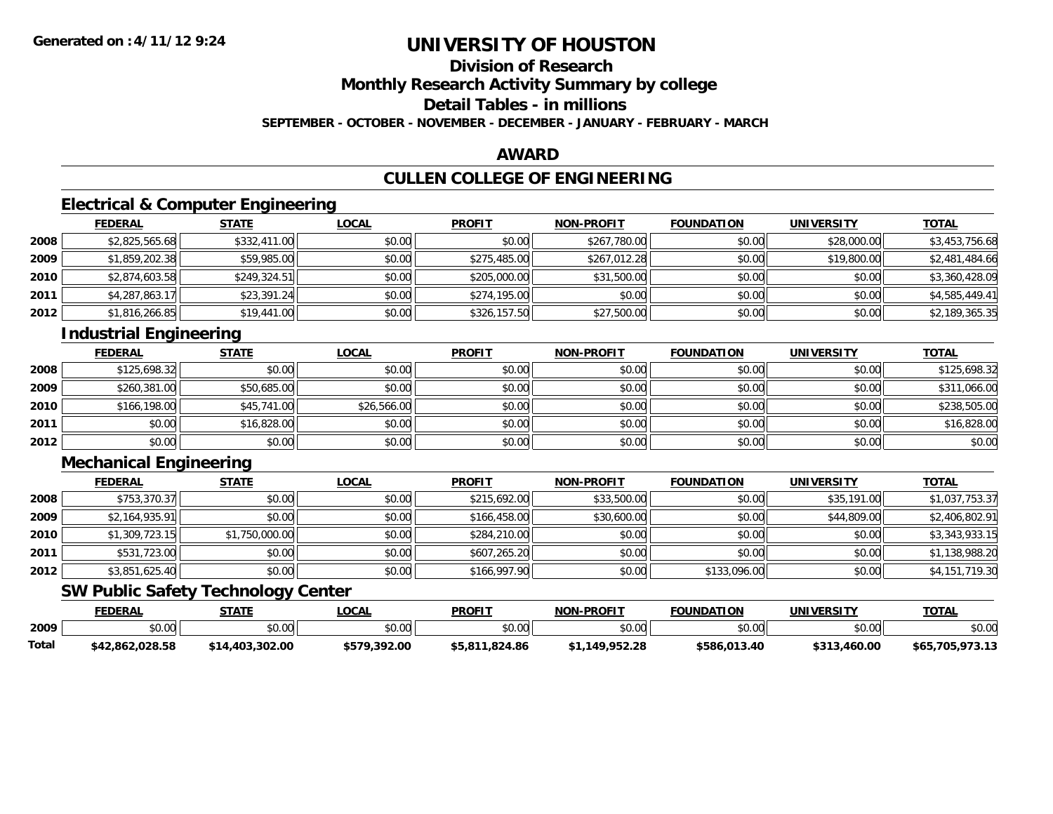# UNIVERSITY OF HOUSTON

## Division of Research

## Monthly Research Activity Summary by college

## Detail Tables - in millions

**SEPTEMBER - OCTOBER - NOVEMBER - DECEMBER - JANUARY - FEBRUARY - MARCH**

## AWARD

## CULLEN COLLEGE OF ENGINEERING

### Electrical & Computer Engineering

| | FEDERAL | STATE | LOCAL | PROFIT | NON-PROFIT | FOUNDATION | UNIVERSITY | TOTAL |
|---|---|---|---|---|---|---|---|---|
| 2008 | $2,825,565.68 | $332,411.00 | $0.00 | $0.00 | $267,780.00 | $0.00 | $28,000.00 | $3,453,756.68 |
| 2009 | $1,859,202.38 | $59,985.00 | $0.00 | $275,485.00 | $267,012.28 | $0.00 | $19,800.00 | $2,481,484.66 |
| 2010 | $2,874,603.58 | $249,324.51 | $0.00 | $205,000.00 | $31,500.00 | $0.00 | $0.00 | $3,360,428.09 |
| 2011 | $4,287,863.17 | $23,391.24 | $0.00 | $274,195.00 | $0.00 | $0.00 | $0.00 | $4,585,449.41 |
| 2012 | $1,816,266.85 | $19,441.00 | $0.00 | $326,157.50 | $27,500.00 | $0.00 | $0.00 | $2,189,365.35 |

### Industrial Engineering

| | FEDERAL | STATE | LOCAL | PROFIT | NON-PROFIT | FOUNDATION | UNIVERSITY | TOTAL |
|---|---|---|---|---|---|---|---|---|
| 2008 | $125,698.32 | $0.00 | $0.00 | $0.00 | $0.00 | $0.00 | $0.00 | $125,698.32 |
| 2009 | $260,381.00 | $50,685.00 | $0.00 | $0.00 | $0.00 | $0.00 | $0.00 | $311,066.00 |
| 2010 | $166,198.00 | $45,741.00 | $26,566.00 | $0.00 | $0.00 | $0.00 | $0.00 | $238,505.00 |
| 2011 | $0.00 | $16,828.00 | $0.00 | $0.00 | $0.00 | $0.00 | $0.00 | $16,828.00 |
| 2012 | $0.00 | $0.00 | $0.00 | $0.00 | $0.00 | $0.00 | $0.00 | $0.00 |

### Mechanical Engineering

| | FEDERAL | STATE | LOCAL | PROFIT | NON-PROFIT | FOUNDATION | UNIVERSITY | TOTAL |
|---|---|---|---|---|---|---|---|---|
| 2008 | $753,370.37 | $0.00 | $0.00 | $215,692.00 | $33,500.00 | $0.00 | $35,191.00 | $1,037,753.37 |
| 2009 | $2,164,935.91 | $0.00 | $0.00 | $166,458.00 | $30,600.00 | $0.00 | $44,809.00 | $2,406,802.91 |
| 2010 | $1,309,723.15 | $1,750,000.00 | $0.00 | $284,210.00 | $0.00 | $0.00 | $0.00 | $3,343,933.15 |
| 2011 | $531,723.00 | $0.00 | $0.00 | $607,265.20 | $0.00 | $0.00 | $0.00 | $1,138,988.20 |
| 2012 | $3,851,625.40 | $0.00 | $0.00 | $166,997.90 | $0.00 | $133,096.00 | $0.00 | $4,151,719.30 |

### SW Public Safety Technology Center

| | FEDERAL | STATE | LOCAL | PROFIT | NON-PROFIT | FOUNDATION | UNIVERSITY | TOTAL |
|---|---|---|---|---|---|---|---|---|
| 2009 | $0.00 | $0.00 | $0.00 | $0.00 | $0.00 | $0.00 | $0.00 | $0.00 |
| **Total** | **$42,862,028.58** | **$14,403,302.00** | **$579,392.00** | **$5,811,824.86** | **$1,149,952.28** | **$586,013.40** | **$313,460.00** | **$65,705,973.13** |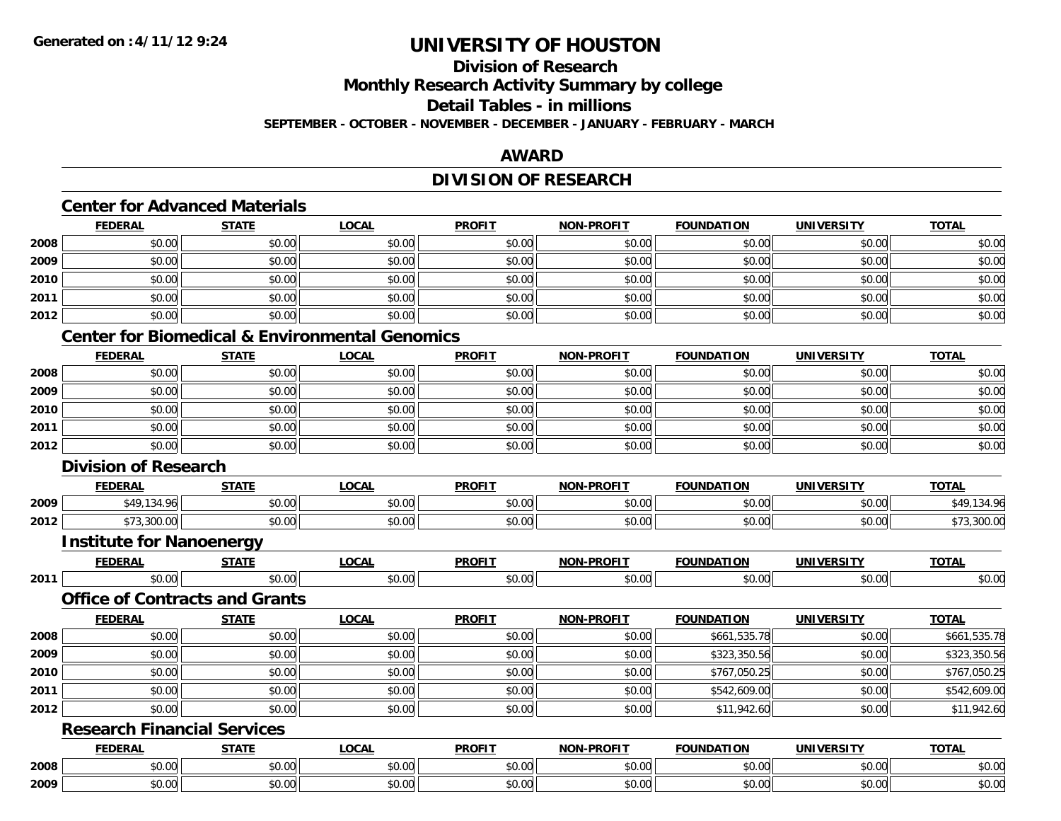**Generated on :4/11/12 9:24**

# UNIVERSITY OF HOUSTON

## Division of Research

## Monthly Research Activity Summary by college

## Detail Tables - in millions

**SEPTEMBER - OCTOBER - NOVEMBER - DECEMBER - JANUARY - FEBRUARY - MARCH**

## AWARD

## DIVISION OF RESEARCH

### Center for Advanced Materials

| | FEDERAL | STATE | LOCAL | PROFIT | NON-PROFIT | FOUNDATION | UNIVERSITY | TOTAL |
|---|---|---|---|---|---|---|---|---|
| 2008 | $0.00 | $0.00 | $0.00 | $0.00 | $0.00 | $0.00 | $0.00 | $0.00 |
| 2009 | $0.00 | $0.00 | $0.00 | $0.00 | $0.00 | $0.00 | $0.00 | $0.00 |
| 2010 | $0.00 | $0.00 | $0.00 | $0.00 | $0.00 | $0.00 | $0.00 | $0.00 |
| 2011 | $0.00 | $0.00 | $0.00 | $0.00 | $0.00 | $0.00 | $0.00 | $0.00 |
| 2012 | $0.00 | $0.00 | $0.00 | $0.00 | $0.00 | $0.00 | $0.00 | $0.00 |

### Center for Biomedical & Environmental Genomics

| | FEDERAL | STATE | LOCAL | PROFIT | NON-PROFIT | FOUNDATION | UNIVERSITY | TOTAL |
|---|---|---|---|---|---|---|---|---|
| 2008 | $0.00 | $0.00 | $0.00 | $0.00 | $0.00 | $0.00 | $0.00 | $0.00 |
| 2009 | $0.00 | $0.00 | $0.00 | $0.00 | $0.00 | $0.00 | $0.00 | $0.00 |
| 2010 | $0.00 | $0.00 | $0.00 | $0.00 | $0.00 | $0.00 | $0.00 | $0.00 |
| 2011 | $0.00 | $0.00 | $0.00 | $0.00 | $0.00 | $0.00 | $0.00 | $0.00 |
| 2012 | $0.00 | $0.00 | $0.00 | $0.00 | $0.00 | $0.00 | $0.00 | $0.00 |

### Division of Research

| | FEDERAL | STATE | LOCAL | PROFIT | NON-PROFIT | FOUNDATION | UNIVERSITY | TOTAL |
|---|---|---|---|---|---|---|---|---|
| 2009 | $49,134.96 | $0.00 | $0.00 | $0.00 | $0.00 | $0.00 | $0.00 | $49,134.96 |
| 2012 | $73,300.00 | $0.00 | $0.00 | $0.00 | $0.00 | $0.00 | $0.00 | $73,300.00 |

### Institute for Nanoenergy

| | FEDERAL | STATE | LOCAL | PROFIT | NON-PROFIT | FOUNDATION | UNIVERSITY | TOTAL |
|---|---|---|---|---|---|---|---|---|
| 2011 | $0.00 | $0.00 | $0.00 | $0.00 | $0.00 | $0.00 | $0.00 | $0.00 |

### Office of Contracts and Grants

| | FEDERAL | STATE | LOCAL | PROFIT | NON-PROFIT | FOUNDATION | UNIVERSITY | TOTAL |
|---|---|---|---|---|---|---|---|---|
| 2008 | $0.00 | $0.00 | $0.00 | $0.00 | $0.00 | $661,535.78 | $0.00 | $661,535.78 |
| 2009 | $0.00 | $0.00 | $0.00 | $0.00 | $0.00 | $323,350.56 | $0.00 | $323,350.56 |
| 2010 | $0.00 | $0.00 | $0.00 | $0.00 | $0.00 | $767,050.25 | $0.00 | $767,050.25 |
| 2011 | $0.00 | $0.00 | $0.00 | $0.00 | $0.00 | $542,609.00 | $0.00 | $542,609.00 |
| 2012 | $0.00 | $0.00 | $0.00 | $0.00 | $0.00 | $11,942.60 | $0.00 | $11,942.60 |

### Research Financial Services

| | FEDERAL | STATE | LOCAL | PROFIT | NON-PROFIT | FOUNDATION | UNIVERSITY | TOTAL |
|---|---|---|---|---|---|---|---|---|
| 2008 | $0.00 | $0.00 | $0.00 | $0.00 | $0.00 | $0.00 | $0.00 | $0.00 |
| 2009 | $0.00 | $0.00 | $0.00 | $0.00 | $0.00 | $0.00 | $0.00 | $0.00 |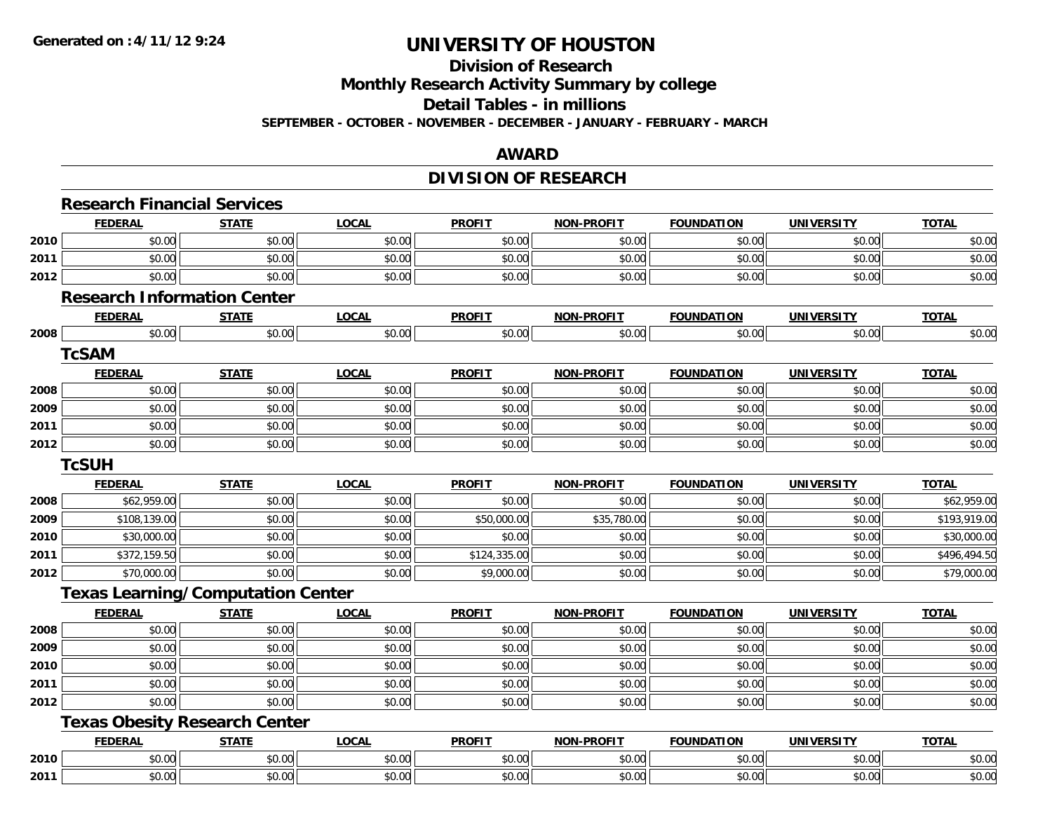**Generated on :4/11/12 9:24**

# UNIVERSITY OF HOUSTON

## Division of Research

## Monthly Research Activity Summary by college

## Detail Tables - in millions

**SEPTEMBER - OCTOBER - NOVEMBER - DECEMBER - JANUARY - FEBRUARY - MARCH**

## AWARD

## DIVISION OF RESEARCH

### Research Financial Services

| | FEDERAL | STATE | LOCAL | PROFIT | NON-PROFIT | FOUNDATION | UNIVERSITY | TOTAL |
|---|---|---|---|---|---|---|---|---|
| 2010 | $0.00 | $0.00 | $0.00 | $0.00 | $0.00 | $0.00 | $0.00 | $0.00 |
| 2011 | $0.00 | $0.00 | $0.00 | $0.00 | $0.00 | $0.00 | $0.00 | $0.00 |
| 2012 | $0.00 | $0.00 | $0.00 | $0.00 | $0.00 | $0.00 | $0.00 | $0.00 |

### Research Information Center

| | FEDERAL | STATE | LOCAL | PROFIT | NON-PROFIT | FOUNDATION | UNIVERSITY | TOTAL |
|---|---|---|---|---|---|---|---|---|
| 2008 | $0.00 | $0.00 | $0.00 | $0.00 | $0.00 | $0.00 | $0.00 | $0.00 |

### TcSAM

| | FEDERAL | STATE | LOCAL | PROFIT | NON-PROFIT | FOUNDATION | UNIVERSITY | TOTAL |
|---|---|---|---|---|---|---|---|---|
| 2008 | $0.00 | $0.00 | $0.00 | $0.00 | $0.00 | $0.00 | $0.00 | $0.00 |
| 2009 | $0.00 | $0.00 | $0.00 | $0.00 | $0.00 | $0.00 | $0.00 | $0.00 |
| 2011 | $0.00 | $0.00 | $0.00 | $0.00 | $0.00 | $0.00 | $0.00 | $0.00 |
| 2012 | $0.00 | $0.00 | $0.00 | $0.00 | $0.00 | $0.00 | $0.00 | $0.00 |

### TcSUH

| | FEDERAL | STATE | LOCAL | PROFIT | NON-PROFIT | FOUNDATION | UNIVERSITY | TOTAL |
|---|---|---|---|---|---|---|---|---|
| 2008 | $62,959.00 | $0.00 | $0.00 | $0.00 | $0.00 | $0.00 | $0.00 | $62,959.00 |
| 2009 | $108,139.00 | $0.00 | $0.00 | $50,000.00 | $35,780.00 | $0.00 | $0.00 | $193,919.00 |
| 2010 | $30,000.00 | $0.00 | $0.00 | $0.00 | $0.00 | $0.00 | $0.00 | $30,000.00 |
| 2011 | $372,159.50 | $0.00 | $0.00 | $124,335.00 | $0.00 | $0.00 | $0.00 | $496,494.50 |
| 2012 | $70,000.00 | $0.00 | $0.00 | $9,000.00 | $0.00 | $0.00 | $0.00 | $79,000.00 |

### Texas Learning/Computation Center

| | FEDERAL | STATE | LOCAL | PROFIT | NON-PROFIT | FOUNDATION | UNIVERSITY | TOTAL |
|---|---|---|---|---|---|---|---|---|
| 2008 | $0.00 | $0.00 | $0.00 | $0.00 | $0.00 | $0.00 | $0.00 | $0.00 |
| 2009 | $0.00 | $0.00 | $0.00 | $0.00 | $0.00 | $0.00 | $0.00 | $0.00 |
| 2010 | $0.00 | $0.00 | $0.00 | $0.00 | $0.00 | $0.00 | $0.00 | $0.00 |
| 2011 | $0.00 | $0.00 | $0.00 | $0.00 | $0.00 | $0.00 | $0.00 | $0.00 |
| 2012 | $0.00 | $0.00 | $0.00 | $0.00 | $0.00 | $0.00 | $0.00 | $0.00 |

### Texas Obesity Research Center

| | FEDERAL | STATE | LOCAL | PROFIT | NON-PROFIT | FOUNDATION | UNIVERSITY | TOTAL |
|---|---|---|---|---|---|---|---|---|
| 2010 | $0.00 | $0.00 | $0.00 | $0.00 | $0.00 | $0.00 | $0.00 | $0.00 |
| 2011 | $0.00 | $0.00 | $0.00 | $0.00 | $0.00 | $0.00 | $0.00 | $0.00 |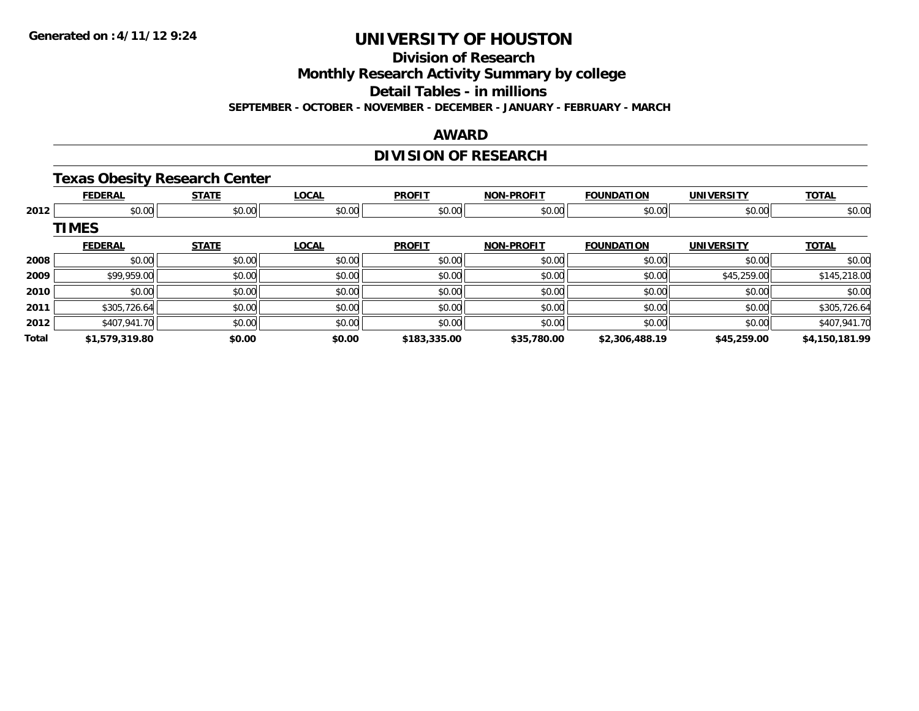# UNIVERSITY OF HOUSTON

## Division of Research

## Monthly Research Activity Summary by college

## Detail Tables - in millions

**SEPTEMBER - OCTOBER - NOVEMBER - DECEMBER - JANUARY - FEBRUARY - MARCH**

## AWARD

## DIVISION OF RESEARCH

### Texas Obesity Research Center

| | FEDERAL | STATE | LOCAL | PROFIT | NON-PROFIT | FOUNDATION | UNIVERSITY | TOTAL |
|---|---|---|---|---|---|---|---|---|
| 2012 | $0.00 | $0.00 | $0.00 | $0.00 | $0.00 | $0.00 | $0.00 | $0.00 |

### TIMES

| | FEDERAL | STATE | LOCAL | PROFIT | NON-PROFIT | FOUNDATION | UNIVERSITY | TOTAL |
|---|---|---|---|---|---|---|---|---|
| 2008 | $0.00 | $0.00 | $0.00 | $0.00 | $0.00 | $0.00 | $0.00 | $0.00 |
| 2009 | $99,959.00 | $0.00 | $0.00 | $0.00 | $0.00 | $0.00 | $45,259.00 | $145,218.00 |
| 2010 | $0.00 | $0.00 | $0.00 | $0.00 | $0.00 | $0.00 | $0.00 | $0.00 |
| 2011 | $305,726.64 | $0.00 | $0.00 | $0.00 | $0.00 | $0.00 | $0.00 | $305,726.64 |
| 2012 | $407,941.70 | $0.00 | $0.00 | $0.00 | $0.00 | $0.00 | $0.00 | $407,941.70 |
| **Total** | **$1,579,319.80** | **$0.00** | **$0.00** | **$183,335.00** | **$35,780.00** | **$2,306,488.19** | **$45,259.00** | **$4,150,181.99** |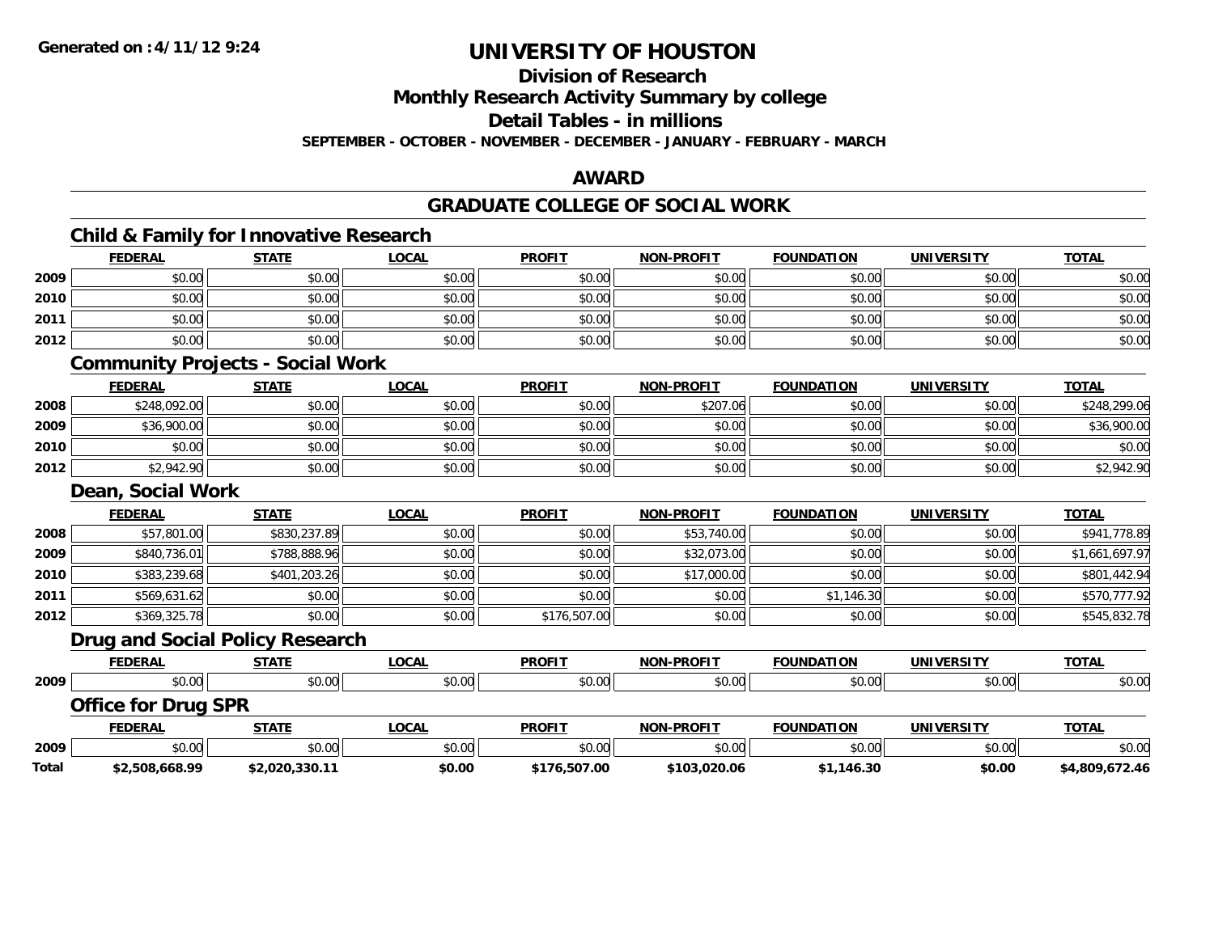**Generated on :4/11/12 9:24**

# UNIVERSITY OF HOUSTON

## Division of Research

## Monthly Research Activity Summary by college

## Detail Tables - in millions

**SEPTEMBER - OCTOBER - NOVEMBER - DECEMBER - JANUARY - FEBRUARY - MARCH**

## AWARD

## GRADUATE COLLEGE OF SOCIAL WORK

### Child & Family for Innovative Research

| | FEDERAL | STATE | LOCAL | PROFIT | NON-PROFIT | FOUNDATION | UNIVERSITY | TOTAL |
|---|---|---|---|---|---|---|---|---|
| 2009 | $0.00 | $0.00 | $0.00 | $0.00 | $0.00 | $0.00 | $0.00 | $0.00 |
| 2010 | $0.00 | $0.00 | $0.00 | $0.00 | $0.00 | $0.00 | $0.00 | $0.00 |
| 2011 | $0.00 | $0.00 | $0.00 | $0.00 | $0.00 | $0.00 | $0.00 | $0.00 |
| 2012 | $0.00 | $0.00 | $0.00 | $0.00 | $0.00 | $0.00 | $0.00 | $0.00 |

### Community Projects - Social Work

| | FEDERAL | STATE | LOCAL | PROFIT | NON-PROFIT | FOUNDATION | UNIVERSITY | TOTAL |
|---|---|---|---|---|---|---|---|---|
| 2008 | $248,092.00 | $0.00 | $0.00 | $0.00 | $207.06 | $0.00 | $0.00 | $248,299.06 |
| 2009 | $36,900.00 | $0.00 | $0.00 | $0.00 | $0.00 | $0.00 | $0.00 | $36,900.00 |
| 2010 | $0.00 | $0.00 | $0.00 | $0.00 | $0.00 | $0.00 | $0.00 | $0.00 |
| 2012 | $2,942.90 | $0.00 | $0.00 | $0.00 | $0.00 | $0.00 | $0.00 | $2,942.90 |

### Dean, Social Work

| | FEDERAL | STATE | LOCAL | PROFIT | NON-PROFIT | FOUNDATION | UNIVERSITY | TOTAL |
|---|---|---|---|---|---|---|---|---|
| 2008 | $57,801.00 | $830,237.89 | $0.00 | $0.00 | $53,740.00 | $0.00 | $0.00 | $941,778.89 |
| 2009 | $840,736.01 | $788,888.96 | $0.00 | $0.00 | $32,073.00 | $0.00 | $0.00 | $1,661,697.97 |
| 2010 | $383,239.68 | $401,203.26 | $0.00 | $0.00 | $17,000.00 | $0.00 | $0.00 | $801,442.94 |
| 2011 | $569,631.62 | $0.00 | $0.00 | $0.00 | $0.00 | $1,146.30 | $0.00 | $570,777.92 |
| 2012 | $369,325.78 | $0.00 | $0.00 | $176,507.00 | $0.00 | $0.00 | $0.00 | $545,832.78 |

### Drug and Social Policy Research

| | FEDERAL | STATE | LOCAL | PROFIT | NON-PROFIT | FOUNDATION | UNIVERSITY | TOTAL |
|---|---|---|---|---|---|---|---|---|
| 2009 | $0.00 | $0.00 | $0.00 | $0.00 | $0.00 | $0.00 | $0.00 | $0.00 |

### Office for Drug SPR

| | FEDERAL | STATE | LOCAL | PROFIT | NON-PROFIT | FOUNDATION | UNIVERSITY | TOTAL |
|---|---|---|---|---|---|---|---|---|
| 2009 | $0.00 | $0.00 | $0.00 | $0.00 | $0.00 | $0.00 | $0.00 | $0.00 |
| **Total** | **$2,508,668.99** | **$2,020,330.11** | **$0.00** | **$176,507.00** | **$103,020.06** | **$1,146.30** | **$0.00** | **$4,809,672.46** |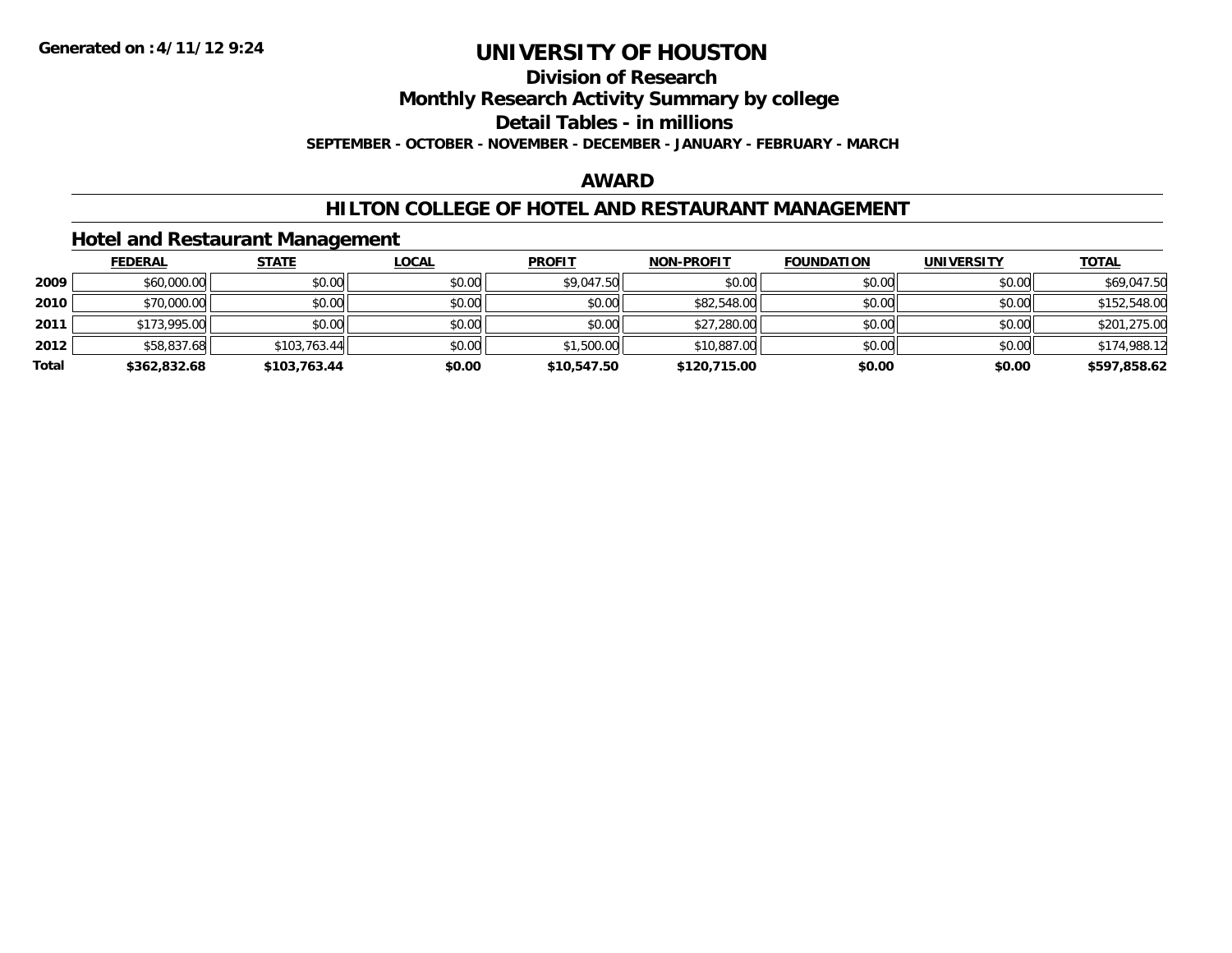# UNIVERSITY OF HOUSTON

## Division of Research

## Monthly Research Activity Summary by college

## Detail Tables - in millions

**SEPTEMBER - OCTOBER - NOVEMBER - DECEMBER - JANUARY - FEBRUARY - MARCH**

**Generated on :4/11/12 9:24**

## AWARD

## HILTON COLLEGE OF HOTEL AND RESTAURANT MANAGEMENT

### Hotel and Restaurant Management

| | FEDERAL | STATE | LOCAL | PROFIT | NON-PROFIT | FOUNDATION | UNIVERSITY | TOTAL |
|---|---|---|---|---|---|---|---|---|
| 2009 | $60,000.00 | $0.00 | $0.00 | $9,047.50 | $0.00 | $0.00 | $0.00 | $69,047.50 |
| 2010 | $70,000.00 | $0.00 | $0.00 | $0.00 | $82,548.00 | $0.00 | $0.00 | $152,548.00 |
| 2011 | $173,995.00 | $0.00 | $0.00 | $0.00 | $27,280.00 | $0.00 | $0.00 | $201,275.00 |
| 2012 | $58,837.68 | $103,763.44 | $0.00 | $1,500.00 | $10,887.00 | $0.00 | $0.00 | $174,988.12 |
| **Total** | **$362,832.68** | **$103,763.44** | **$0.00** | **$10,547.50** | **$120,715.00** | **$0.00** | **$0.00** | **$597,858.62** |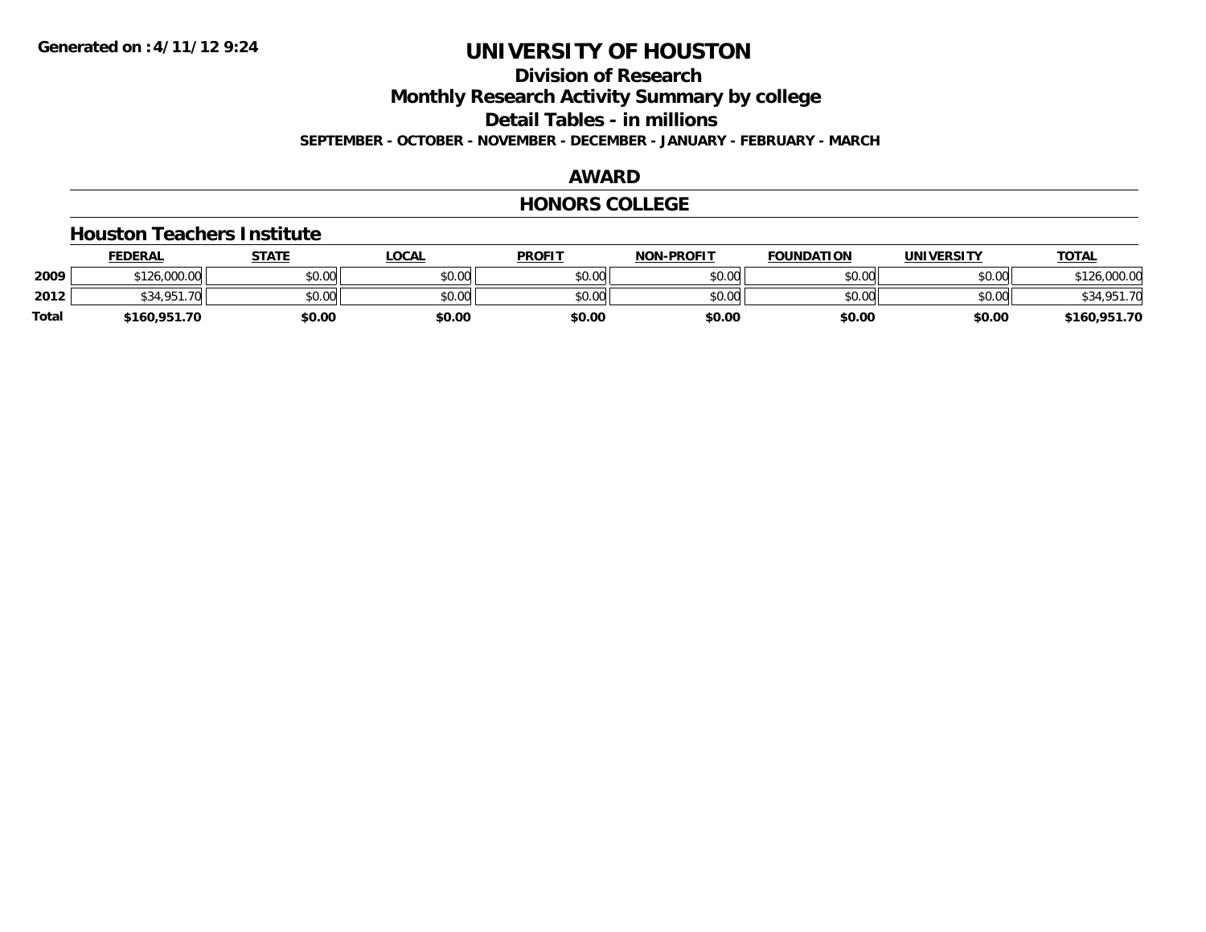**Generated on :4/11/12 9:24**

# UNIVERSITY OF HOUSTON

## Division of Research

## Monthly Research Activity Summary by college

## Detail Tables - in millions

**SEPTEMBER - OCTOBER - NOVEMBER - DECEMBER - JANUARY - FEBRUARY - MARCH**

## AWARD

## HONORS COLLEGE

### Houston Teachers Institute

| | FEDERAL | STATE | LOCAL | PROFIT | NON-PROFIT | FOUNDATION | UNIVERSITY | TOTAL |
|---|---|---|---|---|---|---|---|---|
| 2009 | $126,000.00 | $0.00 | $0.00 | $0.00 | $0.00 | $0.00 | $0.00 | $126,000.00 |
| 2012 | $34,951.70 | $0.00 | $0.00 | $0.00 | $0.00 | $0.00 | $0.00 | $34,951.70 |
| Total | $160,951.70 | $0.00 | $0.00 | $0.00 | $0.00 | $0.00 | $0.00 | $160,951.70 |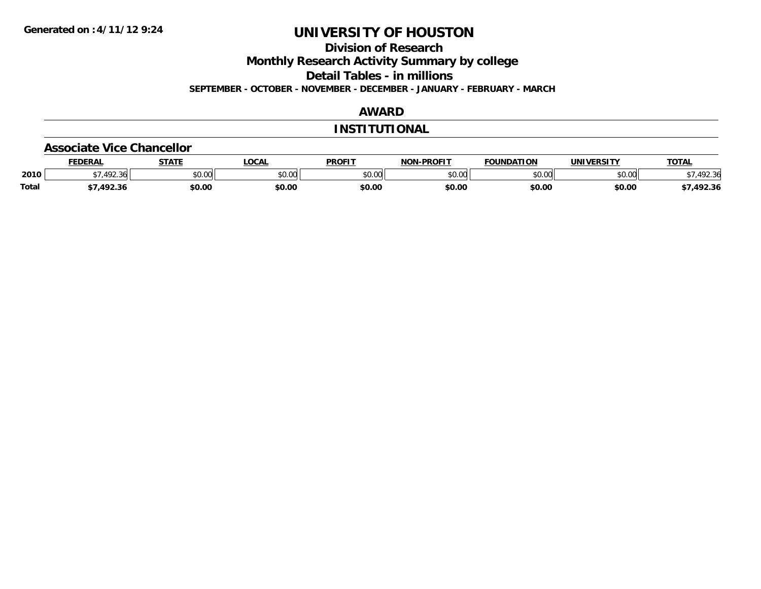Generated on :4/11/12 9:24

# UNIVERSITY OF HOUSTON

## Division of Research

## Monthly Research Activity Summary by college

## Detail Tables - in millions

**SEPTEMBER - OCTOBER - NOVEMBER - DECEMBER - JANUARY - FEBRUARY - MARCH**

## AWARD

## INSTITUTIONAL

### Associate Vice Chancellor

| | FEDERAL | STATE | LOCAL | PROFIT | NON-PROFIT | FOUNDATION | UNIVERSITY | TOTAL |
|---|---|---|---|---|---|---|---|---|
| 2010 | $7,492.36 | $0.00 | $0.00 | $0.00 | $0.00 | $0.00 | $0.00 | $7,492.36 |
| **Total** | **$7,492.36** | **$0.00** | **$0.00** | **$0.00** | **$0.00** | **$0.00** | **$0.00** | **$7,492.36** |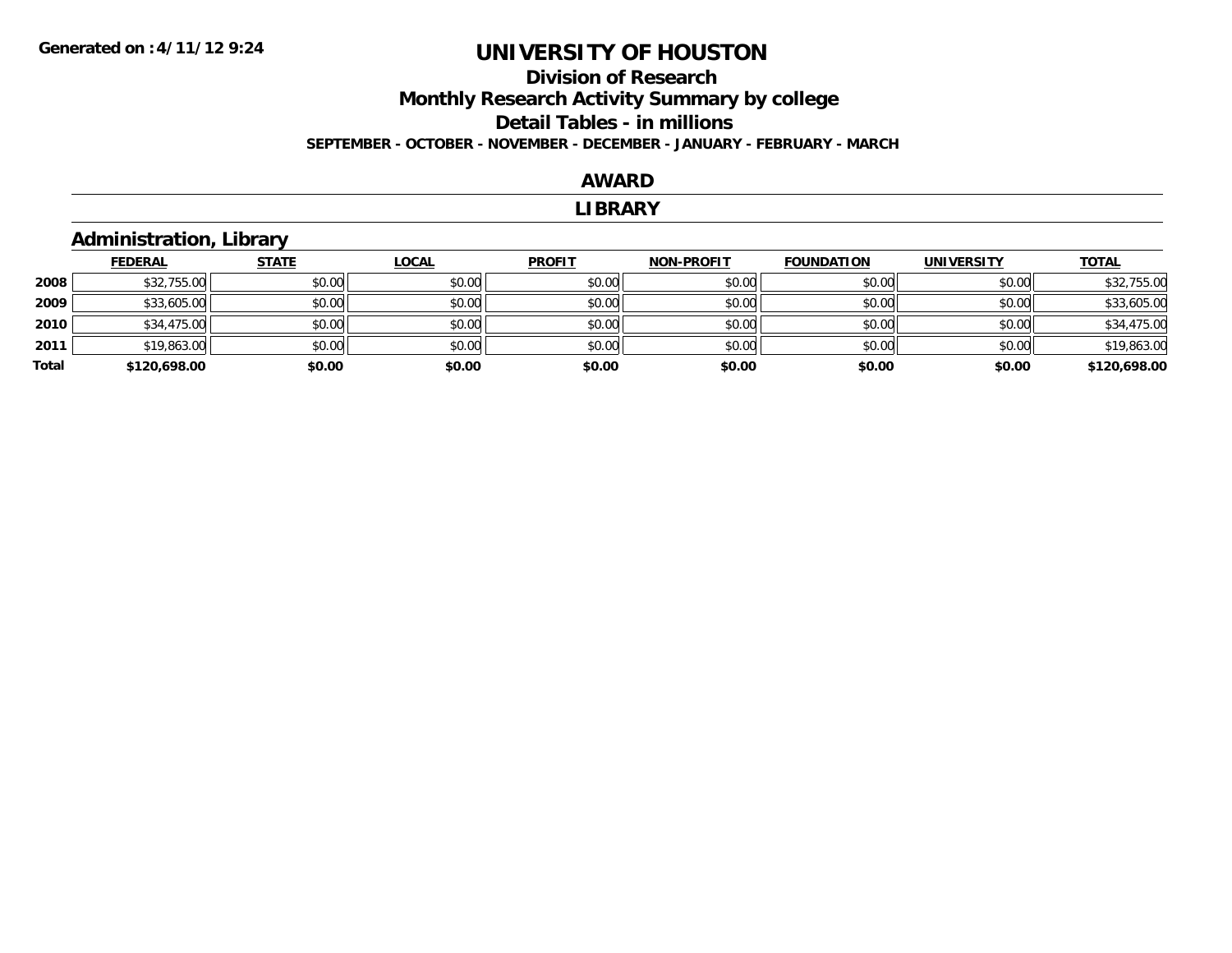Generated on :4/11/12 9:24

# UNIVERSITY OF HOUSTON

## Division of Research

## Monthly Research Activity Summary by college

## Detail Tables - in millions

**SEPTEMBER - OCTOBER - NOVEMBER - DECEMBER - JANUARY - FEBRUARY - MARCH**

### AWARD

### LIBRARY

### Administration, Library

| | FEDERAL | STATE | LOCAL | PROFIT | NON-PROFIT | FOUNDATION | UNIVERSITY | TOTAL |
|---|---|---|---|---|---|---|---|---|
| 2008 | $32,755.00 | $0.00 | $0.00 | $0.00 | $0.00 | $0.00 | $0.00 | $32,755.00 |
| 2009 | $33,605.00 | $0.00 | $0.00 | $0.00 | $0.00 | $0.00 | $0.00 | $33,605.00 |
| 2010 | $34,475.00 | $0.00 | $0.00 | $0.00 | $0.00 | $0.00 | $0.00 | $34,475.00 |
| 2011 | $19,863.00 | $0.00 | $0.00 | $0.00 | $0.00 | $0.00 | $0.00 | $19,863.00 |
| **Total** | **$120,698.00** | **$0.00** | **$0.00** | **$0.00** | **$0.00** | **$0.00** | **$0.00** | **$120,698.00** |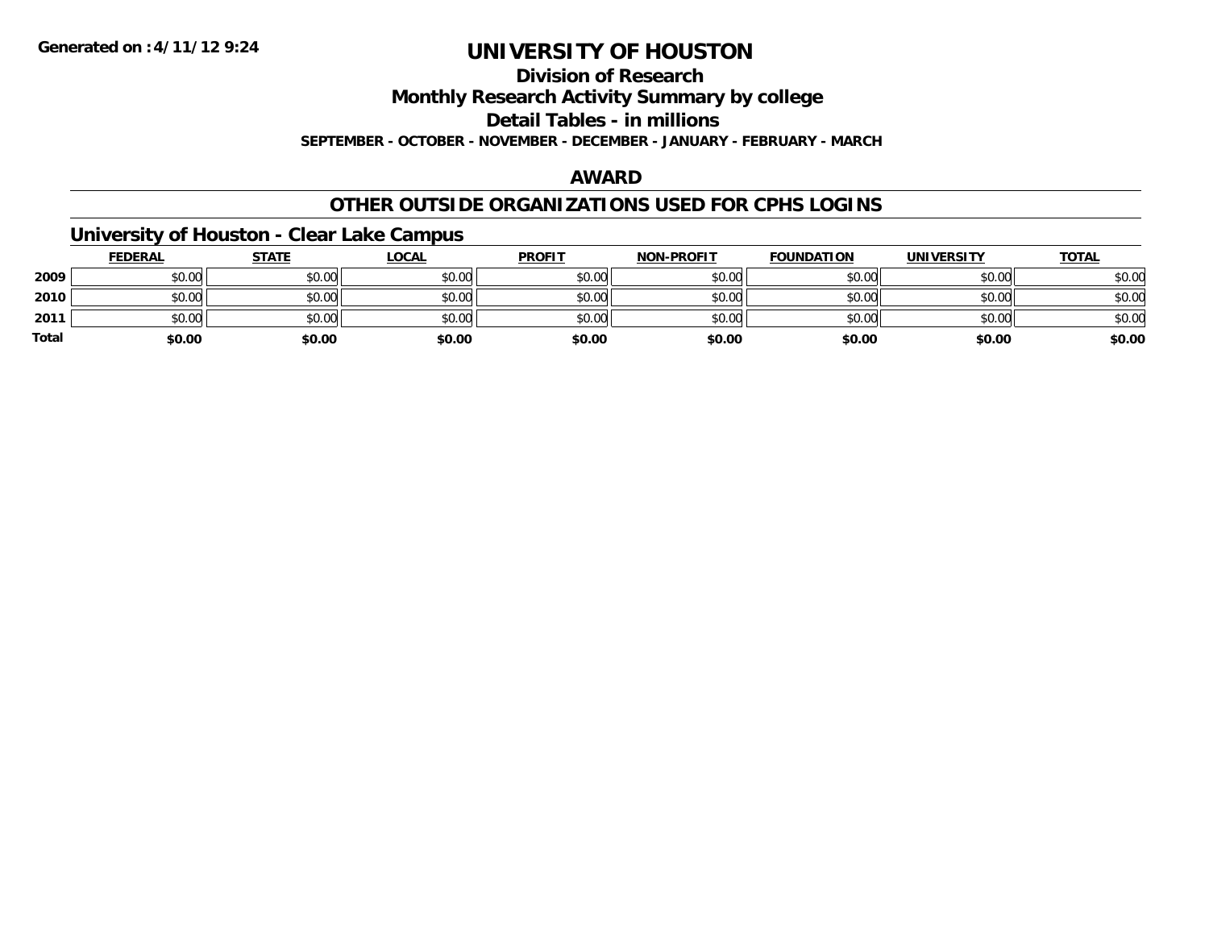**Generated on :4/11/12 9:24**

# UNIVERSITY OF HOUSTON

## Division of Research

## Monthly Research Activity Summary by college

## Detail Tables - in millions

**SEPTEMBER - OCTOBER - NOVEMBER - DECEMBER - JANUARY - FEBRUARY - MARCH**

## AWARD

## OTHER OUTSIDE ORGANIZATIONS USED FOR CPHS LOGINS

### University of Houston - Clear Lake Campus

| | FEDERAL | STATE | LOCAL | PROFIT | NON-PROFIT | FOUNDATION | UNIVERSITY | TOTAL |
|---|---|---|---|---|---|---|---|---|
| **2009** | $0.00 | $0.00 | $0.00 | $0.00 | $0.00 | $0.00 | $0.00 | $0.00 |
| **2010** | $0.00 | $0.00 | $0.00 | $0.00 | $0.00 | $0.00 | $0.00 | $0.00 |
| **2011** | $0.00 | $0.00 | $0.00 | $0.00 | $0.00 | $0.00 | $0.00 | $0.00 |
| **Total** | **$0.00** | **$0.00** | **$0.00** | **$0.00** | **$0.00** | **$0.00** | **$0.00** | **$0.00** |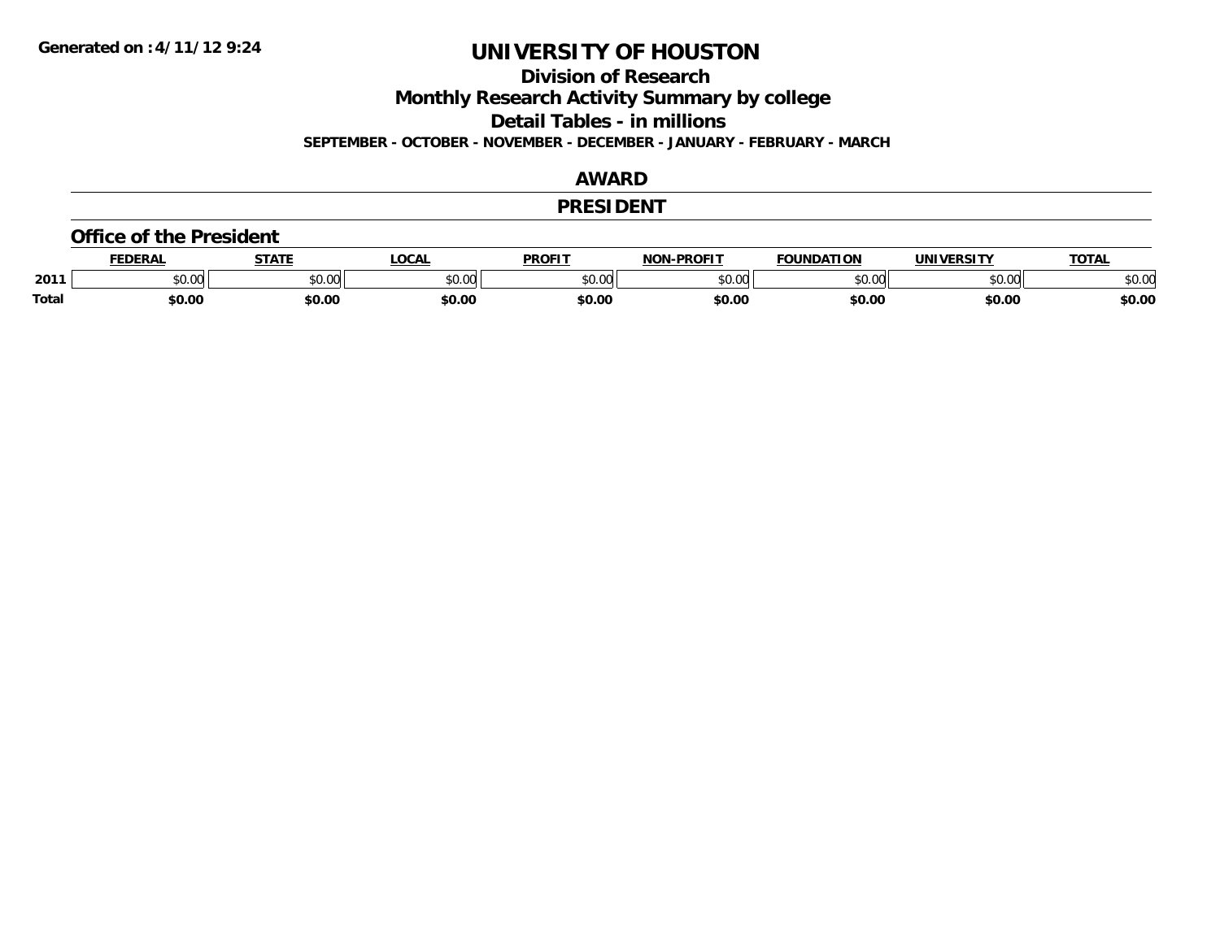**Generated on :4/11/12 9:24**

# UNIVERSITY OF HOUSTON

## Division of Research

## Monthly Research Activity Summary by college

## Detail Tables - in millions

**SEPTEMBER - OCTOBER - NOVEMBER - DECEMBER - JANUARY - FEBRUARY - MARCH**

## AWARD

## PRESIDENT

### Office of the President

| | FEDERAL | STATE | LOCAL | PROFIT | NON-PROFIT | FOUNDATION | UNIVERSITY | TOTAL |
|---|---|---|---|---|---|---|---|---|
| 2011 | $0.00 | $0.00 | $0.00 | $0.00 | $0.00 | $0.00 | $0.00 | $0.00 |
| Total | $0.00 | $0.00 | $0.00 | $0.00 | $0.00 | $0.00 | $0.00 | $0.00 |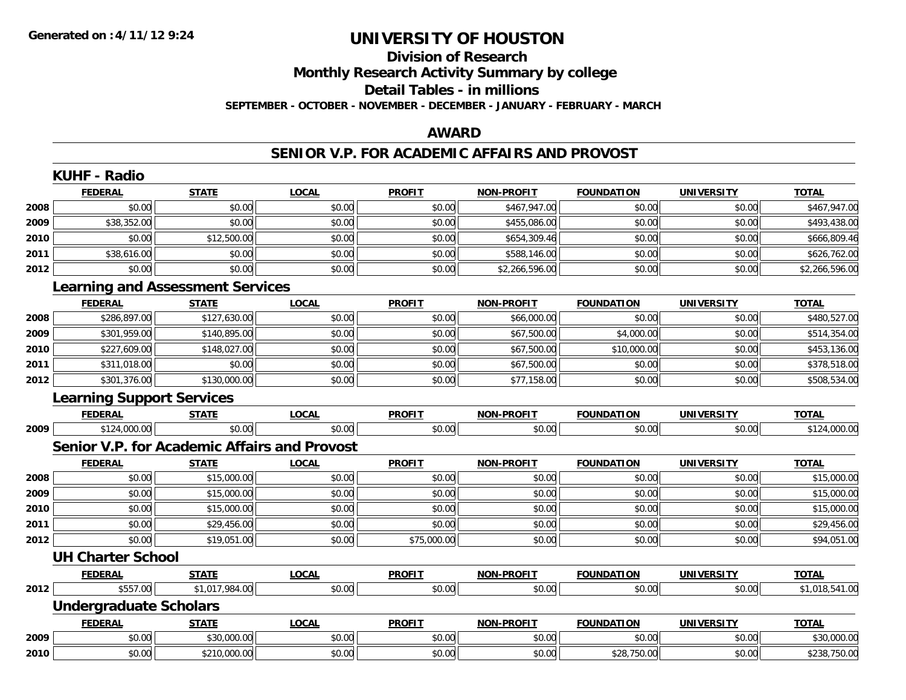# UNIVERSITY OF HOUSTON

## Division of Research
## Monthly Research Activity Summary by college
## Detail Tables - in millions

**SEPTEMBER - OCTOBER - NOVEMBER - DECEMBER - JANUARY - FEBRUARY - MARCH**

## AWARD

## SENIOR V.P. FOR ACADEMIC AFFAIRS AND PROVOST

### KUHF - Radio

| | FEDERAL | STATE | LOCAL | PROFIT | NON-PROFIT | FOUNDATION | UNIVERSITY | TOTAL |
|---|---|---|---|---|---|---|---|---|
| 2008 | $0.00 | $0.00 | $0.00 | $0.00 | $467,947.00 | $0.00 | $0.00 | $467,947.00 |
| 2009 | $38,352.00 | $0.00 | $0.00 | $0.00 | $455,086.00 | $0.00 | $0.00 | $493,438.00 |
| 2010 | $0.00 | $12,500.00 | $0.00 | $0.00 | $654,309.46 | $0.00 | $0.00 | $666,809.46 |
| 2011 | $38,616.00 | $0.00 | $0.00 | $0.00 | $588,146.00 | $0.00 | $0.00 | $626,762.00 |
| 2012 | $0.00 | $0.00 | $0.00 | $0.00 | $2,266,596.00 | $0.00 | $0.00 | $2,266,596.00 |

### Learning and Assessment Services

| | FEDERAL | STATE | LOCAL | PROFIT | NON-PROFIT | FOUNDATION | UNIVERSITY | TOTAL |
|---|---|---|---|---|---|---|---|---|
| 2008 | $286,897.00 | $127,630.00 | $0.00 | $0.00 | $66,000.00 | $0.00 | $0.00 | $480,527.00 |
| 2009 | $301,959.00 | $140,895.00 | $0.00 | $0.00 | $67,500.00 | $4,000.00 | $0.00 | $514,354.00 |
| 2010 | $227,609.00 | $148,027.00 | $0.00 | $0.00 | $67,500.00 | $10,000.00 | $0.00 | $453,136.00 |
| 2011 | $311,018.00 | $0.00 | $0.00 | $0.00 | $67,500.00 | $0.00 | $0.00 | $378,518.00 |
| 2012 | $301,376.00 | $130,000.00 | $0.00 | $0.00 | $77,158.00 | $0.00 | $0.00 | $508,534.00 |

### Learning Support Services

| | FEDERAL | STATE | LOCAL | PROFIT | NON-PROFIT | FOUNDATION | UNIVERSITY | TOTAL |
|---|---|---|---|---|---|---|---|---|
| 2009 | $124,000.00 | $0.00 | $0.00 | $0.00 | $0.00 | $0.00 | $0.00 | $124,000.00 |

### Senior V.P. for Academic Affairs and Provost

| | FEDERAL | STATE | LOCAL | PROFIT | NON-PROFIT | FOUNDATION | UNIVERSITY | TOTAL |
|---|---|---|---|---|---|---|---|---|
| 2008 | $0.00 | $15,000.00 | $0.00 | $0.00 | $0.00 | $0.00 | $0.00 | $15,000.00 |
| 2009 | $0.00 | $15,000.00 | $0.00 | $0.00 | $0.00 | $0.00 | $0.00 | $15,000.00 |
| 2010 | $0.00 | $15,000.00 | $0.00 | $0.00 | $0.00 | $0.00 | $0.00 | $15,000.00 |
| 2011 | $0.00 | $29,456.00 | $0.00 | $0.00 | $0.00 | $0.00 | $0.00 | $29,456.00 |
| 2012 | $0.00 | $19,051.00 | $0.00 | $75,000.00 | $0.00 | $0.00 | $0.00 | $94,051.00 |

### UH Charter School

| | FEDERAL | STATE | LOCAL | PROFIT | NON-PROFIT | FOUNDATION | UNIVERSITY | TOTAL |
|---|---|---|---|---|---|---|---|---|
| 2012 | $557.00 | $1,017,984.00 | $0.00 | $0.00 | $0.00 | $0.00 | $0.00 | $1,018,541.00 |

### Undergraduate Scholars

| | FEDERAL | STATE | LOCAL | PROFIT | NON-PROFIT | FOUNDATION | UNIVERSITY | TOTAL |
|---|---|---|---|---|---|---|---|---|
| 2009 | $0.00 | $30,000.00 | $0.00 | $0.00 | $0.00 | $0.00 | $0.00 | $30,000.00 |
| 2010 | $0.00 | $210,000.00 | $0.00 | $0.00 | $0.00 | $28,750.00 | $0.00 | $238,750.00 |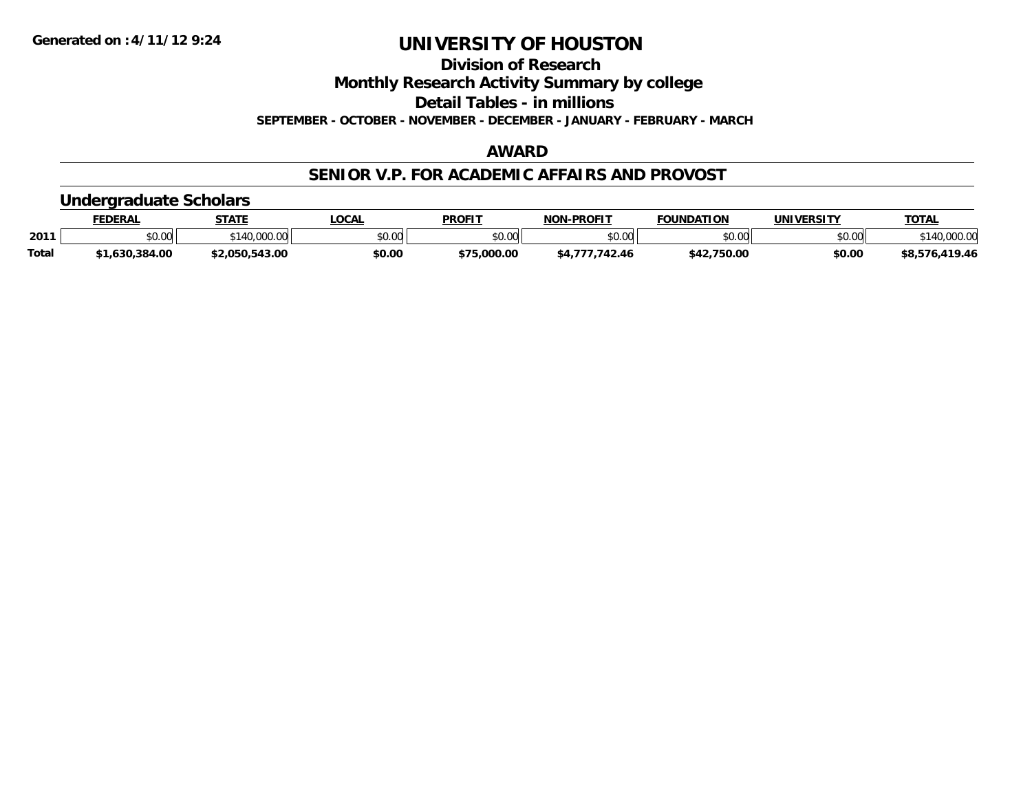# UNIVERSITY OF HOUSTON

## Division of Research

## Monthly Research Activity Summary by college

## Detail Tables - in millions

**SEPTEMBER - OCTOBER - NOVEMBER - DECEMBER - JANUARY - FEBRUARY - MARCH**

## AWARD

## SENIOR V.P. FOR ACADEMIC AFFAIRS AND PROVOST

### Undergraduate Scholars

| | FEDERAL | STATE | LOCAL | PROFIT | NON-PROFIT | FOUNDATION | UNIVERSITY | TOTAL |
|---|---|---|---|---|---|---|---|---|
| 2011 | $0.00 | $140,000.00 | $0.00 | $0.00 | $0.00 | $0.00 | $0.00 | $140,000.00 |
| Total | $1,630,384.00 | $2,050,543.00 | $0.00 | $75,000.00 | $4,777,742.46 | $42,750.00 | $0.00 | $8,576,419.46 |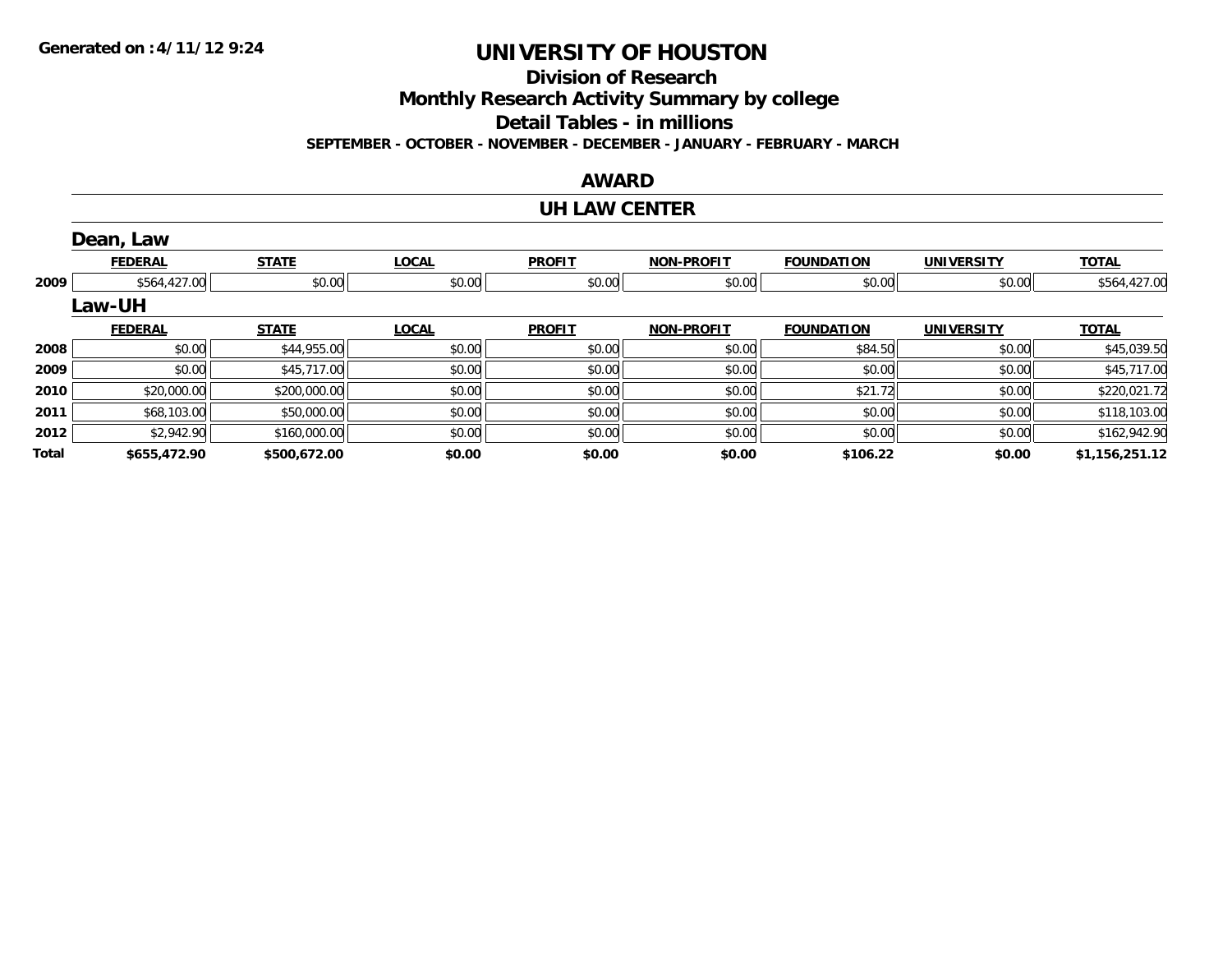Generated on :4/11/12 9:24

# UNIVERSITY OF HOUSTON

## Division of Research

## Monthly Research Activity Summary by college

## Detail Tables - in millions

**SEPTEMBER - OCTOBER - NOVEMBER - DECEMBER - JANUARY - FEBRUARY - MARCH**

## AWARD

## UH LAW CENTER

### Dean, Law

| | FEDERAL | STATE | LOCAL | PROFIT | NON-PROFIT | FOUNDATION | UNIVERSITY | TOTAL |
|---|---|---|---|---|---|---|---|---|
| 2009 | $564,427.00 | $0.00 | $0.00 | $0.00 | $0.00 | $0.00 | $0.00 | $564,427.00 |

### Law-UH

| | FEDERAL | STATE | LOCAL | PROFIT | NON-PROFIT | FOUNDATION | UNIVERSITY | TOTAL |
|---|---|---|---|---|---|---|---|---|
| 2008 | $0.00 | $44,955.00 | $0.00 | $0.00 | $0.00 | $84.50 | $0.00 | $45,039.50 |
| 2009 | $0.00 | $45,717.00 | $0.00 | $0.00 | $0.00 | $0.00 | $0.00 | $45,717.00 |
| 2010 | $20,000.00 | $200,000.00 | $0.00 | $0.00 | $0.00 | $21.72 | $0.00 | $220,021.72 |
| 2011 | $68,103.00 | $50,000.00 | $0.00 | $0.00 | $0.00 | $0.00 | $0.00 | $118,103.00 |
| 2012 | $2,942.90 | $160,000.00 | $0.00 | $0.00 | $0.00 | $0.00 | $0.00 | $162,942.90 |
| **Total** | **$655,472.90** | **$500,672.00** | **$0.00** | **$0.00** | **$0.00** | **$106.22** | **$0.00** | **$1,156,251.12** |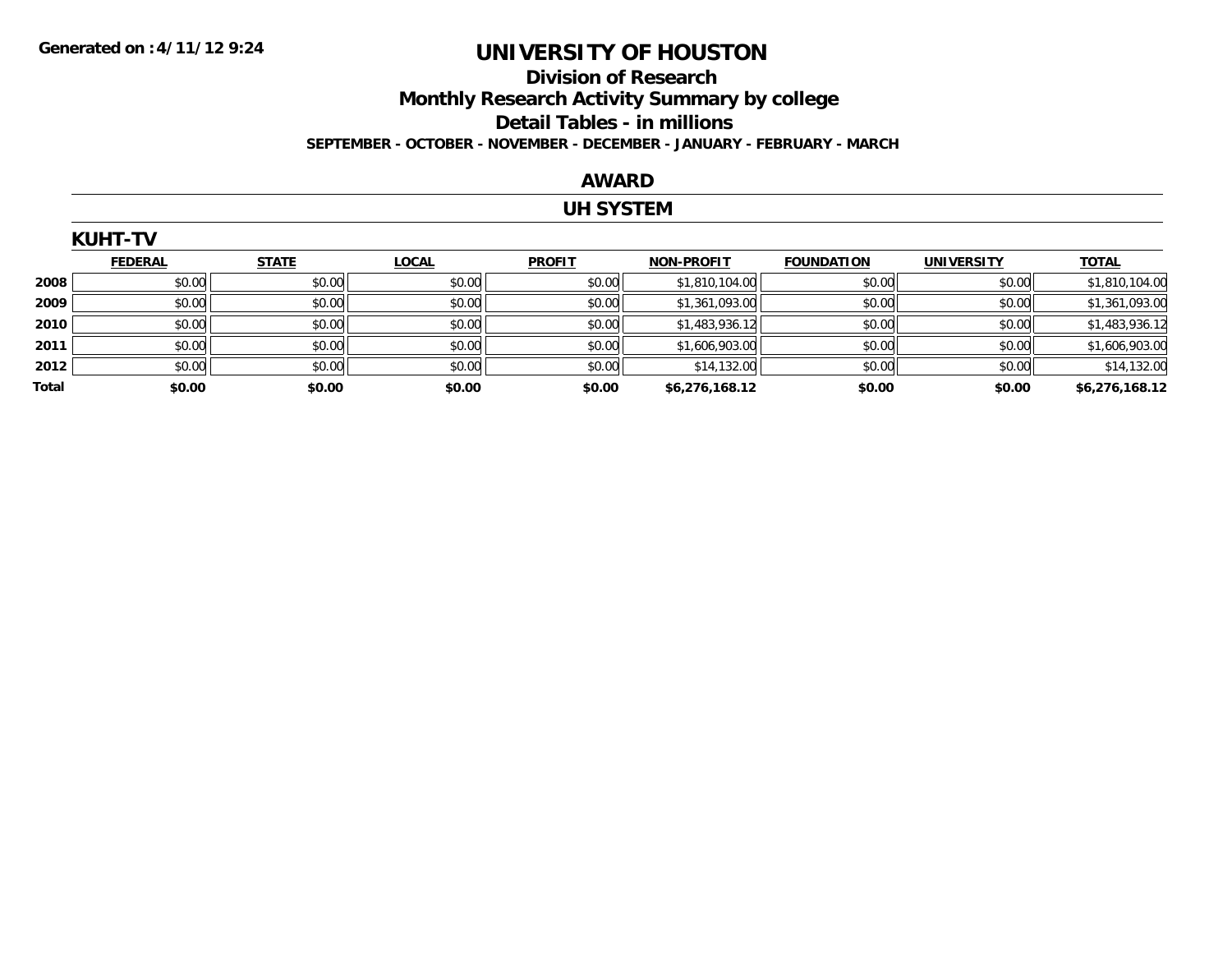Generated on :4/11/12 9:24

# UNIVERSITY OF HOUSTON

## Division of Research

## Monthly Research Activity Summary by college

## Detail Tables - in millions

**SEPTEMBER - OCTOBER - NOVEMBER - DECEMBER - JANUARY - FEBRUARY - MARCH**

## AWARD

## UH SYSTEM

### KUHT-TV

| | FEDERAL | STATE | LOCAL | PROFIT | NON-PROFIT | FOUNDATION | UNIVERSITY | TOTAL |
|---|---|---|---|---|---|---|---|---|
| 2008 | $0.00 | $0.00 | $0.00 | $0.00 | $1,810,104.00 | $0.00 | $0.00 | $1,810,104.00 |
| 2009 | $0.00 | $0.00 | $0.00 | $0.00 | $1,361,093.00 | $0.00 | $0.00 | $1,361,093.00 |
| 2010 | $0.00 | $0.00 | $0.00 | $0.00 | $1,483,936.12 | $0.00 | $0.00 | $1,483,936.12 |
| 2011 | $0.00 | $0.00 | $0.00 | $0.00 | $1,606,903.00 | $0.00 | $0.00 | $1,606,903.00 |
| 2012 | $0.00 | $0.00 | $0.00 | $0.00 | $14,132.00 | $0.00 | $0.00 | $14,132.00 |
| **Total** | **$0.00** | **$0.00** | **$0.00** | **$0.00** | **$6,276,168.12** | **$0.00** | **$0.00** | **$6,276,168.12** |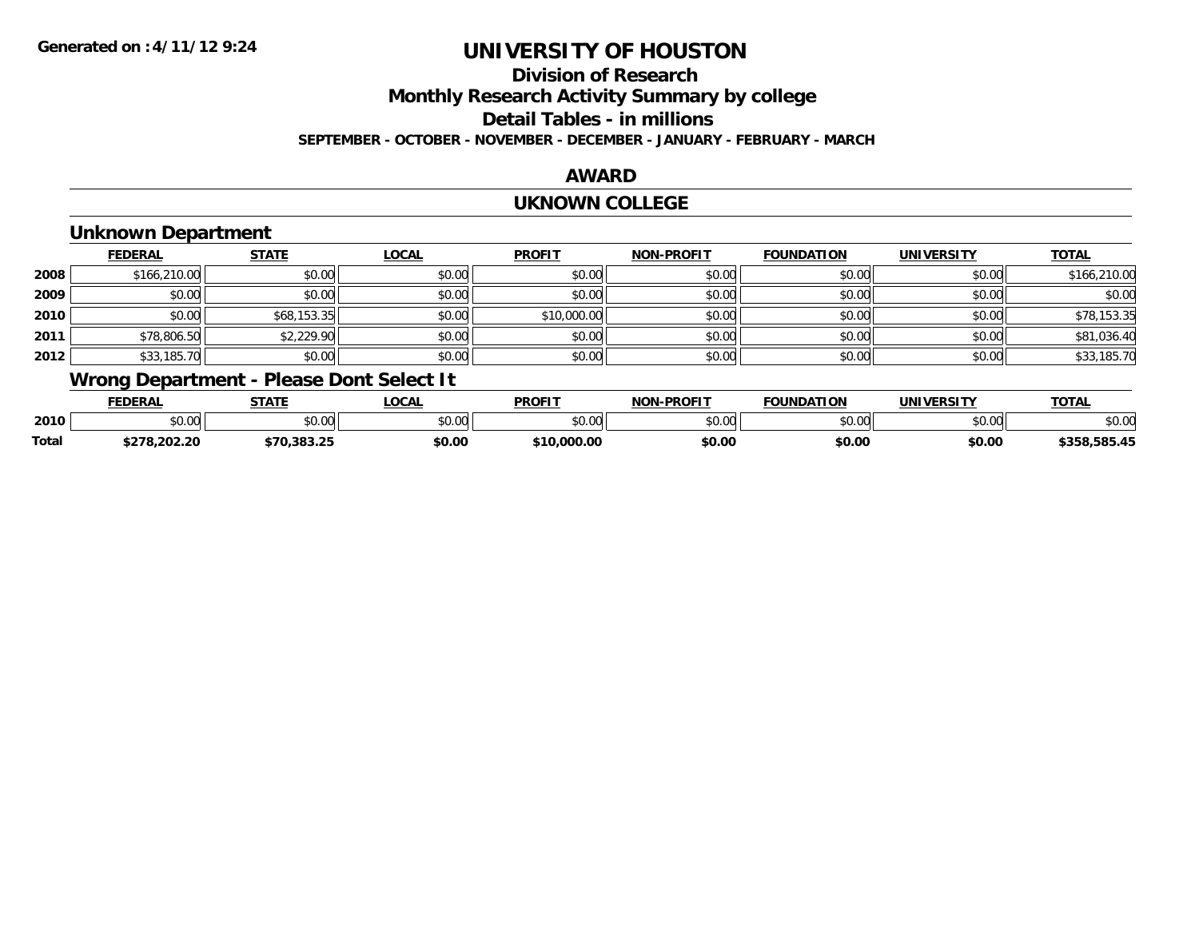Generated on :4/11/12 9:24

# UNIVERSITY OF HOUSTON

## Division of Research

## Monthly Research Activity Summary by college

## Detail Tables - in millions

**SEPTEMBER - OCTOBER - NOVEMBER - DECEMBER - JANUARY - FEBRUARY - MARCH**

## AWARD

## UKNOWN COLLEGE

### Unknown Department

| | FEDERAL | STATE | LOCAL | PROFIT | NON-PROFIT | FOUNDATION | UNIVERSITY | TOTAL |
|---|---|---|---|---|---|---|---|---|
| 2008 | $166,210.00 | $0.00 | $0.00 | $0.00 | $0.00 | $0.00 | $0.00 | $166,210.00 |
| 2009 | $0.00 | $0.00 | $0.00 | $0.00 | $0.00 | $0.00 | $0.00 | $0.00 |
| 2010 | $0.00 | $68,153.35 | $0.00 | $10,000.00 | $0.00 | $0.00 | $0.00 | $78,153.35 |
| 2011 | $78,806.50 | $2,229.90 | $0.00 | $0.00 | $0.00 | $0.00 | $0.00 | $81,036.40 |
| 2012 | $33,185.70 | $0.00 | $0.00 | $0.00 | $0.00 | $0.00 | $0.00 | $33,185.70 |

### Wrong Department - Please Dont Select It

| | FEDERAL | STATE | LOCAL | PROFIT | NON-PROFIT | FOUNDATION | UNIVERSITY | TOTAL |
|---|---|---|---|---|---|---|---|---|
| 2010 | $0.00 | $0.00 | $0.00 | $0.00 | $0.00 | $0.00 | $0.00 | $0.00 |
| **Total** | **$278,202.20** | **$70,383.25** | **$0.00** | **$10,000.00** | **$0.00** | **$0.00** | **$0.00** | **$358,585.45** |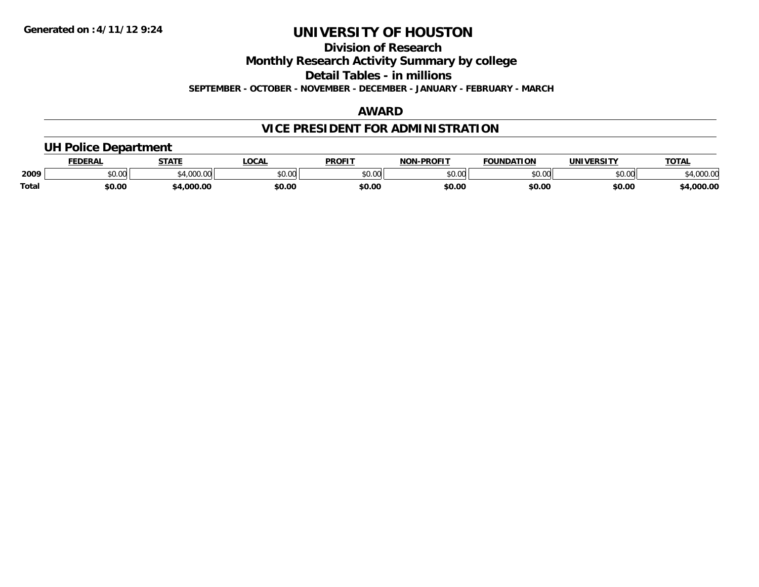**Generated on :4/11/12 9:24**

# UNIVERSITY OF HOUSTON

## Division of Research

## Monthly Research Activity Summary by college

## Detail Tables - in millions

**SEPTEMBER - OCTOBER - NOVEMBER - DECEMBER - JANUARY - FEBRUARY - MARCH**

## AWARD

## VICE PRESIDENT FOR ADMINISTRATION

### UH Police Department

| | FEDERAL | STATE | LOCAL | PROFIT | NON-PROFIT | FOUNDATION | UNIVERSITY | TOTAL |
|---|---|---|---|---|---|---|---|---|
| 2009 | $0.00 | $4,000.00 | $0.00 | $0.00 | $0.00 | $0.00 | $0.00 | $4,000.00 |
| **Total** | **$0.00** | **$4,000.00** | **$0.00** | **$0.00** | **$0.00** | **$0.00** | **$0.00** | **$4,000.00** |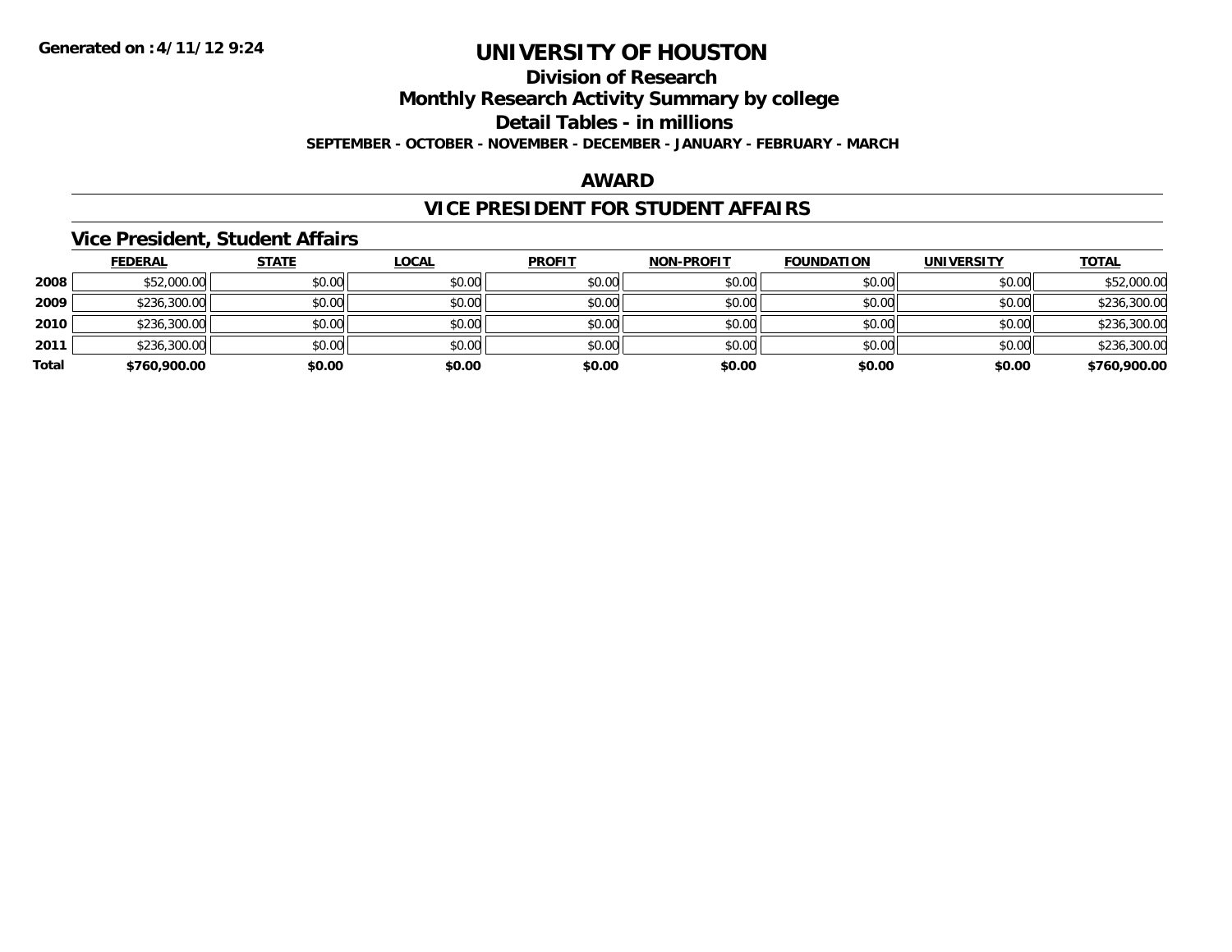**Generated on :4/11/12 9:24**

# UNIVERSITY OF HOUSTON

## Division of Research

## Monthly Research Activity Summary by college

## Detail Tables - in millions

**SEPTEMBER - OCTOBER - NOVEMBER - DECEMBER - JANUARY - FEBRUARY - MARCH**

## AWARD

## VICE PRESIDENT FOR STUDENT AFFAIRS

### Vice President, Student Affairs

| | FEDERAL | STATE | LOCAL | PROFIT | NON-PROFIT | FOUNDATION | UNIVERSITY | TOTAL |
|---|---|---|---|---|---|---|---|---|
| 2008 | $52,000.00 | $0.00 | $0.00 | $0.00 | $0.00 | $0.00 | $0.00 | $52,000.00 |
| 2009 | $236,300.00 | $0.00 | $0.00 | $0.00 | $0.00 | $0.00 | $0.00 | $236,300.00 |
| 2010 | $236,300.00 | $0.00 | $0.00 | $0.00 | $0.00 | $0.00 | $0.00 | $236,300.00 |
| 2011 | $236,300.00 | $0.00 | $0.00 | $0.00 | $0.00 | $0.00 | $0.00 | $236,300.00 |
| **Total** | **$760,900.00** | **$0.00** | **$0.00** | **$0.00** | **$0.00** | **$0.00** | **$0.00** | **$760,900.00** |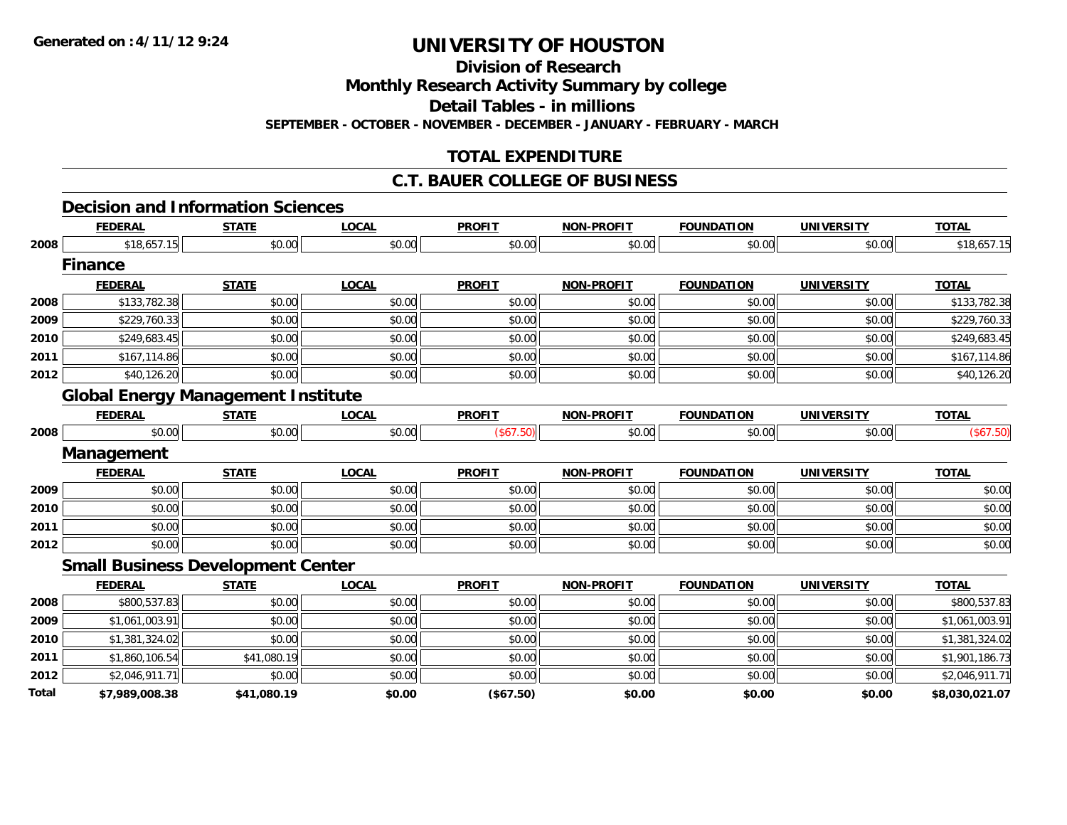Generated on :4/11/12 9:24

# UNIVERSITY OF HOUSTON

## Division of Research

## Monthly Research Activity Summary by college

## Detail Tables - in millions

**SEPTEMBER - OCTOBER - NOVEMBER - DECEMBER - JANUARY - FEBRUARY - MARCH**

## TOTAL EXPENDITURE

## C.T. BAUER COLLEGE OF BUSINESS

### Decision and Information Sciences

| | FEDERAL | STATE | LOCAL | PROFIT | NON-PROFIT | FOUNDATION | UNIVERSITY | TOTAL |
|---|---|---|---|---|---|---|---|---|
| 2008 | $18,657.15 | $0.00 | $0.00 | $0.00 | $0.00 | $0.00 | $0.00 | $18,657.15 |

### Finance

| | FEDERAL | STATE | LOCAL | PROFIT | NON-PROFIT | FOUNDATION | UNIVERSITY | TOTAL |
|---|---|---|---|---|---|---|---|---|
| 2008 | $133,782.38 | $0.00 | $0.00 | $0.00 | $0.00 | $0.00 | $0.00 | $133,782.38 |
| 2009 | $229,760.33 | $0.00 | $0.00 | $0.00 | $0.00 | $0.00 | $0.00 | $229,760.33 |
| 2010 | $249,683.45 | $0.00 | $0.00 | $0.00 | $0.00 | $0.00 | $0.00 | $249,683.45 |
| 2011 | $167,114.86 | $0.00 | $0.00 | $0.00 | $0.00 | $0.00 | $0.00 | $167,114.86 |
| 2012 | $40,126.20 | $0.00 | $0.00 | $0.00 | $0.00 | $0.00 | $0.00 | $40,126.20 |

### Global Energy Management Institute

| | FEDERAL | STATE | LOCAL | PROFIT | NON-PROFIT | FOUNDATION | UNIVERSITY | TOTAL |
|---|---|---|---|---|---|---|---|---|
| 2008 | $0.00 | $0.00 | $0.00 | ($67.50) | $0.00 | $0.00 | $0.00 | ($67.50) |

### Management

| | FEDERAL | STATE | LOCAL | PROFIT | NON-PROFIT | FOUNDATION | UNIVERSITY | TOTAL |
|---|---|---|---|---|---|---|---|---|
| 2009 | $0.00 | $0.00 | $0.00 | $0.00 | $0.00 | $0.00 | $0.00 | $0.00 |
| 2010 | $0.00 | $0.00 | $0.00 | $0.00 | $0.00 | $0.00 | $0.00 | $0.00 |
| 2011 | $0.00 | $0.00 | $0.00 | $0.00 | $0.00 | $0.00 | $0.00 | $0.00 |
| 2012 | $0.00 | $0.00 | $0.00 | $0.00 | $0.00 | $0.00 | $0.00 | $0.00 |

### Small Business Development Center

| | FEDERAL | STATE | LOCAL | PROFIT | NON-PROFIT | FOUNDATION | UNIVERSITY | TOTAL |
|---|---|---|---|---|---|---|---|---|
| 2008 | $800,537.83 | $0.00 | $0.00 | $0.00 | $0.00 | $0.00 | $0.00 | $800,537.83 |
| 2009 | $1,061,003.91 | $0.00 | $0.00 | $0.00 | $0.00 | $0.00 | $0.00 | $1,061,003.91 |
| 2010 | $1,381,324.02 | $0.00 | $0.00 | $0.00 | $0.00 | $0.00 | $0.00 | $1,381,324.02 |
| 2011 | $1,860,106.54 | $41,080.19 | $0.00 | $0.00 | $0.00 | $0.00 | $0.00 | $1,901,186.73 |
| 2012 | $2,046,911.71 | $0.00 | $0.00 | $0.00 | $0.00 | $0.00 | $0.00 | $2,046,911.71 |
| **Total** | **$7,989,008.38** | **$41,080.19** | **$0.00** | **($67.50)** | **$0.00** | **$0.00** | **$0.00** | **$8,030,021.07** |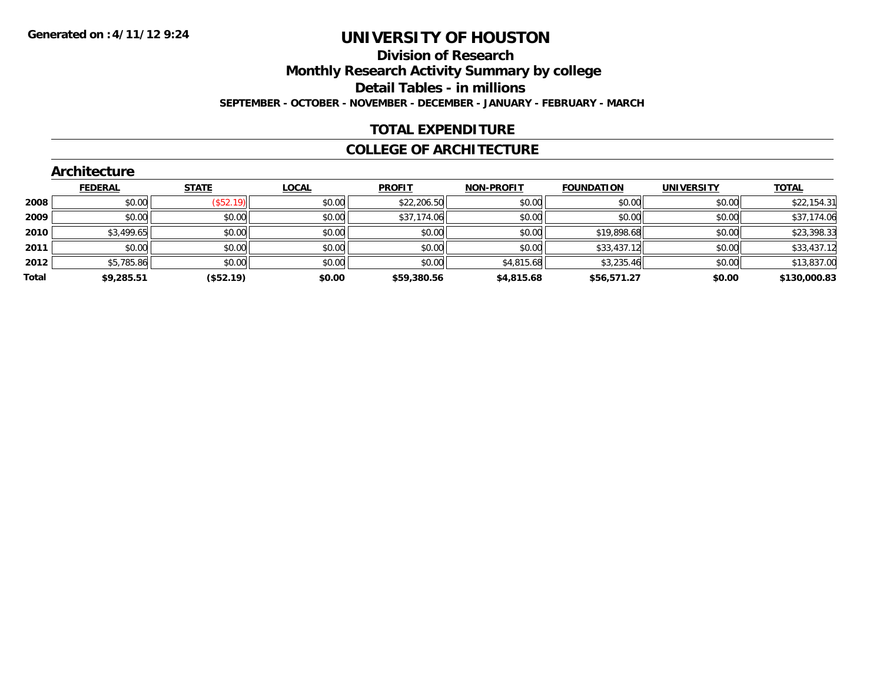Generated on :4/11/12 9:24

# UNIVERSITY OF HOUSTON

## Division of Research

## Monthly Research Activity Summary by college

## Detail Tables - in millions

**SEPTEMBER - OCTOBER - NOVEMBER - DECEMBER - JANUARY - FEBRUARY - MARCH**

## TOTAL EXPENDITURE

## COLLEGE OF ARCHITECTURE

### Architecture

| | FEDERAL | STATE | LOCAL | PROFIT | NON-PROFIT | FOUNDATION | UNIVERSITY | TOTAL |
|---|---|---|---|---|---|---|---|---|
| 2008 | $0.00 | ($52.19) | $0.00 | $22,206.50 | $0.00 | $0.00 | $0.00 | $22,154.31 |
| 2009 | $0.00 | $0.00 | $0.00 | $37,174.06 | $0.00 | $0.00 | $0.00 | $37,174.06 |
| 2010 | $3,499.65 | $0.00 | $0.00 | $0.00 | $0.00 | $19,898.68 | $0.00 | $23,398.33 |
| 2011 | $0.00 | $0.00 | $0.00 | $0.00 | $0.00 | $33,437.12 | $0.00 | $33,437.12 |
| 2012 | $5,785.86 | $0.00 | $0.00 | $0.00 | $4,815.68 | $3,235.46 | $0.00 | $13,837.00 |
| **Total** | **$9,285.51** | **($52.19)** | **$0.00** | **$59,380.56** | **$4,815.68** | **$56,571.27** | **$0.00** | **$130,000.83** |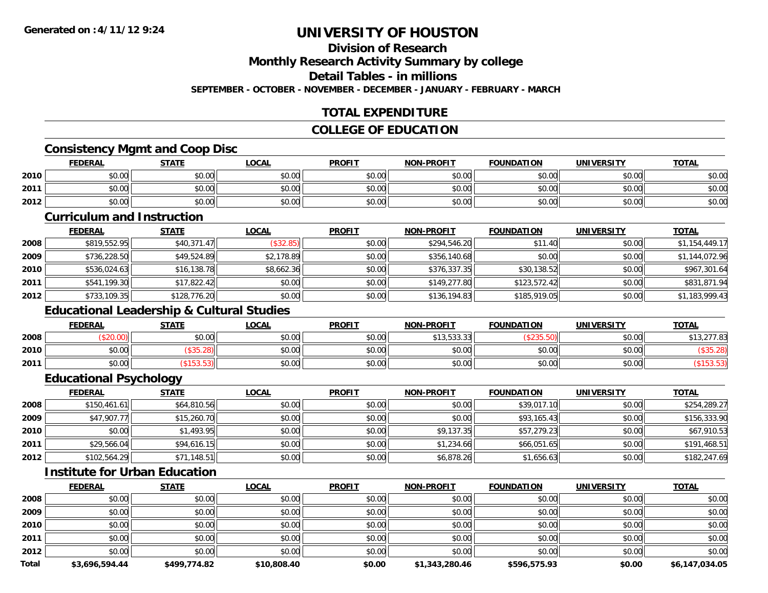# UNIVERSITY OF HOUSTON

## Division of Research

## Monthly Research Activity Summary by college

## Detail Tables - in millions

**SEPTEMBER - OCTOBER - NOVEMBER - DECEMBER - JANUARY - FEBRUARY - MARCH**

## TOTAL EXPENDITURE

## COLLEGE OF EDUCATION

### Consistency Mgmt and Coop Disc

| | FEDERAL | STATE | LOCAL | PROFIT | NON-PROFIT | FOUNDATION | UNIVERSITY | TOTAL |
|---|---|---|---|---|---|---|---|---|
| 2010 | $0.00 | $0.00 | $0.00 | $0.00 | $0.00 | $0.00 | $0.00 | $0.00 |
| 2011 | $0.00 | $0.00 | $0.00 | $0.00 | $0.00 | $0.00 | $0.00 | $0.00 |
| 2012 | $0.00 | $0.00 | $0.00 | $0.00 | $0.00 | $0.00 | $0.00 | $0.00 |

### Curriculum and Instruction

| | FEDERAL | STATE | LOCAL | PROFIT | NON-PROFIT | FOUNDATION | UNIVERSITY | TOTAL |
|---|---|---|---|---|---|---|---|---|
| 2008 | $819,552.95 | $40,371.47 | ($32.85) | $0.00 | $294,546.20 | $11.40 | $0.00 | $1,154,449.17 |
| 2009 | $736,228.50 | $49,524.89 | $2,178.89 | $0.00 | $356,140.68 | $0.00 | $0.00 | $1,144,072.96 |
| 2010 | $536,024.63 | $16,138.78 | $8,662.36 | $0.00 | $376,337.35 | $30,138.52 | $0.00 | $967,301.64 |
| 2011 | $541,199.30 | $17,822.42 | $0.00 | $0.00 | $149,277.80 | $123,572.42 | $0.00 | $831,871.94 |
| 2012 | $733,109.35 | $128,776.20 | $0.00 | $0.00 | $136,194.83 | $185,919.05 | $0.00 | $1,183,999.43 |

### Educational Leadership & Cultural Studies

| | FEDERAL | STATE | LOCAL | PROFIT | NON-PROFIT | FOUNDATION | UNIVERSITY | TOTAL |
|---|---|---|---|---|---|---|---|---|
| 2008 | ($20.00) | $0.00 | $0.00 | $0.00 | $13,533.33 | ($235.50) | $0.00 | $13,277.83 |
| 2010 | $0.00 | ($35.28) | $0.00 | $0.00 | $0.00 | $0.00 | $0.00 | ($35.28) |
| 2011 | $0.00 | ($153.53) | $0.00 | $0.00 | $0.00 | $0.00 | $0.00 | ($153.53) |

### Educational Psychology

| | FEDERAL | STATE | LOCAL | PROFIT | NON-PROFIT | FOUNDATION | UNIVERSITY | TOTAL |
|---|---|---|---|---|---|---|---|---|
| 2008 | $150,461.61 | $64,810.56 | $0.00 | $0.00 | $0.00 | $39,017.10 | $0.00 | $254,289.27 |
| 2009 | $47,907.77 | $15,260.70 | $0.00 | $0.00 | $0.00 | $93,165.43 | $0.00 | $156,333.90 |
| 2010 | $0.00 | $1,493.95 | $0.00 | $0.00 | $9,137.35 | $57,279.23 | $0.00 | $67,910.53 |
| 2011 | $29,566.04 | $94,616.15 | $0.00 | $0.00 | $1,234.66 | $66,051.65 | $0.00 | $191,468.51 |
| 2012 | $102,564.29 | $71,148.51 | $0.00 | $0.00 | $6,878.26 | $1,656.63 | $0.00 | $182,247.69 |

### Institute for Urban Education

| | FEDERAL | STATE | LOCAL | PROFIT | NON-PROFIT | FOUNDATION | UNIVERSITY | TOTAL |
|---|---|---|---|---|---|---|---|---|
| 2008 | $0.00 | $0.00 | $0.00 | $0.00 | $0.00 | $0.00 | $0.00 | $0.00 |
| 2009 | $0.00 | $0.00 | $0.00 | $0.00 | $0.00 | $0.00 | $0.00 | $0.00 |
| 2010 | $0.00 | $0.00 | $0.00 | $0.00 | $0.00 | $0.00 | $0.00 | $0.00 |
| 2011 | $0.00 | $0.00 | $0.00 | $0.00 | $0.00 | $0.00 | $0.00 | $0.00 |
| 2012 | $0.00 | $0.00 | $0.00 | $0.00 | $0.00 | $0.00 | $0.00 | $0.00 |
| **Total** | **$3,696,594.44** | **$499,774.82** | **$10,808.40** | **$0.00** | **$1,343,280.46** | **$596,575.93** | **$0.00** | **$6,147,034.05** |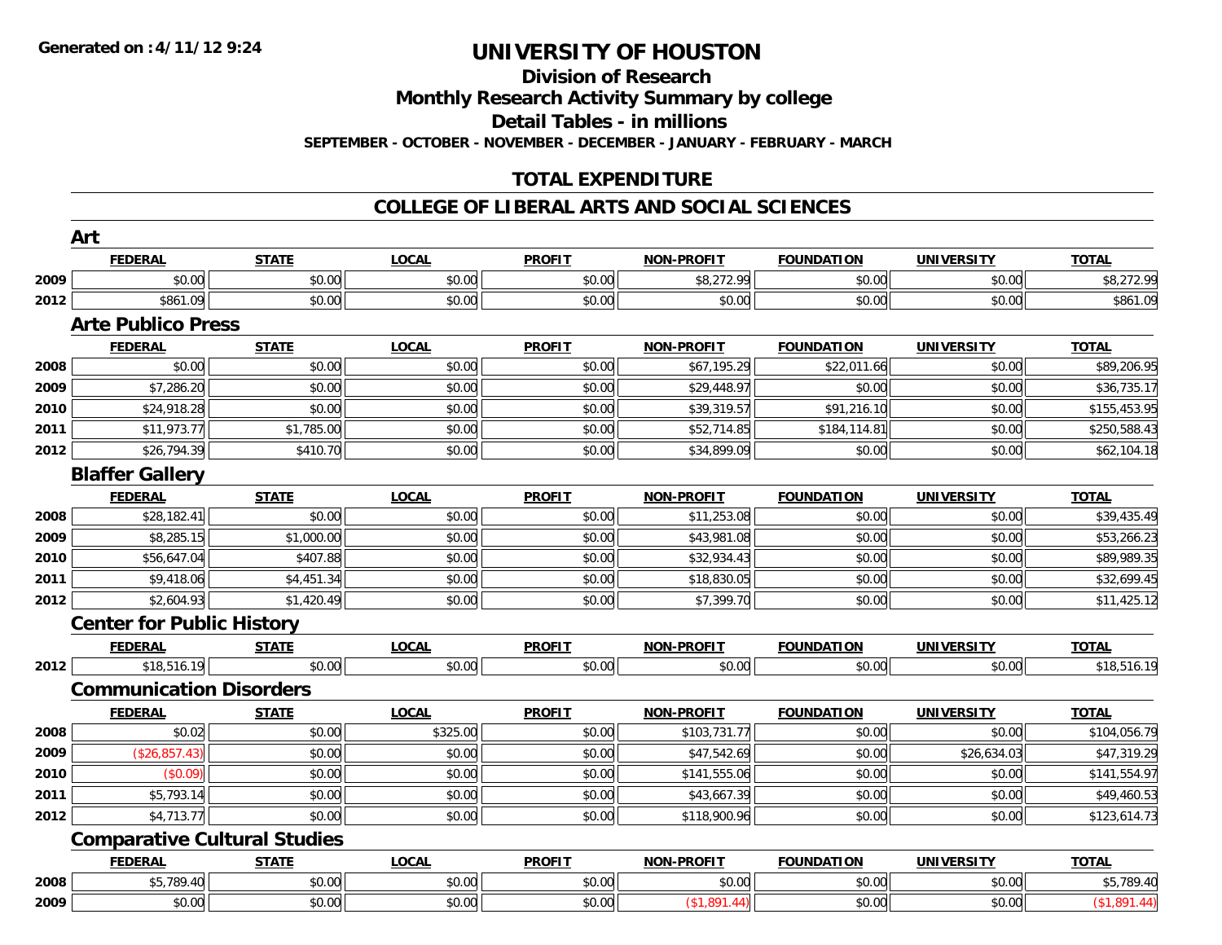Generated on :4/11/12 9:24

# UNIVERSITY OF HOUSTON

## Division of Research

## Monthly Research Activity Summary by college

## Detail Tables - in millions

SEPTEMBER - OCTOBER - NOVEMBER - DECEMBER - JANUARY - FEBRUARY - MARCH

## TOTAL EXPENDITURE

## COLLEGE OF LIBERAL ARTS AND SOCIAL SCIENCES

### Art

| | FEDERAL | STATE | LOCAL | PROFIT | NON-PROFIT | FOUNDATION | UNIVERSITY | TOTAL |
|---|---|---|---|---|---|---|---|---|
| 2009 | $0.00 | $0.00 | $0.00 | $0.00 | $8,272.99 | $0.00 | $0.00 | $8,272.99 |
| 2012 | $861.09 | $0.00 | $0.00 | $0.00 | $0.00 | $0.00 | $0.00 | $861.09 |

### Arte Publico Press

| | FEDERAL | STATE | LOCAL | PROFIT | NON-PROFIT | FOUNDATION | UNIVERSITY | TOTAL |
|---|---|---|---|---|---|---|---|---|
| 2008 | $0.00 | $0.00 | $0.00 | $0.00 | $67,195.29 | $22,011.66 | $0.00 | $89,206.95 |
| 2009 | $7,286.20 | $0.00 | $0.00 | $0.00 | $29,448.97 | $0.00 | $0.00 | $36,735.17 |
| 2010 | $24,918.28 | $0.00 | $0.00 | $0.00 | $39,319.57 | $91,216.10 | $0.00 | $155,453.95 |
| 2011 | $11,973.77 | $1,785.00 | $0.00 | $0.00 | $52,714.85 | $184,114.81 | $0.00 | $250,588.43 |
| 2012 | $26,794.39 | $410.70 | $0.00 | $0.00 | $34,899.09 | $0.00 | $0.00 | $62,104.18 |

### Blaffer Gallery

| | FEDERAL | STATE | LOCAL | PROFIT | NON-PROFIT | FOUNDATION | UNIVERSITY | TOTAL |
|---|---|---|---|---|---|---|---|---|
| 2008 | $28,182.41 | $0.00 | $0.00 | $0.00 | $11,253.08 | $0.00 | $0.00 | $39,435.49 |
| 2009 | $8,285.15 | $1,000.00 | $0.00 | $0.00 | $43,981.08 | $0.00 | $0.00 | $53,266.23 |
| 2010 | $56,647.04 | $407.88 | $0.00 | $0.00 | $32,934.43 | $0.00 | $0.00 | $89,989.35 |
| 2011 | $9,418.06 | $4,451.34 | $0.00 | $0.00 | $18,830.05 | $0.00 | $0.00 | $32,699.45 |
| 2012 | $2,604.93 | $1,420.49 | $0.00 | $0.00 | $7,399.70 | $0.00 | $0.00 | $11,425.12 |

### Center for Public History

| | FEDERAL | STATE | LOCAL | PROFIT | NON-PROFIT | FOUNDATION | UNIVERSITY | TOTAL |
|---|---|---|---|---|---|---|---|---|
| 2012 | $18,516.19 | $0.00 | $0.00 | $0.00 | $0.00 | $0.00 | $0.00 | $18,516.19 |

### Communication Disorders

| | FEDERAL | STATE | LOCAL | PROFIT | NON-PROFIT | FOUNDATION | UNIVERSITY | TOTAL |
|---|---|---|---|---|---|---|---|---|
| 2008 | $0.02 | $0.00 | $325.00 | $0.00 | $103,731.77 | $0.00 | $0.00 | $104,056.79 |
| 2009 | ($26,857.43) | $0.00 | $0.00 | $0.00 | $47,542.69 | $0.00 | $26,634.03 | $47,319.29 |
| 2010 | ($0.09) | $0.00 | $0.00 | $0.00 | $141,555.06 | $0.00 | $0.00 | $141,554.97 |
| 2011 | $5,793.14 | $0.00 | $0.00 | $0.00 | $43,667.39 | $0.00 | $0.00 | $49,460.53 |
| 2012 | $4,713.77 | $0.00 | $0.00 | $0.00 | $118,900.96 | $0.00 | $0.00 | $123,614.73 |

### Comparative Cultural Studies

| | FEDERAL | STATE | LOCAL | PROFIT | NON-PROFIT | FOUNDATION | UNIVERSITY | TOTAL |
|---|---|---|---|---|---|---|---|---|
| 2008 | $5,789.40 | $0.00 | $0.00 | $0.00 | $0.00 | $0.00 | $0.00 | $5,789.40 |
| 2009 | $0.00 | $0.00 | $0.00 | $0.00 | ($1,891.44) | $0.00 | $0.00 | ($1,891.44) |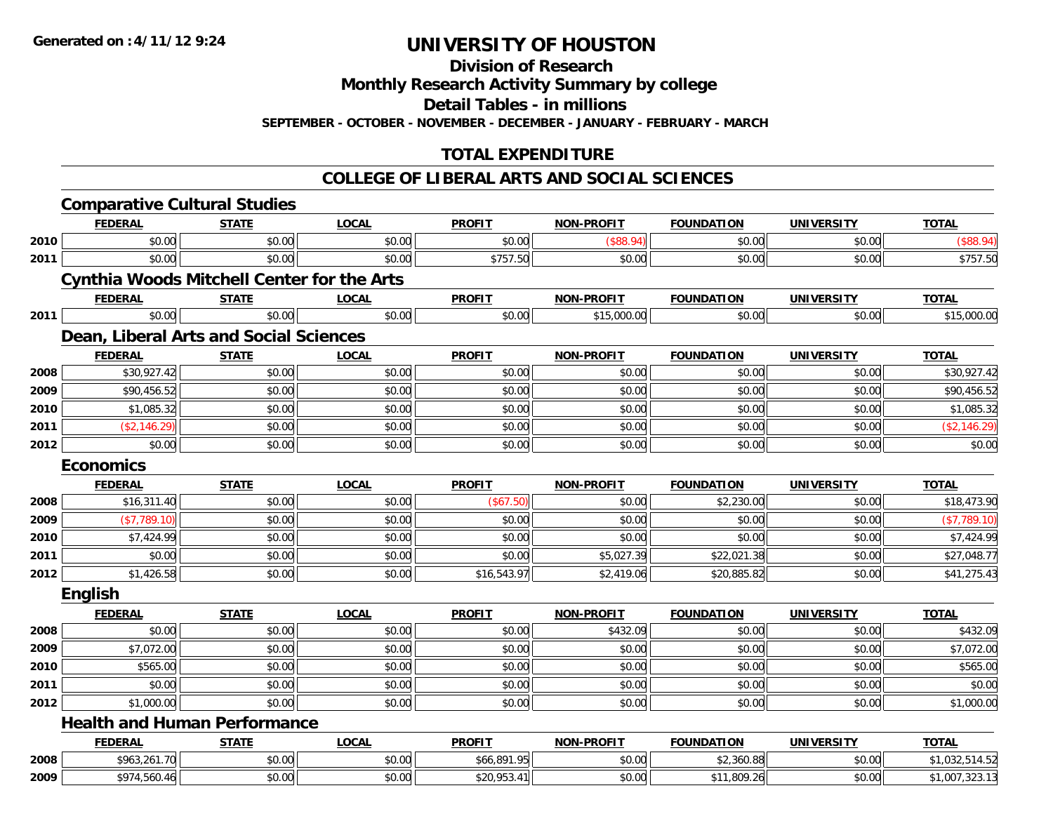**Generated on :4/11/12 9:24**

# UNIVERSITY OF HOUSTON

## Division of Research

## Monthly Research Activity Summary by college

## Detail Tables - in millions

**SEPTEMBER - OCTOBER - NOVEMBER - DECEMBER - JANUARY - FEBRUARY - MARCH**

## TOTAL EXPENDITURE

## COLLEGE OF LIBERAL ARTS AND SOCIAL SCIENCES

### Comparative Cultural Studies

| | FEDERAL | STATE | LOCAL | PROFIT | NON-PROFIT | FOUNDATION | UNIVERSITY | TOTAL |
|---|---|---|---|---|---|---|---|---|
| 2010 | $0.00 | $0.00 | $0.00 | $0.00 | ($88.94) | $0.00 | $0.00 | ($88.94) |
| 2011 | $0.00 | $0.00 | $0.00 | $757.50 | $0.00 | $0.00 | $0.00 | $757.50 |

### Cynthia Woods Mitchell Center for the Arts

| | FEDERAL | STATE | LOCAL | PROFIT | NON-PROFIT | FOUNDATION | UNIVERSITY | TOTAL |
|---|---|---|---|---|---|---|---|---|
| 2011 | $0.00 | $0.00 | $0.00 | $0.00 | $15,000.00 | $0.00 | $0.00 | $15,000.00 |

### Dean, Liberal Arts and Social Sciences

| | FEDERAL | STATE | LOCAL | PROFIT | NON-PROFIT | FOUNDATION | UNIVERSITY | TOTAL |
|---|---|---|---|---|---|---|---|---|
| 2008 | $30,927.42 | $0.00 | $0.00 | $0.00 | $0.00 | $0.00 | $0.00 | $30,927.42 |
| 2009 | $90,456.52 | $0.00 | $0.00 | $0.00 | $0.00 | $0.00 | $0.00 | $90,456.52 |
| 2010 | $1,085.32 | $0.00 | $0.00 | $0.00 | $0.00 | $0.00 | $0.00 | $1,085.32 |
| 2011 | ($2,146.29) | $0.00 | $0.00 | $0.00 | $0.00 | $0.00 | $0.00 | ($2,146.29) |
| 2012 | $0.00 | $0.00 | $0.00 | $0.00 | $0.00 | $0.00 | $0.00 | $0.00 |

### Economics

| | FEDERAL | STATE | LOCAL | PROFIT | NON-PROFIT | FOUNDATION | UNIVERSITY | TOTAL |
|---|---|---|---|---|---|---|---|---|
| 2008 | $16,311.40 | $0.00 | $0.00 | ($67.50) | $0.00 | $2,230.00 | $0.00 | $18,473.90 |
| 2009 | ($7,789.10) | $0.00 | $0.00 | $0.00 | $0.00 | $0.00 | $0.00 | ($7,789.10) |
| 2010 | $7,424.99 | $0.00 | $0.00 | $0.00 | $0.00 | $0.00 | $0.00 | $7,424.99 |
| 2011 | $0.00 | $0.00 | $0.00 | $0.00 | $5,027.39 | $22,021.38 | $0.00 | $27,048.77 |
| 2012 | $1,426.58 | $0.00 | $0.00 | $16,543.97 | $2,419.06 | $20,885.82 | $0.00 | $41,275.43 |

### English

| | FEDERAL | STATE | LOCAL | PROFIT | NON-PROFIT | FOUNDATION | UNIVERSITY | TOTAL |
|---|---|---|---|---|---|---|---|---|
| 2008 | $0.00 | $0.00 | $0.00 | $0.00 | $432.09 | $0.00 | $0.00 | $432.09 |
| 2009 | $7,072.00 | $0.00 | $0.00 | $0.00 | $0.00 | $0.00 | $0.00 | $7,072.00 |
| 2010 | $565.00 | $0.00 | $0.00 | $0.00 | $0.00 | $0.00 | $0.00 | $565.00 |
| 2011 | $0.00 | $0.00 | $0.00 | $0.00 | $0.00 | $0.00 | $0.00 | $0.00 |
| 2012 | $1,000.00 | $0.00 | $0.00 | $0.00 | $0.00 | $0.00 | $0.00 | $1,000.00 |

### Health and Human Performance

| | FEDERAL | STATE | LOCAL | PROFIT | NON-PROFIT | FOUNDATION | UNIVERSITY | TOTAL |
|---|---|---|---|---|---|---|---|---|
| 2008 | $963,261.70 | $0.00 | $0.00 | $66,891.95 | $0.00 | $2,360.88 | $0.00 | $1,032,514.52 |
| 2009 | $974,560.46 | $0.00 | $0.00 | $20,953.41 | $0.00 | $11,809.26 | $0.00 | $1,007,323.13 |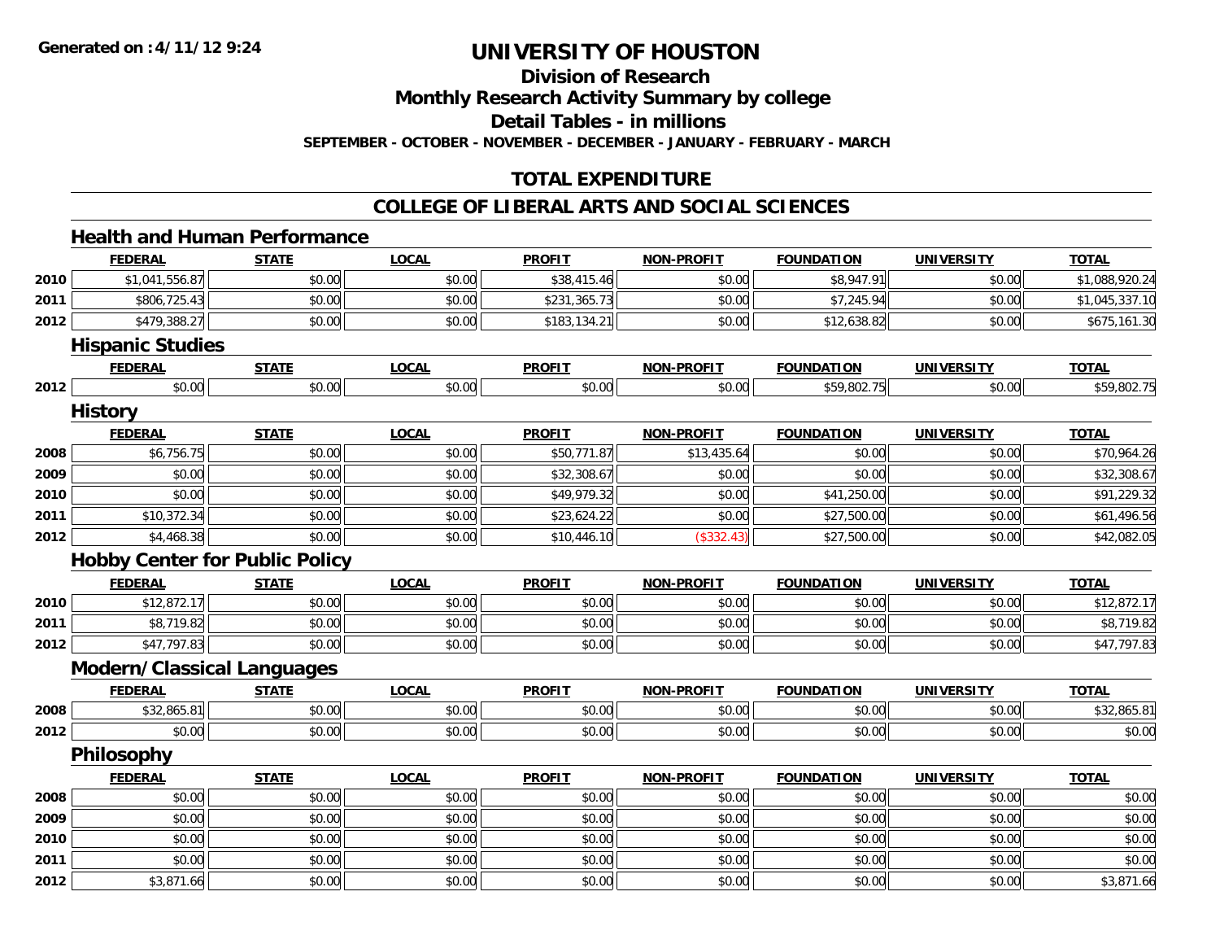# UNIVERSITY OF HOUSTON

## Division of Research

## Monthly Research Activity Summary by college

## Detail Tables - in millions

**SEPTEMBER - OCTOBER - NOVEMBER - DECEMBER - JANUARY - FEBRUARY - MARCH**

## TOTAL EXPENDITURE

## COLLEGE OF LIBERAL ARTS AND SOCIAL SCIENCES

### Health and Human Performance

| | FEDERAL | STATE | LOCAL | PROFIT | NON-PROFIT | FOUNDATION | UNIVERSITY | TOTAL |
|---|---|---|---|---|---|---|---|---|
| 2010 | $1,041,556.87 | $0.00 | $0.00 | $38,415.46 | $0.00 | $8,947.91 | $0.00 | $1,088,920.24 |
| 2011 | $806,725.43 | $0.00 | $0.00 | $231,365.73 | $0.00 | $7,245.94 | $0.00 | $1,045,337.10 |
| 2012 | $479,388.27 | $0.00 | $0.00 | $183,134.21 | $0.00 | $12,638.82 | $0.00 | $675,161.30 |

### Hispanic Studies

| | FEDERAL | STATE | LOCAL | PROFIT | NON-PROFIT | FOUNDATION | UNIVERSITY | TOTAL |
|---|---|---|---|---|---|---|---|---|
| 2012 | $0.00 | $0.00 | $0.00 | $0.00 | $0.00 | $59,802.75 | $0.00 | $59,802.75 |

### History

| | FEDERAL | STATE | LOCAL | PROFIT | NON-PROFIT | FOUNDATION | UNIVERSITY | TOTAL |
|---|---|---|---|---|---|---|---|---|
| 2008 | $6,756.75 | $0.00 | $0.00 | $50,771.87 | $13,435.64 | $0.00 | $0.00 | $70,964.26 |
| 2009 | $0.00 | $0.00 | $0.00 | $32,308.67 | $0.00 | $0.00 | $0.00 | $32,308.67 |
| 2010 | $0.00 | $0.00 | $0.00 | $49,979.32 | $0.00 | $41,250.00 | $0.00 | $91,229.32 |
| 2011 | $10,372.34 | $0.00 | $0.00 | $23,624.22 | $0.00 | $27,500.00 | $0.00 | $61,496.56 |
| 2012 | $4,468.38 | $0.00 | $0.00 | $10,446.10 | ($332.43) | $27,500.00 | $0.00 | $42,082.05 |

### Hobby Center for Public Policy

| | FEDERAL | STATE | LOCAL | PROFIT | NON-PROFIT | FOUNDATION | UNIVERSITY | TOTAL |
|---|---|---|---|---|---|---|---|---|
| 2010 | $12,872.17 | $0.00 | $0.00 | $0.00 | $0.00 | $0.00 | $0.00 | $12,872.17 |
| 2011 | $8,719.82 | $0.00 | $0.00 | $0.00 | $0.00 | $0.00 | $0.00 | $8,719.82 |
| 2012 | $47,797.83 | $0.00 | $0.00 | $0.00 | $0.00 | $0.00 | $0.00 | $47,797.83 |

### Modern/Classical Languages

| | FEDERAL | STATE | LOCAL | PROFIT | NON-PROFIT | FOUNDATION | UNIVERSITY | TOTAL |
|---|---|---|---|---|---|---|---|---|
| 2008 | $32,865.81 | $0.00 | $0.00 | $0.00 | $0.00 | $0.00 | $0.00 | $32,865.81 |
| 2012 | $0.00 | $0.00 | $0.00 | $0.00 | $0.00 | $0.00 | $0.00 | $0.00 |

### Philosophy

| | FEDERAL | STATE | LOCAL | PROFIT | NON-PROFIT | FOUNDATION | UNIVERSITY | TOTAL |
|---|---|---|---|---|---|---|---|---|
| 2008 | $0.00 | $0.00 | $0.00 | $0.00 | $0.00 | $0.00 | $0.00 | $0.00 |
| 2009 | $0.00 | $0.00 | $0.00 | $0.00 | $0.00 | $0.00 | $0.00 | $0.00 |
| 2010 | $0.00 | $0.00 | $0.00 | $0.00 | $0.00 | $0.00 | $0.00 | $0.00 |
| 2011 | $0.00 | $0.00 | $0.00 | $0.00 | $0.00 | $0.00 | $0.00 | $0.00 |
| 2012 | $3,871.66 | $0.00 | $0.00 | $0.00 | $0.00 | $0.00 | $0.00 | $3,871.66 |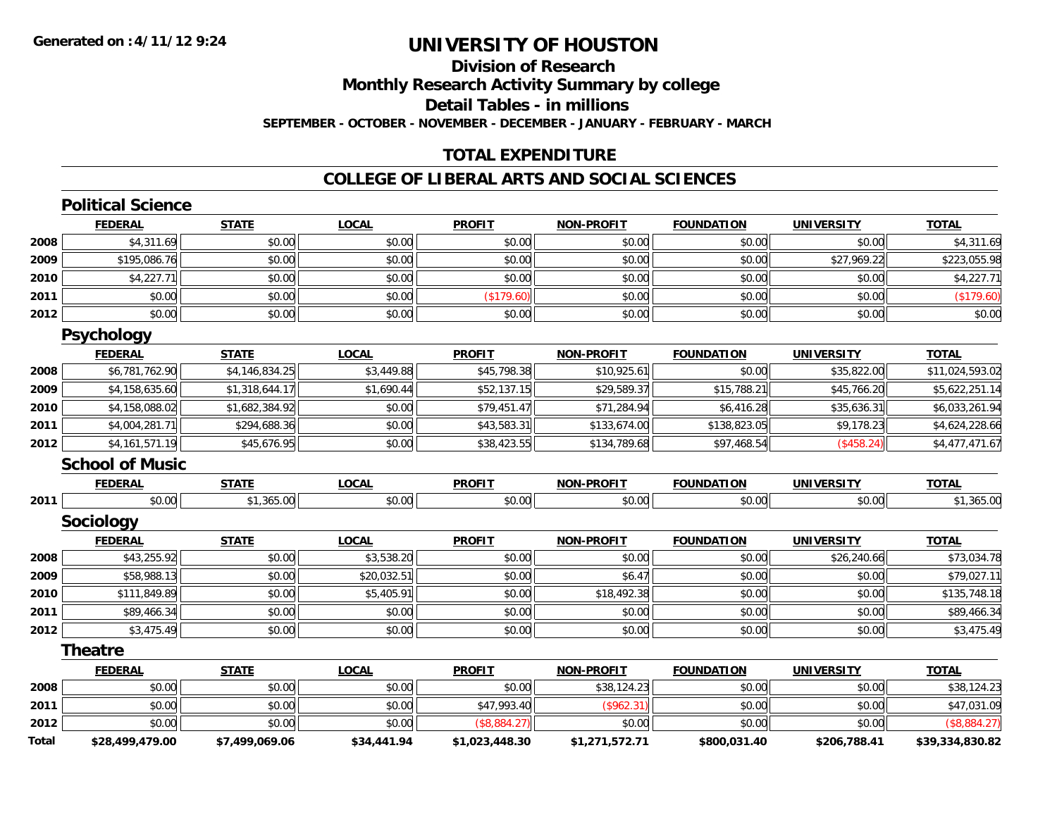Generated on :4/11/12 9:24

# UNIVERSITY OF HOUSTON

## Division of Research

## Monthly Research Activity Summary by college

## Detail Tables - in millions

**SEPTEMBER - OCTOBER - NOVEMBER - DECEMBER - JANUARY - FEBRUARY - MARCH**

## TOTAL EXPENDITURE

## COLLEGE OF LIBERAL ARTS AND SOCIAL SCIENCES

### Political Science

| | FEDERAL | STATE | LOCAL | PROFIT | NON-PROFIT | FOUNDATION | UNIVERSITY | TOTAL |
|---|---|---|---|---|---|---|---|---|
| 2008 | $4,311.69 | $0.00 | $0.00 | $0.00 | $0.00 | $0.00 | $0.00 | $4,311.69 |
| 2009 | $195,086.76 | $0.00 | $0.00 | $0.00 | $0.00 | $0.00 | $27,969.22 | $223,055.98 |
| 2010 | $4,227.71 | $0.00 | $0.00 | $0.00 | $0.00 | $0.00 | $0.00 | $4,227.71 |
| 2011 | $0.00 | $0.00 | $0.00 | ($179.60) | $0.00 | $0.00 | $0.00 | ($179.60) |
| 2012 | $0.00 | $0.00 | $0.00 | $0.00 | $0.00 | $0.00 | $0.00 | $0.00 |

### Psychology

| | FEDERAL | STATE | LOCAL | PROFIT | NON-PROFIT | FOUNDATION | UNIVERSITY | TOTAL |
|---|---|---|---|---|---|---|---|---|
| 2008 | $6,781,762.90 | $4,146,834.25 | $3,449.88 | $45,798.38 | $10,925.61 | $0.00 | $35,822.00 | $11,024,593.02 |
| 2009 | $4,158,635.60 | $1,318,644.17 | $1,690.44 | $52,137.15 | $29,589.37 | $15,788.21 | $45,766.20 | $5,622,251.14 |
| 2010 | $4,158,088.02 | $1,682,384.92 | $0.00 | $79,451.47 | $71,284.94 | $6,416.28 | $35,636.31 | $6,033,261.94 |
| 2011 | $4,004,281.71 | $294,688.36 | $0.00 | $43,583.31 | $133,674.00 | $138,823.05 | $9,178.23 | $4,624,228.66 |
| 2012 | $4,161,571.19 | $45,676.95 | $0.00 | $38,423.55 | $134,789.68 | $97,468.54 | ($458.24) | $4,477,471.67 |

### School of Music

| | FEDERAL | STATE | LOCAL | PROFIT | NON-PROFIT | FOUNDATION | UNIVERSITY | TOTAL |
|---|---|---|---|---|---|---|---|---|
| 2011 | $0.00 | $1,365.00 | $0.00 | $0.00 | $0.00 | $0.00 | $0.00 | $1,365.00 |

### Sociology

| | FEDERAL | STATE | LOCAL | PROFIT | NON-PROFIT | FOUNDATION | UNIVERSITY | TOTAL |
|---|---|---|---|---|---|---|---|---|
| 2008 | $43,255.92 | $0.00 | $3,538.20 | $0.00 | $0.00 | $0.00 | $26,240.66 | $73,034.78 |
| 2009 | $58,988.13 | $0.00 | $20,032.51 | $0.00 | $6.47 | $0.00 | $0.00 | $79,027.11 |
| 2010 | $111,849.89 | $0.00 | $5,405.91 | $0.00 | $18,492.38 | $0.00 | $0.00 | $135,748.18 |
| 2011 | $89,466.34 | $0.00 | $0.00 | $0.00 | $0.00 | $0.00 | $0.00 | $89,466.34 |
| 2012 | $3,475.49 | $0.00 | $0.00 | $0.00 | $0.00 | $0.00 | $0.00 | $3,475.49 |

### Theatre

| | FEDERAL | STATE | LOCAL | PROFIT | NON-PROFIT | FOUNDATION | UNIVERSITY | TOTAL |
|---|---|---|---|---|---|---|---|---|
| 2008 | $0.00 | $0.00 | $0.00 | $0.00 | $38,124.23 | $0.00 | $0.00 | $38,124.23 |
| 2011 | $0.00 | $0.00 | $0.00 | $47,993.40 | ($962.31) | $0.00 | $0.00 | $47,031.09 |
| 2012 | $0.00 | $0.00 | $0.00 | ($8,884.27) | $0.00 | $0.00 | $0.00 | ($8,884.27) |
| **Total** | **$28,499,479.00** | **$7,499,069.06** | **$34,441.94** | **$1,023,448.30** | **$1,271,572.71** | **$800,031.40** | **$206,788.41** | **$39,334,830.82** |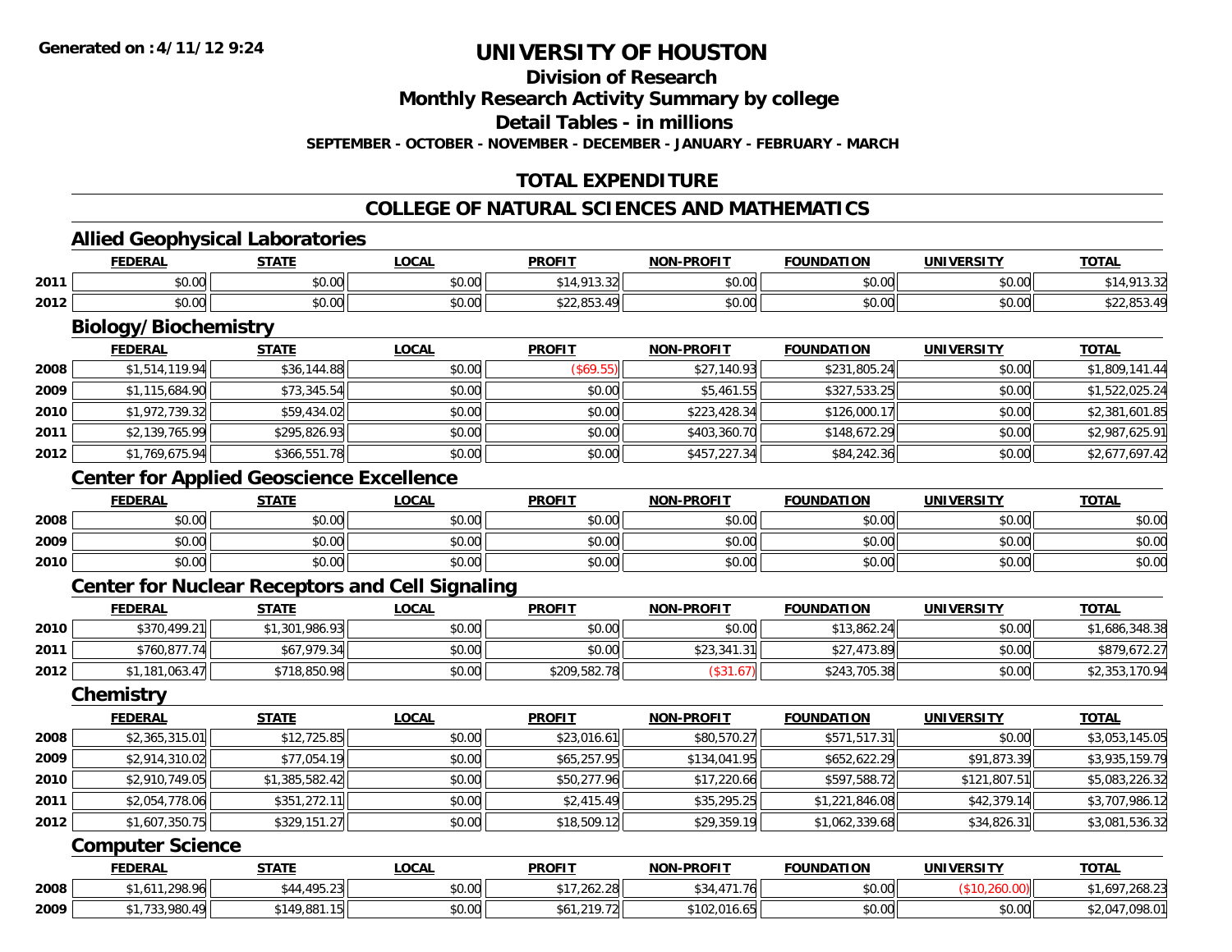**Generated on :4/11/12 9:24**

# UNIVERSITY OF HOUSTON

## Division of Research

## Monthly Research Activity Summary by college

## Detail Tables - in millions

**SEPTEMBER - OCTOBER - NOVEMBER - DECEMBER - JANUARY - FEBRUARY - MARCH**

## TOTAL EXPENDITURE

## COLLEGE OF NATURAL SCIENCES AND MATHEMATICS

### Allied Geophysical Laboratories

| | FEDERAL | STATE | LOCAL | PROFIT | NON-PROFIT | FOUNDATION | UNIVERSITY | TOTAL |
|---|---|---|---|---|---|---|---|---|
| 2011 | $0.00 | $0.00 | $0.00 | $14,913.32 | $0.00 | $0.00 | $0.00 | $14,913.32 |
| 2012 | $0.00 | $0.00 | $0.00 | $22,853.49 | $0.00 | $0.00 | $0.00 | $22,853.49 |

### Biology/Biochemistry

| | FEDERAL | STATE | LOCAL | PROFIT | NON-PROFIT | FOUNDATION | UNIVERSITY | TOTAL |
|---|---|---|---|---|---|---|---|---|
| 2008 | $1,514,119.94 | $36,144.88 | $0.00 | ($69.55) | $27,140.93 | $231,805.24 | $0.00 | $1,809,141.44 |
| 2009 | $1,115,684.90 | $73,345.54 | $0.00 | $0.00 | $5,461.55 | $327,533.25 | $0.00 | $1,522,025.24 |
| 2010 | $1,972,739.32 | $59,434.02 | $0.00 | $0.00 | $223,428.34 | $126,000.17 | $0.00 | $2,381,601.85 |
| 2011 | $2,139,765.99 | $295,826.93 | $0.00 | $0.00 | $403,360.70 | $148,672.29 | $0.00 | $2,987,625.91 |
| 2012 | $1,769,675.94 | $366,551.78 | $0.00 | $0.00 | $457,227.34 | $84,242.36 | $0.00 | $2,677,697.42 |

### Center for Applied Geoscience Excellence

| | FEDERAL | STATE | LOCAL | PROFIT | NON-PROFIT | FOUNDATION | UNIVERSITY | TOTAL |
|---|---|---|---|---|---|---|---|---|
| 2008 | $0.00 | $0.00 | $0.00 | $0.00 | $0.00 | $0.00 | $0.00 | $0.00 |
| 2009 | $0.00 | $0.00 | $0.00 | $0.00 | $0.00 | $0.00 | $0.00 | $0.00 |
| 2010 | $0.00 | $0.00 | $0.00 | $0.00 | $0.00 | $0.00 | $0.00 | $0.00 |

### Center for Nuclear Receptors and Cell Signaling

| | FEDERAL | STATE | LOCAL | PROFIT | NON-PROFIT | FOUNDATION | UNIVERSITY | TOTAL |
|---|---|---|---|---|---|---|---|---|
| 2010 | $370,499.21 | $1,301,986.93 | $0.00 | $0.00 | $0.00 | $13,862.24 | $0.00 | $1,686,348.38 |
| 2011 | $760,877.74 | $67,979.34 | $0.00 | $0.00 | $23,341.31 | $27,473.89 | $0.00 | $879,672.27 |
| 2012 | $1,181,063.47 | $718,850.98 | $0.00 | $209,582.78 | ($31.67) | $243,705.38 | $0.00 | $2,353,170.94 |

### Chemistry

| | FEDERAL | STATE | LOCAL | PROFIT | NON-PROFIT | FOUNDATION | UNIVERSITY | TOTAL |
|---|---|---|---|---|---|---|---|---|
| 2008 | $2,365,315.01 | $12,725.85 | $0.00 | $23,016.61 | $80,570.27 | $571,517.31 | $0.00 | $3,053,145.05 |
| 2009 | $2,914,310.02 | $77,054.19 | $0.00 | $65,257.95 | $134,041.95 | $652,622.29 | $91,873.39 | $3,935,159.79 |
| 2010 | $2,910,749.05 | $1,385,582.42 | $0.00 | $50,277.96 | $17,220.66 | $597,588.72 | $121,807.51 | $5,083,226.32 |
| 2011 | $2,054,778.06 | $351,272.11 | $0.00 | $2,415.49 | $35,295.25 | $1,221,846.08 | $42,379.14 | $3,707,986.12 |
| 2012 | $1,607,350.75 | $329,151.27 | $0.00 | $18,509.12 | $29,359.19 | $1,062,339.68 | $34,826.31 | $3,081,536.32 |

### Computer Science

| | FEDERAL | STATE | LOCAL | PROFIT | NON-PROFIT | FOUNDATION | UNIVERSITY | TOTAL |
|---|---|---|---|---|---|---|---|---|
| 2008 | $1,611,298.96 | $44,495.23 | $0.00 | $17,262.28 | $34,471.76 | $0.00 | ($10,260.00) | $1,697,268.23 |
| 2009 | $1,733,980.49 | $149,881.15 | $0.00 | $61,219.72 | $102,016.65 | $0.00 | $0.00 | $2,047,098.01 |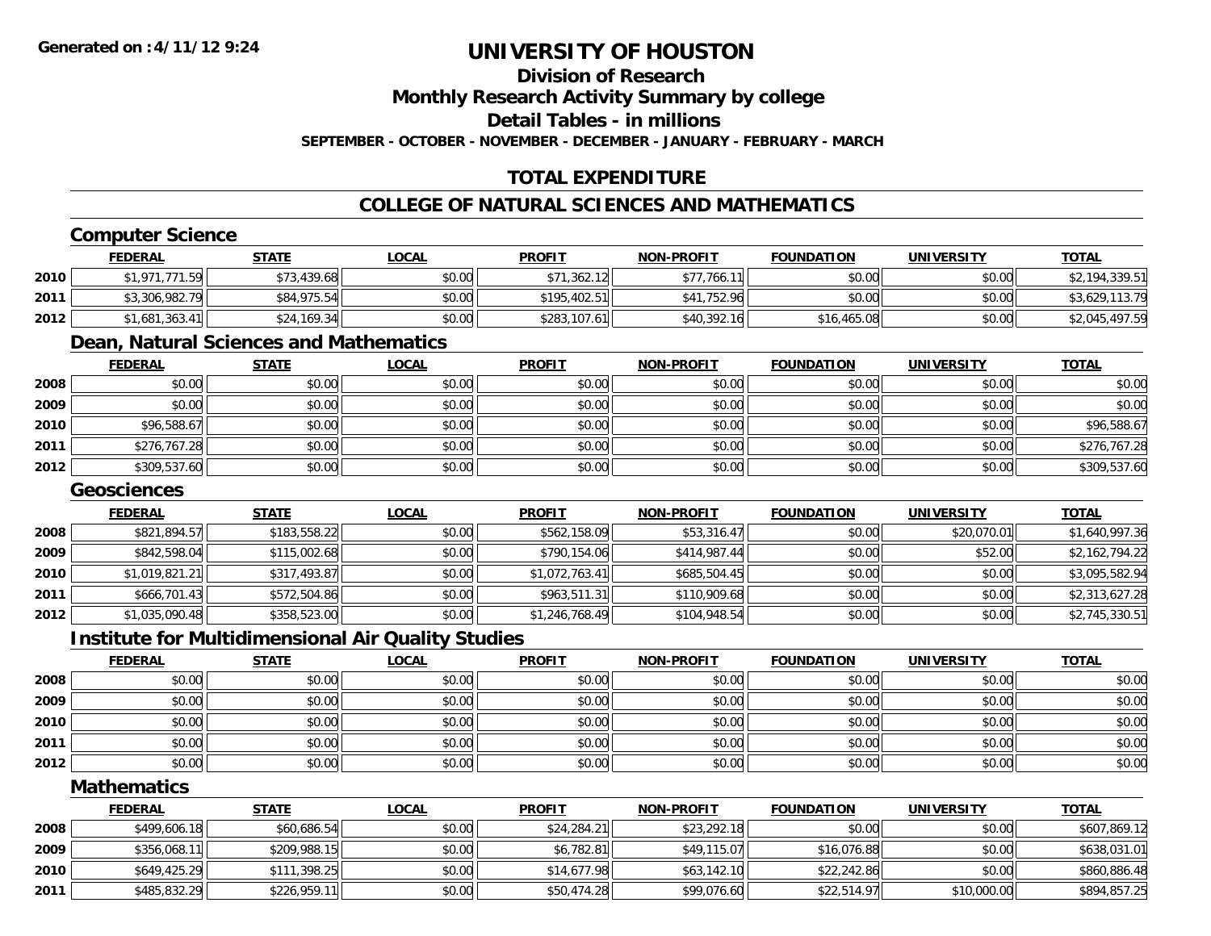**Generated on :4/11/12 9:24**

# UNIVERSITY OF HOUSTON

## Division of Research

## Monthly Research Activity Summary by college

## Detail Tables - in millions

**SEPTEMBER - OCTOBER - NOVEMBER - DECEMBER - JANUARY - FEBRUARY - MARCH**

## TOTAL EXPENDITURE

## COLLEGE OF NATURAL SCIENCES AND MATHEMATICS

### Computer Science

| | FEDERAL | STATE | LOCAL | PROFIT | NON-PROFIT | FOUNDATION | UNIVERSITY | TOTAL |
|---|---|---|---|---|---|---|---|---|
| 2010 | $1,971,771.59 | $73,439.68 | $0.00 | $71,362.12 | $77,766.11 | $0.00 | $0.00 | $2,194,339.51 |
| 2011 | $3,306,982.79 | $84,975.54 | $0.00 | $195,402.51 | $41,752.96 | $0.00 | $0.00 | $3,629,113.79 |
| 2012 | $1,681,363.41 | $24,169.34 | $0.00 | $283,107.61 | $40,392.16 | $16,465.08 | $0.00 | $2,045,497.59 |

### Dean, Natural Sciences and Mathematics

| | FEDERAL | STATE | LOCAL | PROFIT | NON-PROFIT | FOUNDATION | UNIVERSITY | TOTAL |
|---|---|---|---|---|---|---|---|---|
| 2008 | $0.00 | $0.00 | $0.00 | $0.00 | $0.00 | $0.00 | $0.00 | $0.00 |
| 2009 | $0.00 | $0.00 | $0.00 | $0.00 | $0.00 | $0.00 | $0.00 | $0.00 |
| 2010 | $96,588.67 | $0.00 | $0.00 | $0.00 | $0.00 | $0.00 | $0.00 | $96,588.67 |
| 2011 | $276,767.28 | $0.00 | $0.00 | $0.00 | $0.00 | $0.00 | $0.00 | $276,767.28 |
| 2012 | $309,537.60 | $0.00 | $0.00 | $0.00 | $0.00 | $0.00 | $0.00 | $309,537.60 |

### Geosciences

| | FEDERAL | STATE | LOCAL | PROFIT | NON-PROFIT | FOUNDATION | UNIVERSITY | TOTAL |
|---|---|---|---|---|---|---|---|---|
| 2008 | $821,894.57 | $183,558.22 | $0.00 | $562,158.09 | $53,316.47 | $0.00 | $20,070.01 | $1,640,997.36 |
| 2009 | $842,598.04 | $115,002.68 | $0.00 | $790,154.06 | $414,987.44 | $0.00 | $52.00 | $2,162,794.22 |
| 2010 | $1,019,821.21 | $317,493.87 | $0.00 | $1,072,763.41 | $685,504.45 | $0.00 | $0.00 | $3,095,582.94 |
| 2011 | $666,701.43 | $572,504.86 | $0.00 | $963,511.31 | $110,909.68 | $0.00 | $0.00 | $2,313,627.28 |
| 2012 | $1,035,090.48 | $358,523.00 | $0.00 | $1,246,768.49 | $104,948.54 | $0.00 | $0.00 | $2,745,330.51 |

### Institute for Multidimensional Air Quality Studies

| | FEDERAL | STATE | LOCAL | PROFIT | NON-PROFIT | FOUNDATION | UNIVERSITY | TOTAL |
|---|---|---|---|---|---|---|---|---|
| 2008 | $0.00 | $0.00 | $0.00 | $0.00 | $0.00 | $0.00 | $0.00 | $0.00 |
| 2009 | $0.00 | $0.00 | $0.00 | $0.00 | $0.00 | $0.00 | $0.00 | $0.00 |
| 2010 | $0.00 | $0.00 | $0.00 | $0.00 | $0.00 | $0.00 | $0.00 | $0.00 |
| 2011 | $0.00 | $0.00 | $0.00 | $0.00 | $0.00 | $0.00 | $0.00 | $0.00 |
| 2012 | $0.00 | $0.00 | $0.00 | $0.00 | $0.00 | $0.00 | $0.00 | $0.00 |

### Mathematics

| | FEDERAL | STATE | LOCAL | PROFIT | NON-PROFIT | FOUNDATION | UNIVERSITY | TOTAL |
|---|---|---|---|---|---|---|---|---|
| 2008 | $499,606.18 | $60,686.54 | $0.00 | $24,284.21 | $23,292.18 | $0.00 | $0.00 | $607,869.12 |
| 2009 | $356,068.11 | $209,988.15 | $0.00 | $6,782.81 | $49,115.07 | $16,076.88 | $0.00 | $638,031.01 |
| 2010 | $649,425.29 | $111,398.25 | $0.00 | $14,677.98 | $63,142.10 | $22,242.86 | $0.00 | $860,886.48 |
| 2011 | $485,832.29 | $226,959.11 | $0.00 | $50,474.28 | $99,076.60 | $22,514.97 | $10,000.00 | $894,857.25 |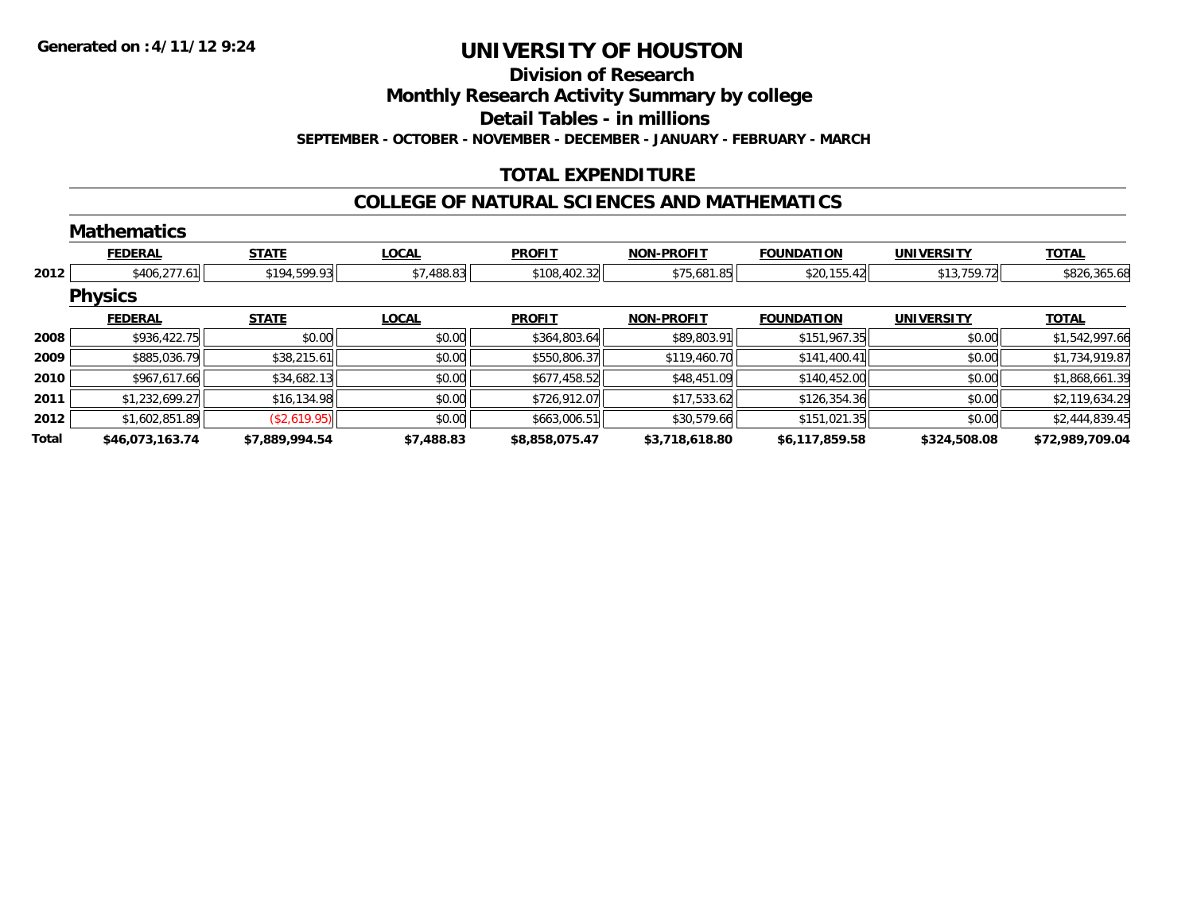**Generated on :4/11/12 9:24**

# UNIVERSITY OF HOUSTON

## Division of Research

## Monthly Research Activity Summary by college

## Detail Tables - in millions

**SEPTEMBER - OCTOBER - NOVEMBER - DECEMBER - JANUARY - FEBRUARY - MARCH**

## TOTAL EXPENDITURE

## COLLEGE OF NATURAL SCIENCES AND MATHEMATICS

### Mathematics

| | FEDERAL | STATE | LOCAL | PROFIT | NON-PROFIT | FOUNDATION | UNIVERSITY | TOTAL |
|---|---|---|---|---|---|---|---|---|
| 2012 | $406,277.61 | $194,599.93 | $7,488.83 | $108,402.32 | $75,681.85 | $20,155.42 | $13,759.72 | $826,365.68 |

### Physics

| | FEDERAL | STATE | LOCAL | PROFIT | NON-PROFIT | FOUNDATION | UNIVERSITY | TOTAL |
|---|---|---|---|---|---|---|---|---|
| 2008 | $936,422.75 | $0.00 | $0.00 | $364,803.64 | $89,803.91 | $151,967.35 | $0.00 | $1,542,997.66 |
| 2009 | $885,036.79 | $38,215.61 | $0.00 | $550,806.37 | $119,460.70 | $141,400.41 | $0.00 | $1,734,919.87 |
| 2010 | $967,617.66 | $34,682.13 | $0.00 | $677,458.52 | $48,451.09 | $140,452.00 | $0.00 | $1,868,661.39 |
| 2011 | $1,232,699.27 | $16,134.98 | $0.00 | $726,912.07 | $17,533.62 | $126,354.36 | $0.00 | $2,119,634.29 |
| 2012 | $1,602,851.89 | ($2,619.95) | $0.00 | $663,006.51 | $30,579.66 | $151,021.35 | $0.00 | $2,444,839.45 |
| **Total** | **$46,073,163.74** | **$7,889,994.54** | **$7,488.83** | **$8,858,075.47** | **$3,718,618.80** | **$6,117,859.58** | **$324,508.08** | **$72,989,709.04** |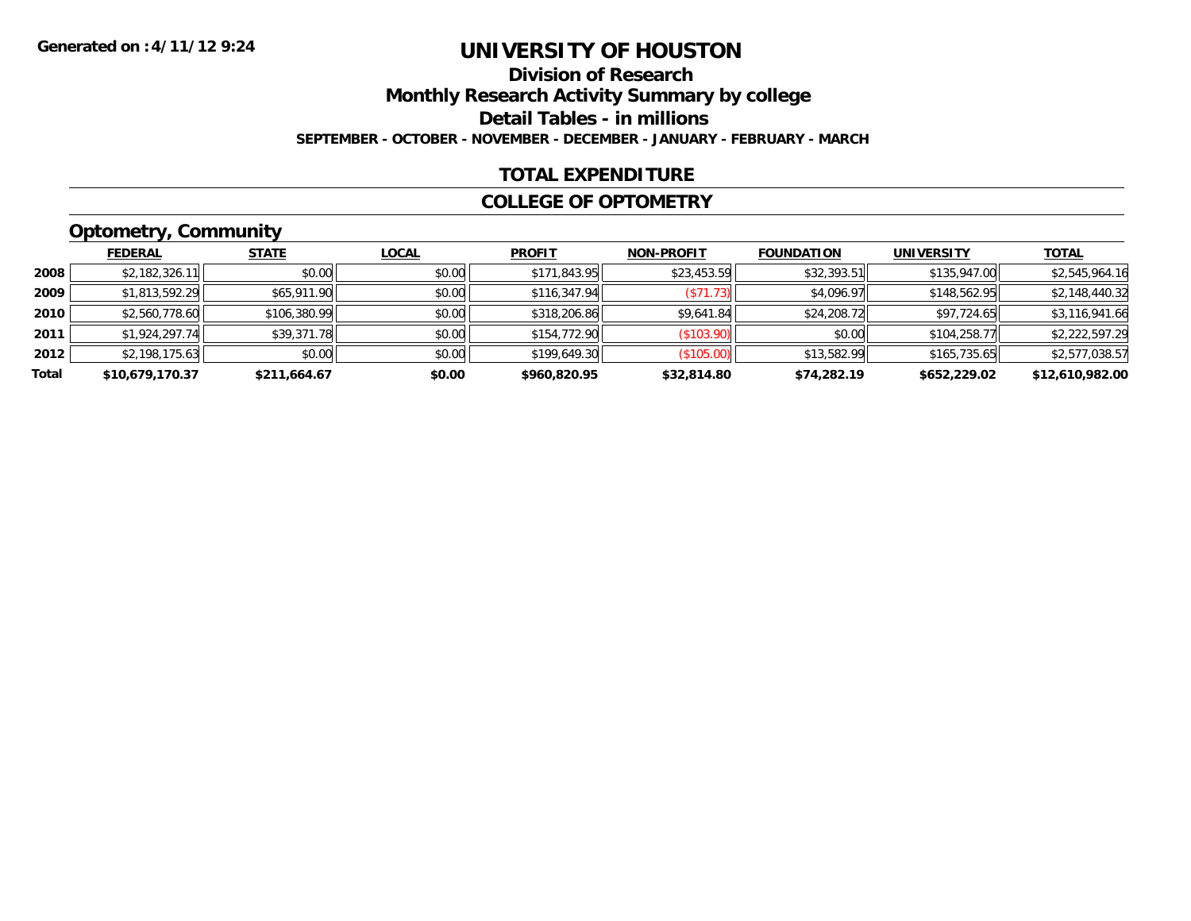**Generated on :4/11/12 9:24**

# UNIVERSITY OF HOUSTON

## Division of Research

## Monthly Research Activity Summary by college

## Detail Tables - in millions

**SEPTEMBER - OCTOBER - NOVEMBER - DECEMBER - JANUARY - FEBRUARY - MARCH**

## TOTAL EXPENDITURE

## COLLEGE OF OPTOMETRY

### Optometry, Community

| | FEDERAL | STATE | LOCAL | PROFIT | NON-PROFIT | FOUNDATION | UNIVERSITY | TOTAL |
|---|---|---|---|---|---|---|---|---|
| 2008 | $2,182,326.11 | $0.00 | $0.00 | $171,843.95 | $23,453.59 | $32,393.51 | $135,947.00 | $2,545,964.16 |
| 2009 | $1,813,592.29 | $65,911.90 | $0.00 | $116,347.94 | ($71.73) | $4,096.97 | $148,562.95 | $2,148,440.32 |
| 2010 | $2,560,778.60 | $106,380.99 | $0.00 | $318,206.86 | $9,641.84 | $24,208.72 | $97,724.65 | $3,116,941.66 |
| 2011 | $1,924,297.74 | $39,371.78 | $0.00 | $154,772.90 | ($103.90) | $0.00 | $104,258.77 | $2,222,597.29 |
| 2012 | $2,198,175.63 | $0.00 | $0.00 | $199,649.30 | ($105.00) | $13,582.99 | $165,735.65 | $2,577,038.57 |
| **Total** | **$10,679,170.37** | **$211,664.67** | **$0.00** | **$960,820.95** | **$32,814.80** | **$74,282.19** | **$652,229.02** | **$12,610,982.00** |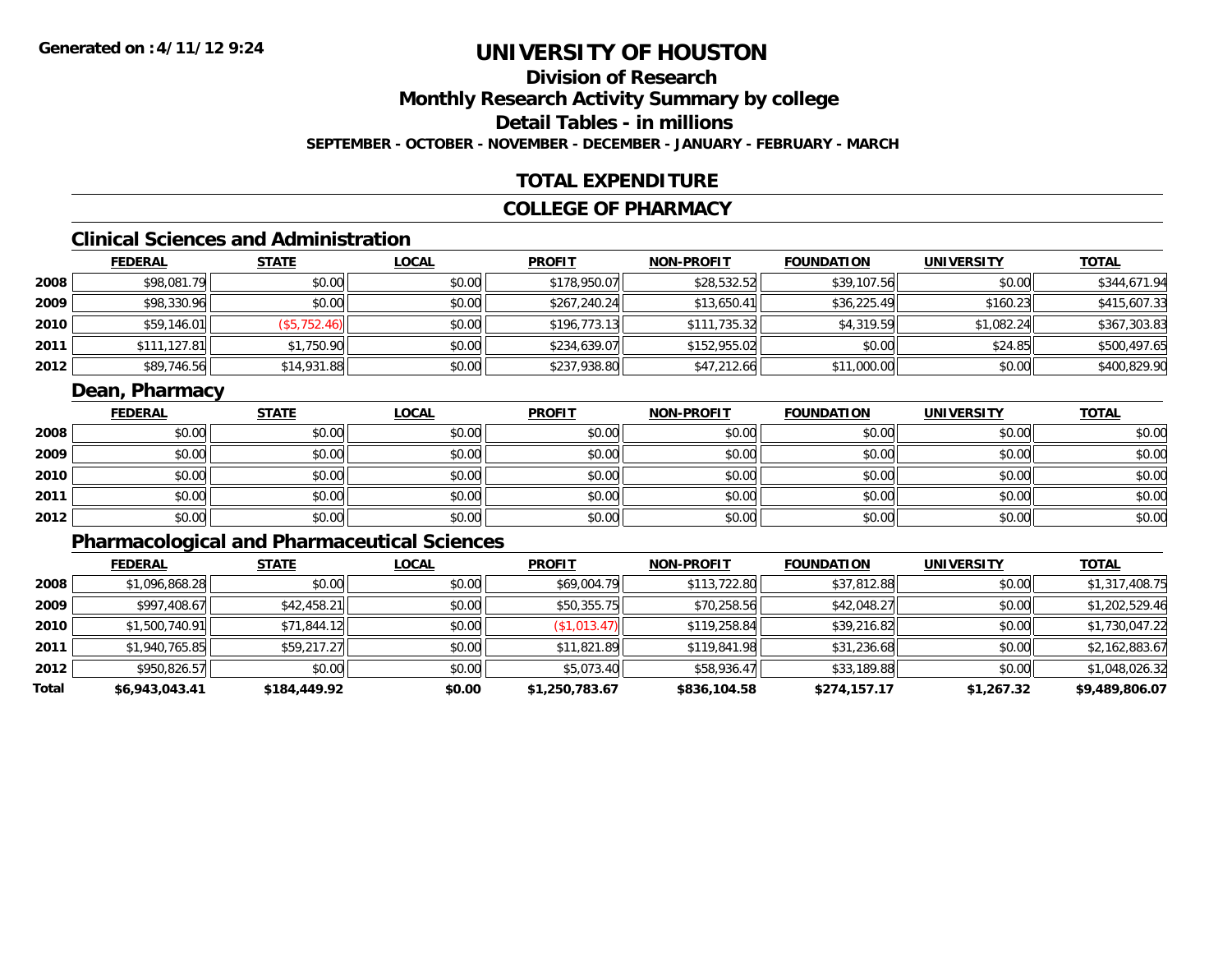**Generated on :4/11/12 9:24**

# UNIVERSITY OF HOUSTON

## Division of Research

## Monthly Research Activity Summary by college

## Detail Tables - in millions

**SEPTEMBER - OCTOBER - NOVEMBER - DECEMBER - JANUARY - FEBRUARY - MARCH**

## TOTAL EXPENDITURE

## COLLEGE OF PHARMACY

### Clinical Sciences and Administration

| | FEDERAL | STATE | LOCAL | PROFIT | NON-PROFIT | FOUNDATION | UNIVERSITY | TOTAL |
|---|---|---|---|---|---|---|---|---|
| 2008 | $98,081.79 | $0.00 | $0.00 | $178,950.07 | $28,532.52 | $39,107.56 | $0.00 | $344,671.94 |
| 2009 | $98,330.96 | $0.00 | $0.00 | $267,240.24 | $13,650.41 | $36,225.49 | $160.23 | $415,607.33 |
| 2010 | $59,146.01 | ($5,752.46) | $0.00 | $196,773.13 | $111,735.32 | $4,319.59 | $1,082.24 | $367,303.83 |
| 2011 | $111,127.81 | $1,750.90 | $0.00 | $234,639.07 | $152,955.02 | $0.00 | $24.85 | $500,497.65 |
| 2012 | $89,746.56 | $14,931.88 | $0.00 | $237,938.80 | $47,212.66 | $11,000.00 | $0.00 | $400,829.90 |

### Dean, Pharmacy

| | FEDERAL | STATE | LOCAL | PROFIT | NON-PROFIT | FOUNDATION | UNIVERSITY | TOTAL |
|---|---|---|---|---|---|---|---|---|
| 2008 | $0.00 | $0.00 | $0.00 | $0.00 | $0.00 | $0.00 | $0.00 | $0.00 |
| 2009 | $0.00 | $0.00 | $0.00 | $0.00 | $0.00 | $0.00 | $0.00 | $0.00 |
| 2010 | $0.00 | $0.00 | $0.00 | $0.00 | $0.00 | $0.00 | $0.00 | $0.00 |
| 2011 | $0.00 | $0.00 | $0.00 | $0.00 | $0.00 | $0.00 | $0.00 | $0.00 |
| 2012 | $0.00 | $0.00 | $0.00 | $0.00 | $0.00 | $0.00 | $0.00 | $0.00 |

### Pharmacological and Pharmaceutical Sciences

| | FEDERAL | STATE | LOCAL | PROFIT | NON-PROFIT | FOUNDATION | UNIVERSITY | TOTAL |
|---|---|---|---|---|---|---|---|---|
| 2008 | $1,096,868.28 | $0.00 | $0.00 | $69,004.79 | $113,722.80 | $37,812.88 | $0.00 | $1,317,408.75 |
| 2009 | $997,408.67 | $42,458.21 | $0.00 | $50,355.75 | $70,258.56 | $42,048.27 | $0.00 | $1,202,529.46 |
| 2010 | $1,500,740.91 | $71,844.12 | $0.00 | ($1,013.47) | $119,258.84 | $39,216.82 | $0.00 | $1,730,047.22 |
| 2011 | $1,940,765.85 | $59,217.27 | $0.00 | $11,821.89 | $119,841.98 | $31,236.68 | $0.00 | $2,162,883.67 |
| 2012 | $950,826.57 | $0.00 | $0.00 | $5,073.40 | $58,936.47 | $33,189.88 | $0.00 | $1,048,026.32 |
| **Total** | **$6,943,043.41** | **$184,449.92** | **$0.00** | **$1,250,783.67** | **$836,104.58** | **$274,157.17** | **$1,267.32** | **$9,489,806.07** |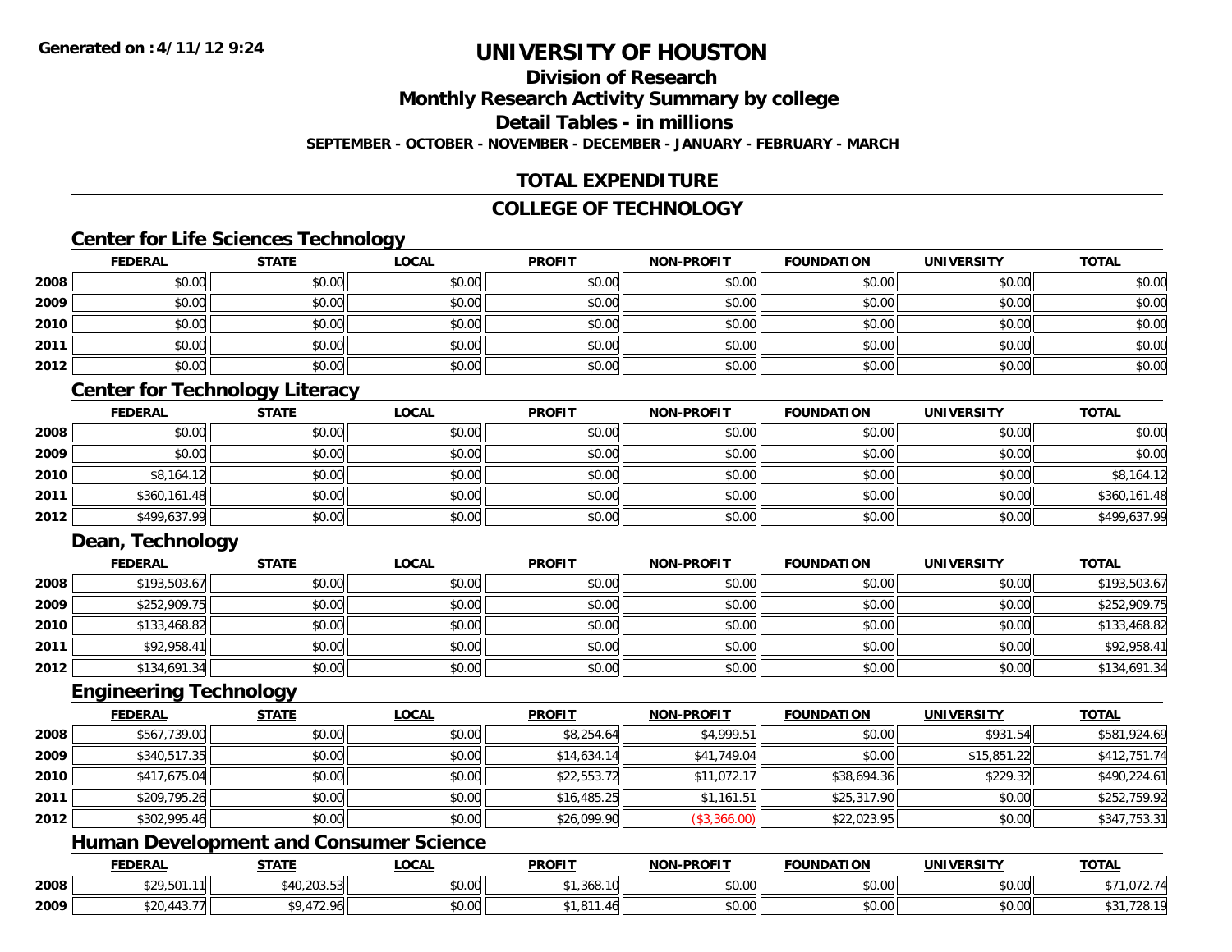**Generated on :4/11/12 9:24**

# UNIVERSITY OF HOUSTON

## Division of Research

## Monthly Research Activity Summary by college

## Detail Tables - in millions

**SEPTEMBER - OCTOBER - NOVEMBER - DECEMBER - JANUARY - FEBRUARY - MARCH**

## TOTAL EXPENDITURE

## COLLEGE OF TECHNOLOGY

### Center for Life Sciences Technology

| | FEDERAL | STATE | LOCAL | PROFIT | NON-PROFIT | FOUNDATION | UNIVERSITY | TOTAL |
|---|---|---|---|---|---|---|---|---|
| 2008 | $0.00 | $0.00 | $0.00 | $0.00 | $0.00 | $0.00 | $0.00 | $0.00 |
| 2009 | $0.00 | $0.00 | $0.00 | $0.00 | $0.00 | $0.00 | $0.00 | $0.00 |
| 2010 | $0.00 | $0.00 | $0.00 | $0.00 | $0.00 | $0.00 | $0.00 | $0.00 |
| 2011 | $0.00 | $0.00 | $0.00 | $0.00 | $0.00 | $0.00 | $0.00 | $0.00 |
| 2012 | $0.00 | $0.00 | $0.00 | $0.00 | $0.00 | $0.00 | $0.00 | $0.00 |

### Center for Technology Literacy

| | FEDERAL | STATE | LOCAL | PROFIT | NON-PROFIT | FOUNDATION | UNIVERSITY | TOTAL |
|---|---|---|---|---|---|---|---|---|
| 2008 | $0.00 | $0.00 | $0.00 | $0.00 | $0.00 | $0.00 | $0.00 | $0.00 |
| 2009 | $0.00 | $0.00 | $0.00 | $0.00 | $0.00 | $0.00 | $0.00 | $0.00 |
| 2010 | $8,164.12 | $0.00 | $0.00 | $0.00 | $0.00 | $0.00 | $0.00 | $8,164.12 |
| 2011 | $360,161.48 | $0.00 | $0.00 | $0.00 | $0.00 | $0.00 | $0.00 | $360,161.48 |
| 2012 | $499,637.99 | $0.00 | $0.00 | $0.00 | $0.00 | $0.00 | $0.00 | $499,637.99 |

### Dean, Technology

| | FEDERAL | STATE | LOCAL | PROFIT | NON-PROFIT | FOUNDATION | UNIVERSITY | TOTAL |
|---|---|---|---|---|---|---|---|---|
| 2008 | $193,503.67 | $0.00 | $0.00 | $0.00 | $0.00 | $0.00 | $0.00 | $193,503.67 |
| 2009 | $252,909.75 | $0.00 | $0.00 | $0.00 | $0.00 | $0.00 | $0.00 | $252,909.75 |
| 2010 | $133,468.82 | $0.00 | $0.00 | $0.00 | $0.00 | $0.00 | $0.00 | $133,468.82 |
| 2011 | $92,958.41 | $0.00 | $0.00 | $0.00 | $0.00 | $0.00 | $0.00 | $92,958.41 |
| 2012 | $134,691.34 | $0.00 | $0.00 | $0.00 | $0.00 | $0.00 | $0.00 | $134,691.34 |

### Engineering Technology

| | FEDERAL | STATE | LOCAL | PROFIT | NON-PROFIT | FOUNDATION | UNIVERSITY | TOTAL |
|---|---|---|---|---|---|---|---|---|
| 2008 | $567,739.00 | $0.00 | $0.00 | $8,254.64 | $4,999.51 | $0.00 | $931.54 | $581,924.69 |
| 2009 | $340,517.35 | $0.00 | $0.00 | $14,634.14 | $41,749.04 | $0.00 | $15,851.22 | $412,751.74 |
| 2010 | $417,675.04 | $0.00 | $0.00 | $22,553.72 | $11,072.17 | $38,694.36 | $229.32 | $490,224.61 |
| 2011 | $209,795.26 | $0.00 | $0.00 | $16,485.25 | $1,161.51 | $25,317.90 | $0.00 | $252,759.92 |
| 2012 | $302,995.46 | $0.00 | $0.00 | $26,099.90 | ($3,366.00) | $22,023.95 | $0.00 | $347,753.31 |

### Human Development and Consumer Science

| | FEDERAL | STATE | LOCAL | PROFIT | NON-PROFIT | FOUNDATION | UNIVERSITY | TOTAL |
|---|---|---|---|---|---|---|---|---|
| 2008 | $29,501.11 | $40,203.53 | $0.00 | $1,368.10 | $0.00 | $0.00 | $0.00 | $71,072.74 |
| 2009 | $20,443.77 | $9,472.96 | $0.00 | $1,811.46 | $0.00 | $0.00 | $0.00 | $31,728.19 |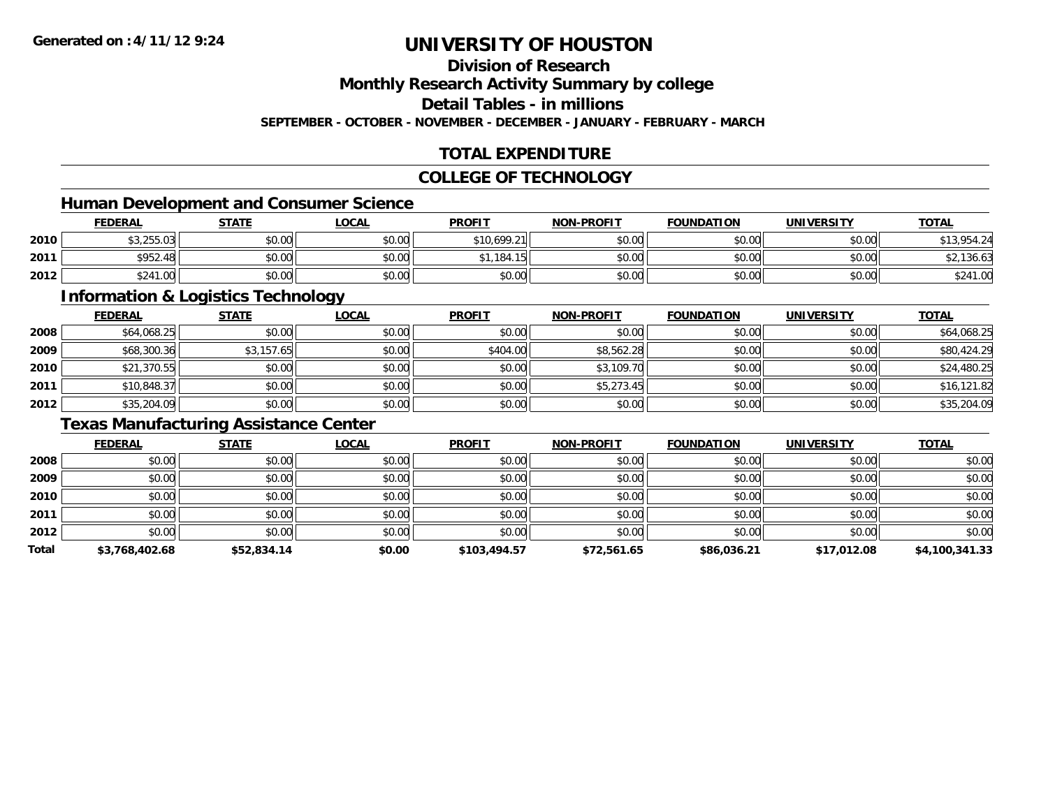**Generated on :4/11/12 9:24**

# UNIVERSITY OF HOUSTON

## Division of Research

## Monthly Research Activity Summary by college

## Detail Tables - in millions

**SEPTEMBER - OCTOBER - NOVEMBER - DECEMBER - JANUARY - FEBRUARY - MARCH**

## TOTAL EXPENDITURE

## COLLEGE OF TECHNOLOGY

### Human Development and Consumer Science

| | FEDERAL | STATE | LOCAL | PROFIT | NON-PROFIT | FOUNDATION | UNIVERSITY | TOTAL |
|---|---|---|---|---|---|---|---|---|
| 2010 | $3,255.03 | $0.00 | $0.00 | $10,699.21 | $0.00 | $0.00 | $0.00 | $13,954.24 |
| 2011 | $952.48 | $0.00 | $0.00 | $1,184.15 | $0.00 | $0.00 | $0.00 | $2,136.63 |
| 2012 | $241.00 | $0.00 | $0.00 | $0.00 | $0.00 | $0.00 | $0.00 | $241.00 |

### Information & Logistics Technology

| | FEDERAL | STATE | LOCAL | PROFIT | NON-PROFIT | FOUNDATION | UNIVERSITY | TOTAL |
|---|---|---|---|---|---|---|---|---|
| 2008 | $64,068.25 | $0.00 | $0.00 | $0.00 | $0.00 | $0.00 | $0.00 | $64,068.25 |
| 2009 | $68,300.36 | $3,157.65 | $0.00 | $404.00 | $8,562.28 | $0.00 | $0.00 | $80,424.29 |
| 2010 | $21,370.55 | $0.00 | $0.00 | $0.00 | $3,109.70 | $0.00 | $0.00 | $24,480.25 |
| 2011 | $10,848.37 | $0.00 | $0.00 | $0.00 | $5,273.45 | $0.00 | $0.00 | $16,121.82 |
| 2012 | $35,204.09 | $0.00 | $0.00 | $0.00 | $0.00 | $0.00 | $0.00 | $35,204.09 |

### Texas Manufacturing Assistance Center

| | FEDERAL | STATE | LOCAL | PROFIT | NON-PROFIT | FOUNDATION | UNIVERSITY | TOTAL |
|---|---|---|---|---|---|---|---|---|
| 2008 | $0.00 | $0.00 | $0.00 | $0.00 | $0.00 | $0.00 | $0.00 | $0.00 |
| 2009 | $0.00 | $0.00 | $0.00 | $0.00 | $0.00 | $0.00 | $0.00 | $0.00 |
| 2010 | $0.00 | $0.00 | $0.00 | $0.00 | $0.00 | $0.00 | $0.00 | $0.00 |
| 2011 | $0.00 | $0.00 | $0.00 | $0.00 | $0.00 | $0.00 | $0.00 | $0.00 |
| 2012 | $0.00 | $0.00 | $0.00 | $0.00 | $0.00 | $0.00 | $0.00 | $0.00 |
| **Total** | **$3,768,402.68** | **$52,834.14** | **$0.00** | **$103,494.57** | **$72,561.65** | **$86,036.21** | **$17,012.08** | **$4,100,341.33** |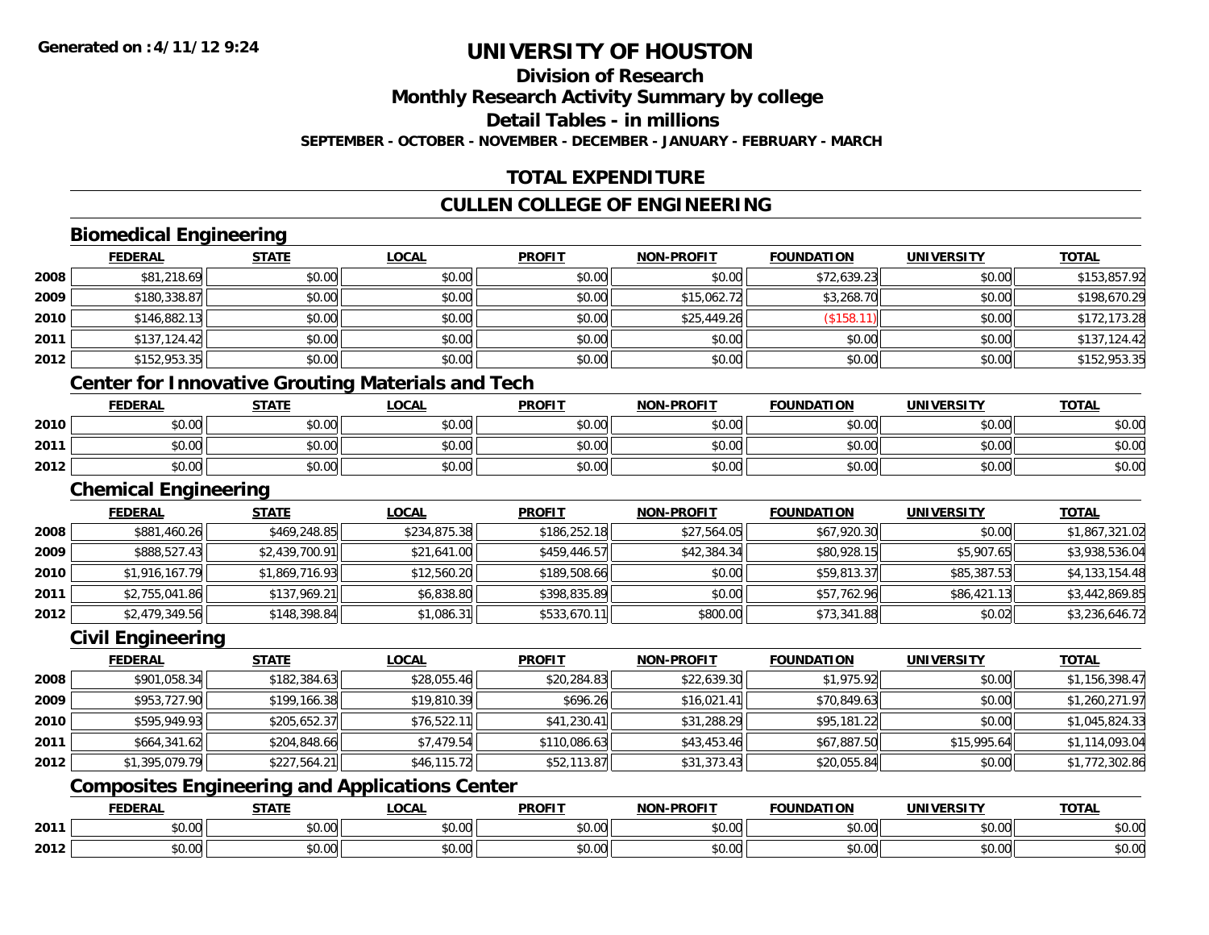# UNIVERSITY OF HOUSTON

## Division of Research

## Monthly Research Activity Summary by college

## Detail Tables - in millions

**SEPTEMBER - OCTOBER - NOVEMBER - DECEMBER - JANUARY - FEBRUARY - MARCH**

## TOTAL EXPENDITURE

## CULLEN COLLEGE OF ENGINEERING

### Biomedical Engineering

| | FEDERAL | STATE | LOCAL | PROFIT | NON-PROFIT | FOUNDATION | UNIVERSITY | TOTAL |
|---|---|---|---|---|---|---|---|---|
| 2008 | $81,218.69 | $0.00 | $0.00 | $0.00 | $0.00 | $72,639.23 | $0.00 | $153,857.92 |
| 2009 | $180,338.87 | $0.00 | $0.00 | $0.00 | $15,062.72 | $3,268.70 | $0.00 | $198,670.29 |
| 2010 | $146,882.13 | $0.00 | $0.00 | $0.00 | $25,449.26 | ($158.11) | $0.00 | $172,173.28 |
| 2011 | $137,124.42 | $0.00 | $0.00 | $0.00 | $0.00 | $0.00 | $0.00 | $137,124.42 |
| 2012 | $152,953.35 | $0.00 | $0.00 | $0.00 | $0.00 | $0.00 | $0.00 | $152,953.35 |

### Center for Innovative Grouting Materials and Tech

| | FEDERAL | STATE | LOCAL | PROFIT | NON-PROFIT | FOUNDATION | UNIVERSITY | TOTAL |
|---|---|---|---|---|---|---|---|---|
| 2010 | $0.00 | $0.00 | $0.00 | $0.00 | $0.00 | $0.00 | $0.00 | $0.00 |
| 2011 | $0.00 | $0.00 | $0.00 | $0.00 | $0.00 | $0.00 | $0.00 | $0.00 |
| 2012 | $0.00 | $0.00 | $0.00 | $0.00 | $0.00 | $0.00 | $0.00 | $0.00 |

### Chemical Engineering

| | FEDERAL | STATE | LOCAL | PROFIT | NON-PROFIT | FOUNDATION | UNIVERSITY | TOTAL |
|---|---|---|---|---|---|---|---|---|
| 2008 | $881,460.26 | $469,248.85 | $234,875.38 | $186,252.18 | $27,564.05 | $67,920.30 | $0.00 | $1,867,321.02 |
| 2009 | $888,527.43 | $2,439,700.91 | $21,641.00 | $459,446.57 | $42,384.34 | $80,928.15 | $5,907.65 | $3,938,536.04 |
| 2010 | $1,916,167.79 | $1,869,716.93 | $12,560.20 | $189,508.66 | $0.00 | $59,813.37 | $85,387.53 | $4,133,154.48 |
| 2011 | $2,755,041.86 | $137,969.21 | $6,838.80 | $398,835.89 | $0.00 | $57,762.96 | $86,421.13 | $3,442,869.85 |
| 2012 | $2,479,349.56 | $148,398.84 | $1,086.31 | $533,670.11 | $800.00 | $73,341.88 | $0.02 | $3,236,646.72 |

### Civil Engineering

| | FEDERAL | STATE | LOCAL | PROFIT | NON-PROFIT | FOUNDATION | UNIVERSITY | TOTAL |
|---|---|---|---|---|---|---|---|---|
| 2008 | $901,058.34 | $182,384.63 | $28,055.46 | $20,284.83 | $22,639.30 | $1,975.92 | $0.00 | $1,156,398.47 |
| 2009 | $953,727.90 | $199,166.38 | $19,810.39 | $696.26 | $16,021.41 | $70,849.63 | $0.00 | $1,260,271.97 |
| 2010 | $595,949.93 | $205,652.37 | $76,522.11 | $41,230.41 | $31,288.29 | $95,181.22 | $0.00 | $1,045,824.33 |
| 2011 | $664,341.62 | $204,848.66 | $7,479.54 | $110,086.63 | $43,453.46 | $67,887.50 | $15,995.64 | $1,114,093.04 |
| 2012 | $1,395,079.79 | $227,564.21 | $46,115.72 | $52,113.87 | $31,373.43 | $20,055.84 | $0.00 | $1,772,302.86 |

### Composites Engineering and Applications Center

| | FEDERAL | STATE | LOCAL | PROFIT | NON-PROFIT | FOUNDATION | UNIVERSITY | TOTAL |
|---|---|---|---|---|---|---|---|---|
| 2011 | $0.00 | $0.00 | $0.00 | $0.00 | $0.00 | $0.00 | $0.00 | $0.00 |
| 2012 | $0.00 | $0.00 | $0.00 | $0.00 | $0.00 | $0.00 | $0.00 | $0.00 |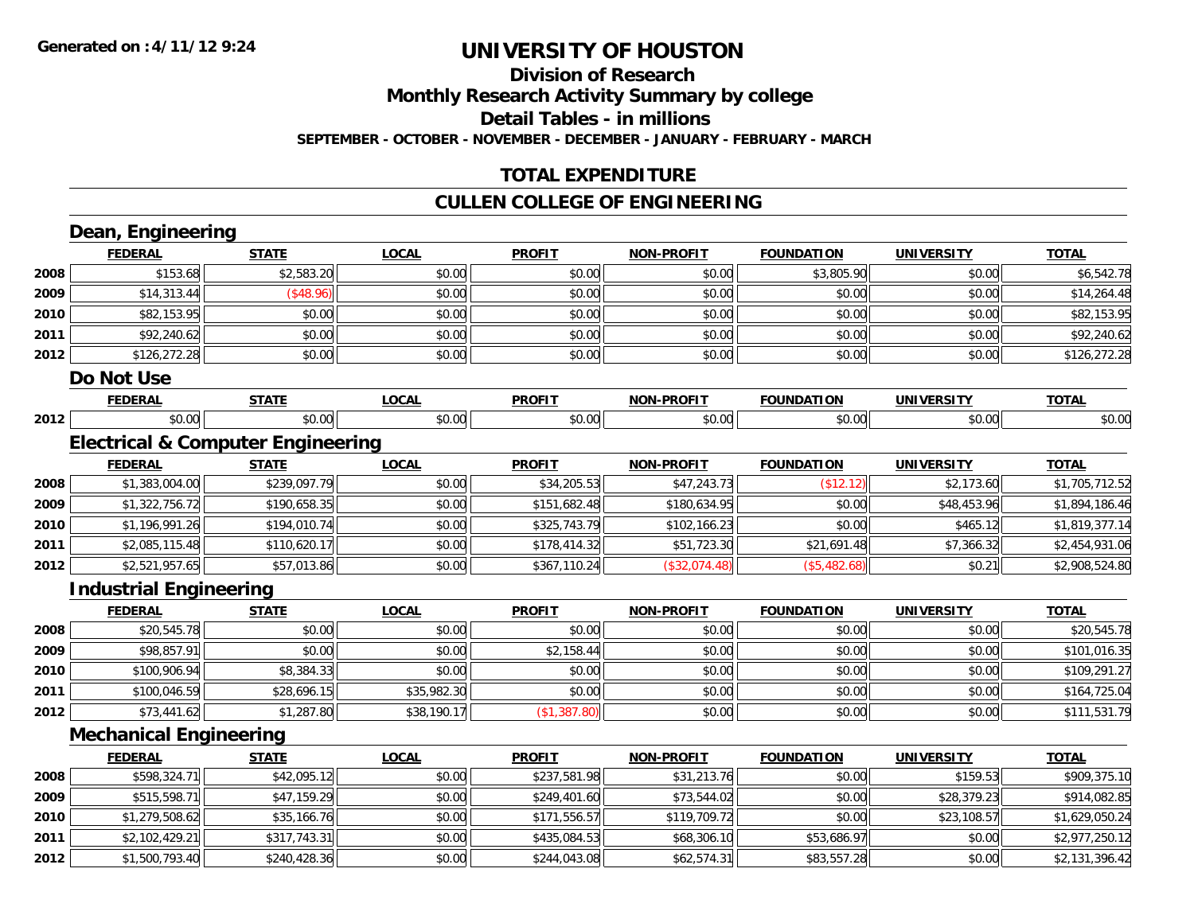# UNIVERSITY OF HOUSTON

## Division of Research

## Monthly Research Activity Summary by college

## Detail Tables - in millions

**SEPTEMBER - OCTOBER - NOVEMBER - DECEMBER - JANUARY - FEBRUARY - MARCH**

## TOTAL EXPENDITURE

## CULLEN COLLEGE OF ENGINEERING

### Dean, Engineering

| | FEDERAL | STATE | LOCAL | PROFIT | NON-PROFIT | FOUNDATION | UNIVERSITY | TOTAL |
|---|---|---|---|---|---|---|---|---|
| 2008 | $153.68 | $2,583.20 | $0.00 | $0.00 | $0.00 | $3,805.90 | $0.00 | $6,542.78 |
| 2009 | $14,313.44 | ($48.96) | $0.00 | $0.00 | $0.00 | $0.00 | $0.00 | $14,264.48 |
| 2010 | $82,153.95 | $0.00 | $0.00 | $0.00 | $0.00 | $0.00 | $0.00 | $82,153.95 |
| 2011 | $92,240.62 | $0.00 | $0.00 | $0.00 | $0.00 | $0.00 | $0.00 | $92,240.62 |
| 2012 | $126,272.28 | $0.00 | $0.00 | $0.00 | $0.00 | $0.00 | $0.00 | $126,272.28 |

### Do Not Use

| | FEDERAL | STATE | LOCAL | PROFIT | NON-PROFIT | FOUNDATION | UNIVERSITY | TOTAL |
|---|---|---|---|---|---|---|---|---|
| 2012 | $0.00 | $0.00 | $0.00 | $0.00 | $0.00 | $0.00 | $0.00 | $0.00 |

### Electrical & Computer Engineering

| | FEDERAL | STATE | LOCAL | PROFIT | NON-PROFIT | FOUNDATION | UNIVERSITY | TOTAL |
|---|---|---|---|---|---|---|---|---|
| 2008 | $1,383,004.00 | $239,097.79 | $0.00 | $34,205.53 | $47,243.73 | ($12.12) | $2,173.60 | $1,705,712.52 |
| 2009 | $1,322,756.72 | $190,658.35 | $0.00 | $151,682.48 | $180,634.95 | $0.00 | $48,453.96 | $1,894,186.46 |
| 2010 | $1,196,991.26 | $194,010.74 | $0.00 | $325,743.79 | $102,166.23 | $0.00 | $465.12 | $1,819,377.14 |
| 2011 | $2,085,115.48 | $110,620.17 | $0.00 | $178,414.32 | $51,723.30 | $21,691.48 | $7,366.32 | $2,454,931.06 |
| 2012 | $2,521,957.65 | $57,013.86 | $0.00 | $367,110.24 | ($32,074.48) | ($5,482.68) | $0.21 | $2,908,524.80 |

### Industrial Engineering

| | FEDERAL | STATE | LOCAL | PROFIT | NON-PROFIT | FOUNDATION | UNIVERSITY | TOTAL |
|---|---|---|---|---|---|---|---|---|
| 2008 | $20,545.78 | $0.00 | $0.00 | $0.00 | $0.00 | $0.00 | $0.00 | $20,545.78 |
| 2009 | $98,857.91 | $0.00 | $0.00 | $2,158.44 | $0.00 | $0.00 | $0.00 | $101,016.35 |
| 2010 | $100,906.94 | $8,384.33 | $0.00 | $0.00 | $0.00 | $0.00 | $0.00 | $109,291.27 |
| 2011 | $100,046.59 | $28,696.15 | $35,982.30 | $0.00 | $0.00 | $0.00 | $0.00 | $164,725.04 |
| 2012 | $73,441.62 | $1,287.80 | $38,190.17 | ($1,387.80) | $0.00 | $0.00 | $0.00 | $111,531.79 |

### Mechanical Engineering

| | FEDERAL | STATE | LOCAL | PROFIT | NON-PROFIT | FOUNDATION | UNIVERSITY | TOTAL |
|---|---|---|---|---|---|---|---|---|
| 2008 | $598,324.71 | $42,095.12 | $0.00 | $237,581.98 | $31,213.76 | $0.00 | $159.53 | $909,375.10 |
| 2009 | $515,598.71 | $47,159.29 | $0.00 | $249,401.60 | $73,544.02 | $0.00 | $28,379.23 | $914,082.85 |
| 2010 | $1,279,508.62 | $35,166.76 | $0.00 | $171,556.57 | $119,709.72 | $0.00 | $23,108.57 | $1,629,050.24 |
| 2011 | $2,102,429.21 | $317,743.31 | $0.00 | $435,084.53 | $68,306.10 | $53,686.97 | $0.00 | $2,977,250.12 |
| 2012 | $1,500,793.40 | $240,428.36 | $0.00 | $244,043.08 | $62,574.31 | $83,557.28 | $0.00 | $2,131,396.42 |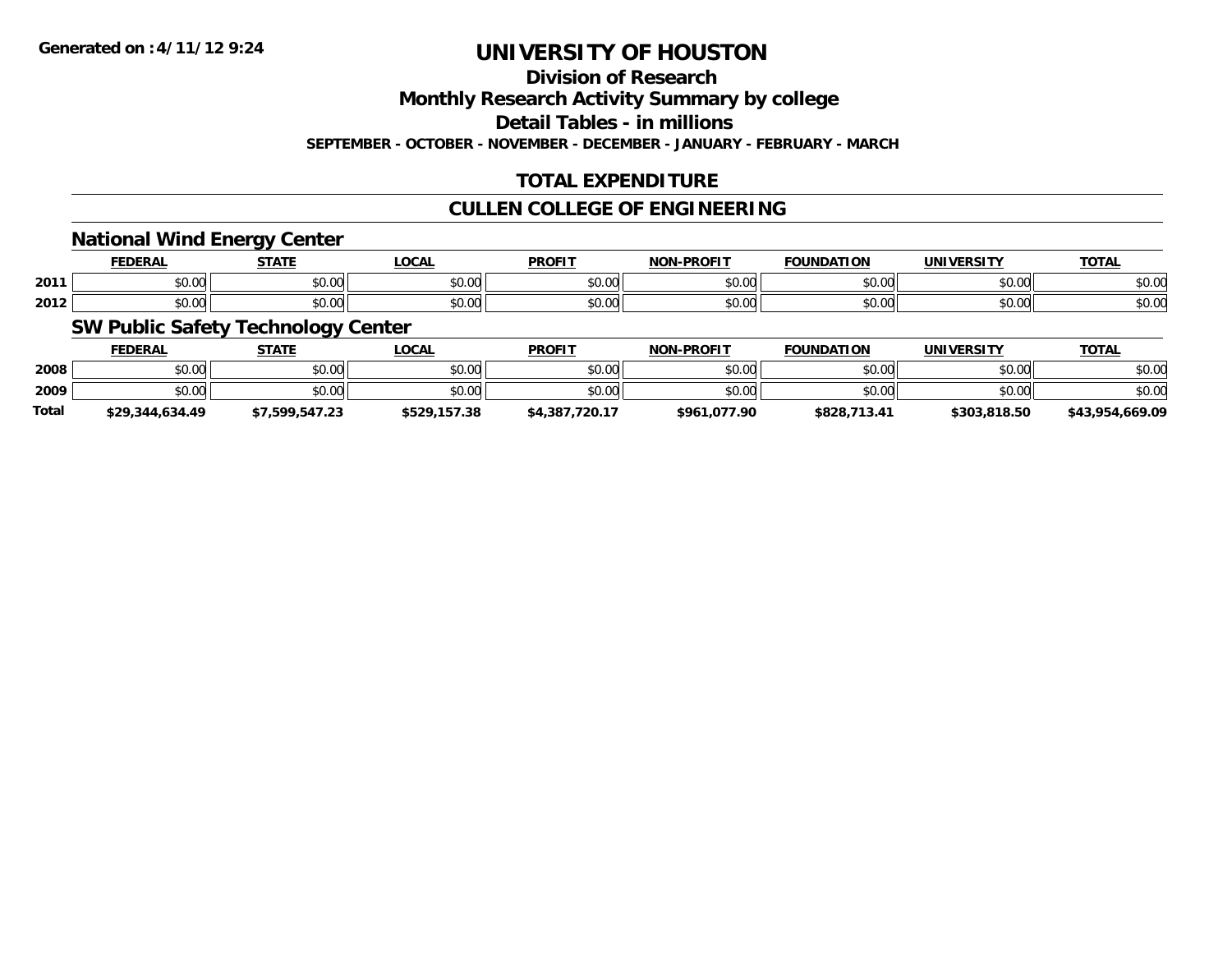**Generated on :4/11/12 9:24**

# UNIVERSITY OF HOUSTON

## Division of Research

## Monthly Research Activity Summary by college

## Detail Tables - in millions

**SEPTEMBER - OCTOBER - NOVEMBER - DECEMBER - JANUARY - FEBRUARY - MARCH**

## TOTAL EXPENDITURE

## CULLEN COLLEGE OF ENGINEERING

### National Wind Energy Center

| | FEDERAL | STATE | LOCAL | PROFIT | NON-PROFIT | FOUNDATION | UNIVERSITY | TOTAL |
|---|---|---|---|---|---|---|---|---|
| 2011 | $0.00 | $0.00 | $0.00 | $0.00 | $0.00 | $0.00 | $0.00 | $0.00 |
| 2012 | $0.00 | $0.00 | $0.00 | $0.00 | $0.00 | $0.00 | $0.00 | $0.00 |

### SW Public Safety Technology Center

| | FEDERAL | STATE | LOCAL | PROFIT | NON-PROFIT | FOUNDATION | UNIVERSITY | TOTAL |
|---|---|---|---|---|---|---|---|---|
| 2008 | $0.00 | $0.00 | $0.00 | $0.00 | $0.00 | $0.00 | $0.00 | $0.00 |
| 2009 | $0.00 | $0.00 | $0.00 | $0.00 | $0.00 | $0.00 | $0.00 | $0.00 |
| **Total** | **$29,344,634.49** | **$7,599,547.23** | **$529,157.38** | **$4,387,720.17** | **$961,077.90** | **$828,713.41** | **$303,818.50** | **$43,954,669.09** |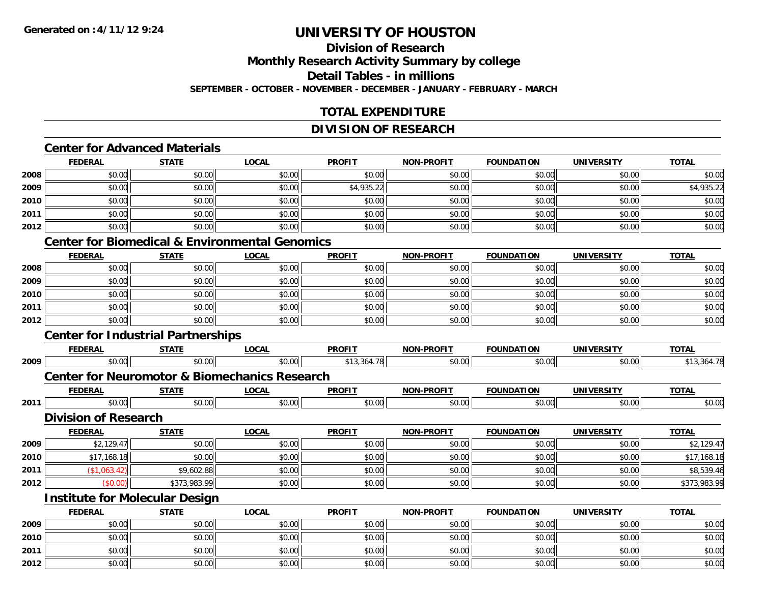Generated on :4/11/12 9:24

# UNIVERSITY OF HOUSTON

## Division of Research

## Monthly Research Activity Summary by college

## Detail Tables - in millions

**SEPTEMBER - OCTOBER - NOVEMBER - DECEMBER - JANUARY - FEBRUARY - MARCH**

## TOTAL EXPENDITURE

## DIVISION OF RESEARCH

### Center for Advanced Materials

| | FEDERAL | STATE | LOCAL | PROFIT | NON-PROFIT | FOUNDATION | UNIVERSITY | TOTAL |
|---|---|---|---|---|---|---|---|---|
| 2008 | $0.00 | $0.00 | $0.00 | $0.00 | $0.00 | $0.00 | $0.00 | $0.00 |
| 2009 | $0.00 | $0.00 | $0.00 | $4,935.22 | $0.00 | $0.00 | $0.00 | $4,935.22 |
| 2010 | $0.00 | $0.00 | $0.00 | $0.00 | $0.00 | $0.00 | $0.00 | $0.00 |
| 2011 | $0.00 | $0.00 | $0.00 | $0.00 | $0.00 | $0.00 | $0.00 | $0.00 |
| 2012 | $0.00 | $0.00 | $0.00 | $0.00 | $0.00 | $0.00 | $0.00 | $0.00 |

### Center for Biomedical & Environmental Genomics

| | FEDERAL | STATE | LOCAL | PROFIT | NON-PROFIT | FOUNDATION | UNIVERSITY | TOTAL |
|---|---|---|---|---|---|---|---|---|
| 2008 | $0.00 | $0.00 | $0.00 | $0.00 | $0.00 | $0.00 | $0.00 | $0.00 |
| 2009 | $0.00 | $0.00 | $0.00 | $0.00 | $0.00 | $0.00 | $0.00 | $0.00 |
| 2010 | $0.00 | $0.00 | $0.00 | $0.00 | $0.00 | $0.00 | $0.00 | $0.00 |
| 2011 | $0.00 | $0.00 | $0.00 | $0.00 | $0.00 | $0.00 | $0.00 | $0.00 |
| 2012 | $0.00 | $0.00 | $0.00 | $0.00 | $0.00 | $0.00 | $0.00 | $0.00 |

### Center for Industrial Partnerships

| | FEDERAL | STATE | LOCAL | PROFIT | NON-PROFIT | FOUNDATION | UNIVERSITY | TOTAL |
|---|---|---|---|---|---|---|---|---|
| 2009 | $0.00 | $0.00 | $0.00 | $13,364.78 | $0.00 | $0.00 | $0.00 | $13,364.78 |

### Center for Neuromotor & Biomechanics Research

| | FEDERAL | STATE | LOCAL | PROFIT | NON-PROFIT | FOUNDATION | UNIVERSITY | TOTAL |
|---|---|---|---|---|---|---|---|---|
| 2011 | $0.00 | $0.00 | $0.00 | $0.00 | $0.00 | $0.00 | $0.00 | $0.00 |

### Division of Research

| | FEDERAL | STATE | LOCAL | PROFIT | NON-PROFIT | FOUNDATION | UNIVERSITY | TOTAL |
|---|---|---|---|---|---|---|---|---|
| 2009 | $2,129.47 | $0.00 | $0.00 | $0.00 | $0.00 | $0.00 | $0.00 | $2,129.47 |
| 2010 | $17,168.18 | $0.00 | $0.00 | $0.00 | $0.00 | $0.00 | $0.00 | $17,168.18 |
| 2011 | ($1,063.42) | $9,602.88 | $0.00 | $0.00 | $0.00 | $0.00 | $0.00 | $8,539.46 |
| 2012 | ($0.00) | $373,983.99 | $0.00 | $0.00 | $0.00 | $0.00 | $0.00 | $373,983.99 |

### Institute for Molecular Design

| | FEDERAL | STATE | LOCAL | PROFIT | NON-PROFIT | FOUNDATION | UNIVERSITY | TOTAL |
|---|---|---|---|---|---|---|---|---|
| 2009 | $0.00 | $0.00 | $0.00 | $0.00 | $0.00 | $0.00 | $0.00 | $0.00 |
| 2010 | $0.00 | $0.00 | $0.00 | $0.00 | $0.00 | $0.00 | $0.00 | $0.00 |
| 2011 | $0.00 | $0.00 | $0.00 | $0.00 | $0.00 | $0.00 | $0.00 | $0.00 |
| 2012 | $0.00 | $0.00 | $0.00 | $0.00 | $0.00 | $0.00 | $0.00 | $0.00 |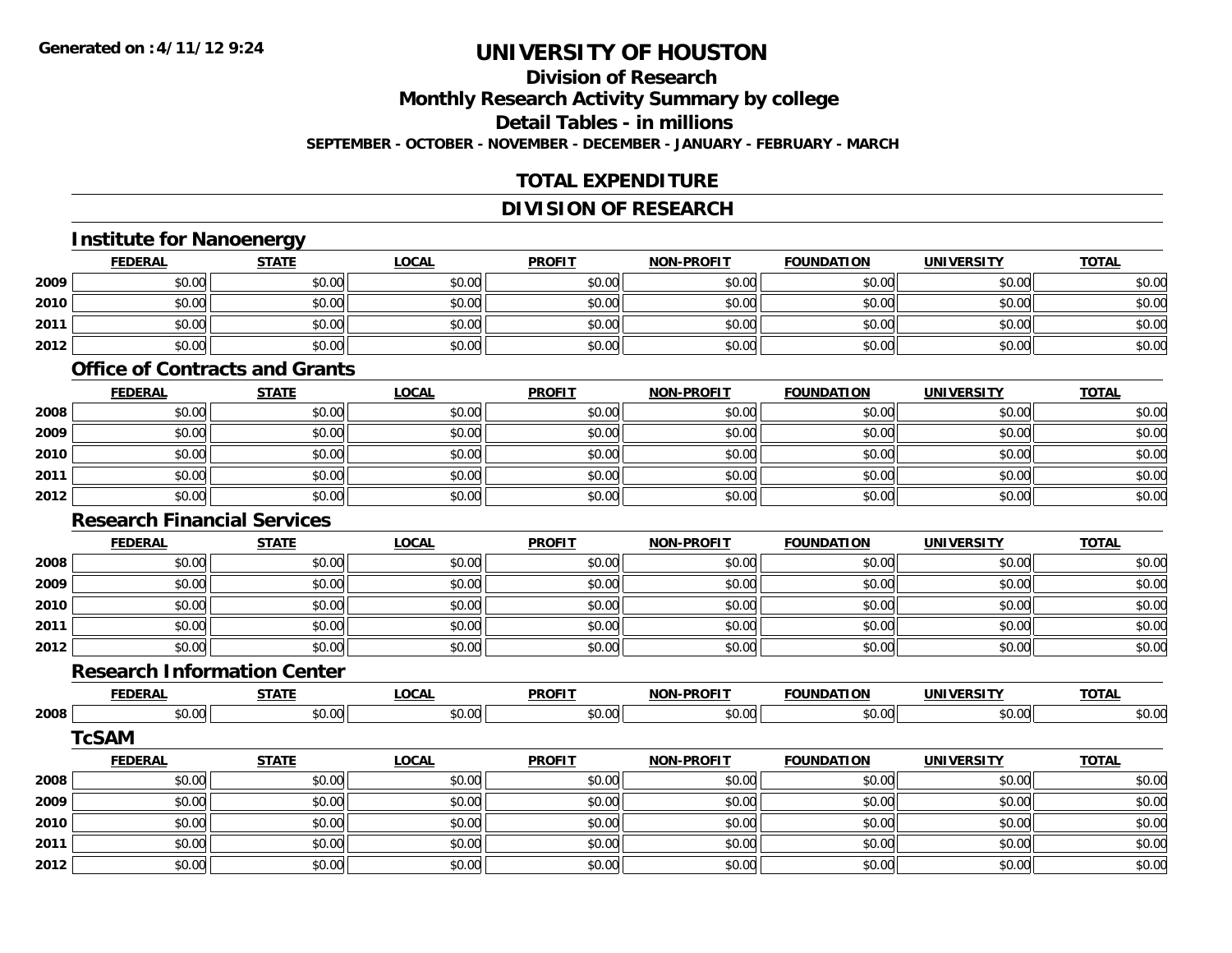Generated on :4/11/12 9:24

# UNIVERSITY OF HOUSTON

## Division of Research

## Monthly Research Activity Summary by college

## Detail Tables - in millions

**SEPTEMBER - OCTOBER - NOVEMBER - DECEMBER - JANUARY - FEBRUARY - MARCH**

## TOTAL EXPENDITURE

## DIVISION OF RESEARCH

### Institute for Nanoenergy

| | FEDERAL | STATE | LOCAL | PROFIT | NON-PROFIT | FOUNDATION | UNIVERSITY | TOTAL |
|---|---|---|---|---|---|---|---|---|
| 2009 | $0.00 | $0.00 | $0.00 | $0.00 | $0.00 | $0.00 | $0.00 | $0.00 |
| 2010 | $0.00 | $0.00 | $0.00 | $0.00 | $0.00 | $0.00 | $0.00 | $0.00 |
| 2011 | $0.00 | $0.00 | $0.00 | $0.00 | $0.00 | $0.00 | $0.00 | $0.00 |
| 2012 | $0.00 | $0.00 | $0.00 | $0.00 | $0.00 | $0.00 | $0.00 | $0.00 |

### Office of Contracts and Grants

| | FEDERAL | STATE | LOCAL | PROFIT | NON-PROFIT | FOUNDATION | UNIVERSITY | TOTAL |
|---|---|---|---|---|---|---|---|---|
| 2008 | $0.00 | $0.00 | $0.00 | $0.00 | $0.00 | $0.00 | $0.00 | $0.00 |
| 2009 | $0.00 | $0.00 | $0.00 | $0.00 | $0.00 | $0.00 | $0.00 | $0.00 |
| 2010 | $0.00 | $0.00 | $0.00 | $0.00 | $0.00 | $0.00 | $0.00 | $0.00 |
| 2011 | $0.00 | $0.00 | $0.00 | $0.00 | $0.00 | $0.00 | $0.00 | $0.00 |
| 2012 | $0.00 | $0.00 | $0.00 | $0.00 | $0.00 | $0.00 | $0.00 | $0.00 |

### Research Financial Services

| | FEDERAL | STATE | LOCAL | PROFIT | NON-PROFIT | FOUNDATION | UNIVERSITY | TOTAL |
|---|---|---|---|---|---|---|---|---|
| 2008 | $0.00 | $0.00 | $0.00 | $0.00 | $0.00 | $0.00 | $0.00 | $0.00 |
| 2009 | $0.00 | $0.00 | $0.00 | $0.00 | $0.00 | $0.00 | $0.00 | $0.00 |
| 2010 | $0.00 | $0.00 | $0.00 | $0.00 | $0.00 | $0.00 | $0.00 | $0.00 |
| 2011 | $0.00 | $0.00 | $0.00 | $0.00 | $0.00 | $0.00 | $0.00 | $0.00 |
| 2012 | $0.00 | $0.00 | $0.00 | $0.00 | $0.00 | $0.00 | $0.00 | $0.00 |

### Research Information Center

| | FEDERAL | STATE | LOCAL | PROFIT | NON-PROFIT | FOUNDATION | UNIVERSITY | TOTAL |
|---|---|---|---|---|---|---|---|---|
| 2008 | $0.00 | $0.00 | $0.00 | $0.00 | $0.00 | $0.00 | $0.00 | $0.00 |

### TcSAM

| | FEDERAL | STATE | LOCAL | PROFIT | NON-PROFIT | FOUNDATION | UNIVERSITY | TOTAL |
|---|---|---|---|---|---|---|---|---|
| 2008 | $0.00 | $0.00 | $0.00 | $0.00 | $0.00 | $0.00 | $0.00 | $0.00 |
| 2009 | $0.00 | $0.00 | $0.00 | $0.00 | $0.00 | $0.00 | $0.00 | $0.00 |
| 2010 | $0.00 | $0.00 | $0.00 | $0.00 | $0.00 | $0.00 | $0.00 | $0.00 |
| 2011 | $0.00 | $0.00 | $0.00 | $0.00 | $0.00 | $0.00 | $0.00 | $0.00 |
| 2012 | $0.00 | $0.00 | $0.00 | $0.00 | $0.00 | $0.00 | $0.00 | $0.00 |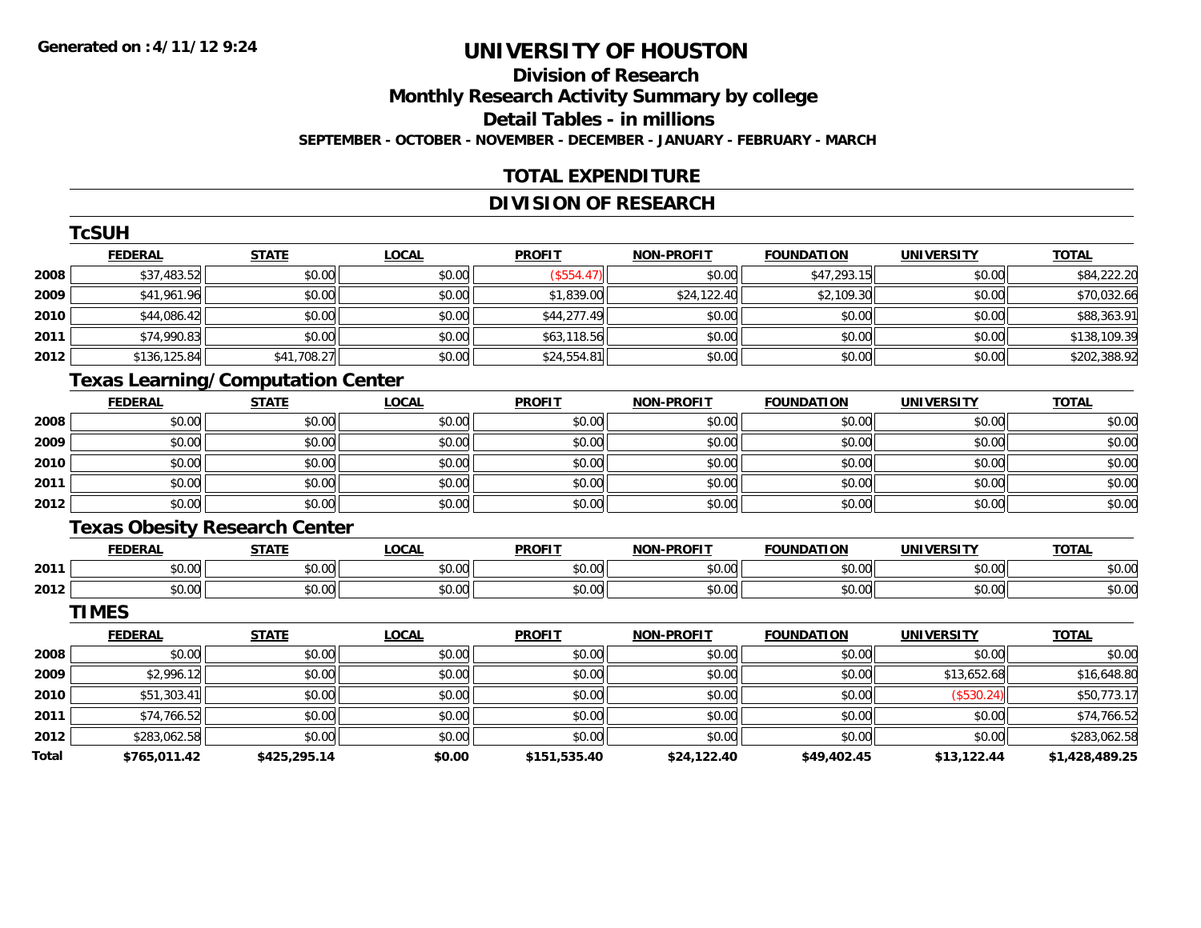# UNIVERSITY OF HOUSTON

## Division of Research

## Monthly Research Activity Summary by college

## Detail Tables - in millions

**SEPTEMBER - OCTOBER - NOVEMBER - DECEMBER - JANUARY - FEBRUARY - MARCH**

## TOTAL EXPENDITURE

## DIVISION OF RESEARCH

### TcSUH

| | FEDERAL | STATE | LOCAL | PROFIT | NON-PROFIT | FOUNDATION | UNIVERSITY | TOTAL |
|---|---|---|---|---|---|---|---|---|
| 2008 | $37,483.52 | $0.00 | $0.00 | ($554.47) | $0.00 | $47,293.15 | $0.00 | $84,222.20 |
| 2009 | $41,961.96 | $0.00 | $0.00 | $1,839.00 | $24,122.40 | $2,109.30 | $0.00 | $70,032.66 |
| 2010 | $44,086.42 | $0.00 | $0.00 | $44,277.49 | $0.00 | $0.00 | $0.00 | $88,363.91 |
| 2011 | $74,990.83 | $0.00 | $0.00 | $63,118.56 | $0.00 | $0.00 | $0.00 | $138,109.39 |
| 2012 | $136,125.84 | $41,708.27 | $0.00 | $24,554.81 | $0.00 | $0.00 | $0.00 | $202,388.92 |

### Texas Learning/Computation Center

| | FEDERAL | STATE | LOCAL | PROFIT | NON-PROFIT | FOUNDATION | UNIVERSITY | TOTAL |
|---|---|---|---|---|---|---|---|---|
| 2008 | $0.00 | $0.00 | $0.00 | $0.00 | $0.00 | $0.00 | $0.00 | $0.00 |
| 2009 | $0.00 | $0.00 | $0.00 | $0.00 | $0.00 | $0.00 | $0.00 | $0.00 |
| 2010 | $0.00 | $0.00 | $0.00 | $0.00 | $0.00 | $0.00 | $0.00 | $0.00 |
| 2011 | $0.00 | $0.00 | $0.00 | $0.00 | $0.00 | $0.00 | $0.00 | $0.00 |
| 2012 | $0.00 | $0.00 | $0.00 | $0.00 | $0.00 | $0.00 | $0.00 | $0.00 |

### Texas Obesity Research Center

| | FEDERAL | STATE | LOCAL | PROFIT | NON-PROFIT | FOUNDATION | UNIVERSITY | TOTAL |
|---|---|---|---|---|---|---|---|---|
| 2011 | $0.00 | $0.00 | $0.00 | $0.00 | $0.00 | $0.00 | $0.00 | $0.00 |
| 2012 | $0.00 | $0.00 | $0.00 | $0.00 | $0.00 | $0.00 | $0.00 | $0.00 |

### TIMES

| | FEDERAL | STATE | LOCAL | PROFIT | NON-PROFIT | FOUNDATION | UNIVERSITY | TOTAL |
|---|---|---|---|---|---|---|---|---|
| 2008 | $0.00 | $0.00 | $0.00 | $0.00 | $0.00 | $0.00 | $0.00 | $0.00 |
| 2009 | $2,996.12 | $0.00 | $0.00 | $0.00 | $0.00 | $0.00 | $13,652.68 | $16,648.80 |
| 2010 | $51,303.41 | $0.00 | $0.00 | $0.00 | $0.00 | $0.00 | ($530.24) | $50,773.17 |
| 2011 | $74,766.52 | $0.00 | $0.00 | $0.00 | $0.00 | $0.00 | $0.00 | $74,766.52 |
| 2012 | $283,062.58 | $0.00 | $0.00 | $0.00 | $0.00 | $0.00 | $0.00 | $283,062.58 |
| **Total** | **$765,011.42** | **$425,295.14** | **$0.00** | **$151,535.40** | **$24,122.40** | **$49,402.45** | **$13,122.44** | **$1,428,489.25** |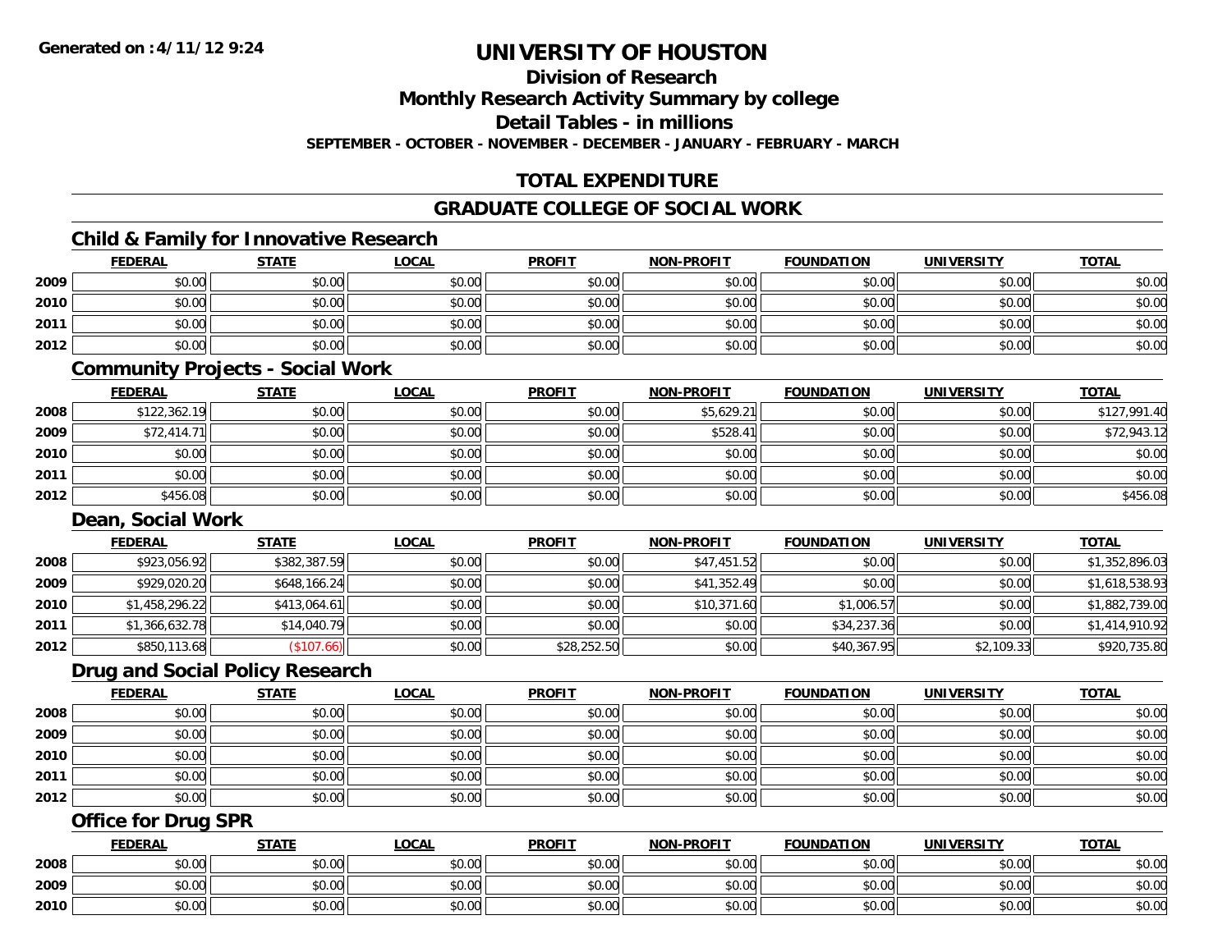# UNIVERSITY OF HOUSTON

## Division of Research

## Monthly Research Activity Summary by college

## Detail Tables - in millions

**SEPTEMBER - OCTOBER - NOVEMBER - DECEMBER - JANUARY - FEBRUARY - MARCH**

## TOTAL EXPENDITURE

## GRADUATE COLLEGE OF SOCIAL WORK

### Child & Family for Innovative Research

| | FEDERAL | STATE | LOCAL | PROFIT | NON-PROFIT | FOUNDATION | UNIVERSITY | TOTAL |
|---|---|---|---|---|---|---|---|---|
| 2009 | $0.00 | $0.00 | $0.00 | $0.00 | $0.00 | $0.00 | $0.00 | $0.00 |
| 2010 | $0.00 | $0.00 | $0.00 | $0.00 | $0.00 | $0.00 | $0.00 | $0.00 |
| 2011 | $0.00 | $0.00 | $0.00 | $0.00 | $0.00 | $0.00 | $0.00 | $0.00 |
| 2012 | $0.00 | $0.00 | $0.00 | $0.00 | $0.00 | $0.00 | $0.00 | $0.00 |

### Community Projects - Social Work

| | FEDERAL | STATE | LOCAL | PROFIT | NON-PROFIT | FOUNDATION | UNIVERSITY | TOTAL |
|---|---|---|---|---|---|---|---|---|
| 2008 | $122,362.19 | $0.00 | $0.00 | $0.00 | $5,629.21 | $0.00 | $0.00 | $127,991.40 |
| 2009 | $72,414.71 | $0.00 | $0.00 | $0.00 | $528.41 | $0.00 | $0.00 | $72,943.12 |
| 2010 | $0.00 | $0.00 | $0.00 | $0.00 | $0.00 | $0.00 | $0.00 | $0.00 |
| 2011 | $0.00 | $0.00 | $0.00 | $0.00 | $0.00 | $0.00 | $0.00 | $0.00 |
| 2012 | $456.08 | $0.00 | $0.00 | $0.00 | $0.00 | $0.00 | $0.00 | $456.08 |

### Dean, Social Work

| | FEDERAL | STATE | LOCAL | PROFIT | NON-PROFIT | FOUNDATION | UNIVERSITY | TOTAL |
|---|---|---|---|---|---|---|---|---|
| 2008 | $923,056.92 | $382,387.59 | $0.00 | $0.00 | $47,451.52 | $0.00 | $0.00 | $1,352,896.03 |
| 2009 | $929,020.20 | $648,166.24 | $0.00 | $0.00 | $41,352.49 | $0.00 | $0.00 | $1,618,538.93 |
| 2010 | $1,458,296.22 | $413,064.61 | $0.00 | $0.00 | $10,371.60 | $1,006.57 | $0.00 | $1,882,739.00 |
| 2011 | $1,366,632.78 | $14,040.79 | $0.00 | $0.00 | $0.00 | $34,237.36 | $0.00 | $1,414,910.92 |
| 2012 | $850,113.68 | ($107.66) | $0.00 | $28,252.50 | $0.00 | $40,367.95 | $2,109.33 | $920,735.80 |

### Drug and Social Policy Research

| | FEDERAL | STATE | LOCAL | PROFIT | NON-PROFIT | FOUNDATION | UNIVERSITY | TOTAL |
|---|---|---|---|---|---|---|---|---|
| 2008 | $0.00 | $0.00 | $0.00 | $0.00 | $0.00 | $0.00 | $0.00 | $0.00 |
| 2009 | $0.00 | $0.00 | $0.00 | $0.00 | $0.00 | $0.00 | $0.00 | $0.00 |
| 2010 | $0.00 | $0.00 | $0.00 | $0.00 | $0.00 | $0.00 | $0.00 | $0.00 |
| 2011 | $0.00 | $0.00 | $0.00 | $0.00 | $0.00 | $0.00 | $0.00 | $0.00 |
| 2012 | $0.00 | $0.00 | $0.00 | $0.00 | $0.00 | $0.00 | $0.00 | $0.00 |

### Office for Drug SPR

| | FEDERAL | STATE | LOCAL | PROFIT | NON-PROFIT | FOUNDATION | UNIVERSITY | TOTAL |
|---|---|---|---|---|---|---|---|---|
| 2008 | $0.00 | $0.00 | $0.00 | $0.00 | $0.00 | $0.00 | $0.00 | $0.00 |
| 2009 | $0.00 | $0.00 | $0.00 | $0.00 | $0.00 | $0.00 | $0.00 | $0.00 |
| 2010 | $0.00 | $0.00 | $0.00 | $0.00 | $0.00 | $0.00 | $0.00 | $0.00 |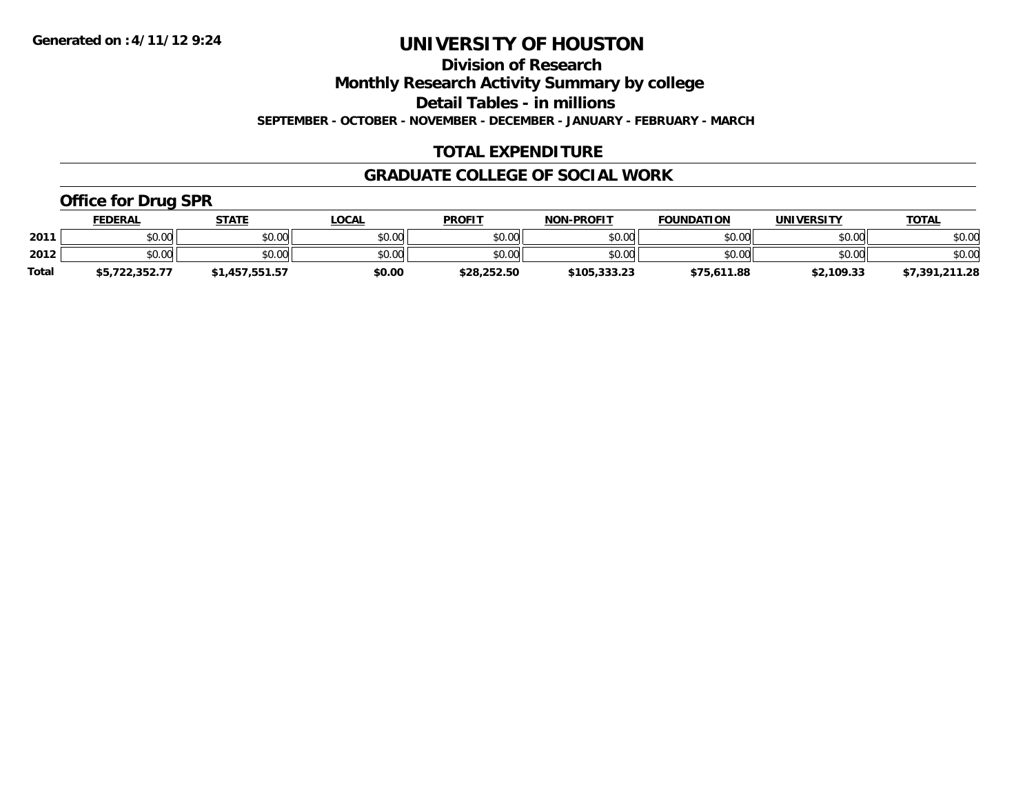# UNIVERSITY OF HOUSTON

## Division of Research

## Monthly Research Activity Summary by college

## Detail Tables - in millions

**SEPTEMBER - OCTOBER - NOVEMBER - DECEMBER - JANUARY - FEBRUARY - MARCH**

## TOTAL EXPENDITURE

## GRADUATE COLLEGE OF SOCIAL WORK

### Office for Drug SPR

| | FEDERAL | STATE | LOCAL | PROFIT | NON-PROFIT | FOUNDATION | UNIVERSITY | TOTAL |
|---|---|---|---|---|---|---|---|---|
| 2011 | $0.00 | $0.00 | $0.00 | $0.00 | $0.00 | $0.00 | $0.00 | $0.00 |
| 2012 | $0.00 | $0.00 | $0.00 | $0.00 | $0.00 | $0.00 | $0.00 | $0.00 |
| **Total** | **$5,722,352.77** | **$1,457,551.57** | **$0.00** | **$28,252.50** | **$105,333.23** | **$75,611.88** | **$2,109.33** | **$7,391,211.28** |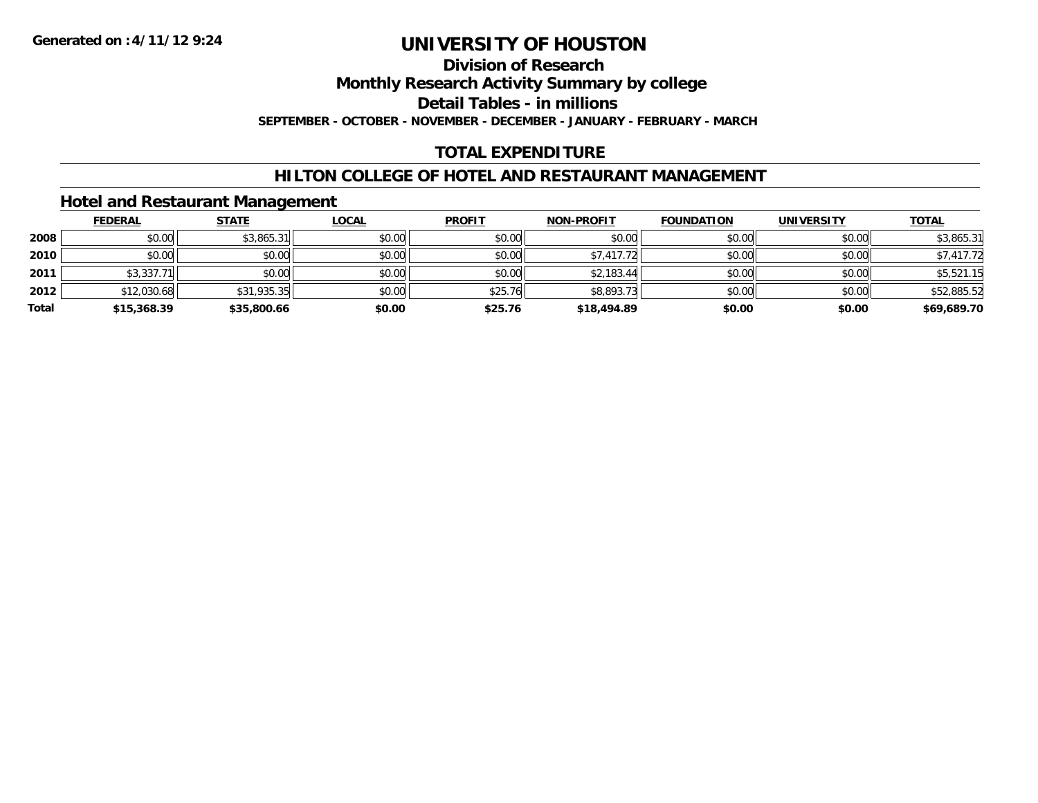Generated on :4/11/12 9:24

# UNIVERSITY OF HOUSTON

## Division of Research

## Monthly Research Activity Summary by college

## Detail Tables - in millions

**SEPTEMBER - OCTOBER - NOVEMBER - DECEMBER - JANUARY - FEBRUARY - MARCH**

## TOTAL EXPENDITURE

## HILTON COLLEGE OF HOTEL AND RESTAURANT MANAGEMENT

### Hotel and Restaurant Management

| | FEDERAL | STATE | LOCAL | PROFIT | NON-PROFIT | FOUNDATION | UNIVERSITY | TOTAL |
|---|---|---|---|---|---|---|---|---|
| **2008** | $0.00 | $3,865.31 | $0.00 | $0.00 | $0.00 | $0.00 | $0.00 | $3,865.31 |
| **2010** | $0.00 | $0.00 | $0.00 | $0.00 | $7,417.72 | $0.00 | $0.00 | $7,417.72 |
| **2011** | $3,337.71 | $0.00 | $0.00 | $0.00 | $2,183.44 | $0.00 | $0.00 | $5,521.15 |
| **2012** | $12,030.68 | $31,935.35 | $0.00 | $25.76 | $8,893.73 | $0.00 | $0.00 | $52,885.52 |
| **Total** | **$15,368.39** | **$35,800.66** | **$0.00** | **$25.76** | **$18,494.89** | **$0.00** | **$0.00** | **$69,689.70** |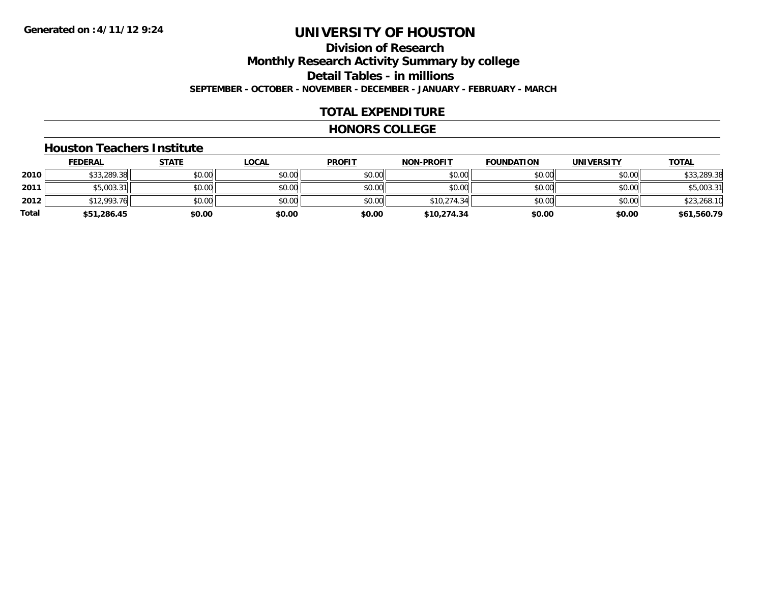Generated on :4/11/12 9:24

# UNIVERSITY OF HOUSTON

## Division of Research

## Monthly Research Activity Summary by college

## Detail Tables - in millions

**SEPTEMBER - OCTOBER - NOVEMBER - DECEMBER - JANUARY - FEBRUARY - MARCH**

## TOTAL EXPENDITURE

## HONORS COLLEGE

### Houston Teachers Institute

| | FEDERAL | STATE | LOCAL | PROFIT | NON-PROFIT | FOUNDATION | UNIVERSITY | TOTAL |
|---|---|---|---|---|---|---|---|---|
| 2010 | $33,289.38 | $0.00 | $0.00 | $0.00 | $0.00 | $0.00 | $0.00 | $33,289.38 |
| 2011 | $5,003.31 | $0.00 | $0.00 | $0.00 | $0.00 | $0.00 | $0.00 | $5,003.31 |
| 2012 | $12,993.76 | $0.00 | $0.00 | $0.00 | $10,274.34 | $0.00 | $0.00 | $23,268.10 |
| **Total** | **$51,286.45** | **$0.00** | **$0.00** | **$0.00** | **$10,274.34** | **$0.00** | **$0.00** | **$61,560.79** |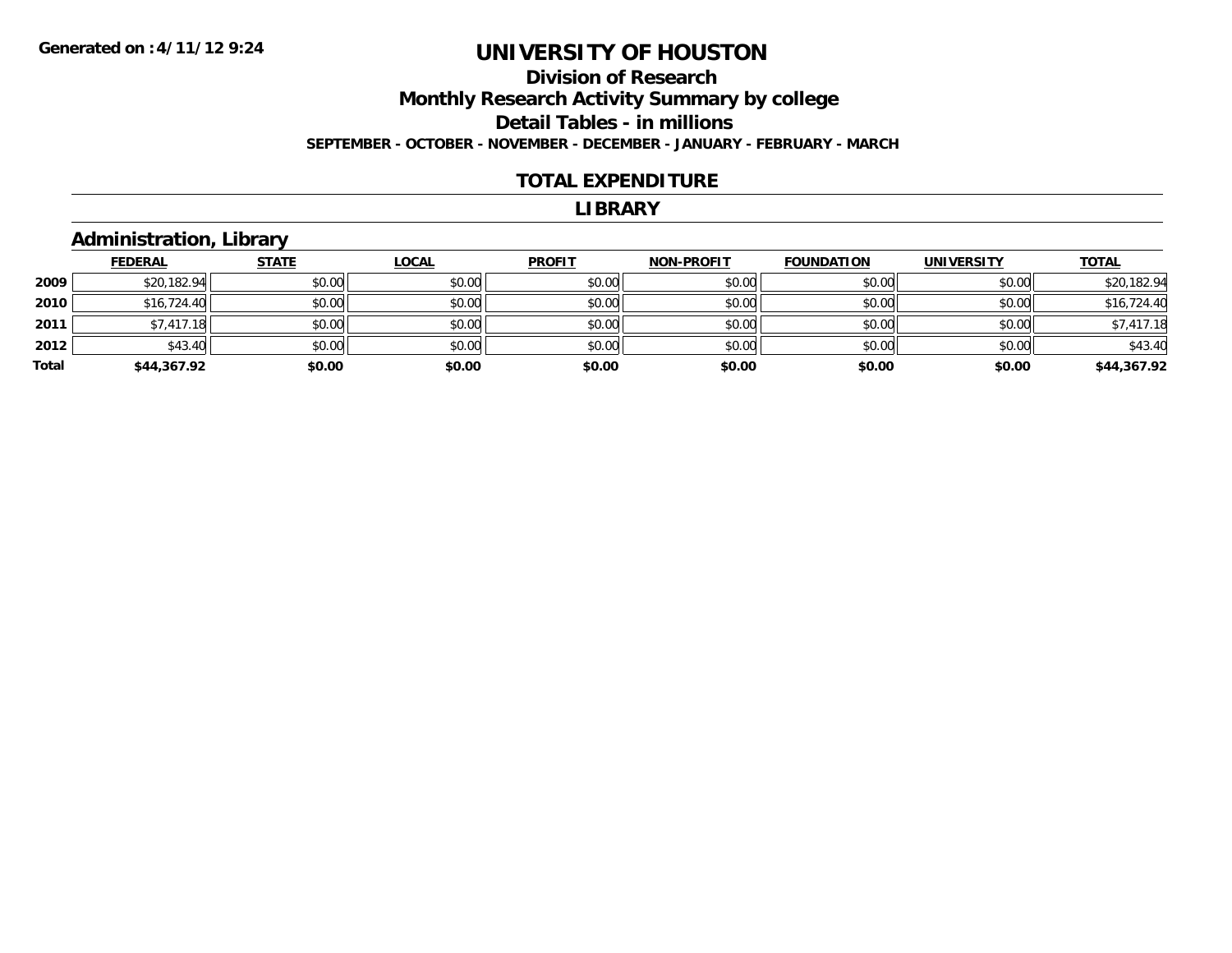Generated on :4/11/12 9:24

# UNIVERSITY OF HOUSTON

## Division of Research

## Monthly Research Activity Summary by college

## Detail Tables - in millions

**SEPTEMBER - OCTOBER - NOVEMBER - DECEMBER - JANUARY - FEBRUARY - MARCH**

## TOTAL EXPENDITURE

## LIBRARY

### Administration, Library

| | FEDERAL | STATE | LOCAL | PROFIT | NON-PROFIT | FOUNDATION | UNIVERSITY | TOTAL |
|---|---|---|---|---|---|---|---|---|
| 2009 | $20,182.94 | $0.00 | $0.00 | $0.00 | $0.00 | $0.00 | $0.00 | $20,182.94 |
| 2010 | $16,724.40 | $0.00 | $0.00 | $0.00 | $0.00 | $0.00 | $0.00 | $16,724.40 |
| 2011 | $7,417.18 | $0.00 | $0.00 | $0.00 | $0.00 | $0.00 | $0.00 | $7,417.18 |
| 2012 | $43.40 | $0.00 | $0.00 | $0.00 | $0.00 | $0.00 | $0.00 | $43.40 |
| **Total** | **$44,367.92** | **$0.00** | **$0.00** | **$0.00** | **$0.00** | **$0.00** | **$0.00** | **$44,367.92** |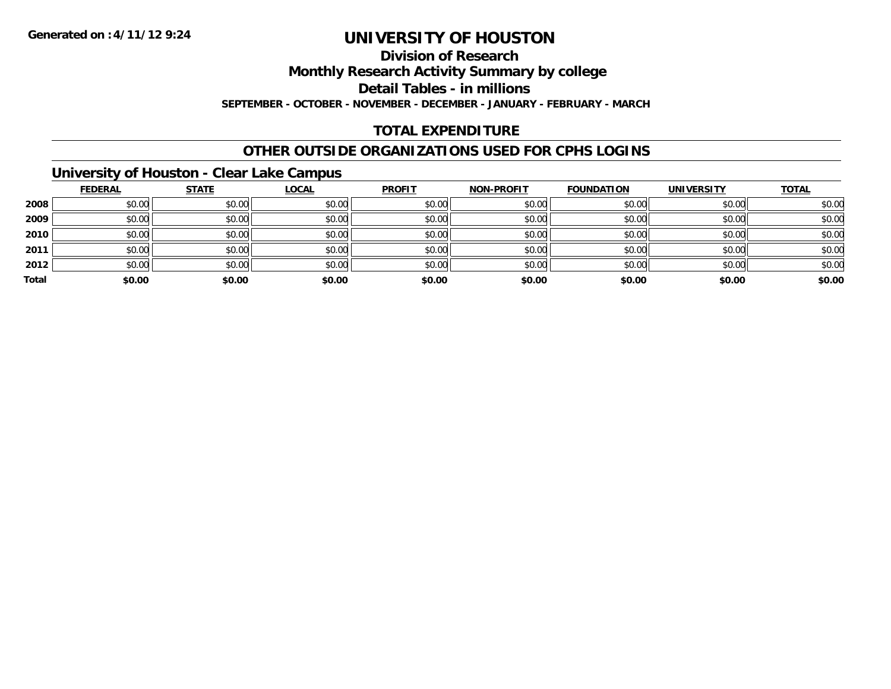Generated on :4/11/12 9:24

# UNIVERSITY OF HOUSTON

## Division of Research

## Monthly Research Activity Summary by college

## Detail Tables - in millions

**SEPTEMBER - OCTOBER - NOVEMBER - DECEMBER - JANUARY - FEBRUARY - MARCH**

## TOTAL EXPENDITURE

## OTHER OUTSIDE ORGANIZATIONS USED FOR CPHS LOGINS

### University of Houston - Clear Lake Campus

| | FEDERAL | STATE | LOCAL | PROFIT | NON-PROFIT | FOUNDATION | UNIVERSITY | TOTAL |
|---|---|---|---|---|---|---|---|---|
| 2008 | $0.00 | $0.00 | $0.00 | $0.00 | $0.00 | $0.00 | $0.00 | $0.00 |
| 2009 | $0.00 | $0.00 | $0.00 | $0.00 | $0.00 | $0.00 | $0.00 | $0.00 |
| 2010 | $0.00 | $0.00 | $0.00 | $0.00 | $0.00 | $0.00 | $0.00 | $0.00 |
| 2011 | $0.00 | $0.00 | $0.00 | $0.00 | $0.00 | $0.00 | $0.00 | $0.00 |
| 2012 | $0.00 | $0.00 | $0.00 | $0.00 | $0.00 | $0.00 | $0.00 | $0.00 |
| **Total** | **$0.00** | **$0.00** | **$0.00** | **$0.00** | **$0.00** | **$0.00** | **$0.00** | **$0.00** |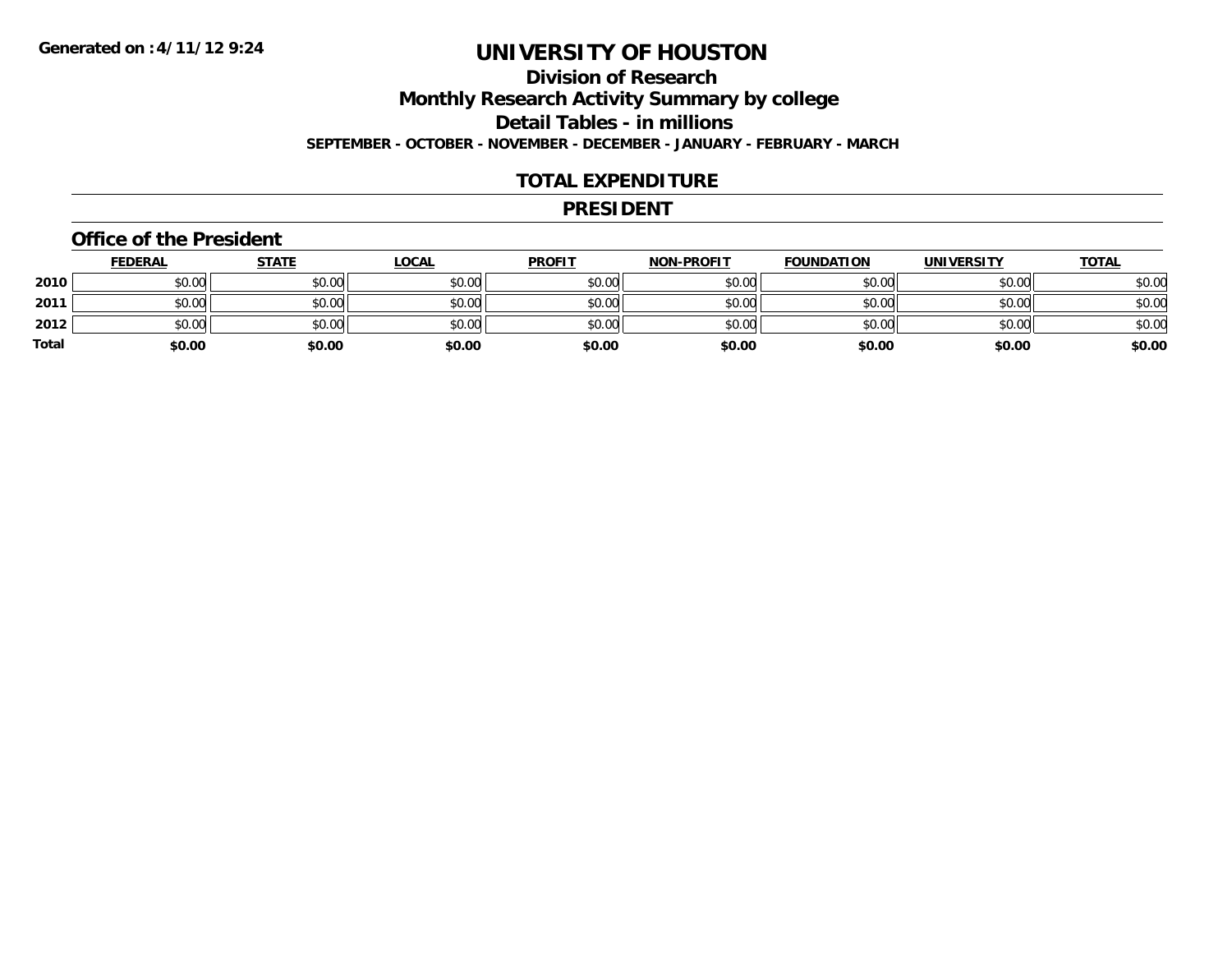**Generated on :4/11/12 9:24**

# UNIVERSITY OF HOUSTON

## Division of Research

## Monthly Research Activity Summary by college

## Detail Tables - in millions

**SEPTEMBER - OCTOBER - NOVEMBER - DECEMBER - JANUARY - FEBRUARY - MARCH**

## TOTAL EXPENDITURE

## PRESIDENT

### Office of the President

| | FEDERAL | STATE | LOCAL | PROFIT | NON-PROFIT | FOUNDATION | UNIVERSITY | TOTAL |
|---|---|---|---|---|---|---|---|---|
| 2010 | $0.00 | $0.00 | $0.00 | $0.00 | $0.00 | $0.00 | $0.00 | $0.00 |
| 2011 | $0.00 | $0.00 | $0.00 | $0.00 | $0.00 | $0.00 | $0.00 | $0.00 |
| 2012 | $0.00 | $0.00 | $0.00 | $0.00 | $0.00 | $0.00 | $0.00 | $0.00 |
| **Total** | **$0.00** | **$0.00** | **$0.00** | **$0.00** | **$0.00** | **$0.00** | **$0.00** | **$0.00** |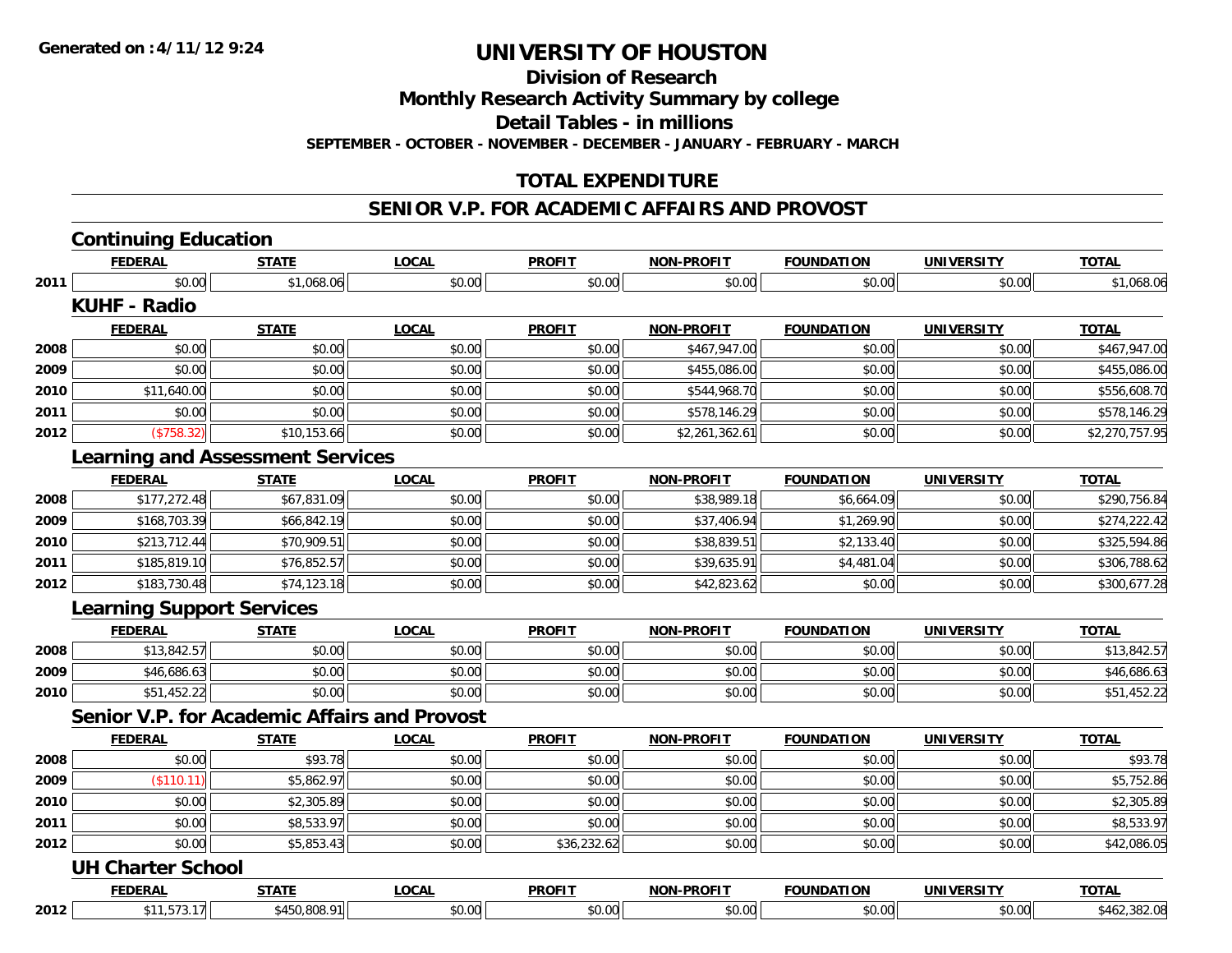**Generated on :4/11/12 9:24**

# UNIVERSITY OF HOUSTON

## Division of Research

## Monthly Research Activity Summary by college

## Detail Tables - in millions

**SEPTEMBER - OCTOBER - NOVEMBER - DECEMBER - JANUARY - FEBRUARY - MARCH**

## TOTAL EXPENDITURE

## SENIOR V.P. FOR ACADEMIC AFFAIRS AND PROVOST

### Continuing Education

| | FEDERAL | STATE | LOCAL | PROFIT | NON-PROFIT | FOUNDATION | UNIVERSITY | TOTAL |
|---|---|---|---|---|---|---|---|---|
| 2011 | $0.00 | $1,068.06 | $0.00 | $0.00 | $0.00 | $0.00 | $0.00 | $1,068.06 |

### KUHF - Radio

| | FEDERAL | STATE | LOCAL | PROFIT | NON-PROFIT | FOUNDATION | UNIVERSITY | TOTAL |
|---|---|---|---|---|---|---|---|---|
| 2008 | $0.00 | $0.00 | $0.00 | $0.00 | $467,947.00 | $0.00 | $0.00 | $467,947.00 |
| 2009 | $0.00 | $0.00 | $0.00 | $0.00 | $455,086.00 | $0.00 | $0.00 | $455,086.00 |
| 2010 | $11,640.00 | $0.00 | $0.00 | $0.00 | $544,968.70 | $0.00 | $0.00 | $556,608.70 |
| 2011 | $0.00 | $0.00 | $0.00 | $0.00 | $578,146.29 | $0.00 | $0.00 | $578,146.29 |
| 2012 | ($758.32) | $10,153.66 | $0.00 | $0.00 | $2,261,362.61 | $0.00 | $0.00 | $2,270,757.95 |

### Learning and Assessment Services

| | FEDERAL | STATE | LOCAL | PROFIT | NON-PROFIT | FOUNDATION | UNIVERSITY | TOTAL |
|---|---|---|---|---|---|---|---|---|
| 2008 | $177,272.48 | $67,831.09 | $0.00 | $0.00 | $38,989.18 | $6,664.09 | $0.00 | $290,756.84 |
| 2009 | $168,703.39 | $66,842.19 | $0.00 | $0.00 | $37,406.94 | $1,269.90 | $0.00 | $274,222.42 |
| 2010 | $213,712.44 | $70,909.51 | $0.00 | $0.00 | $38,839.51 | $2,133.40 | $0.00 | $325,594.86 |
| 2011 | $185,819.10 | $76,852.57 | $0.00 | $0.00 | $39,635.91 | $4,481.04 | $0.00 | $306,788.62 |
| 2012 | $183,730.48 | $74,123.18 | $0.00 | $0.00 | $42,823.62 | $0.00 | $0.00 | $300,677.28 |

### Learning Support Services

| | FEDERAL | STATE | LOCAL | PROFIT | NON-PROFIT | FOUNDATION | UNIVERSITY | TOTAL |
|---|---|---|---|---|---|---|---|---|
| 2008 | $13,842.57 | $0.00 | $0.00 | $0.00 | $0.00 | $0.00 | $0.00 | $13,842.57 |
| 2009 | $46,686.63 | $0.00 | $0.00 | $0.00 | $0.00 | $0.00 | $0.00 | $46,686.63 |
| 2010 | $51,452.22 | $0.00 | $0.00 | $0.00 | $0.00 | $0.00 | $0.00 | $51,452.22 |

### Senior V.P. for Academic Affairs and Provost

| | FEDERAL | STATE | LOCAL | PROFIT | NON-PROFIT | FOUNDATION | UNIVERSITY | TOTAL |
|---|---|---|---|---|---|---|---|---|
| 2008 | $0.00 | $93.78 | $0.00 | $0.00 | $0.00 | $0.00 | $0.00 | $93.78 |
| 2009 | ($110.11) | $5,862.97 | $0.00 | $0.00 | $0.00 | $0.00 | $0.00 | $5,752.86 |
| 2010 | $0.00 | $2,305.89 | $0.00 | $0.00 | $0.00 | $0.00 | $0.00 | $2,305.89 |
| 2011 | $0.00 | $8,533.97 | $0.00 | $0.00 | $0.00 | $0.00 | $0.00 | $8,533.97 |
| 2012 | $0.00 | $5,853.43 | $0.00 | $36,232.62 | $0.00 | $0.00 | $0.00 | $42,086.05 |

### UH Charter School

| | FEDERAL | STATE | LOCAL | PROFIT | NON-PROFIT | FOUNDATION | UNIVERSITY | TOTAL |
|---|---|---|---|---|---|---|---|---|
| 2012 | $11,573.17 | $450,808.91 | $0.00 | $0.00 | $0.00 | $0.00 | $0.00 | $462,382.08 |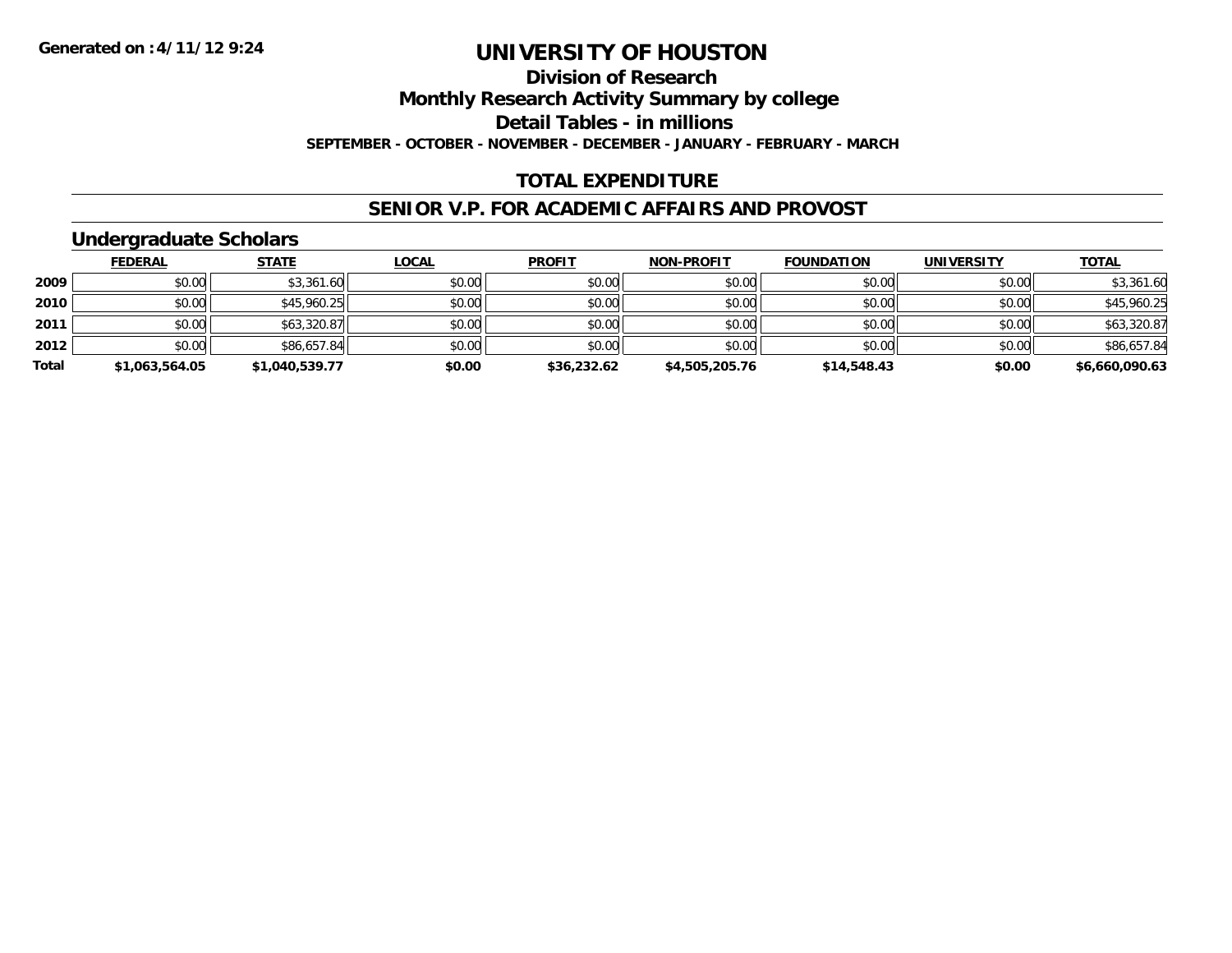**Generated on :4/11/12 9:24**

# UNIVERSITY OF HOUSTON

## Division of Research

## Monthly Research Activity Summary by college

## Detail Tables - in millions

**SEPTEMBER - OCTOBER - NOVEMBER - DECEMBER - JANUARY - FEBRUARY - MARCH**

## TOTAL EXPENDITURE

## SENIOR V.P. FOR ACADEMIC AFFAIRS AND PROVOST

### Undergraduate Scholars

| | FEDERAL | STATE | LOCAL | PROFIT | NON-PROFIT | FOUNDATION | UNIVERSITY | TOTAL |
|---|---|---|---|---|---|---|---|---|
| 2009 | $0.00 | $3,361.60 | $0.00 | $0.00 | $0.00 | $0.00 | $0.00 | $3,361.60 |
| 2010 | $0.00 | $45,960.25 | $0.00 | $0.00 | $0.00 | $0.00 | $0.00 | $45,960.25 |
| 2011 | $0.00 | $63,320.87 | $0.00 | $0.00 | $0.00 | $0.00 | $0.00 | $63,320.87 |
| 2012 | $0.00 | $86,657.84 | $0.00 | $0.00 | $0.00 | $0.00 | $0.00 | $86,657.84 |
| **Total** | **$1,063,564.05** | **$1,040,539.77** | **$0.00** | **$36,232.62** | **$4,505,205.76** | **$14,548.43** | **$0.00** | **$6,660,090.63** |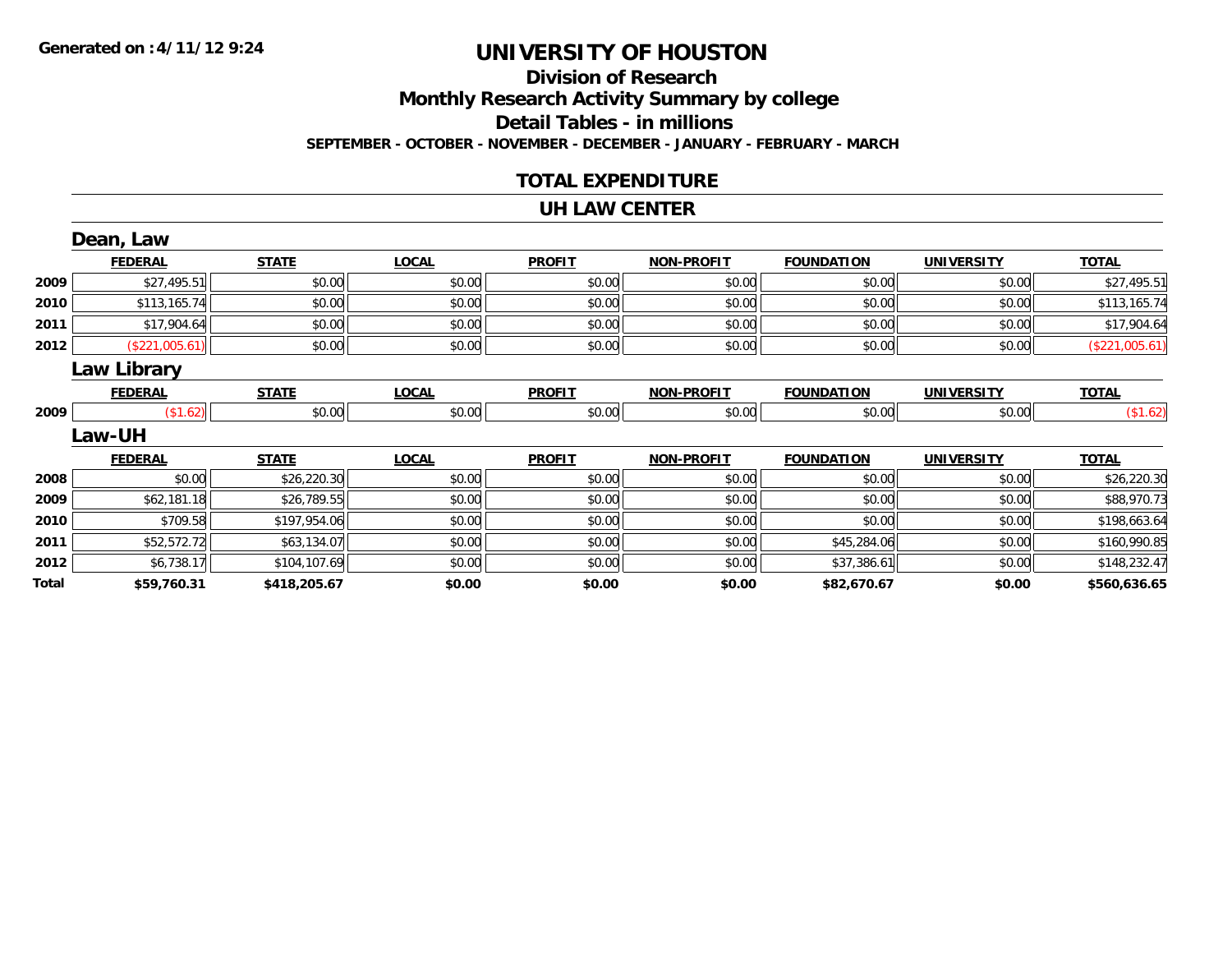Generated on :4/11/12 9:24

# UNIVERSITY OF HOUSTON

## Division of Research

## Monthly Research Activity Summary by college

## Detail Tables - in millions

**SEPTEMBER - OCTOBER - NOVEMBER - DECEMBER - JANUARY - FEBRUARY - MARCH**

## TOTAL EXPENDITURE

## UH LAW CENTER

### Dean, Law

| | FEDERAL | STATE | LOCAL | PROFIT | NON-PROFIT | FOUNDATION | UNIVERSITY | TOTAL |
|---|---|---|---|---|---|---|---|---|
| 2009 | $27,495.51 | $0.00 | $0.00 | $0.00 | $0.00 | $0.00 | $0.00 | $27,495.51 |
| 2010 | $113,165.74 | $0.00 | $0.00 | $0.00 | $0.00 | $0.00 | $0.00 | $113,165.74 |
| 2011 | $17,904.64 | $0.00 | $0.00 | $0.00 | $0.00 | $0.00 | $0.00 | $17,904.64 |
| 2012 | ($221,005.61) | $0.00 | $0.00 | $0.00 | $0.00 | $0.00 | $0.00 | ($221,005.61) |

### Law Library

| | FEDERAL | STATE | LOCAL | PROFIT | NON-PROFIT | FOUNDATION | UNIVERSITY | TOTAL |
|---|---|---|---|---|---|---|---|---|
| 2009 | ($1.62) | $0.00 | $0.00 | $0.00 | $0.00 | $0.00 | $0.00 | ($1.62) |

### Law-UH

| | FEDERAL | STATE | LOCAL | PROFIT | NON-PROFIT | FOUNDATION | UNIVERSITY | TOTAL |
|---|---|---|---|---|---|---|---|---|
| 2008 | $0.00 | $26,220.30 | $0.00 | $0.00 | $0.00 | $0.00 | $0.00 | $26,220.30 |
| 2009 | $62,181.18 | $26,789.55 | $0.00 | $0.00 | $0.00 | $0.00 | $0.00 | $88,970.73 |
| 2010 | $709.58 | $197,954.06 | $0.00 | $0.00 | $0.00 | $0.00 | $0.00 | $198,663.64 |
| 2011 | $52,572.72 | $63,134.07 | $0.00 | $0.00 | $0.00 | $45,284.06 | $0.00 | $160,990.85 |
| 2012 | $6,738.17 | $104,107.69 | $0.00 | $0.00 | $0.00 | $37,386.61 | $0.00 | $148,232.47 |
| **Total** | **$59,760.31** | **$418,205.67** | **$0.00** | **$0.00** | **$0.00** | **$82,670.67** | **$0.00** | **$560,636.65** |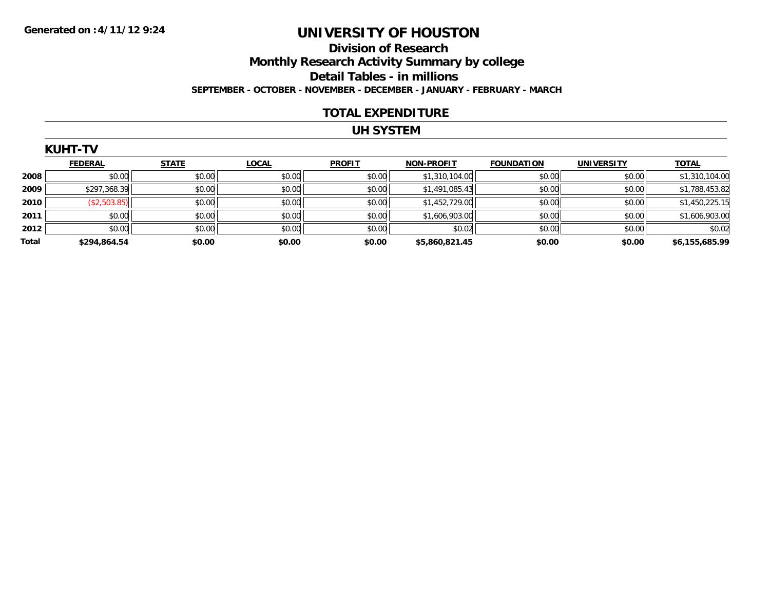Generated on :4/11/12 9:24

# UNIVERSITY OF HOUSTON

## Division of Research

## Monthly Research Activity Summary by college

## Detail Tables - in millions

### SEPTEMBER - OCTOBER - NOVEMBER - DECEMBER - JANUARY - FEBRUARY - MARCH

## TOTAL EXPENDITURE

## UH SYSTEM

### KUHT-TV

| | FEDERAL | STATE | LOCAL | PROFIT | NON-PROFIT | FOUNDATION | UNIVERSITY | TOTAL |
|---|---|---|---|---|---|---|---|---|
| **2008** | $0.00 | $0.00 | $0.00 | $0.00 | $1,310,104.00 | $0.00 | $0.00 | $1,310,104.00 |
| **2009** | $297,368.39 | $0.00 | $0.00 | $0.00 | $1,491,085.43 | $0.00 | $0.00 | $1,788,453.82 |
| **2010** | ($2,503.85) | $0.00 | $0.00 | $0.00 | $1,452,729.00 | $0.00 | $0.00 | $1,450,225.15 |
| **2011** | $0.00 | $0.00 | $0.00 | $0.00 | $1,606,903.00 | $0.00 | $0.00 | $1,606,903.00 |
| **2012** | $0.00 | $0.00 | $0.00 | $0.00 | $0.02 | $0.00 | $0.00 | $0.02 |
| **Total** | **$294,864.54** | **$0.00** | **$0.00** | **$0.00** | **$5,860,821.45** | **$0.00** | **$0.00** | **$6,155,685.99** |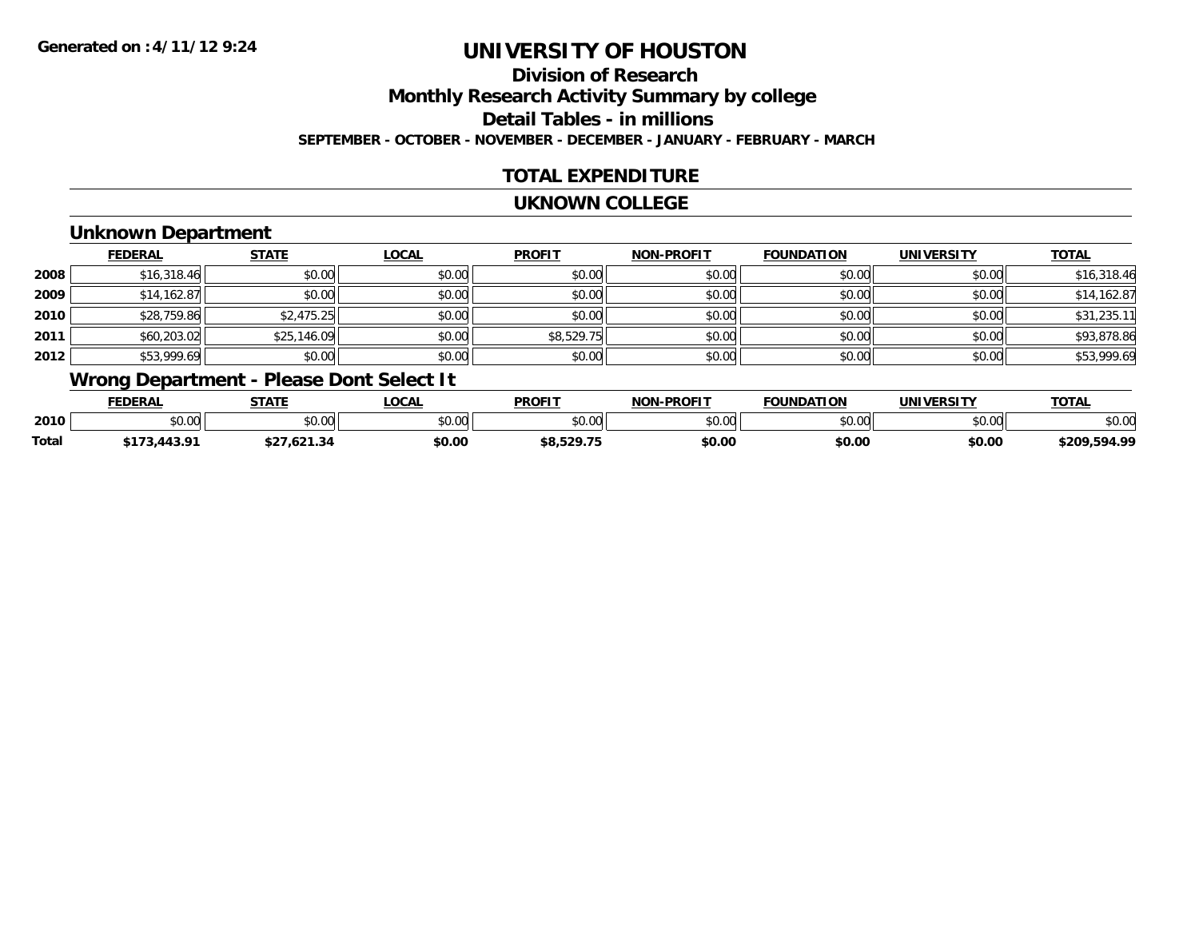**Generated on :4/11/12 9:24**

# UNIVERSITY OF HOUSTON

## Division of Research

## Monthly Research Activity Summary by college

## Detail Tables - in millions

**SEPTEMBER - OCTOBER - NOVEMBER - DECEMBER - JANUARY - FEBRUARY - MARCH**

### TOTAL EXPENDITURE

### UKNOWN COLLEGE

#### Unknown Department

| | FEDERAL | STATE | LOCAL | PROFIT | NON-PROFIT | FOUNDATION | UNIVERSITY | TOTAL |
|---|---|---|---|---|---|---|---|---|
| 2008 | $16,318.46 | $0.00 | $0.00 | $0.00 | $0.00 | $0.00 | $0.00 | $16,318.46 |
| 2009 | $14,162.87 | $0.00 | $0.00 | $0.00 | $0.00 | $0.00 | $0.00 | $14,162.87 |
| 2010 | $28,759.86 | $2,475.25 | $0.00 | $0.00 | $0.00 | $0.00 | $0.00 | $31,235.11 |
| 2011 | $60,203.02 | $25,146.09 | $0.00 | $8,529.75 | $0.00 | $0.00 | $0.00 | $93,878.86 |
| 2012 | $53,999.69 | $0.00 | $0.00 | $0.00 | $0.00 | $0.00 | $0.00 | $53,999.69 |

#### Wrong Department - Please Dont Select It

| | FEDERAL | STATE | LOCAL | PROFIT | NON-PROFIT | FOUNDATION | UNIVERSITY | TOTAL |
|---|---|---|---|---|---|---|---|---|
| 2010 | $0.00 | $0.00 | $0.00 | $0.00 | $0.00 | $0.00 | $0.00 | $0.00 |
| **Total** | **$173,443.91** | **$27,621.34** | **$0.00** | **$8,529.75** | **$0.00** | **$0.00** | **$0.00** | **$209,594.99** |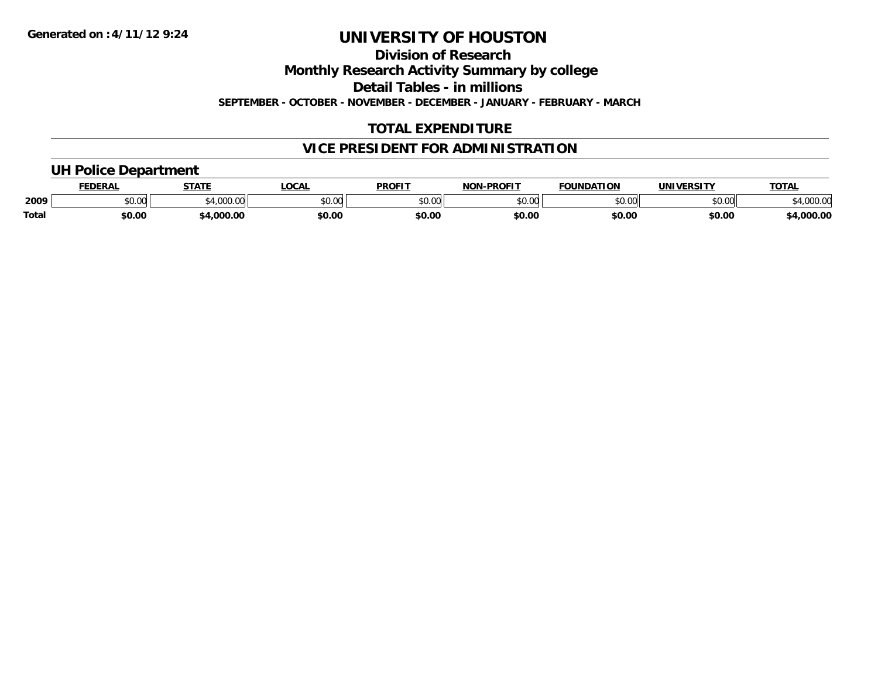Generated on :4/11/12 9:24

# UNIVERSITY OF HOUSTON

## Division of Research

## Monthly Research Activity Summary by college

## Detail Tables - in millions

**SEPTEMBER - OCTOBER - NOVEMBER - DECEMBER - JANUARY - FEBRUARY - MARCH**

## TOTAL EXPENDITURE

## VICE PRESIDENT FOR ADMINISTRATION

### UH Police Department

| | FEDERAL | STATE | LOCAL | PROFIT | NON-PROFIT | FOUNDATION | UNIVERSITY | TOTAL |
|---|---|---|---|---|---|---|---|---|
| 2009 | $0.00 | $4,000.00 | $0.00 | $0.00 | $0.00 | $0.00 | $0.00 | $4,000.00 |
| **Total** | **$0.00** | **$4,000.00** | **$0.00** | **$0.00** | **$0.00** | **$0.00** | **$0.00** | **$4,000.00** |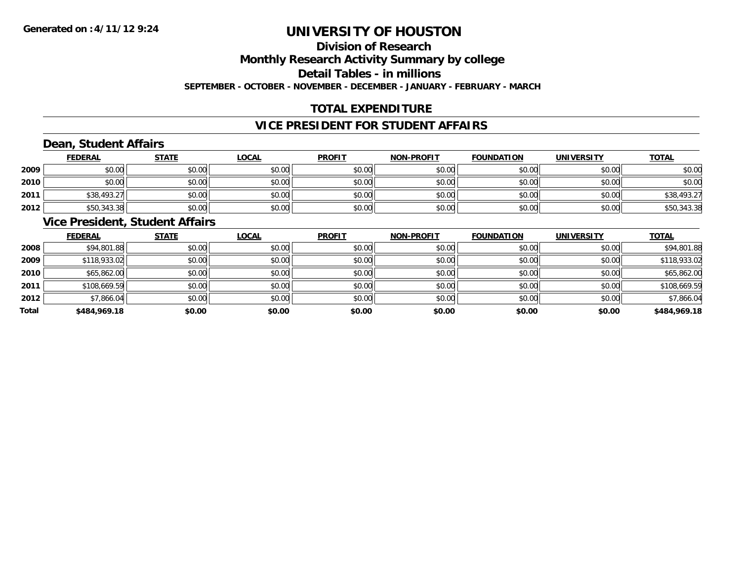Generated on :4/11/12 9:24

# UNIVERSITY OF HOUSTON

## Division of Research

## Monthly Research Activity Summary by college

## Detail Tables - in millions

**SEPTEMBER - OCTOBER - NOVEMBER - DECEMBER - JANUARY - FEBRUARY - MARCH**

## TOTAL EXPENDITURE

## VICE PRESIDENT FOR STUDENT AFFAIRS

### Dean, Student Affairs

| | FEDERAL | STATE | LOCAL | PROFIT | NON-PROFIT | FOUNDATION | UNIVERSITY | TOTAL |
|---|---|---|---|---|---|---|---|---|
| 2009 | $0.00 | $0.00 | $0.00 | $0.00 | $0.00 | $0.00 | $0.00 | $0.00 |
| 2010 | $0.00 | $0.00 | $0.00 | $0.00 | $0.00 | $0.00 | $0.00 | $0.00 |
| 2011 | $38,493.27 | $0.00 | $0.00 | $0.00 | $0.00 | $0.00 | $0.00 | $38,493.27 |
| 2012 | $50,343.38 | $0.00 | $0.00 | $0.00 | $0.00 | $0.00 | $0.00 | $50,343.38 |

### Vice President, Student Affairs

| | FEDERAL | STATE | LOCAL | PROFIT | NON-PROFIT | FOUNDATION | UNIVERSITY | TOTAL |
|---|---|---|---|---|---|---|---|---|
| 2008 | $94,801.88 | $0.00 | $0.00 | $0.00 | $0.00 | $0.00 | $0.00 | $94,801.88 |
| 2009 | $118,933.02 | $0.00 | $0.00 | $0.00 | $0.00 | $0.00 | $0.00 | $118,933.02 |
| 2010 | $65,862.00 | $0.00 | $0.00 | $0.00 | $0.00 | $0.00 | $0.00 | $65,862.00 |
| 2011 | $108,669.59 | $0.00 | $0.00 | $0.00 | $0.00 | $0.00 | $0.00 | $108,669.59 |
| 2012 | $7,866.04 | $0.00 | $0.00 | $0.00 | $0.00 | $0.00 | $0.00 | $7,866.04 |
| **Total** | **$484,969.18** | **$0.00** | **$0.00** | **$0.00** | **$0.00** | **$0.00** | **$0.00** | **$484,969.18** |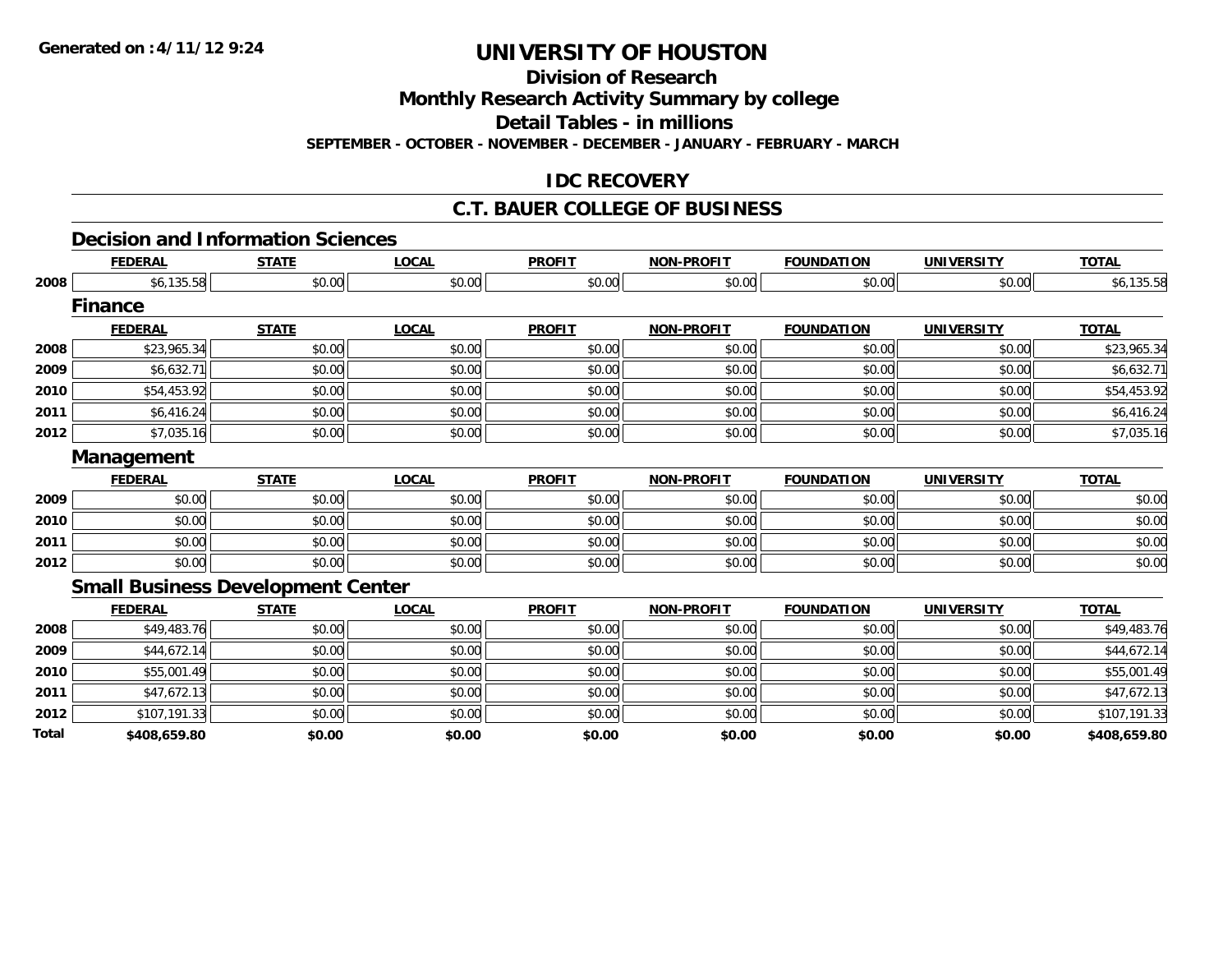**Generated on :4/11/12 9:24**

# UNIVERSITY OF HOUSTON

## Division of Research

## Monthly Research Activity Summary by college

## Detail Tables - in millions

**SEPTEMBER - OCTOBER - NOVEMBER - DECEMBER - JANUARY - FEBRUARY - MARCH**

## IDC RECOVERY

## C.T. BAUER COLLEGE OF BUSINESS

### Decision and Information Sciences

| | FEDERAL | STATE | LOCAL | PROFIT | NON-PROFIT | FOUNDATION | UNIVERSITY | TOTAL |
|---|---|---|---|---|---|---|---|---|
| 2008 | $6,135.58 | $0.00 | $0.00 | $0.00 | $0.00 | $0.00 | $0.00 | $6,135.58 |

### Finance

| | FEDERAL | STATE | LOCAL | PROFIT | NON-PROFIT | FOUNDATION | UNIVERSITY | TOTAL |
|---|---|---|---|---|---|---|---|---|
| 2008 | $23,965.34 | $0.00 | $0.00 | $0.00 | $0.00 | $0.00 | $0.00 | $23,965.34 |
| 2009 | $6,632.71 | $0.00 | $0.00 | $0.00 | $0.00 | $0.00 | $0.00 | $6,632.71 |
| 2010 | $54,453.92 | $0.00 | $0.00 | $0.00 | $0.00 | $0.00 | $0.00 | $54,453.92 |
| 2011 | $6,416.24 | $0.00 | $0.00 | $0.00 | $0.00 | $0.00 | $0.00 | $6,416.24 |
| 2012 | $7,035.16 | $0.00 | $0.00 | $0.00 | $0.00 | $0.00 | $0.00 | $7,035.16 |

### Management

| | FEDERAL | STATE | LOCAL | PROFIT | NON-PROFIT | FOUNDATION | UNIVERSITY | TOTAL |
|---|---|---|---|---|---|---|---|---|
| 2009 | $0.00 | $0.00 | $0.00 | $0.00 | $0.00 | $0.00 | $0.00 | $0.00 |
| 2010 | $0.00 | $0.00 | $0.00 | $0.00 | $0.00 | $0.00 | $0.00 | $0.00 |
| 2011 | $0.00 | $0.00 | $0.00 | $0.00 | $0.00 | $0.00 | $0.00 | $0.00 |
| 2012 | $0.00 | $0.00 | $0.00 | $0.00 | $0.00 | $0.00 | $0.00 | $0.00 |

### Small Business Development Center

| | FEDERAL | STATE | LOCAL | PROFIT | NON-PROFIT | FOUNDATION | UNIVERSITY | TOTAL |
|---|---|---|---|---|---|---|---|---|
| 2008 | $49,483.76 | $0.00 | $0.00 | $0.00 | $0.00 | $0.00 | $0.00 | $49,483.76 |
| 2009 | $44,672.14 | $0.00 | $0.00 | $0.00 | $0.00 | $0.00 | $0.00 | $44,672.14 |
| 2010 | $55,001.49 | $0.00 | $0.00 | $0.00 | $0.00 | $0.00 | $0.00 | $55,001.49 |
| 2011 | $47,672.13 | $0.00 | $0.00 | $0.00 | $0.00 | $0.00 | $0.00 | $47,672.13 |
| 2012 | $107,191.33 | $0.00 | $0.00 | $0.00 | $0.00 | $0.00 | $0.00 | $107,191.33 |
| **Total** | **$408,659.80** | **$0.00** | **$0.00** | **$0.00** | **$0.00** | **$0.00** | **$0.00** | **$408,659.80** |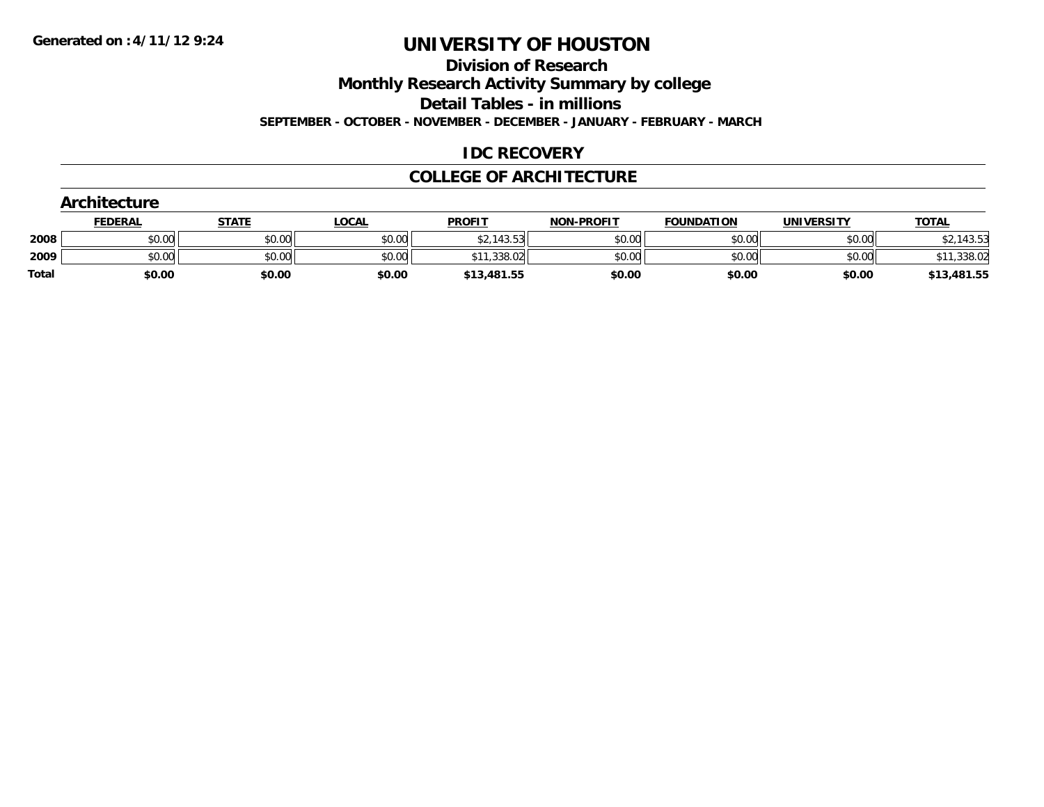# UNIVERSITY OF HOUSTON

## Division of Research

## Monthly Research Activity Summary by college

## Detail Tables - in millions

**SEPTEMBER - OCTOBER - NOVEMBER - DECEMBER - JANUARY - FEBRUARY - MARCH**

## IDC RECOVERY

## COLLEGE OF ARCHITECTURE

### Architecture

| | FEDERAL | STATE | LOCAL | PROFIT | NON-PROFIT | FOUNDATION | UNIVERSITY | TOTAL |
|---|---|---|---|---|---|---|---|---|
| 2008 | $0.00 | $0.00 | $0.00 | $2,143.53 | $0.00 | $0.00 | $0.00 | $2,143.53 |
| 2009 | $0.00 | $0.00 | $0.00 | $11,338.02 | $0.00 | $0.00 | $0.00 | $11,338.02 |
| **Total** | **$0.00** | **$0.00** | **$0.00** | **$13,481.55** | **$0.00** | **$0.00** | **$0.00** | **$13,481.55** |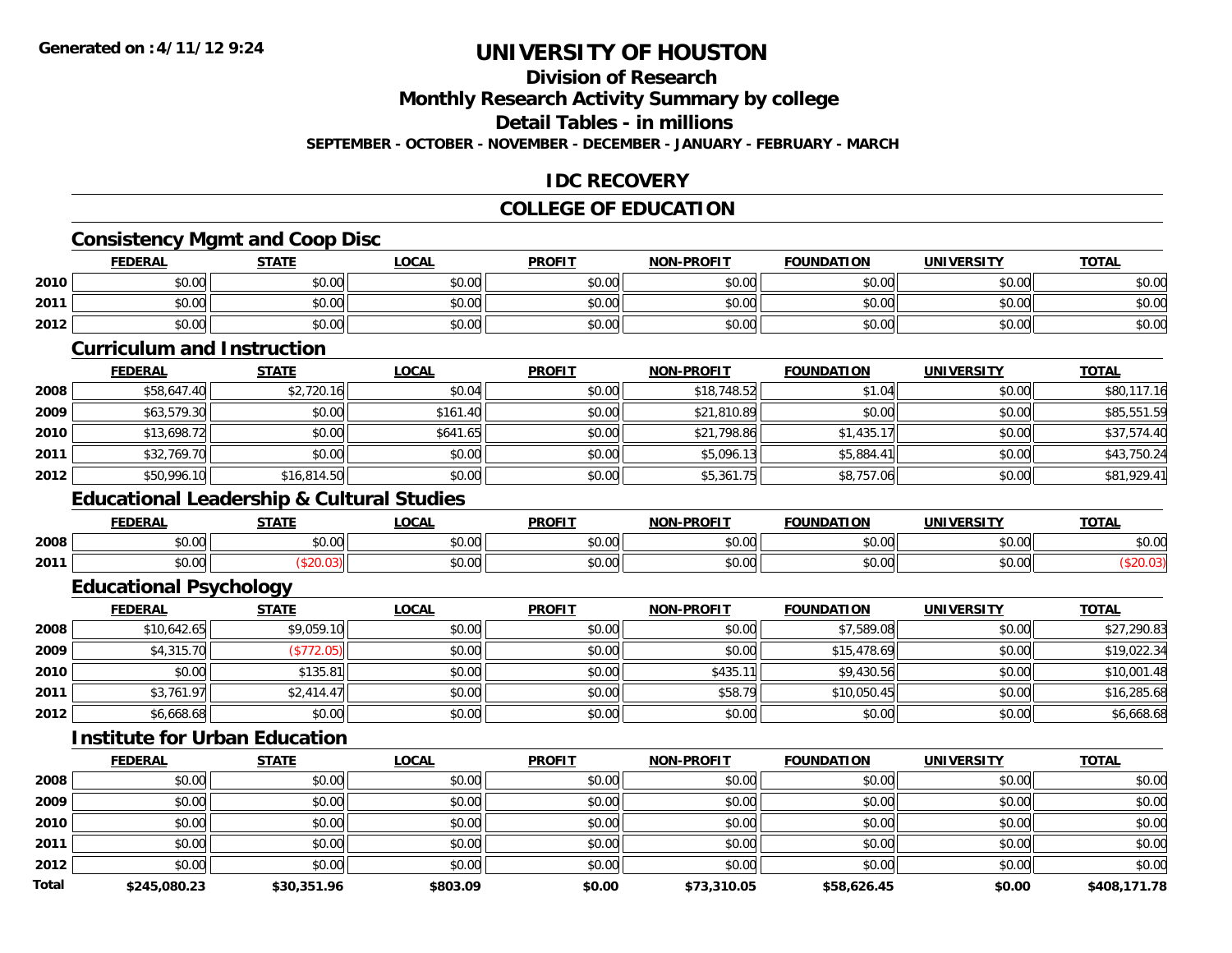Generated on :4/11/12 9:24

# UNIVERSITY OF HOUSTON

## Division of Research

## Monthly Research Activity Summary by college

## Detail Tables - in millions

SEPTEMBER - OCTOBER - NOVEMBER - DECEMBER - JANUARY - FEBRUARY - MARCH

## IDC RECOVERY

## COLLEGE OF EDUCATION

### Consistency Mgmt and Coop Disc

| | FEDERAL | STATE | LOCAL | PROFIT | NON-PROFIT | FOUNDATION | UNIVERSITY | TOTAL |
|---|---|---|---|---|---|---|---|---|
| 2010 | $0.00 | $0.00 | $0.00 | $0.00 | $0.00 | $0.00 | $0.00 | $0.00 |
| 2011 | $0.00 | $0.00 | $0.00 | $0.00 | $0.00 | $0.00 | $0.00 | $0.00 |
| 2012 | $0.00 | $0.00 | $0.00 | $0.00 | $0.00 | $0.00 | $0.00 | $0.00 |

### Curriculum and Instruction

| | FEDERAL | STATE | LOCAL | PROFIT | NON-PROFIT | FOUNDATION | UNIVERSITY | TOTAL |
|---|---|---|---|---|---|---|---|---|
| 2008 | $58,647.40 | $2,720.16 | $0.04 | $0.00 | $18,748.52 | $1.04 | $0.00 | $80,117.16 |
| 2009 | $63,579.30 | $0.00 | $161.40 | $0.00 | $21,810.89 | $0.00 | $0.00 | $85,551.59 |
| 2010 | $13,698.72 | $0.00 | $641.65 | $0.00 | $21,798.86 | $1,435.17 | $0.00 | $37,574.40 |
| 2011 | $32,769.70 | $0.00 | $0.00 | $0.00 | $5,096.13 | $5,884.41 | $0.00 | $43,750.24 |
| 2012 | $50,996.10 | $16,814.50 | $0.00 | $0.00 | $5,361.75 | $8,757.06 | $0.00 | $81,929.41 |

### Educational Leadership & Cultural Studies

| | FEDERAL | STATE | LOCAL | PROFIT | NON-PROFIT | FOUNDATION | UNIVERSITY | TOTAL |
|---|---|---|---|---|---|---|---|---|
| 2008 | $0.00 | $0.00 | $0.00 | $0.00 | $0.00 | $0.00 | $0.00 | $0.00 |
| 2011 | $0.00 | ($20.03) | $0.00 | $0.00 | $0.00 | $0.00 | $0.00 | ($20.03) |

### Educational Psychology

| | FEDERAL | STATE | LOCAL | PROFIT | NON-PROFIT | FOUNDATION | UNIVERSITY | TOTAL |
|---|---|---|---|---|---|---|---|---|
| 2008 | $10,642.65 | $9,059.10 | $0.00 | $0.00 | $0.00 | $7,589.08 | $0.00 | $27,290.83 |
| 2009 | $4,315.70 | ($772.05) | $0.00 | $0.00 | $0.00 | $15,478.69 | $0.00 | $19,022.34 |
| 2010 | $0.00 | $135.81 | $0.00 | $0.00 | $435.11 | $9,430.56 | $0.00 | $10,001.48 |
| 2011 | $3,761.97 | $2,414.47 | $0.00 | $0.00 | $58.79 | $10,050.45 | $0.00 | $16,285.68 |
| 2012 | $6,668.68 | $0.00 | $0.00 | $0.00 | $0.00 | $0.00 | $0.00 | $6,668.68 |

### Institute for Urban Education

| | FEDERAL | STATE | LOCAL | PROFIT | NON-PROFIT | FOUNDATION | UNIVERSITY | TOTAL |
|---|---|---|---|---|---|---|---|---|
| 2008 | $0.00 | $0.00 | $0.00 | $0.00 | $0.00 | $0.00 | $0.00 | $0.00 |
| 2009 | $0.00 | $0.00 | $0.00 | $0.00 | $0.00 | $0.00 | $0.00 | $0.00 |
| 2010 | $0.00 | $0.00 | $0.00 | $0.00 | $0.00 | $0.00 | $0.00 | $0.00 |
| 2011 | $0.00 | $0.00 | $0.00 | $0.00 | $0.00 | $0.00 | $0.00 | $0.00 |
| 2012 | $0.00 | $0.00 | $0.00 | $0.00 | $0.00 | $0.00 | $0.00 | $0.00 |
| **Total** | **$245,080.23** | **$30,351.96** | **$803.09** | **$0.00** | **$73,310.05** | **$58,626.45** | **$0.00** | **$408,171.78** |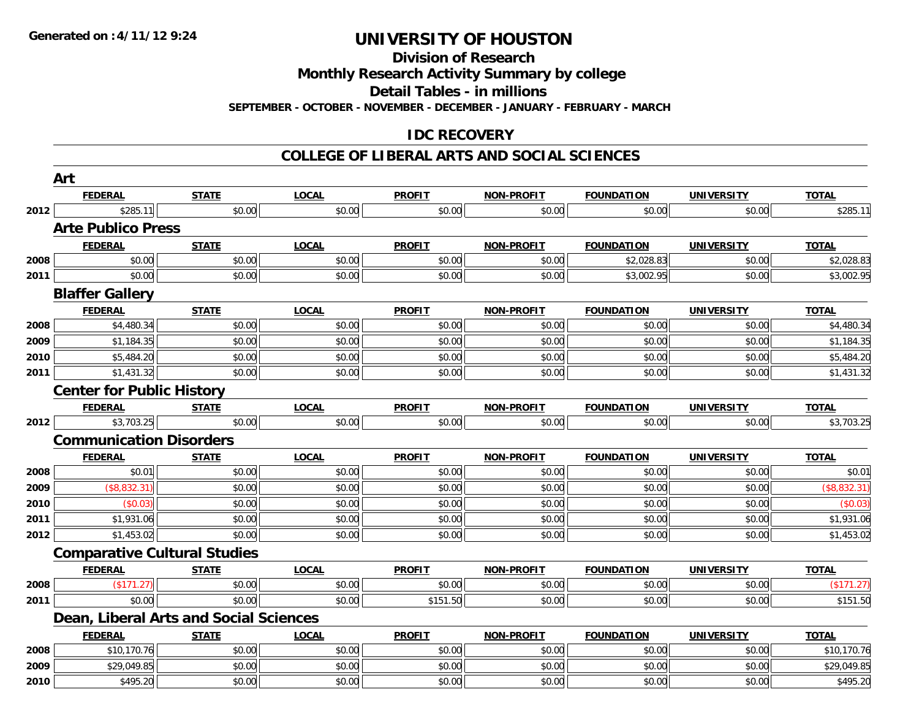Generated on :4/11/12 9:24

# UNIVERSITY OF HOUSTON

## Division of Research

## Monthly Research Activity Summary by college

## Detail Tables - in millions

**SEPTEMBER - OCTOBER - NOVEMBER - DECEMBER - JANUARY - FEBRUARY - MARCH**

## IDC RECOVERY

## COLLEGE OF LIBERAL ARTS AND SOCIAL SCIENCES

### Art

| | FEDERAL | STATE | LOCAL | PROFIT | NON-PROFIT | FOUNDATION | UNIVERSITY | TOTAL |
|---|---|---|---|---|---|---|---|---|
| 2012 | $285.11 | $0.00 | $0.00 | $0.00 | $0.00 | $0.00 | $0.00 | $285.11 |

### Arte Publico Press

| | FEDERAL | STATE | LOCAL | PROFIT | NON-PROFIT | FOUNDATION | UNIVERSITY | TOTAL |
|---|---|---|---|---|---|---|---|---|
| 2008 | $0.00 | $0.00 | $0.00 | $0.00 | $0.00 | $2,028.83 | $0.00 | $2,028.83 |
| 2011 | $0.00 | $0.00 | $0.00 | $0.00 | $0.00 | $3,002.95 | $0.00 | $3,002.95 |

### Blaffer Gallery

| | FEDERAL | STATE | LOCAL | PROFIT | NON-PROFIT | FOUNDATION | UNIVERSITY | TOTAL |
|---|---|---|---|---|---|---|---|---|
| 2008 | $4,480.34 | $0.00 | $0.00 | $0.00 | $0.00 | $0.00 | $0.00 | $4,480.34 |
| 2009 | $1,184.35 | $0.00 | $0.00 | $0.00 | $0.00 | $0.00 | $0.00 | $1,184.35 |
| 2010 | $5,484.20 | $0.00 | $0.00 | $0.00 | $0.00 | $0.00 | $0.00 | $5,484.20 |
| 2011 | $1,431.32 | $0.00 | $0.00 | $0.00 | $0.00 | $0.00 | $0.00 | $1,431.32 |

### Center for Public History

| | FEDERAL | STATE | LOCAL | PROFIT | NON-PROFIT | FOUNDATION | UNIVERSITY | TOTAL |
|---|---|---|---|---|---|---|---|---|
| 2012 | $3,703.25 | $0.00 | $0.00 | $0.00 | $0.00 | $0.00 | $0.00 | $3,703.25 |

### Communication Disorders

| | FEDERAL | STATE | LOCAL | PROFIT | NON-PROFIT | FOUNDATION | UNIVERSITY | TOTAL |
|---|---|---|---|---|---|---|---|---|
| 2008 | $0.01 | $0.00 | $0.00 | $0.00 | $0.00 | $0.00 | $0.00 | $0.01 |
| 2009 | ($8,832.31) | $0.00 | $0.00 | $0.00 | $0.00 | $0.00 | $0.00 | ($8,832.31) |
| 2010 | ($0.03) | $0.00 | $0.00 | $0.00 | $0.00 | $0.00 | $0.00 | ($0.03) |
| 2011 | $1,931.06 | $0.00 | $0.00 | $0.00 | $0.00 | $0.00 | $0.00 | $1,931.06 |
| 2012 | $1,453.02 | $0.00 | $0.00 | $0.00 | $0.00 | $0.00 | $0.00 | $1,453.02 |

### Comparative Cultural Studies

| | FEDERAL | STATE | LOCAL | PROFIT | NON-PROFIT | FOUNDATION | UNIVERSITY | TOTAL |
|---|---|---|---|---|---|---|---|---|
| 2008 | ($171.27) | $0.00 | $0.00 | $0.00 | $0.00 | $0.00 | $0.00 | ($171.27) |
| 2011 | $0.00 | $0.00 | $0.00 | $151.50 | $0.00 | $0.00 | $0.00 | $151.50 |

### Dean, Liberal Arts and Social Sciences

| | FEDERAL | STATE | LOCAL | PROFIT | NON-PROFIT | FOUNDATION | UNIVERSITY | TOTAL |
|---|---|---|---|---|---|---|---|---|
| 2008 | $10,170.76 | $0.00 | $0.00 | $0.00 | $0.00 | $0.00 | $0.00 | $10,170.76 |
| 2009 | $29,049.85 | $0.00 | $0.00 | $0.00 | $0.00 | $0.00 | $0.00 | $29,049.85 |
| 2010 | $495.20 | $0.00 | $0.00 | $0.00 | $0.00 | $0.00 | $0.00 | $495.20 |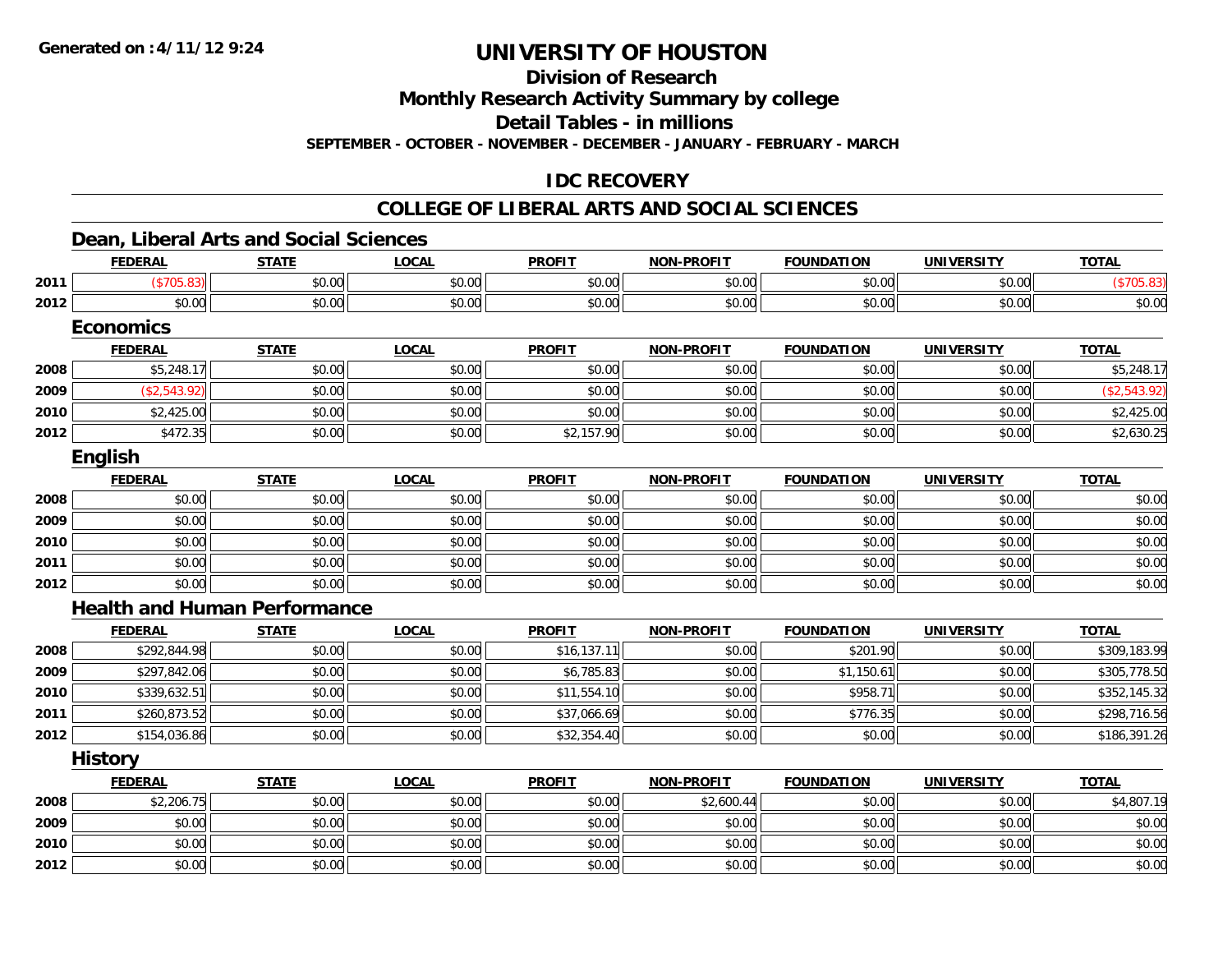**Generated on :4/11/12 9:24**

# UNIVERSITY OF HOUSTON

## Division of Research

## Monthly Research Activity Summary by college

## Detail Tables - in millions

**SEPTEMBER - OCTOBER - NOVEMBER - DECEMBER - JANUARY - FEBRUARY - MARCH**

## IDC RECOVERY

## COLLEGE OF LIBERAL ARTS AND SOCIAL SCIENCES

### Dean, Liberal Arts and Social Sciences

| | FEDERAL | STATE | LOCAL | PROFIT | NON-PROFIT | FOUNDATION | UNIVERSITY | TOTAL |
|---|---|---|---|---|---|---|---|---|
| 2011 | ($705.83) | $0.00 | $0.00 | $0.00 | $0.00 | $0.00 | $0.00 | ($705.83) |
| 2012 | $0.00 | $0.00 | $0.00 | $0.00 | $0.00 | $0.00 | $0.00 | $0.00 |

### Economics

| | FEDERAL | STATE | LOCAL | PROFIT | NON-PROFIT | FOUNDATION | UNIVERSITY | TOTAL |
|---|---|---|---|---|---|---|---|---|
| 2008 | $5,248.17 | $0.00 | $0.00 | $0.00 | $0.00 | $0.00 | $0.00 | $5,248.17 |
| 2009 | ($2,543.92) | $0.00 | $0.00 | $0.00 | $0.00 | $0.00 | $0.00 | ($2,543.92) |
| 2010 | $2,425.00 | $0.00 | $0.00 | $0.00 | $0.00 | $0.00 | $0.00 | $2,425.00 |
| 2012 | $472.35 | $0.00 | $0.00 | $2,157.90 | $0.00 | $0.00 | $0.00 | $2,630.25 |

### English

| | FEDERAL | STATE | LOCAL | PROFIT | NON-PROFIT | FOUNDATION | UNIVERSITY | TOTAL |
|---|---|---|---|---|---|---|---|---|
| 2008 | $0.00 | $0.00 | $0.00 | $0.00 | $0.00 | $0.00 | $0.00 | $0.00 |
| 2009 | $0.00 | $0.00 | $0.00 | $0.00 | $0.00 | $0.00 | $0.00 | $0.00 |
| 2010 | $0.00 | $0.00 | $0.00 | $0.00 | $0.00 | $0.00 | $0.00 | $0.00 |
| 2011 | $0.00 | $0.00 | $0.00 | $0.00 | $0.00 | $0.00 | $0.00 | $0.00 |
| 2012 | $0.00 | $0.00 | $0.00 | $0.00 | $0.00 | $0.00 | $0.00 | $0.00 |

### Health and Human Performance

| | FEDERAL | STATE | LOCAL | PROFIT | NON-PROFIT | FOUNDATION | UNIVERSITY | TOTAL |
|---|---|---|---|---|---|---|---|---|
| 2008 | $292,844.98 | $0.00 | $0.00 | $16,137.11 | $0.00 | $201.90 | $0.00 | $309,183.99 |
| 2009 | $297,842.06 | $0.00 | $0.00 | $6,785.83 | $0.00 | $1,150.61 | $0.00 | $305,778.50 |
| 2010 | $339,632.51 | $0.00 | $0.00 | $11,554.10 | $0.00 | $958.71 | $0.00 | $352,145.32 |
| 2011 | $260,873.52 | $0.00 | $0.00 | $37,066.69 | $0.00 | $776.35 | $0.00 | $298,716.56 |
| 2012 | $154,036.86 | $0.00 | $0.00 | $32,354.40 | $0.00 | $0.00 | $0.00 | $186,391.26 |

### History

| | FEDERAL | STATE | LOCAL | PROFIT | NON-PROFIT | FOUNDATION | UNIVERSITY | TOTAL |
|---|---|---|---|---|---|---|---|---|
| 2008 | $2,206.75 | $0.00 | $0.00 | $0.00 | $2,600.44 | $0.00 | $0.00 | $4,807.19 |
| 2009 | $0.00 | $0.00 | $0.00 | $0.00 | $0.00 | $0.00 | $0.00 | $0.00 |
| 2010 | $0.00 | $0.00 | $0.00 | $0.00 | $0.00 | $0.00 | $0.00 | $0.00 |
| 2012 | $0.00 | $0.00 | $0.00 | $0.00 | $0.00 | $0.00 | $0.00 | $0.00 |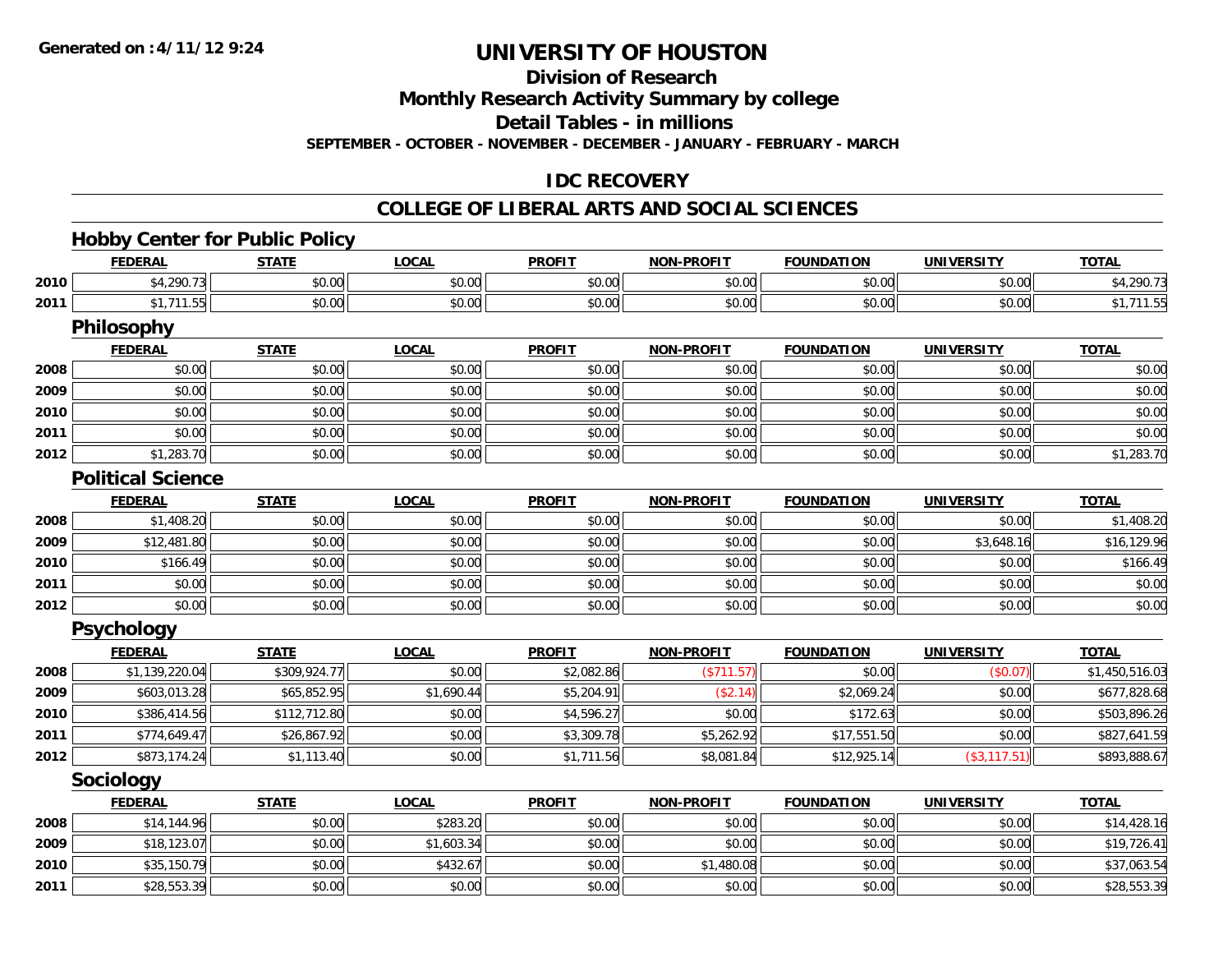Generated on :4/11/12 9:24

# UNIVERSITY OF HOUSTON

## Division of Research

## Monthly Research Activity Summary by college

## Detail Tables - in millions

**SEPTEMBER - OCTOBER - NOVEMBER - DECEMBER - JANUARY - FEBRUARY - MARCH**

## IDC RECOVERY

## COLLEGE OF LIBERAL ARTS AND SOCIAL SCIENCES

### Hobby Center for Public Policy

| | FEDERAL | STATE | LOCAL | PROFIT | NON-PROFIT | FOUNDATION | UNIVERSITY | TOTAL |
|---|---|---|---|---|---|---|---|---|
| 2010 | $4,290.73 | $0.00 | $0.00 | $0.00 | $0.00 | $0.00 | $0.00 | $4,290.73 |
| 2011 | $1,711.55 | $0.00 | $0.00 | $0.00 | $0.00 | $0.00 | $0.00 | $1,711.55 |

### Philosophy

| | FEDERAL | STATE | LOCAL | PROFIT | NON-PROFIT | FOUNDATION | UNIVERSITY | TOTAL |
|---|---|---|---|---|---|---|---|---|
| 2008 | $0.00 | $0.00 | $0.00 | $0.00 | $0.00 | $0.00 | $0.00 | $0.00 |
| 2009 | $0.00 | $0.00 | $0.00 | $0.00 | $0.00 | $0.00 | $0.00 | $0.00 |
| 2010 | $0.00 | $0.00 | $0.00 | $0.00 | $0.00 | $0.00 | $0.00 | $0.00 |
| 2011 | $0.00 | $0.00 | $0.00 | $0.00 | $0.00 | $0.00 | $0.00 | $0.00 |
| 2012 | $1,283.70 | $0.00 | $0.00 | $0.00 | $0.00 | $0.00 | $0.00 | $1,283.70 |

### Political Science

| | FEDERAL | STATE | LOCAL | PROFIT | NON-PROFIT | FOUNDATION | UNIVERSITY | TOTAL |
|---|---|---|---|---|---|---|---|---|
| 2008 | $1,408.20 | $0.00 | $0.00 | $0.00 | $0.00 | $0.00 | $0.00 | $1,408.20 |
| 2009 | $12,481.80 | $0.00 | $0.00 | $0.00 | $0.00 | $0.00 | $3,648.16 | $16,129.96 |
| 2010 | $166.49 | $0.00 | $0.00 | $0.00 | $0.00 | $0.00 | $0.00 | $166.49 |
| 2011 | $0.00 | $0.00 | $0.00 | $0.00 | $0.00 | $0.00 | $0.00 | $0.00 |
| 2012 | $0.00 | $0.00 | $0.00 | $0.00 | $0.00 | $0.00 | $0.00 | $0.00 |

### Psychology

| | FEDERAL | STATE | LOCAL | PROFIT | NON-PROFIT | FOUNDATION | UNIVERSITY | TOTAL |
|---|---|---|---|---|---|---|---|---|
| 2008 | $1,139,220.04 | $309,924.77 | $0.00 | $2,082.86 | ($711.57) | $0.00 | ($0.07) | $1,450,516.03 |
| 2009 | $603,013.28 | $65,852.95 | $1,690.44 | $5,204.91 | ($2.14) | $2,069.24 | $0.00 | $677,828.68 |
| 2010 | $386,414.56 | $112,712.80 | $0.00 | $4,596.27 | $0.00 | $172.63 | $0.00 | $503,896.26 |
| 2011 | $774,649.47 | $26,867.92 | $0.00 | $3,309.78 | $5,262.92 | $17,551.50 | $0.00 | $827,641.59 |
| 2012 | $873,174.24 | $1,113.40 | $0.00 | $1,711.56 | $8,081.84 | $12,925.14 | ($3,117.51) | $893,888.67 |

### Sociology

| | FEDERAL | STATE | LOCAL | PROFIT | NON-PROFIT | FOUNDATION | UNIVERSITY | TOTAL |
|---|---|---|---|---|---|---|---|---|
| 2008 | $14,144.96 | $0.00 | $283.20 | $0.00 | $0.00 | $0.00 | $0.00 | $14,428.16 |
| 2009 | $18,123.07 | $0.00 | $1,603.34 | $0.00 | $0.00 | $0.00 | $0.00 | $19,726.41 |
| 2010 | $35,150.79 | $0.00 | $432.67 | $0.00 | $1,480.08 | $0.00 | $0.00 | $37,063.54 |
| 2011 | $28,553.39 | $0.00 | $0.00 | $0.00 | $0.00 | $0.00 | $0.00 | $28,553.39 |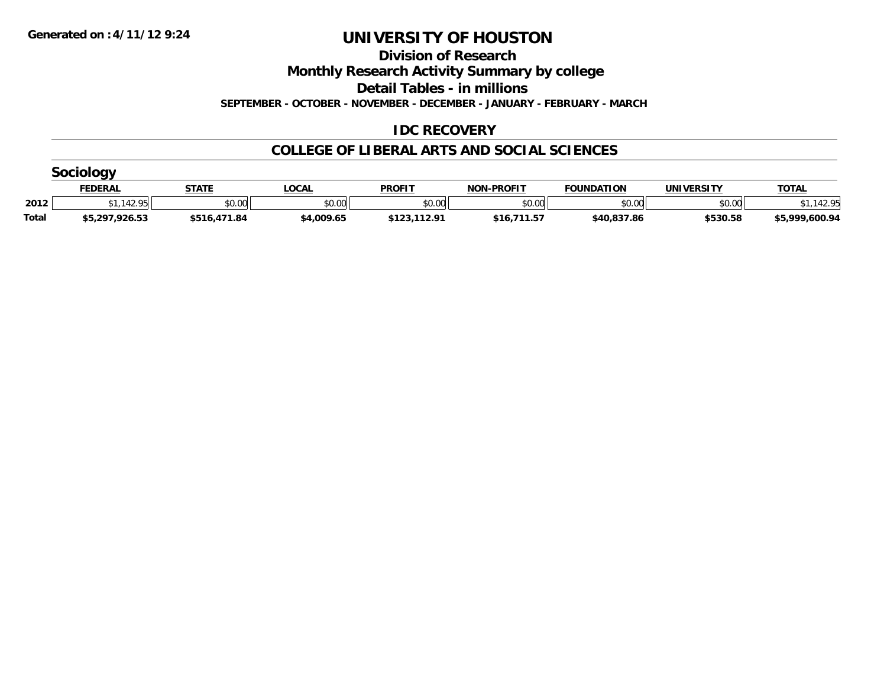Generated on :4/11/12 9:24

# UNIVERSITY OF HOUSTON

## Division of Research

## Monthly Research Activity Summary by college

## Detail Tables - in millions

**SEPTEMBER - OCTOBER - NOVEMBER - DECEMBER - JANUARY - FEBRUARY - MARCH**

## IDC RECOVERY

## COLLEGE OF LIBERAL ARTS AND SOCIAL SCIENCES

### Sociology

| | FEDERAL | STATE | LOCAL | PROFIT | NON-PROFIT | FOUNDATION | UNIVERSITY | TOTAL |
|---|---|---|---|---|---|---|---|---|
| 2012 | $1,142.95 | $0.00 | $0.00 | $0.00 | $0.00 | $0.00 | $0.00 | $1,142.95 |
| **Total** | **$5,297,926.53** | **$516,471.84** | **$4,009.65** | **$123,112.91** | **$16,711.57** | **$40,837.86** | **$530.58** | **$5,999,600.94** |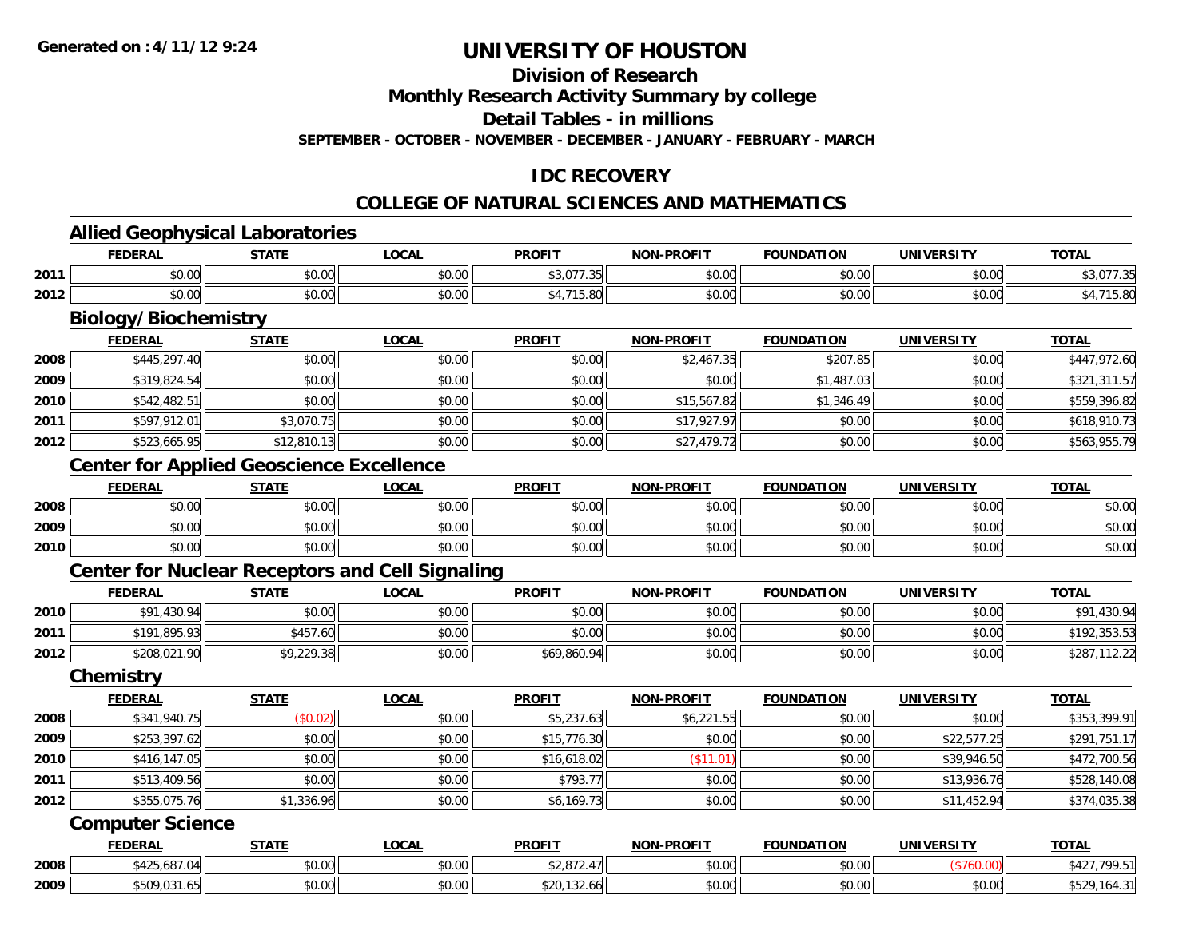Generated on :4/11/12 9:24

# UNIVERSITY OF HOUSTON

## Division of Research

## Monthly Research Activity Summary by college

## Detail Tables - in millions

**SEPTEMBER - OCTOBER - NOVEMBER - DECEMBER - JANUARY - FEBRUARY - MARCH**

## IDC RECOVERY

## COLLEGE OF NATURAL SCIENCES AND MATHEMATICS

### Allied Geophysical Laboratories

| | FEDERAL | STATE | LOCAL | PROFIT | NON-PROFIT | FOUNDATION | UNIVERSITY | TOTAL |
|---|---|---|---|---|---|---|---|---|
| 2011 | $0.00 | $0.00 | $0.00 | $3,077.35 | $0.00 | $0.00 | $0.00 | $3,077.35 |
| 2012 | $0.00 | $0.00 | $0.00 | $4,715.80 | $0.00 | $0.00 | $0.00 | $4,715.80 |

### Biology/Biochemistry

| | FEDERAL | STATE | LOCAL | PROFIT | NON-PROFIT | FOUNDATION | UNIVERSITY | TOTAL |
|---|---|---|---|---|---|---|---|---|
| 2008 | $445,297.40 | $0.00 | $0.00 | $0.00 | $2,467.35 | $207.85 | $0.00 | $447,972.60 |
| 2009 | $319,824.54 | $0.00 | $0.00 | $0.00 | $0.00 | $1,487.03 | $0.00 | $321,311.57 |
| 2010 | $542,482.51 | $0.00 | $0.00 | $0.00 | $15,567.82 | $1,346.49 | $0.00 | $559,396.82 |
| 2011 | $597,912.01 | $3,070.75 | $0.00 | $0.00 | $17,927.97 | $0.00 | $0.00 | $618,910.73 |
| 2012 | $523,665.95 | $12,810.13 | $0.00 | $0.00 | $27,479.72 | $0.00 | $0.00 | $563,955.79 |

### Center for Applied Geoscience Excellence

| | FEDERAL | STATE | LOCAL | PROFIT | NON-PROFIT | FOUNDATION | UNIVERSITY | TOTAL |
|---|---|---|---|---|---|---|---|---|
| 2008 | $0.00 | $0.00 | $0.00 | $0.00 | $0.00 | $0.00 | $0.00 | $0.00 |
| 2009 | $0.00 | $0.00 | $0.00 | $0.00 | $0.00 | $0.00 | $0.00 | $0.00 |
| 2010 | $0.00 | $0.00 | $0.00 | $0.00 | $0.00 | $0.00 | $0.00 | $0.00 |

### Center for Nuclear Receptors and Cell Signaling

| | FEDERAL | STATE | LOCAL | PROFIT | NON-PROFIT | FOUNDATION | UNIVERSITY | TOTAL |
|---|---|---|---|---|---|---|---|---|
| 2010 | $91,430.94 | $0.00 | $0.00 | $0.00 | $0.00 | $0.00 | $0.00 | $91,430.94 |
| 2011 | $191,895.93 | $457.60 | $0.00 | $0.00 | $0.00 | $0.00 | $0.00 | $192,353.53 |
| 2012 | $208,021.90 | $9,229.38 | $0.00 | $69,860.94 | $0.00 | $0.00 | $0.00 | $287,112.22 |

### Chemistry

| | FEDERAL | STATE | LOCAL | PROFIT | NON-PROFIT | FOUNDATION | UNIVERSITY | TOTAL |
|---|---|---|---|---|---|---|---|---|
| 2008 | $341,940.75 | ($0.02) | $0.00 | $5,237.63 | $6,221.55 | $0.00 | $0.00 | $353,399.91 |
| 2009 | $253,397.62 | $0.00 | $0.00 | $15,776.30 | $0.00 | $0.00 | $22,577.25 | $291,751.17 |
| 2010 | $416,147.05 | $0.00 | $0.00 | $16,618.02 | ($11.01) | $0.00 | $39,946.50 | $472,700.56 |
| 2011 | $513,409.56 | $0.00 | $0.00 | $793.77 | $0.00 | $0.00 | $13,936.76 | $528,140.08 |
| 2012 | $355,075.76 | $1,336.96 | $0.00 | $6,169.73 | $0.00 | $0.00 | $11,452.94 | $374,035.38 |

### Computer Science

| | FEDERAL | STATE | LOCAL | PROFIT | NON-PROFIT | FOUNDATION | UNIVERSITY | TOTAL |
|---|---|---|---|---|---|---|---|---|
| 2008 | $425,687.04 | $0.00 | $0.00 | $2,872.47 | $0.00 | $0.00 | ($760.00) | $427,799.51 |
| 2009 | $509,031.65 | $0.00 | $0.00 | $20,132.66 | $0.00 | $0.00 | $0.00 | $529,164.31 |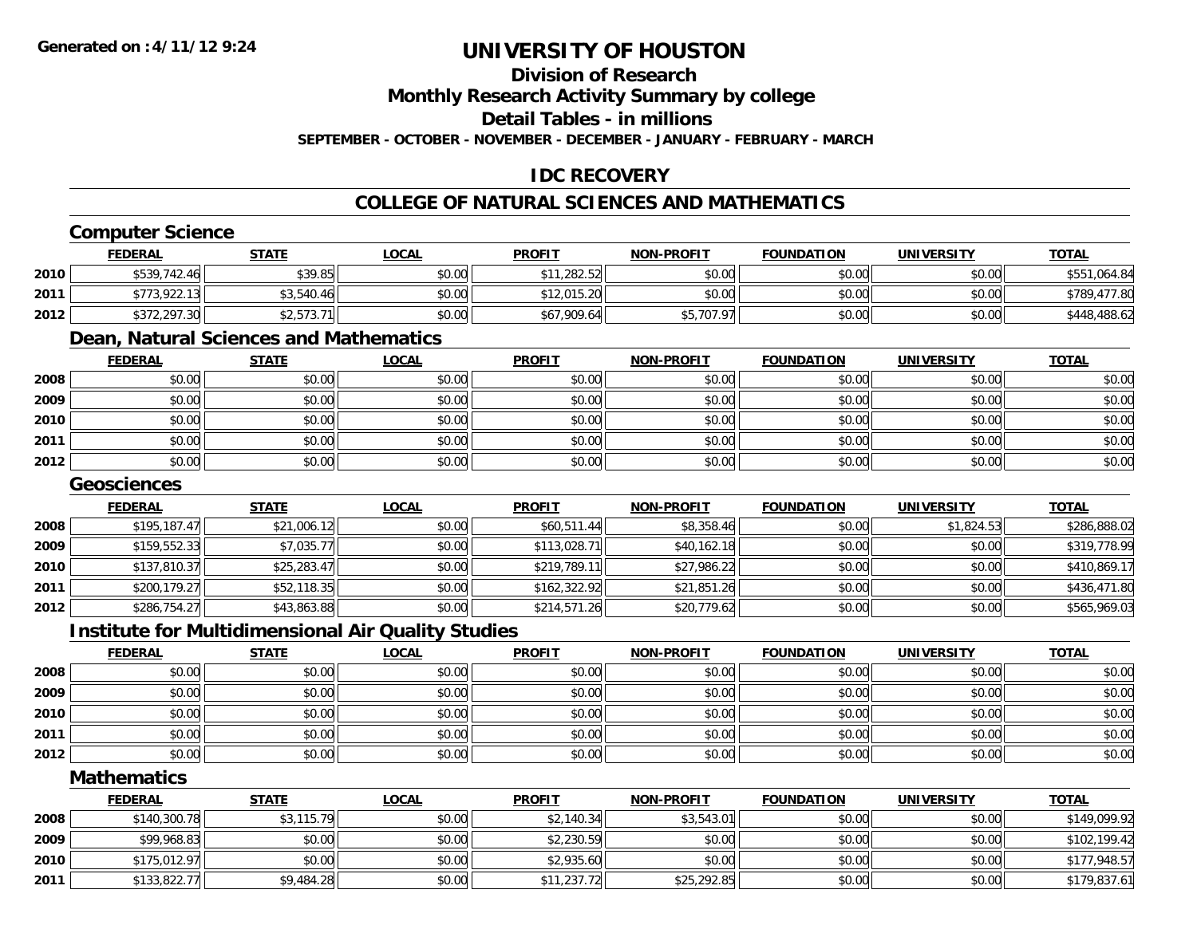**Generated on :4/11/12 9:24**

# UNIVERSITY OF HOUSTON

## Division of Research

## Monthly Research Activity Summary by college

## Detail Tables - in millions

**SEPTEMBER - OCTOBER - NOVEMBER - DECEMBER - JANUARY - FEBRUARY - MARCH**

## IDC RECOVERY

## COLLEGE OF NATURAL SCIENCES AND MATHEMATICS

### Computer Science

| | FEDERAL | STATE | LOCAL | PROFIT | NON-PROFIT | FOUNDATION | UNIVERSITY | TOTAL |
|---|---|---|---|---|---|---|---|---|
| 2010 | $539,742.46 | $39.85 | $0.00 | $11,282.52 | $0.00 | $0.00 | $0.00 | $551,064.84 |
| 2011 | $773,922.13 | $3,540.46 | $0.00 | $12,015.20 | $0.00 | $0.00 | $0.00 | $789,477.80 |
| 2012 | $372,297.30 | $2,573.71 | $0.00 | $67,909.64 | $5,707.97 | $0.00 | $0.00 | $448,488.62 |

### Dean, Natural Sciences and Mathematics

| | FEDERAL | STATE | LOCAL | PROFIT | NON-PROFIT | FOUNDATION | UNIVERSITY | TOTAL |
|---|---|---|---|---|---|---|---|---|
| 2008 | $0.00 | $0.00 | $0.00 | $0.00 | $0.00 | $0.00 | $0.00 | $0.00 |
| 2009 | $0.00 | $0.00 | $0.00 | $0.00 | $0.00 | $0.00 | $0.00 | $0.00 |
| 2010 | $0.00 | $0.00 | $0.00 | $0.00 | $0.00 | $0.00 | $0.00 | $0.00 |
| 2011 | $0.00 | $0.00 | $0.00 | $0.00 | $0.00 | $0.00 | $0.00 | $0.00 |
| 2012 | $0.00 | $0.00 | $0.00 | $0.00 | $0.00 | $0.00 | $0.00 | $0.00 |

### Geosciences

| | FEDERAL | STATE | LOCAL | PROFIT | NON-PROFIT | FOUNDATION | UNIVERSITY | TOTAL |
|---|---|---|---|---|---|---|---|---|
| 2008 | $195,187.47 | $21,006.12 | $0.00 | $60,511.44 | $8,358.46 | $0.00 | $1,824.53 | $286,888.02 |
| 2009 | $159,552.33 | $7,035.77 | $0.00 | $113,028.71 | $40,162.18 | $0.00 | $0.00 | $319,778.99 |
| 2010 | $137,810.37 | $25,283.47 | $0.00 | $219,789.11 | $27,986.22 | $0.00 | $0.00 | $410,869.17 |
| 2011 | $200,179.27 | $52,118.35 | $0.00 | $162,322.92 | $21,851.26 | $0.00 | $0.00 | $436,471.80 |
| 2012 | $286,754.27 | $43,863.88 | $0.00 | $214,571.26 | $20,779.62 | $0.00 | $0.00 | $565,969.03 |

### Institute for Multidimensional Air Quality Studies

| | FEDERAL | STATE | LOCAL | PROFIT | NON-PROFIT | FOUNDATION | UNIVERSITY | TOTAL |
|---|---|---|---|---|---|---|---|---|
| 2008 | $0.00 | $0.00 | $0.00 | $0.00 | $0.00 | $0.00 | $0.00 | $0.00 |
| 2009 | $0.00 | $0.00 | $0.00 | $0.00 | $0.00 | $0.00 | $0.00 | $0.00 |
| 2010 | $0.00 | $0.00 | $0.00 | $0.00 | $0.00 | $0.00 | $0.00 | $0.00 |
| 2011 | $0.00 | $0.00 | $0.00 | $0.00 | $0.00 | $0.00 | $0.00 | $0.00 |
| 2012 | $0.00 | $0.00 | $0.00 | $0.00 | $0.00 | $0.00 | $0.00 | $0.00 |

### Mathematics

| | FEDERAL | STATE | LOCAL | PROFIT | NON-PROFIT | FOUNDATION | UNIVERSITY | TOTAL |
|---|---|---|---|---|---|---|---|---|
| 2008 | $140,300.78 | $3,115.79 | $0.00 | $2,140.34 | $3,543.01 | $0.00 | $0.00 | $149,099.92 |
| 2009 | $99,968.83 | $0.00 | $0.00 | $2,230.59 | $0.00 | $0.00 | $0.00 | $102,199.42 |
| 2010 | $175,012.97 | $0.00 | $0.00 | $2,935.60 | $0.00 | $0.00 | $0.00 | $177,948.57 |
| 2011 | $133,822.77 | $9,484.28 | $0.00 | $11,237.72 | $25,292.85 | $0.00 | $0.00 | $179,837.61 |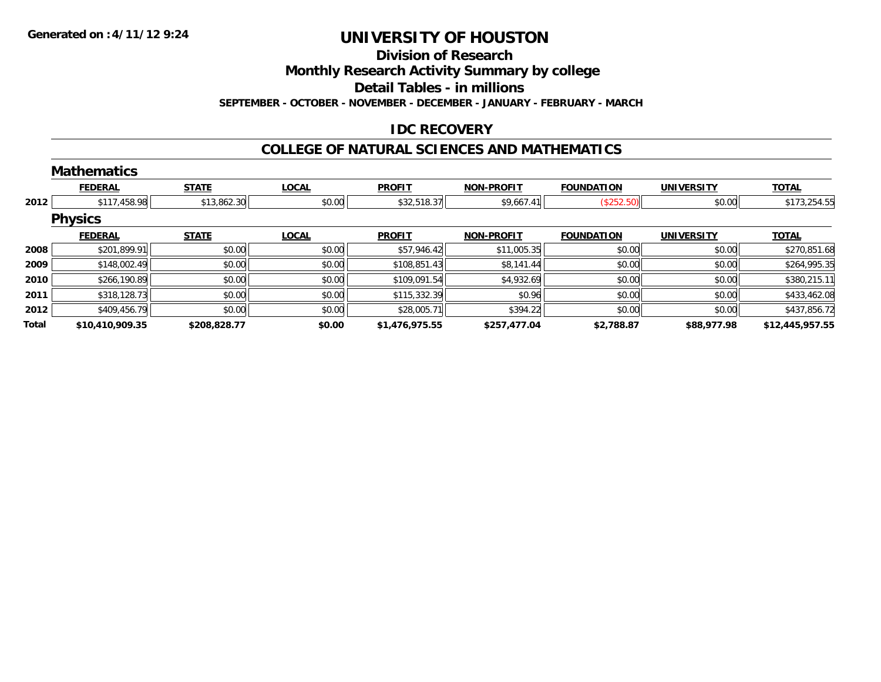# UNIVERSITY OF HOUSTON

## Division of Research

## Monthly Research Activity Summary by college

## Detail Tables - in millions

**SEPTEMBER - OCTOBER - NOVEMBER - DECEMBER - JANUARY - FEBRUARY - MARCH**

### IDC RECOVERY

### COLLEGE OF NATURAL SCIENCES AND MATHEMATICS

#### Mathematics

| | FEDERAL | STATE | LOCAL | PROFIT | NON-PROFIT | FOUNDATION | UNIVERSITY | TOTAL |
|---|---|---|---|---|---|---|---|---|
| 2012 | $117,458.98 | $13,862.30 | $0.00 | $32,518.37 | $9,667.41 | ($252.50) | $0.00 | $173,254.55 |

#### Physics

| | FEDERAL | STATE | LOCAL | PROFIT | NON-PROFIT | FOUNDATION | UNIVERSITY | TOTAL |
|---|---|---|---|---|---|---|---|---|
| 2008 | $201,899.91 | $0.00 | $0.00 | $57,946.42 | $11,005.35 | $0.00 | $0.00 | $270,851.68 |
| 2009 | $148,002.49 | $0.00 | $0.00 | $108,851.43 | $8,141.44 | $0.00 | $0.00 | $264,995.35 |
| 2010 | $266,190.89 | $0.00 | $0.00 | $109,091.54 | $4,932.69 | $0.00 | $0.00 | $380,215.11 |
| 2011 | $318,128.73 | $0.00 | $0.00 | $115,332.39 | $0.96 | $0.00 | $0.00 | $433,462.08 |
| 2012 | $409,456.79 | $0.00 | $0.00 | $28,005.71 | $394.22 | $0.00 | $0.00 | $437,856.72 |
| **Total** | **$10,410,909.35** | **$208,828.77** | **$0.00** | **$1,476,975.55** | **$257,477.04** | **$2,788.87** | **$88,977.98** | **$12,445,957.55** |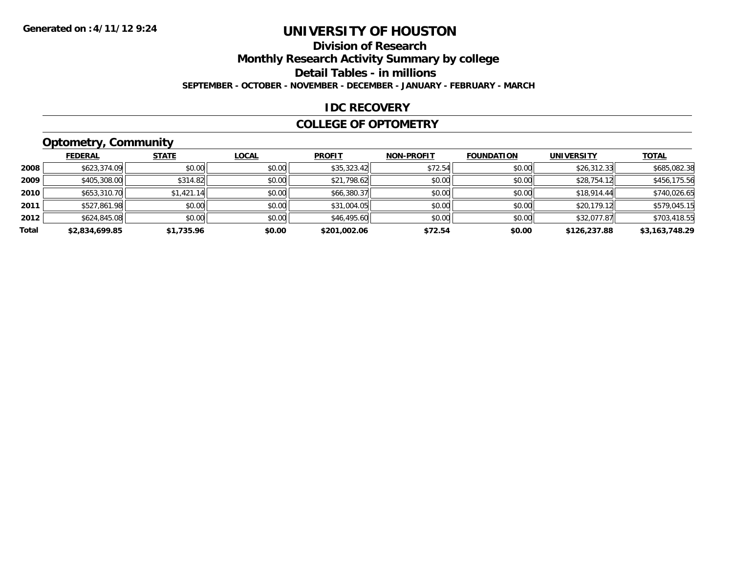Generated on :4/11/12 9:24

# UNIVERSITY OF HOUSTON

## Division of Research

## Monthly Research Activity Summary by college

## Detail Tables - in millions

**SEPTEMBER - OCTOBER - NOVEMBER - DECEMBER - JANUARY - FEBRUARY - MARCH**

## IDC RECOVERY

## COLLEGE OF OPTOMETRY

### Optometry, Community

| | FEDERAL | STATE | LOCAL | PROFIT | NON-PROFIT | FOUNDATION | UNIVERSITY | TOTAL |
|---|---|---|---|---|---|---|---|---|
| 2008 | $623,374.09 | $0.00 | $0.00 | $35,323.42 | $72.54 | $0.00 | $26,312.33 | $685,082.38 |
| 2009 | $405,308.00 | $314.82 | $0.00 | $21,798.62 | $0.00 | $0.00 | $28,754.12 | $456,175.56 |
| 2010 | $653,310.70 | $1,421.14 | $0.00 | $66,380.37 | $0.00 | $0.00 | $18,914.44 | $740,026.65 |
| 2011 | $527,861.98 | $0.00 | $0.00 | $31,004.05 | $0.00 | $0.00 | $20,179.12 | $579,045.15 |
| 2012 | $624,845.08 | $0.00 | $0.00 | $46,495.60 | $0.00 | $0.00 | $32,077.87 | $703,418.55 |
| **Total** | **$2,834,699.85** | **$1,735.96** | **$0.00** | **$201,002.06** | **$72.54** | **$0.00** | **$126,237.88** | **$3,163,748.29** |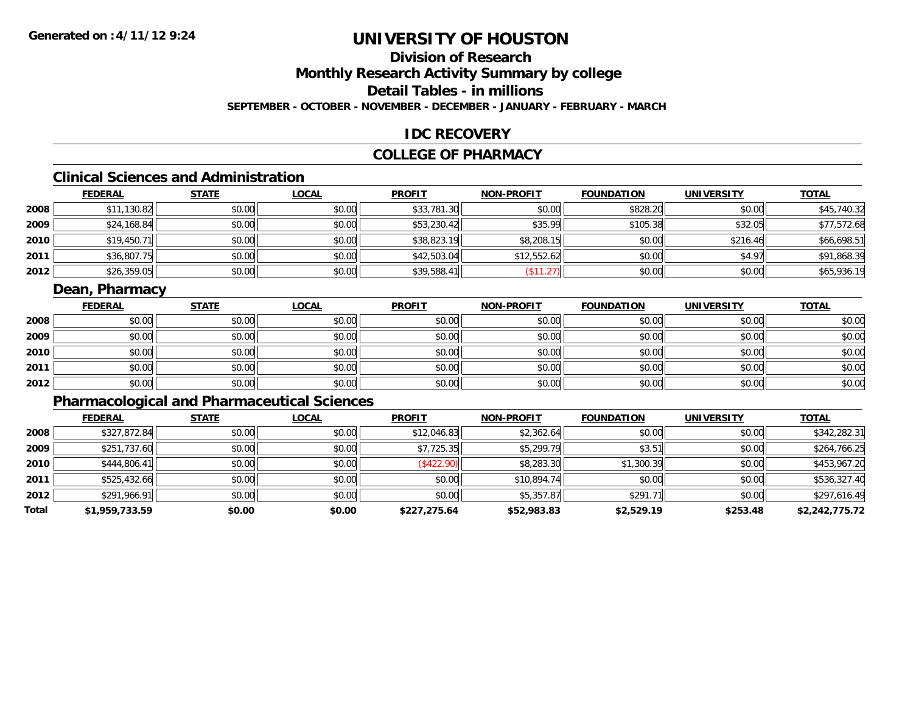**Generated on :4/11/12 9:24**

# UNIVERSITY OF HOUSTON

## Division of Research

## Monthly Research Activity Summary by college

## Detail Tables - in millions

**SEPTEMBER - OCTOBER - NOVEMBER - DECEMBER - JANUARY - FEBRUARY - MARCH**

## IDC RECOVERY

## COLLEGE OF PHARMACY

### Clinical Sciences and Administration

| | FEDERAL | STATE | LOCAL | PROFIT | NON-PROFIT | FOUNDATION | UNIVERSITY | TOTAL |
|---|---|---|---|---|---|---|---|---|
| 2008 | $11,130.82 | $0.00 | $0.00 | $33,781.30 | $0.00 | $828.20 | $0.00 | $45,740.32 |
| 2009 | $24,168.84 | $0.00 | $0.00 | $53,230.42 | $35.99 | $105.38 | $32.05 | $77,572.68 |
| 2010 | $19,450.71 | $0.00 | $0.00 | $38,823.19 | $8,208.15 | $0.00 | $216.46 | $66,698.51 |
| 2011 | $36,807.75 | $0.00 | $0.00 | $42,503.04 | $12,552.62 | $0.00 | $4.97 | $91,868.39 |
| 2012 | $26,359.05 | $0.00 | $0.00 | $39,588.41 | ($11.27) | $0.00 | $0.00 | $65,936.19 |

### Dean, Pharmacy

| | FEDERAL | STATE | LOCAL | PROFIT | NON-PROFIT | FOUNDATION | UNIVERSITY | TOTAL |
|---|---|---|---|---|---|---|---|---|
| 2008 | $0.00 | $0.00 | $0.00 | $0.00 | $0.00 | $0.00 | $0.00 | $0.00 |
| 2009 | $0.00 | $0.00 | $0.00 | $0.00 | $0.00 | $0.00 | $0.00 | $0.00 |
| 2010 | $0.00 | $0.00 | $0.00 | $0.00 | $0.00 | $0.00 | $0.00 | $0.00 |
| 2011 | $0.00 | $0.00 | $0.00 | $0.00 | $0.00 | $0.00 | $0.00 | $0.00 |
| 2012 | $0.00 | $0.00 | $0.00 | $0.00 | $0.00 | $0.00 | $0.00 | $0.00 |

### Pharmacological and Pharmaceutical Sciences

| | FEDERAL | STATE | LOCAL | PROFIT | NON-PROFIT | FOUNDATION | UNIVERSITY | TOTAL |
|---|---|---|---|---|---|---|---|---|
| 2008 | $327,872.84 | $0.00 | $0.00 | $12,046.83 | $2,362.64 | $0.00 | $0.00 | $342,282.31 |
| 2009 | $251,737.60 | $0.00 | $0.00 | $7,725.35 | $5,299.79 | $3.51 | $0.00 | $264,766.25 |
| 2010 | $444,806.41 | $0.00 | $0.00 | ($422.90) | $8,283.30 | $1,300.39 | $0.00 | $453,967.20 |
| 2011 | $525,432.66 | $0.00 | $0.00 | $0.00 | $10,894.74 | $0.00 | $0.00 | $536,327.40 |
| 2012 | $291,966.91 | $0.00 | $0.00 | $0.00 | $5,357.87 | $291.71 | $0.00 | $297,616.49 |
| **Total** | **$1,959,733.59** | **$0.00** | **$0.00** | **$227,275.64** | **$52,983.83** | **$2,529.19** | **$253.48** | **$2,242,775.72** |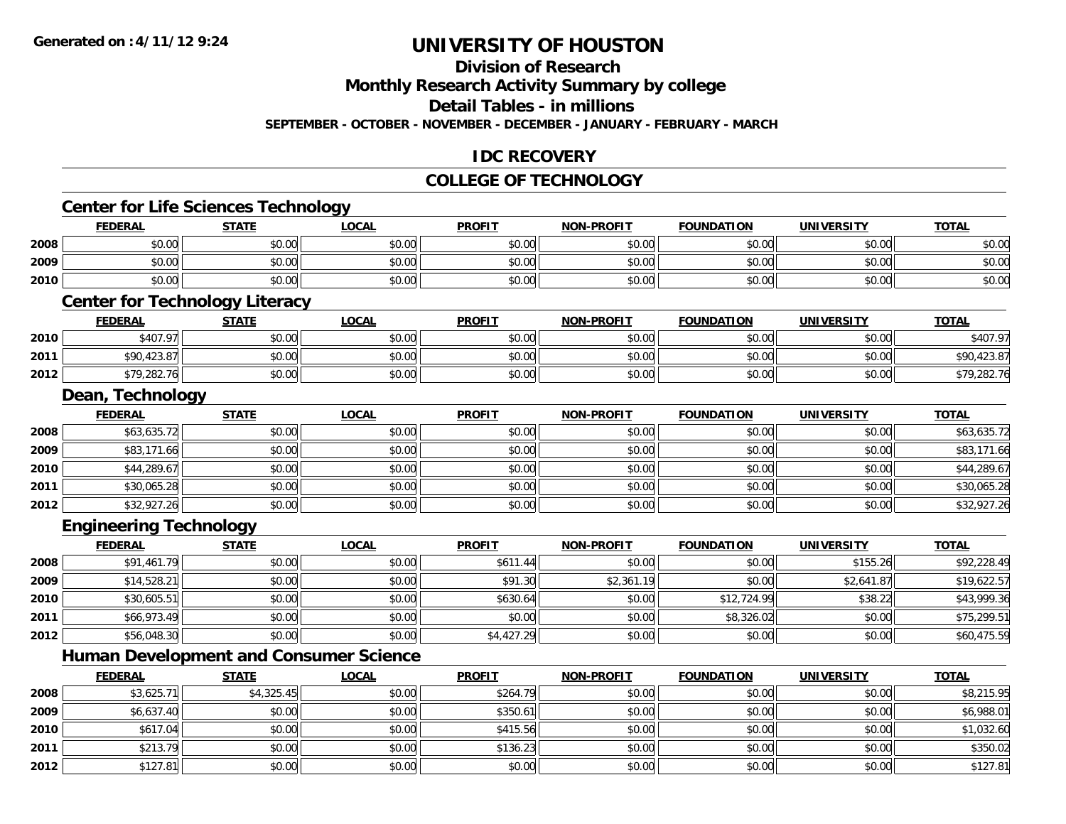Generated on :4/11/12 9:24

# UNIVERSITY OF HOUSTON

## Division of Research

## Monthly Research Activity Summary by college

## Detail Tables - in millions

**SEPTEMBER - OCTOBER - NOVEMBER - DECEMBER - JANUARY - FEBRUARY - MARCH**

## IDC RECOVERY

## COLLEGE OF TECHNOLOGY

### Center for Life Sciences Technology

| | FEDERAL | STATE | LOCAL | PROFIT | NON-PROFIT | FOUNDATION | UNIVERSITY | TOTAL |
|---|---|---|---|---|---|---|---|---|
| 2008 | $0.00 | $0.00 | $0.00 | $0.00 | $0.00 | $0.00 | $0.00 | $0.00 |
| 2009 | $0.00 | $0.00 | $0.00 | $0.00 | $0.00 | $0.00 | $0.00 | $0.00 |
| 2010 | $0.00 | $0.00 | $0.00 | $0.00 | $0.00 | $0.00 | $0.00 | $0.00 |

### Center for Technology Literacy

| | FEDERAL | STATE | LOCAL | PROFIT | NON-PROFIT | FOUNDATION | UNIVERSITY | TOTAL |
|---|---|---|---|---|---|---|---|---|
| 2010 | $407.97 | $0.00 | $0.00 | $0.00 | $0.00 | $0.00 | $0.00 | $407.97 |
| 2011 | $90,423.87 | $0.00 | $0.00 | $0.00 | $0.00 | $0.00 | $0.00 | $90,423.87 |
| 2012 | $79,282.76 | $0.00 | $0.00 | $0.00 | $0.00 | $0.00 | $0.00 | $79,282.76 |

### Dean, Technology

| | FEDERAL | STATE | LOCAL | PROFIT | NON-PROFIT | FOUNDATION | UNIVERSITY | TOTAL |
|---|---|---|---|---|---|---|---|---|
| 2008 | $63,635.72 | $0.00 | $0.00 | $0.00 | $0.00 | $0.00 | $0.00 | $63,635.72 |
| 2009 | $83,171.66 | $0.00 | $0.00 | $0.00 | $0.00 | $0.00 | $0.00 | $83,171.66 |
| 2010 | $44,289.67 | $0.00 | $0.00 | $0.00 | $0.00 | $0.00 | $0.00 | $44,289.67 |
| 2011 | $30,065.28 | $0.00 | $0.00 | $0.00 | $0.00 | $0.00 | $0.00 | $30,065.28 |
| 2012 | $32,927.26 | $0.00 | $0.00 | $0.00 | $0.00 | $0.00 | $0.00 | $32,927.26 |

### Engineering Technology

| | FEDERAL | STATE | LOCAL | PROFIT | NON-PROFIT | FOUNDATION | UNIVERSITY | TOTAL |
|---|---|---|---|---|---|---|---|---|
| 2008 | $91,461.79 | $0.00 | $0.00 | $611.44 | $0.00 | $0.00 | $155.26 | $92,228.49 |
| 2009 | $14,528.21 | $0.00 | $0.00 | $91.30 | $2,361.19 | $0.00 | $2,641.87 | $19,622.57 |
| 2010 | $30,605.51 | $0.00 | $0.00 | $630.64 | $0.00 | $12,724.99 | $38.22 | $43,999.36 |
| 2011 | $66,973.49 | $0.00 | $0.00 | $0.00 | $0.00 | $8,326.02 | $0.00 | $75,299.51 |
| 2012 | $56,048.30 | $0.00 | $0.00 | $4,427.29 | $0.00 | $0.00 | $0.00 | $60,475.59 |

### Human Development and Consumer Science

| | FEDERAL | STATE | LOCAL | PROFIT | NON-PROFIT | FOUNDATION | UNIVERSITY | TOTAL |
|---|---|---|---|---|---|---|---|---|
| 2008 | $3,625.71 | $4,325.45 | $0.00 | $264.79 | $0.00 | $0.00 | $0.00 | $8,215.95 |
| 2009 | $6,637.40 | $0.00 | $0.00 | $350.61 | $0.00 | $0.00 | $0.00 | $6,988.01 |
| 2010 | $617.04 | $0.00 | $0.00 | $415.56 | $0.00 | $0.00 | $0.00 | $1,032.60 |
| 2011 | $213.79 | $0.00 | $0.00 | $136.23 | $0.00 | $0.00 | $0.00 | $350.02 |
| 2012 | $127.81 | $0.00 | $0.00 | $0.00 | $0.00 | $0.00 | $0.00 | $127.81 |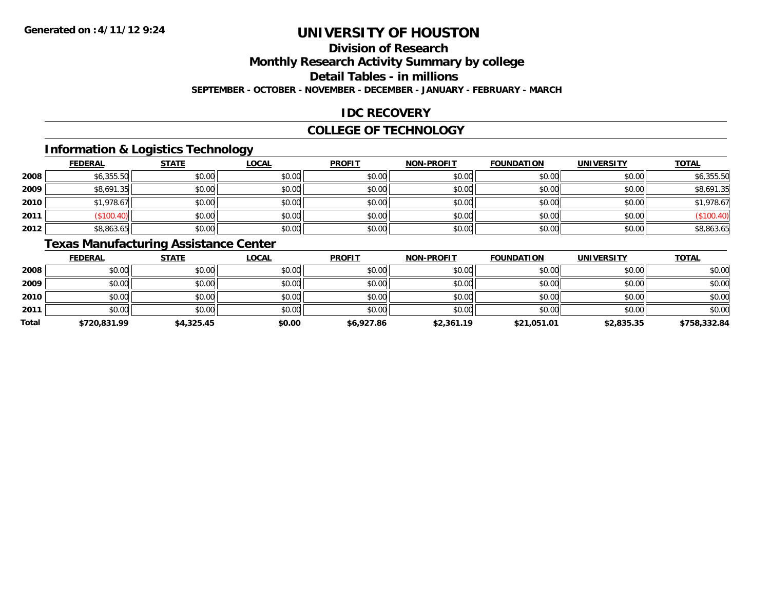**Generated on :4/11/12 9:24**

# UNIVERSITY OF HOUSTON

## Division of Research

## Monthly Research Activity Summary by college

## Detail Tables - in millions

**SEPTEMBER - OCTOBER - NOVEMBER - DECEMBER - JANUARY - FEBRUARY - MARCH**

## IDC RECOVERY

## COLLEGE OF TECHNOLOGY

### Information & Logistics Technology

| | FEDERAL | STATE | LOCAL | PROFIT | NON-PROFIT | FOUNDATION | UNIVERSITY | TOTAL |
|---|---|---|---|---|---|---|---|---|
| 2008 | $6,355.50 | $0.00 | $0.00 | $0.00 | $0.00 | $0.00 | $0.00 | $6,355.50 |
| 2009 | $8,691.35 | $0.00 | $0.00 | $0.00 | $0.00 | $0.00 | $0.00 | $8,691.35 |
| 2010 | $1,978.67 | $0.00 | $0.00 | $0.00 | $0.00 | $0.00 | $0.00 | $1,978.67 |
| 2011 | ($100.40) | $0.00 | $0.00 | $0.00 | $0.00 | $0.00 | $0.00 | ($100.40) |
| 2012 | $8,863.65 | $0.00 | $0.00 | $0.00 | $0.00 | $0.00 | $0.00 | $8,863.65 |

### Texas Manufacturing Assistance Center

| | FEDERAL | STATE | LOCAL | PROFIT | NON-PROFIT | FOUNDATION | UNIVERSITY | TOTAL |
|---|---|---|---|---|---|---|---|---|
| 2008 | $0.00 | $0.00 | $0.00 | $0.00 | $0.00 | $0.00 | $0.00 | $0.00 |
| 2009 | $0.00 | $0.00 | $0.00 | $0.00 | $0.00 | $0.00 | $0.00 | $0.00 |
| 2010 | $0.00 | $0.00 | $0.00 | $0.00 | $0.00 | $0.00 | $0.00 | $0.00 |
| 2011 | $0.00 | $0.00 | $0.00 | $0.00 | $0.00 | $0.00 | $0.00 | $0.00 |
| **Total** | **$720,831.99** | **$4,325.45** | **$0.00** | **$6,927.86** | **$2,361.19** | **$21,051.01** | **$2,835.35** | **$758,332.84** |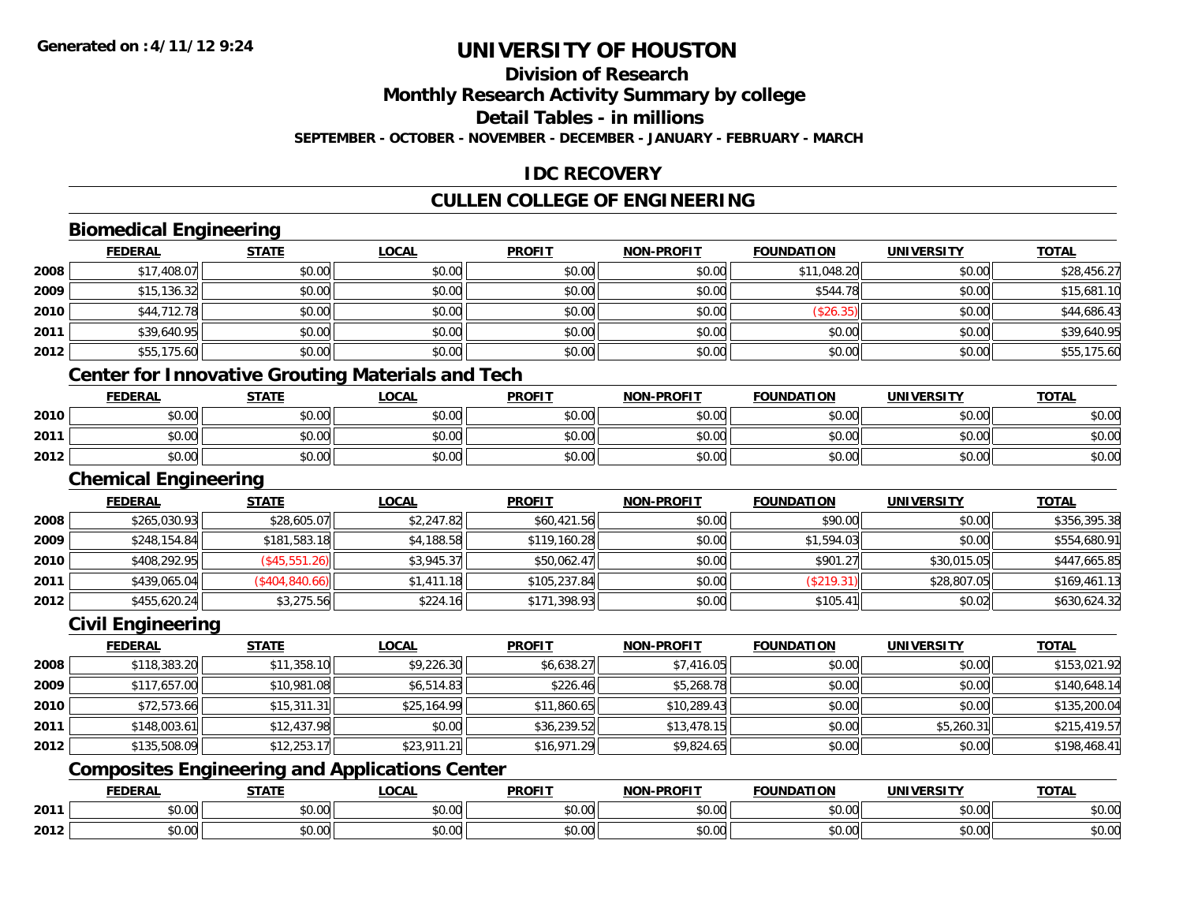# UNIVERSITY OF HOUSTON

## Division of Research

## Monthly Research Activity Summary by college

## Detail Tables - in millions

**SEPTEMBER - OCTOBER - NOVEMBER - DECEMBER - JANUARY - FEBRUARY - MARCH**

## IDC RECOVERY

## CULLEN COLLEGE OF ENGINEERING

### Biomedical Engineering

| | FEDERAL | STATE | LOCAL | PROFIT | NON-PROFIT | FOUNDATION | UNIVERSITY | TOTAL |
|---|---|---|---|---|---|---|---|---|
| 2008 | $17,408.07 | $0.00 | $0.00 | $0.00 | $0.00 | $11,048.20 | $0.00 | $28,456.27 |
| 2009 | $15,136.32 | $0.00 | $0.00 | $0.00 | $0.00 | $544.78 | $0.00 | $15,681.10 |
| 2010 | $44,712.78 | $0.00 | $0.00 | $0.00 | $0.00 | ($26.35) | $0.00 | $44,686.43 |
| 2011 | $39,640.95 | $0.00 | $0.00 | $0.00 | $0.00 | $0.00 | $0.00 | $39,640.95 |
| 2012 | $55,175.60 | $0.00 | $0.00 | $0.00 | $0.00 | $0.00 | $0.00 | $55,175.60 |

### Center for Innovative Grouting Materials and Tech

| | FEDERAL | STATE | LOCAL | PROFIT | NON-PROFIT | FOUNDATION | UNIVERSITY | TOTAL |
|---|---|---|---|---|---|---|---|---|
| 2010 | $0.00 | $0.00 | $0.00 | $0.00 | $0.00 | $0.00 | $0.00 | $0.00 |
| 2011 | $0.00 | $0.00 | $0.00 | $0.00 | $0.00 | $0.00 | $0.00 | $0.00 |
| 2012 | $0.00 | $0.00 | $0.00 | $0.00 | $0.00 | $0.00 | $0.00 | $0.00 |

### Chemical Engineering

| | FEDERAL | STATE | LOCAL | PROFIT | NON-PROFIT | FOUNDATION | UNIVERSITY | TOTAL |
|---|---|---|---|---|---|---|---|---|
| 2008 | $265,030.93 | $28,605.07 | $2,247.82 | $60,421.56 | $0.00 | $90.00 | $0.00 | $356,395.38 |
| 2009 | $248,154.84 | $181,583.18 | $4,188.58 | $119,160.28 | $0.00 | $1,594.03 | $0.00 | $554,680.91 |
| 2010 | $408,292.95 | ($45,551.26) | $3,945.37 | $50,062.47 | $0.00 | $901.27 | $30,015.05 | $447,665.85 |
| 2011 | $439,065.04 | ($404,840.66) | $1,411.18 | $105,237.84 | $0.00 | ($219.31) | $28,807.05 | $169,461.13 |
| 2012 | $455,620.24 | $3,275.56 | $224.16 | $171,398.93 | $0.00 | $105.41 | $0.02 | $630,624.32 |

### Civil Engineering

| | FEDERAL | STATE | LOCAL | PROFIT | NON-PROFIT | FOUNDATION | UNIVERSITY | TOTAL |
|---|---|---|---|---|---|---|---|---|
| 2008 | $118,383.20 | $11,358.10 | $9,226.30 | $6,638.27 | $7,416.05 | $0.00 | $0.00 | $153,021.92 |
| 2009 | $117,657.00 | $10,981.08 | $6,514.83 | $226.46 | $5,268.78 | $0.00 | $0.00 | $140,648.14 |
| 2010 | $72,573.66 | $15,311.31 | $25,164.99 | $11,860.65 | $10,289.43 | $0.00 | $0.00 | $135,200.04 |
| 2011 | $148,003.61 | $12,437.98 | $0.00 | $36,239.52 | $13,478.15 | $0.00 | $5,260.31 | $215,419.57 |
| 2012 | $135,508.09 | $12,253.17 | $23,911.21 | $16,971.29 | $9,824.65 | $0.00 | $0.00 | $198,468.41 |

### Composites Engineering and Applications Center

| | FEDERAL | STATE | LOCAL | PROFIT | NON-PROFIT | FOUNDATION | UNIVERSITY | TOTAL |
|---|---|---|---|---|---|---|---|---|
| 2011 | $0.00 | $0.00 | $0.00 | $0.00 | $0.00 | $0.00 | $0.00 | $0.00 |
| 2012 | $0.00 | $0.00 | $0.00 | $0.00 | $0.00 | $0.00 | $0.00 | $0.00 |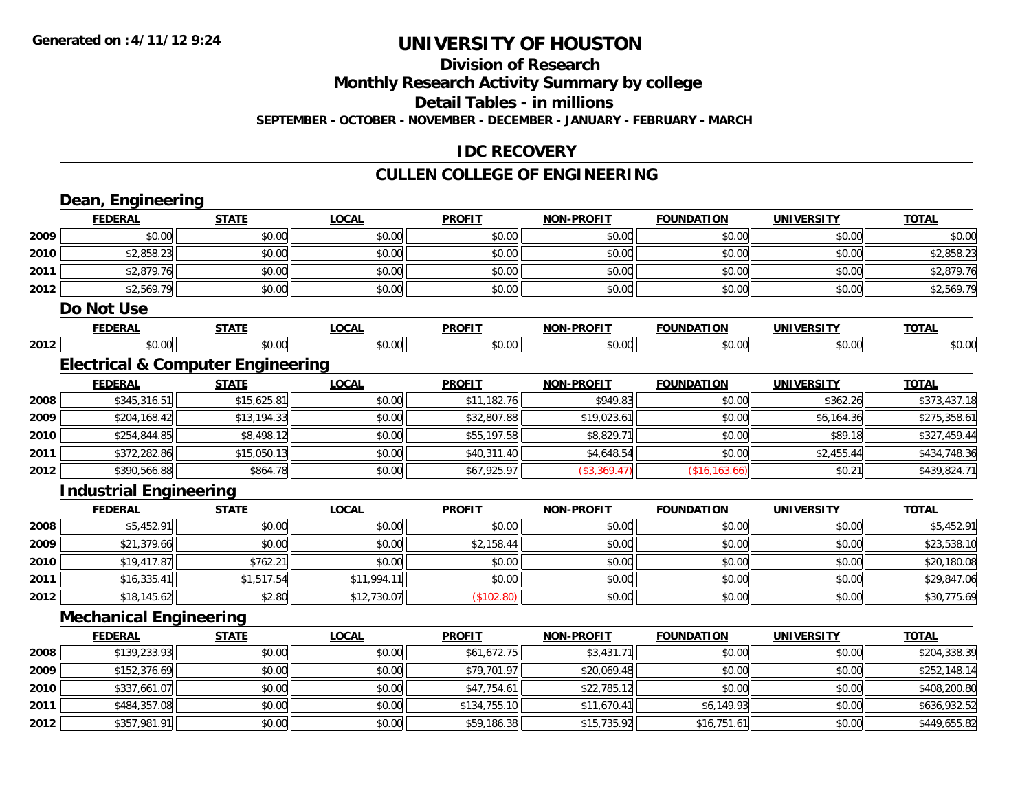# UNIVERSITY OF HOUSTON

## Division of Research

## Monthly Research Activity Summary by college

## Detail Tables - in millions

**SEPTEMBER - OCTOBER - NOVEMBER - DECEMBER - JANUARY - FEBRUARY - MARCH**

## IDC RECOVERY

## CULLEN COLLEGE OF ENGINEERING

### Dean, Engineering

| | FEDERAL | STATE | LOCAL | PROFIT | NON-PROFIT | FOUNDATION | UNIVERSITY | TOTAL |
|---|---|---|---|---|---|---|---|---|
| 2009 | $0.00 | $0.00 | $0.00 | $0.00 | $0.00 | $0.00 | $0.00 | $0.00 |
| 2010 | $2,858.23 | $0.00 | $0.00 | $0.00 | $0.00 | $0.00 | $0.00 | $2,858.23 |
| 2011 | $2,879.76 | $0.00 | $0.00 | $0.00 | $0.00 | $0.00 | $0.00 | $2,879.76 |
| 2012 | $2,569.79 | $0.00 | $0.00 | $0.00 | $0.00 | $0.00 | $0.00 | $2,569.79 |

### Do Not Use

| | FEDERAL | STATE | LOCAL | PROFIT | NON-PROFIT | FOUNDATION | UNIVERSITY | TOTAL |
|---|---|---|---|---|---|---|---|---|
| 2012 | $0.00 | $0.00 | $0.00 | $0.00 | $0.00 | $0.00 | $0.00 | $0.00 |

### Electrical & Computer Engineering

| | FEDERAL | STATE | LOCAL | PROFIT | NON-PROFIT | FOUNDATION | UNIVERSITY | TOTAL |
|---|---|---|---|---|---|---|---|---|
| 2008 | $345,316.51 | $15,625.81 | $0.00 | $11,182.76 | $949.83 | $0.00 | $362.26 | $373,437.18 |
| 2009 | $204,168.42 | $13,194.33 | $0.00 | $32,807.88 | $19,023.61 | $0.00 | $6,164.36 | $275,358.61 |
| 2010 | $254,844.85 | $8,498.12 | $0.00 | $55,197.58 | $8,829.71 | $0.00 | $89.18 | $327,459.44 |
| 2011 | $372,282.86 | $15,050.13 | $0.00 | $40,311.40 | $4,648.54 | $0.00 | $2,455.44 | $434,748.36 |
| 2012 | $390,566.88 | $864.78 | $0.00 | $67,925.97 | ($3,369.47) | ($16,163.66) | $0.21 | $439,824.71 |

### Industrial Engineering

| | FEDERAL | STATE | LOCAL | PROFIT | NON-PROFIT | FOUNDATION | UNIVERSITY | TOTAL |
|---|---|---|---|---|---|---|---|---|
| 2008 | $5,452.91 | $0.00 | $0.00 | $0.00 | $0.00 | $0.00 | $0.00 | $5,452.91 |
| 2009 | $21,379.66 | $0.00 | $0.00 | $2,158.44 | $0.00 | $0.00 | $0.00 | $23,538.10 |
| 2010 | $19,417.87 | $762.21 | $0.00 | $0.00 | $0.00 | $0.00 | $0.00 | $20,180.08 |
| 2011 | $16,335.41 | $1,517.54 | $11,994.11 | $0.00 | $0.00 | $0.00 | $0.00 | $29,847.06 |
| 2012 | $18,145.62 | $2.80 | $12,730.07 | ($102.80) | $0.00 | $0.00 | $0.00 | $30,775.69 |

### Mechanical Engineering

| | FEDERAL | STATE | LOCAL | PROFIT | NON-PROFIT | FOUNDATION | UNIVERSITY | TOTAL |
|---|---|---|---|---|---|---|---|---|
| 2008 | $139,233.93 | $0.00 | $0.00 | $61,672.75 | $3,431.71 | $0.00 | $0.00 | $204,338.39 |
| 2009 | $152,376.69 | $0.00 | $0.00 | $79,701.97 | $20,069.48 | $0.00 | $0.00 | $252,148.14 |
| 2010 | $337,661.07 | $0.00 | $0.00 | $47,754.61 | $22,785.12 | $0.00 | $0.00 | $408,200.80 |
| 2011 | $484,357.08 | $0.00 | $0.00 | $134,755.10 | $11,670.41 | $6,149.93 | $0.00 | $636,932.52 |
| 2012 | $357,981.91 | $0.00 | $0.00 | $59,186.38 | $15,735.92 | $16,751.61 | $0.00 | $449,655.82 |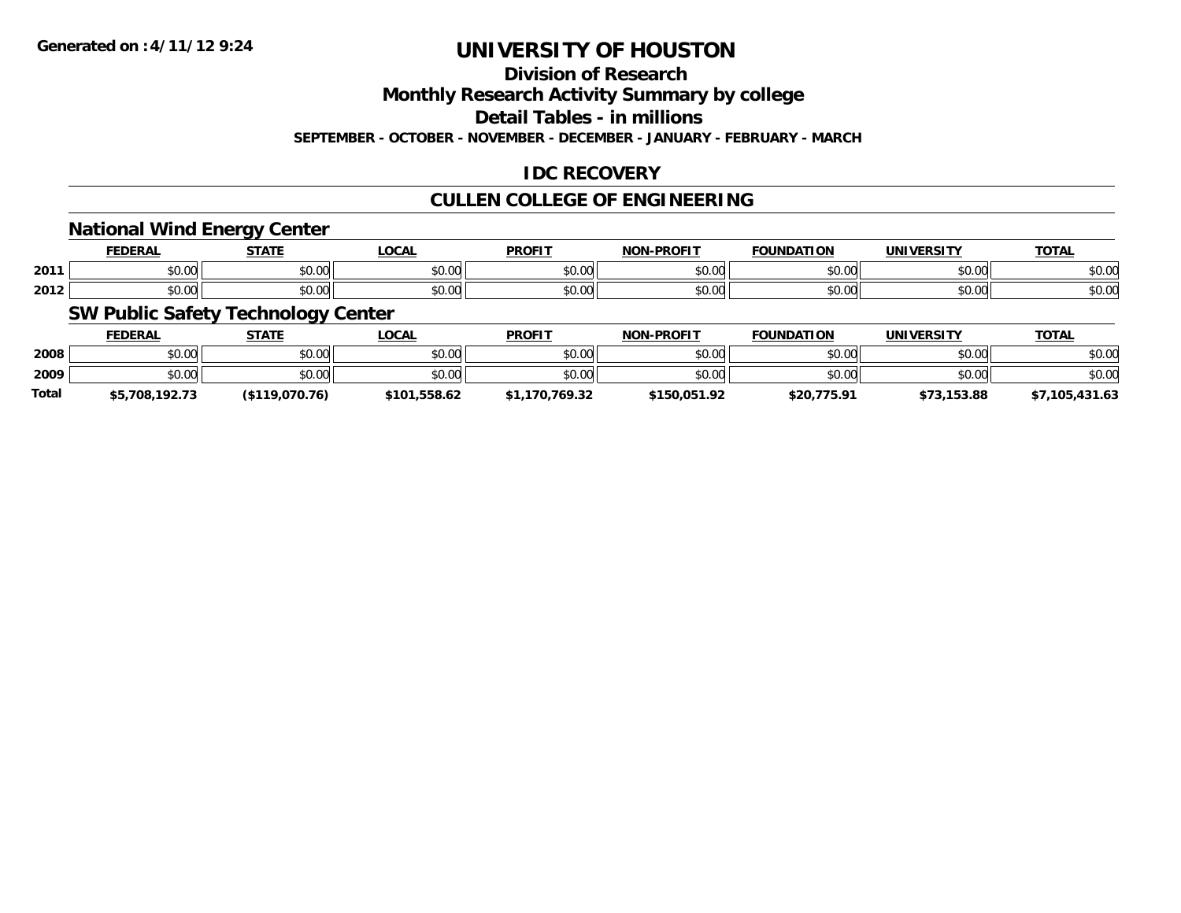**Generated on :4/11/12 9:24**

# UNIVERSITY OF HOUSTON

## Division of Research

## Monthly Research Activity Summary by college

## Detail Tables - in millions

**SEPTEMBER - OCTOBER - NOVEMBER - DECEMBER - JANUARY - FEBRUARY - MARCH**

## IDC RECOVERY

## CULLEN COLLEGE OF ENGINEERING

### National Wind Energy Center

| | FEDERAL | STATE | LOCAL | PROFIT | NON-PROFIT | FOUNDATION | UNIVERSITY | TOTAL |
|---|---|---|---|---|---|---|---|---|
| 2011 | $0.00 | $0.00 | $0.00 | $0.00 | $0.00 | $0.00 | $0.00 | $0.00 |
| 2012 | $0.00 | $0.00 | $0.00 | $0.00 | $0.00 | $0.00 | $0.00 | $0.00 |

### SW Public Safety Technology Center

| | FEDERAL | STATE | LOCAL | PROFIT | NON-PROFIT | FOUNDATION | UNIVERSITY | TOTAL |
|---|---|---|---|---|---|---|---|---|
| 2008 | $0.00 | $0.00 | $0.00 | $0.00 | $0.00 | $0.00 | $0.00 | $0.00 |
| 2009 | $0.00 | $0.00 | $0.00 | $0.00 | $0.00 | $0.00 | $0.00 | $0.00 |
| **Total** | **$5,708,192.73** | **($119,070.76)** | **$101,558.62** | **$1,170,769.32** | **$150,051.92** | **$20,775.91** | **$73,153.88** | **$7,105,431.63** |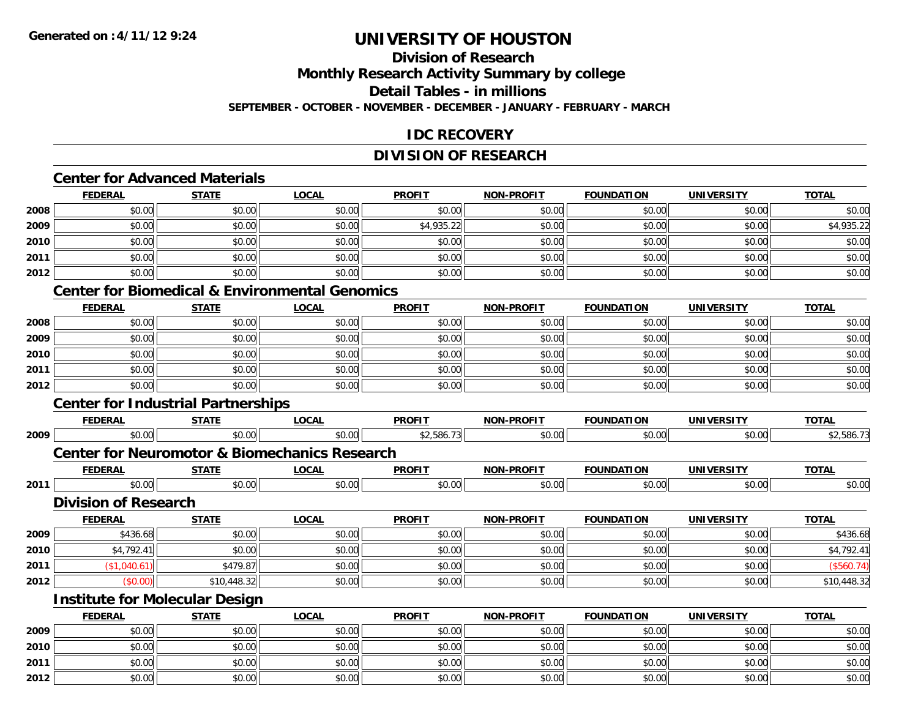Generated on :4/11/12 9:24

# UNIVERSITY OF HOUSTON

## Division of Research

## Monthly Research Activity Summary by college

## Detail Tables - in millions

**SEPTEMBER - OCTOBER - NOVEMBER - DECEMBER - JANUARY - FEBRUARY - MARCH**

## IDC RECOVERY

## DIVISION OF RESEARCH

### Center for Advanced Materials

| | FEDERAL | STATE | LOCAL | PROFIT | NON-PROFIT | FOUNDATION | UNIVERSITY | TOTAL |
|---|---|---|---|---|---|---|---|---|
| 2008 | $0.00 | $0.00 | $0.00 | $0.00 | $0.00 | $0.00 | $0.00 | $0.00 |
| 2009 | $0.00 | $0.00 | $0.00 | $4,935.22 | $0.00 | $0.00 | $0.00 | $4,935.22 |
| 2010 | $0.00 | $0.00 | $0.00 | $0.00 | $0.00 | $0.00 | $0.00 | $0.00 |
| 2011 | $0.00 | $0.00 | $0.00 | $0.00 | $0.00 | $0.00 | $0.00 | $0.00 |
| 2012 | $0.00 | $0.00 | $0.00 | $0.00 | $0.00 | $0.00 | $0.00 | $0.00 |

### Center for Biomedical & Environmental Genomics

| | FEDERAL | STATE | LOCAL | PROFIT | NON-PROFIT | FOUNDATION | UNIVERSITY | TOTAL |
|---|---|---|---|---|---|---|---|---|
| 2008 | $0.00 | $0.00 | $0.00 | $0.00 | $0.00 | $0.00 | $0.00 | $0.00 |
| 2009 | $0.00 | $0.00 | $0.00 | $0.00 | $0.00 | $0.00 | $0.00 | $0.00 |
| 2010 | $0.00 | $0.00 | $0.00 | $0.00 | $0.00 | $0.00 | $0.00 | $0.00 |
| 2011 | $0.00 | $0.00 | $0.00 | $0.00 | $0.00 | $0.00 | $0.00 | $0.00 |
| 2012 | $0.00 | $0.00 | $0.00 | $0.00 | $0.00 | $0.00 | $0.00 | $0.00 |

### Center for Industrial Partnerships

| | FEDERAL | STATE | LOCAL | PROFIT | NON-PROFIT | FOUNDATION | UNIVERSITY | TOTAL |
|---|---|---|---|---|---|---|---|---|
| 2009 | $0.00 | $0.00 | $0.00 | $2,586.73 | $0.00 | $0.00 | $0.00 | $2,586.73 |

### Center for Neuromotor & Biomechanics Research

| | FEDERAL | STATE | LOCAL | PROFIT | NON-PROFIT | FOUNDATION | UNIVERSITY | TOTAL |
|---|---|---|---|---|---|---|---|---|
| 2011 | $0.00 | $0.00 | $0.00 | $0.00 | $0.00 | $0.00 | $0.00 | $0.00 |

### Division of Research

| | FEDERAL | STATE | LOCAL | PROFIT | NON-PROFIT | FOUNDATION | UNIVERSITY | TOTAL |
|---|---|---|---|---|---|---|---|---|
| 2009 | $436.68 | $0.00 | $0.00 | $0.00 | $0.00 | $0.00 | $0.00 | $436.68 |
| 2010 | $4,792.41 | $0.00 | $0.00 | $0.00 | $0.00 | $0.00 | $0.00 | $4,792.41 |
| 2011 | ($1,040.61) | $479.87 | $0.00 | $0.00 | $0.00 | $0.00 | $0.00 | ($560.74) |
| 2012 | ($0.00) | $10,448.32 | $0.00 | $0.00 | $0.00 | $0.00 | $0.00 | $10,448.32 |

### Institute for Molecular Design

| | FEDERAL | STATE | LOCAL | PROFIT | NON-PROFIT | FOUNDATION | UNIVERSITY | TOTAL |
|---|---|---|---|---|---|---|---|---|
| 2009 | $0.00 | $0.00 | $0.00 | $0.00 | $0.00 | $0.00 | $0.00 | $0.00 |
| 2010 | $0.00 | $0.00 | $0.00 | $0.00 | $0.00 | $0.00 | $0.00 | $0.00 |
| 2011 | $0.00 | $0.00 | $0.00 | $0.00 | $0.00 | $0.00 | $0.00 | $0.00 |
| 2012 | $0.00 | $0.00 | $0.00 | $0.00 | $0.00 | $0.00 | $0.00 | $0.00 |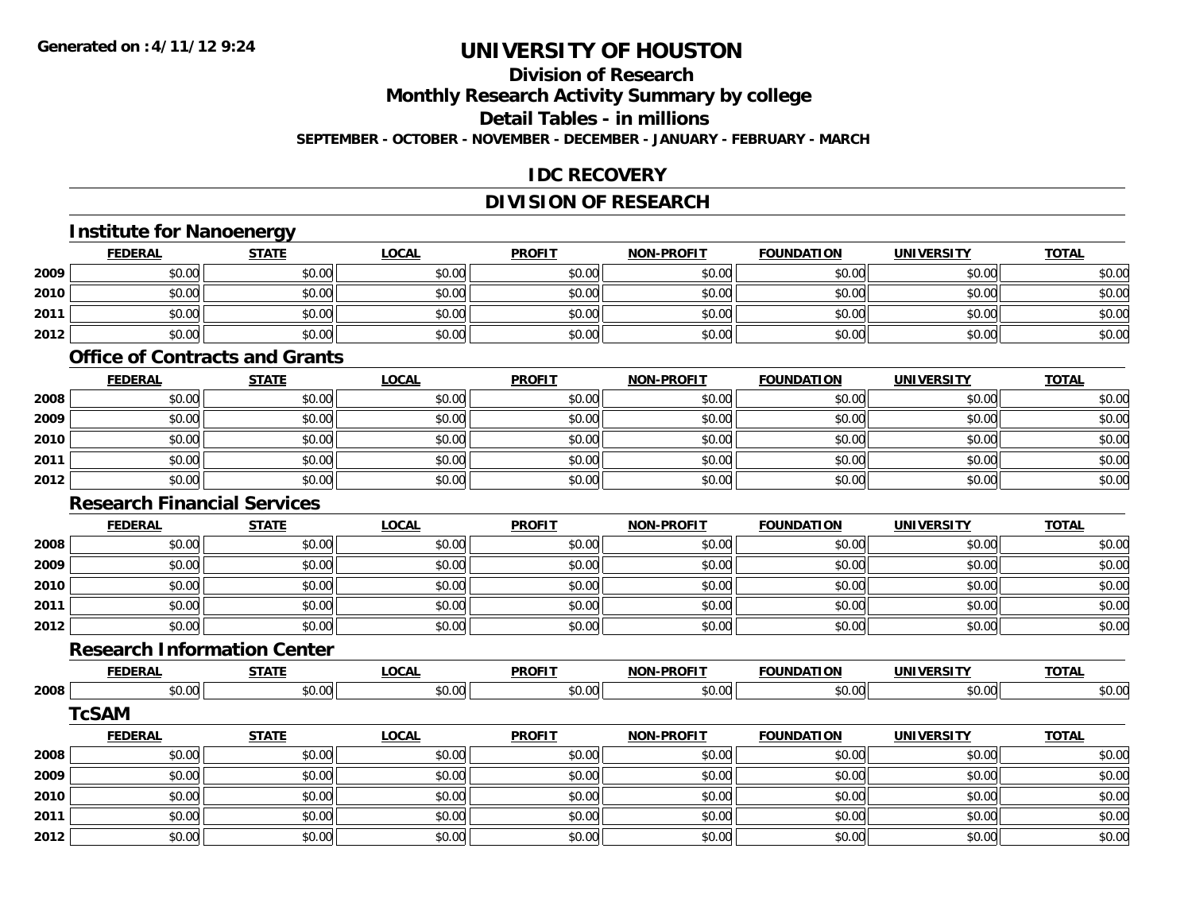# UNIVERSITY OF HOUSTON

## Division of Research

## Monthly Research Activity Summary by college

## Detail Tables - in millions

**SEPTEMBER - OCTOBER - NOVEMBER - DECEMBER - JANUARY - FEBRUARY - MARCH**

## IDC RECOVERY

## DIVISION OF RESEARCH

### Institute for Nanoenergy

| | FEDERAL | STATE | LOCAL | PROFIT | NON-PROFIT | FOUNDATION | UNIVERSITY | TOTAL |
|---|---|---|---|---|---|---|---|---|
| 2009 | $0.00 | $0.00 | $0.00 | $0.00 | $0.00 | $0.00 | $0.00 | $0.00 |
| 2010 | $0.00 | $0.00 | $0.00 | $0.00 | $0.00 | $0.00 | $0.00 | $0.00 |
| 2011 | $0.00 | $0.00 | $0.00 | $0.00 | $0.00 | $0.00 | $0.00 | $0.00 |
| 2012 | $0.00 | $0.00 | $0.00 | $0.00 | $0.00 | $0.00 | $0.00 | $0.00 |

### Office of Contracts and Grants

| | FEDERAL | STATE | LOCAL | PROFIT | NON-PROFIT | FOUNDATION | UNIVERSITY | TOTAL |
|---|---|---|---|---|---|---|---|---|
| 2008 | $0.00 | $0.00 | $0.00 | $0.00 | $0.00 | $0.00 | $0.00 | $0.00 |
| 2009 | $0.00 | $0.00 | $0.00 | $0.00 | $0.00 | $0.00 | $0.00 | $0.00 |
| 2010 | $0.00 | $0.00 | $0.00 | $0.00 | $0.00 | $0.00 | $0.00 | $0.00 |
| 2011 | $0.00 | $0.00 | $0.00 | $0.00 | $0.00 | $0.00 | $0.00 | $0.00 |
| 2012 | $0.00 | $0.00 | $0.00 | $0.00 | $0.00 | $0.00 | $0.00 | $0.00 |

### Research Financial Services

| | FEDERAL | STATE | LOCAL | PROFIT | NON-PROFIT | FOUNDATION | UNIVERSITY | TOTAL |
|---|---|---|---|---|---|---|---|---|
| 2008 | $0.00 | $0.00 | $0.00 | $0.00 | $0.00 | $0.00 | $0.00 | $0.00 |
| 2009 | $0.00 | $0.00 | $0.00 | $0.00 | $0.00 | $0.00 | $0.00 | $0.00 |
| 2010 | $0.00 | $0.00 | $0.00 | $0.00 | $0.00 | $0.00 | $0.00 | $0.00 |
| 2011 | $0.00 | $0.00 | $0.00 | $0.00 | $0.00 | $0.00 | $0.00 | $0.00 |
| 2012 | $0.00 | $0.00 | $0.00 | $0.00 | $0.00 | $0.00 | $0.00 | $0.00 |

### Research Information Center

| | FEDERAL | STATE | LOCAL | PROFIT | NON-PROFIT | FOUNDATION | UNIVERSITY | TOTAL |
|---|---|---|---|---|---|---|---|---|
| 2008 | $0.00 | $0.00 | $0.00 | $0.00 | $0.00 | $0.00 | $0.00 | $0.00 |

### TcSAM

| | FEDERAL | STATE | LOCAL | PROFIT | NON-PROFIT | FOUNDATION | UNIVERSITY | TOTAL |
|---|---|---|---|---|---|---|---|---|
| 2008 | $0.00 | $0.00 | $0.00 | $0.00 | $0.00 | $0.00 | $0.00 | $0.00 |
| 2009 | $0.00 | $0.00 | $0.00 | $0.00 | $0.00 | $0.00 | $0.00 | $0.00 |
| 2010 | $0.00 | $0.00 | $0.00 | $0.00 | $0.00 | $0.00 | $0.00 | $0.00 |
| 2011 | $0.00 | $0.00 | $0.00 | $0.00 | $0.00 | $0.00 | $0.00 | $0.00 |
| 2012 | $0.00 | $0.00 | $0.00 | $0.00 | $0.00 | $0.00 | $0.00 | $0.00 |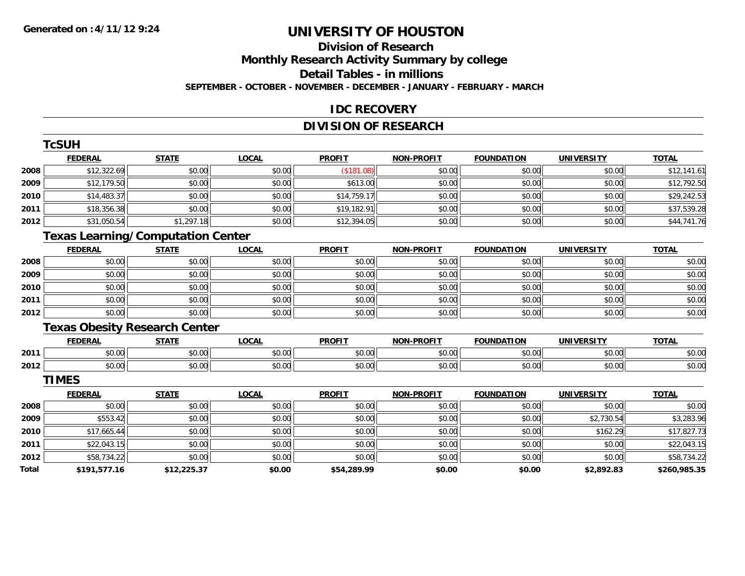Generated on :4/11/12 9:24

# UNIVERSITY OF HOUSTON

## Division of Research

## Monthly Research Activity Summary by college

## Detail Tables - in millions

**SEPTEMBER - OCTOBER - NOVEMBER - DECEMBER - JANUARY - FEBRUARY - MARCH**

## IDC RECOVERY

## DIVISION OF RESEARCH

### TcSUH

| | FEDERAL | STATE | LOCAL | PROFIT | NON-PROFIT | FOUNDATION | UNIVERSITY | TOTAL |
|---|---|---|---|---|---|---|---|---|
| 2008 | $12,322.69 | $0.00 | $0.00 | ($181.08) | $0.00 | $0.00 | $0.00 | $12,141.61 |
| 2009 | $12,179.50 | $0.00 | $0.00 | $613.00 | $0.00 | $0.00 | $0.00 | $12,792.50 |
| 2010 | $14,483.37 | $0.00 | $0.00 | $14,759.17 | $0.00 | $0.00 | $0.00 | $29,242.53 |
| 2011 | $18,356.38 | $0.00 | $0.00 | $19,182.91 | $0.00 | $0.00 | $0.00 | $37,539.28 |
| 2012 | $31,050.54 | $1,297.18 | $0.00 | $12,394.05 | $0.00 | $0.00 | $0.00 | $44,741.76 |

### Texas Learning/Computation Center

| | FEDERAL | STATE | LOCAL | PROFIT | NON-PROFIT | FOUNDATION | UNIVERSITY | TOTAL |
|---|---|---|---|---|---|---|---|---|
| 2008 | $0.00 | $0.00 | $0.00 | $0.00 | $0.00 | $0.00 | $0.00 | $0.00 |
| 2009 | $0.00 | $0.00 | $0.00 | $0.00 | $0.00 | $0.00 | $0.00 | $0.00 |
| 2010 | $0.00 | $0.00 | $0.00 | $0.00 | $0.00 | $0.00 | $0.00 | $0.00 |
| 2011 | $0.00 | $0.00 | $0.00 | $0.00 | $0.00 | $0.00 | $0.00 | $0.00 |
| 2012 | $0.00 | $0.00 | $0.00 | $0.00 | $0.00 | $0.00 | $0.00 | $0.00 |

### Texas Obesity Research Center

| | FEDERAL | STATE | LOCAL | PROFIT | NON-PROFIT | FOUNDATION | UNIVERSITY | TOTAL |
|---|---|---|---|---|---|---|---|---|
| 2011 | $0.00 | $0.00 | $0.00 | $0.00 | $0.00 | $0.00 | $0.00 | $0.00 |
| 2012 | $0.00 | $0.00 | $0.00 | $0.00 | $0.00 | $0.00 | $0.00 | $0.00 |

### TIMES

| | FEDERAL | STATE | LOCAL | PROFIT | NON-PROFIT | FOUNDATION | UNIVERSITY | TOTAL |
|---|---|---|---|---|---|---|---|---|
| 2008 | $0.00 | $0.00 | $0.00 | $0.00 | $0.00 | $0.00 | $0.00 | $0.00 |
| 2009 | $553.42 | $0.00 | $0.00 | $0.00 | $0.00 | $0.00 | $2,730.54 | $3,283.96 |
| 2010 | $17,665.44 | $0.00 | $0.00 | $0.00 | $0.00 | $0.00 | $162.29 | $17,827.73 |
| 2011 | $22,043.15 | $0.00 | $0.00 | $0.00 | $0.00 | $0.00 | $0.00 | $22,043.15 |
| 2012 | $58,734.22 | $0.00 | $0.00 | $0.00 | $0.00 | $0.00 | $0.00 | $58,734.22 |
| **Total** | **$191,577.16** | **$12,225.37** | **$0.00** | **$54,289.99** | **$0.00** | **$0.00** | **$2,892.83** | **$260,985.35** |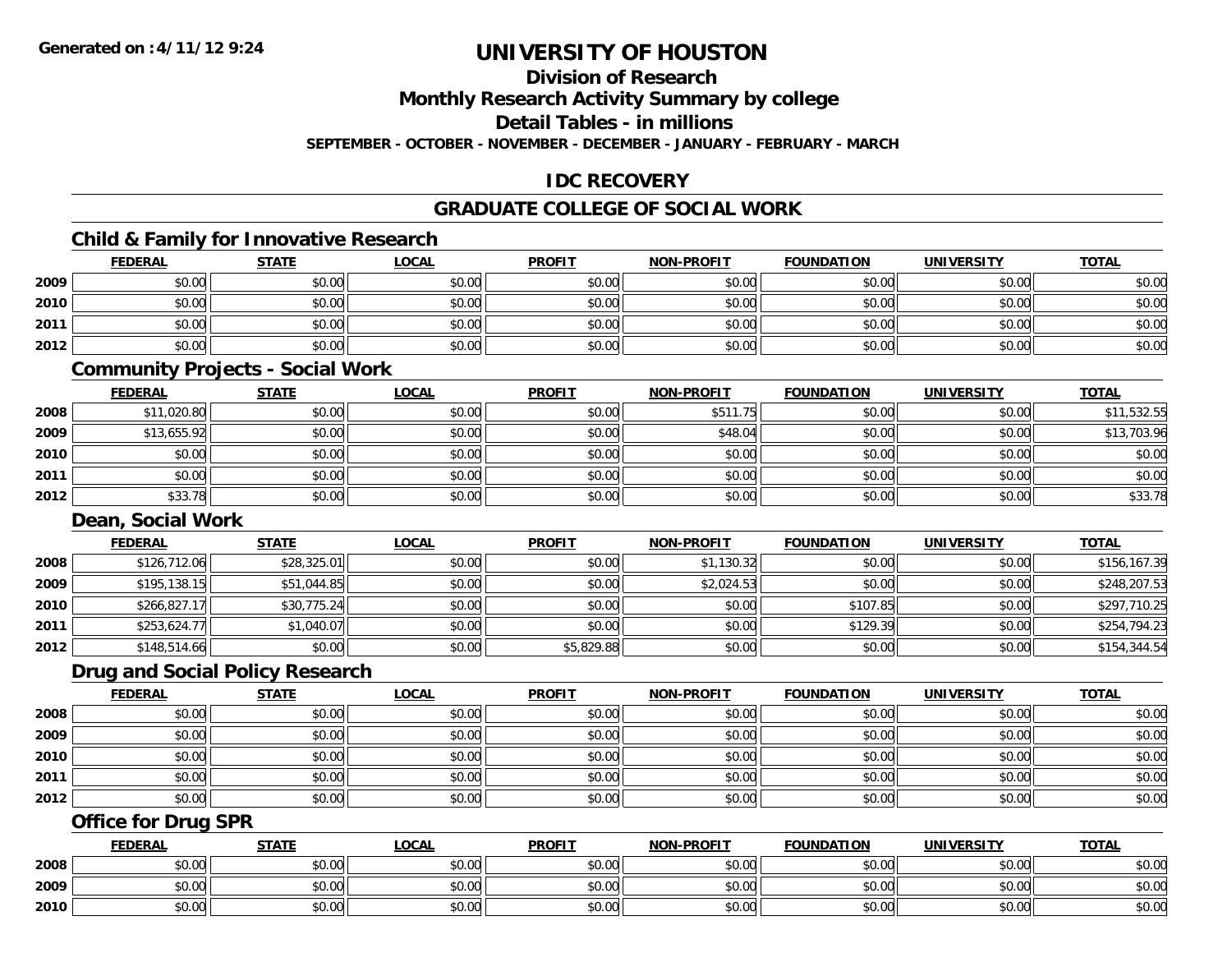# UNIVERSITY OF HOUSTON

## Division of Research

## Monthly Research Activity Summary by college

## Detail Tables - in millions

**SEPTEMBER - OCTOBER - NOVEMBER - DECEMBER - JANUARY - FEBRUARY - MARCH**

**Generated on : 4/11/12 9:24**

## IDC RECOVERY

## GRADUATE COLLEGE OF SOCIAL WORK

### Child & Family for Innovative Research

| | FEDERAL | STATE | LOCAL | PROFIT | NON-PROFIT | FOUNDATION | UNIVERSITY | TOTAL |
|---|---|---|---|---|---|---|---|---|
| 2009 | $0.00 | $0.00 | $0.00 | $0.00 | $0.00 | $0.00 | $0.00 | $0.00 |
| 2010 | $0.00 | $0.00 | $0.00 | $0.00 | $0.00 | $0.00 | $0.00 | $0.00 |
| 2011 | $0.00 | $0.00 | $0.00 | $0.00 | $0.00 | $0.00 | $0.00 | $0.00 |
| 2012 | $0.00 | $0.00 | $0.00 | $0.00 | $0.00 | $0.00 | $0.00 | $0.00 |

### Community Projects - Social Work

| | FEDERAL | STATE | LOCAL | PROFIT | NON-PROFIT | FOUNDATION | UNIVERSITY | TOTAL |
|---|---|---|---|---|---|---|---|---|
| 2008 | $11,020.80 | $0.00 | $0.00 | $0.00 | $511.75 | $0.00 | $0.00 | $11,532.55 |
| 2009 | $13,655.92 | $0.00 | $0.00 | $0.00 | $48.04 | $0.00 | $0.00 | $13,703.96 |
| 2010 | $0.00 | $0.00 | $0.00 | $0.00 | $0.00 | $0.00 | $0.00 | $0.00 |
| 2011 | $0.00 | $0.00 | $0.00 | $0.00 | $0.00 | $0.00 | $0.00 | $0.00 |
| 2012 | $33.78 | $0.00 | $0.00 | $0.00 | $0.00 | $0.00 | $0.00 | $33.78 |

### Dean, Social Work

| | FEDERAL | STATE | LOCAL | PROFIT | NON-PROFIT | FOUNDATION | UNIVERSITY | TOTAL |
|---|---|---|---|---|---|---|---|---|
| 2008 | $126,712.06 | $28,325.01 | $0.00 | $0.00 | $1,130.32 | $0.00 | $0.00 | $156,167.39 |
| 2009 | $195,138.15 | $51,044.85 | $0.00 | $0.00 | $2,024.53 | $0.00 | $0.00 | $248,207.53 |
| 2010 | $266,827.17 | $30,775.24 | $0.00 | $0.00 | $0.00 | $107.85 | $0.00 | $297,710.25 |
| 2011 | $253,624.77 | $1,040.07 | $0.00 | $0.00 | $0.00 | $129.39 | $0.00 | $254,794.23 |
| 2012 | $148,514.66 | $0.00 | $0.00 | $5,829.88 | $0.00 | $0.00 | $0.00 | $154,344.54 |

### Drug and Social Policy Research

| | FEDERAL | STATE | LOCAL | PROFIT | NON-PROFIT | FOUNDATION | UNIVERSITY | TOTAL |
|---|---|---|---|---|---|---|---|---|
| 2008 | $0.00 | $0.00 | $0.00 | $0.00 | $0.00 | $0.00 | $0.00 | $0.00 |
| 2009 | $0.00 | $0.00 | $0.00 | $0.00 | $0.00 | $0.00 | $0.00 | $0.00 |
| 2010 | $0.00 | $0.00 | $0.00 | $0.00 | $0.00 | $0.00 | $0.00 | $0.00 |
| 2011 | $0.00 | $0.00 | $0.00 | $0.00 | $0.00 | $0.00 | $0.00 | $0.00 |
| 2012 | $0.00 | $0.00 | $0.00 | $0.00 | $0.00 | $0.00 | $0.00 | $0.00 |

### Office for Drug SPR

| | FEDERAL | STATE | LOCAL | PROFIT | NON-PROFIT | FOUNDATION | UNIVERSITY | TOTAL |
|---|---|---|---|---|---|---|---|---|
| 2008 | $0.00 | $0.00 | $0.00 | $0.00 | $0.00 | $0.00 | $0.00 | $0.00 |
| 2009 | $0.00 | $0.00 | $0.00 | $0.00 | $0.00 | $0.00 | $0.00 | $0.00 |
| 2010 | $0.00 | $0.00 | $0.00 | $0.00 | $0.00 | $0.00 | $0.00 | $0.00 |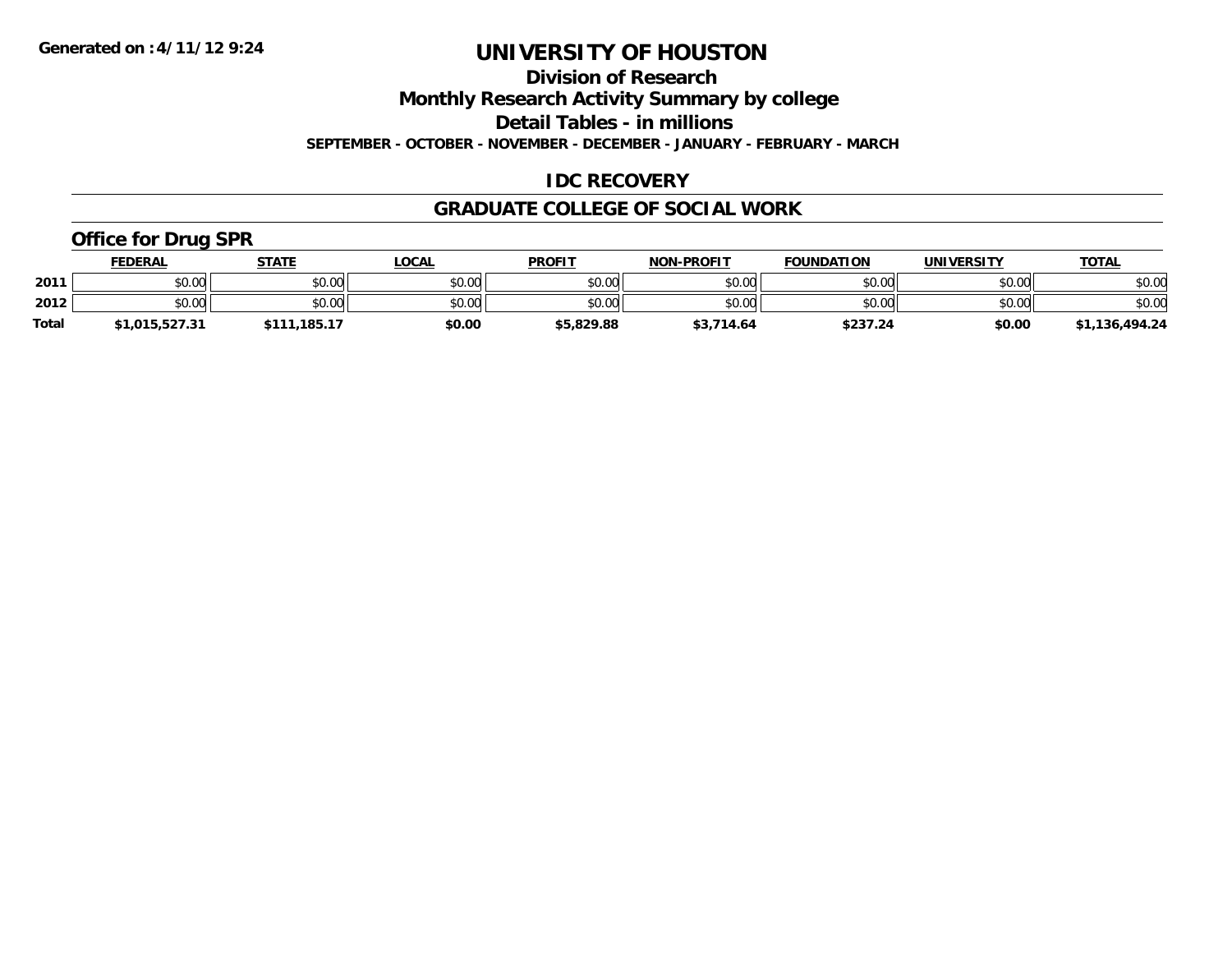**Generated on :4/11/12 9:24**

# UNIVERSITY OF HOUSTON

## Division of Research

## Monthly Research Activity Summary by college

## Detail Tables - in millions

**SEPTEMBER - OCTOBER - NOVEMBER - DECEMBER - JANUARY - FEBRUARY - MARCH**

## IDC RECOVERY

## GRADUATE COLLEGE OF SOCIAL WORK

### Office for Drug SPR

| | FEDERAL | STATE | LOCAL | PROFIT | NON-PROFIT | FOUNDATION | UNIVERSITY | TOTAL |
|---|---|---|---|---|---|---|---|---|
| 2011 | $0.00 | $0.00 | $0.00 | $0.00 | $0.00 | $0.00 | $0.00 | $0.00 |
| 2012 | $0.00 | $0.00 | $0.00 | $0.00 | $0.00 | $0.00 | $0.00 | $0.00 |
| Total | $1,015,527.31 | $111,185.17 | $0.00 | $5,829.88 | $3,714.64 | $237.24 | $0.00 | $1,136,494.24 |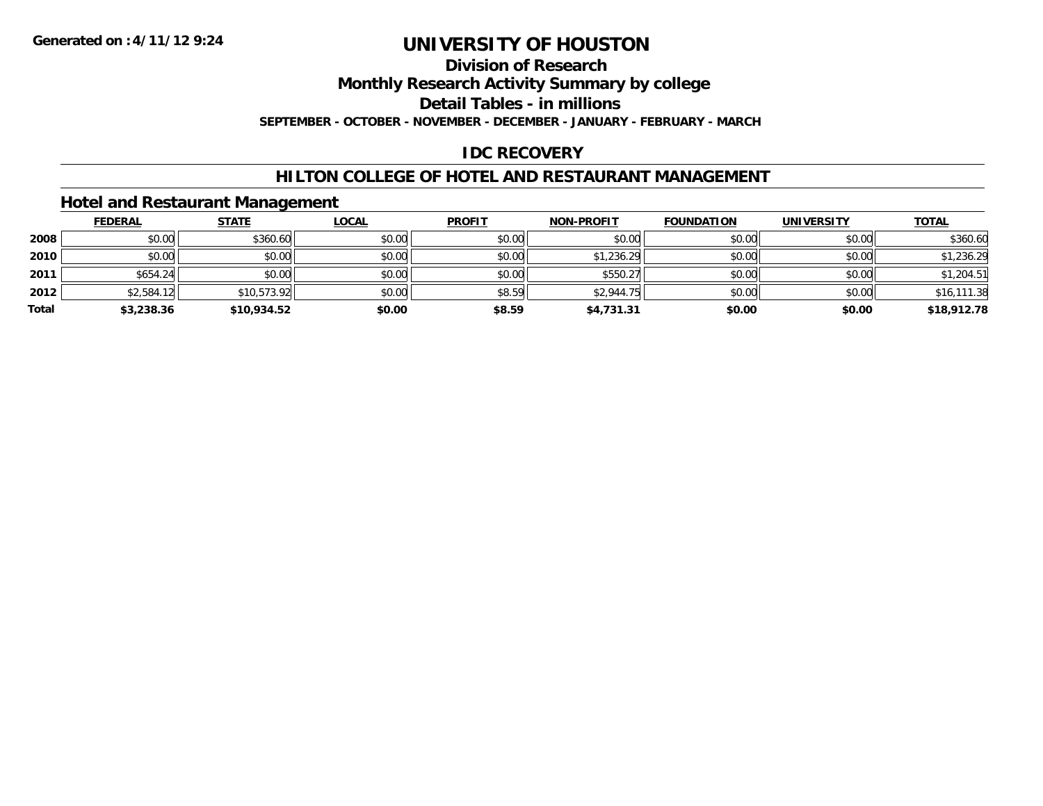**Generated on :4/11/12 9:24**

# UNIVERSITY OF HOUSTON

## Division of Research

## Monthly Research Activity Summary by college

## Detail Tables - in millions

**SEPTEMBER - OCTOBER - NOVEMBER - DECEMBER - JANUARY - FEBRUARY - MARCH**

## IDC RECOVERY

## HILTON COLLEGE OF HOTEL AND RESTAURANT MANAGEMENT

### Hotel and Restaurant Management

| | FEDERAL | STATE | LOCAL | PROFIT | NON-PROFIT | FOUNDATION | UNIVERSITY | TOTAL |
|---|---|---|---|---|---|---|---|---|
| **2008** | $0.00 | $360.60 | $0.00 | $0.00 | $0.00 | $0.00 | $0.00 | $360.60 |
| **2010** | $0.00 | $0.00 | $0.00 | $0.00 | $1,236.29 | $0.00 | $0.00 | $1,236.29 |
| **2011** | $654.24 | $0.00 | $0.00 | $0.00 | $550.27 | $0.00 | $0.00 | $1,204.51 |
| **2012** | $2,584.12 | $10,573.92 | $0.00 | $8.59 | $2,944.75 | $0.00 | $0.00 | $16,111.38 |
| **Total** | **$3,238.36** | **$10,934.52** | **$0.00** | **$8.59** | **$4,731.31** | **$0.00** | **$0.00** | **$18,912.78** |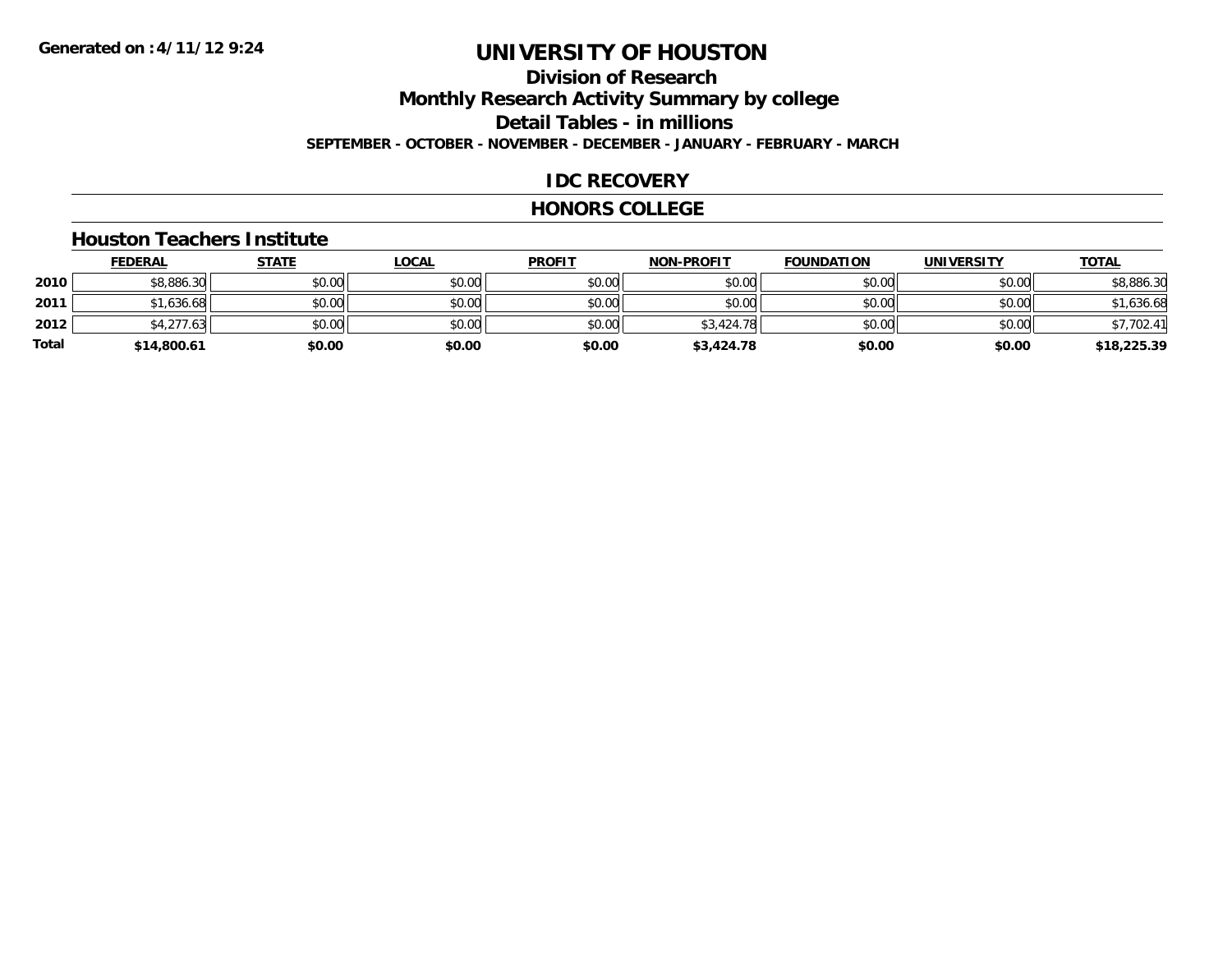# UNIVERSITY OF HOUSTON

## Division of Research

## Monthly Research Activity Summary by college

## Detail Tables - in millions

**SEPTEMBER - OCTOBER - NOVEMBER - DECEMBER - JANUARY - FEBRUARY - MARCH**

**Generated on :4/11/12 9:24**

### IDC RECOVERY

### HONORS COLLEGE

#### Houston Teachers Institute

| | FEDERAL | STATE | LOCAL | PROFIT | NON-PROFIT | FOUNDATION | UNIVERSITY | TOTAL |
|---|---|---|---|---|---|---|---|---|
| **2010** | $8,886.30 | $0.00 | $0.00 | $0.00 | $0.00 | $0.00 | $0.00 | $8,886.30 |
| **2011** | $1,636.68 | $0.00 | $0.00 | $0.00 | $0.00 | $0.00 | $0.00 | $1,636.68 |
| **2012** | $4,277.63 | $0.00 | $0.00 | $0.00 | $3,424.78 | $0.00 | $0.00 | $7,702.41 |
| **Total** | **$14,800.61** | **$0.00** | **$0.00** | **$0.00** | **$3,424.78** | **$0.00** | **$0.00** | **$18,225.39** |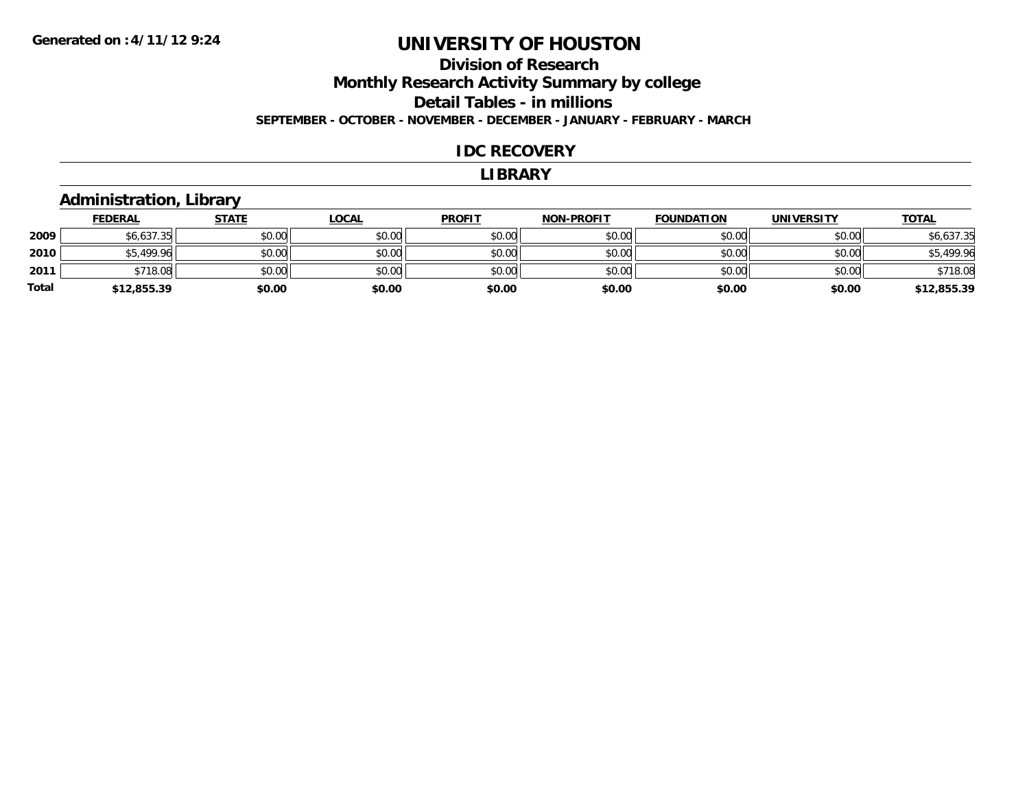Generated on :4/11/12 9:24

# UNIVERSITY OF HOUSTON

## Division of Research

## Monthly Research Activity Summary by college

## Detail Tables - in millions

**SEPTEMBER - OCTOBER - NOVEMBER - DECEMBER - JANUARY - FEBRUARY - MARCH**

## IDC RECOVERY

## LIBRARY

### Administration, Library

| | FEDERAL | STATE | LOCAL | PROFIT | NON-PROFIT | FOUNDATION | UNIVERSITY | TOTAL |
|---|---|---|---|---|---|---|---|---|
| 2009 | $6,637.35 | $0.00 | $0.00 | $0.00 | $0.00 | $0.00 | $0.00 | $6,637.35 |
| 2010 | $5,499.96 | $0.00 | $0.00 | $0.00 | $0.00 | $0.00 | $0.00 | $5,499.96 |
| 2011 | $718.08 | $0.00 | $0.00 | $0.00 | $0.00 | $0.00 | $0.00 | $718.08 |
| **Total** | **$12,855.39** | **$0.00** | **$0.00** | **$0.00** | **$0.00** | **$0.00** | **$0.00** | **$12,855.39** |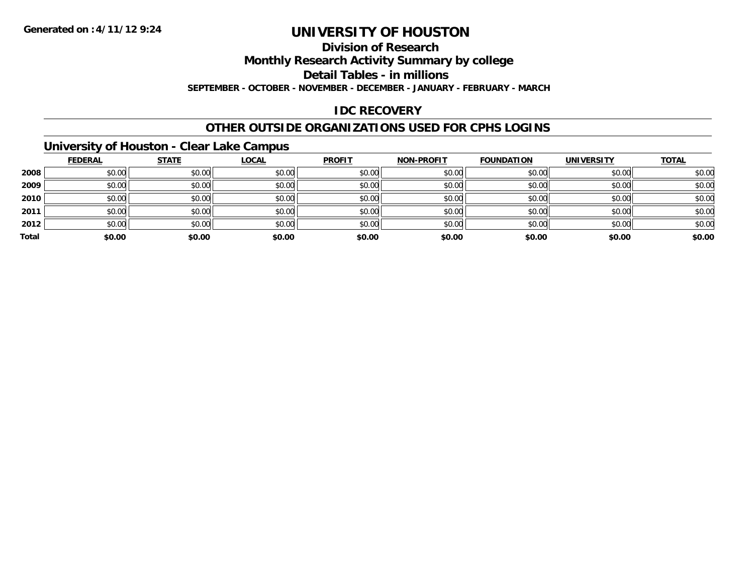**Generated on :4/11/12 9:24**

# UNIVERSITY OF HOUSTON

## Division of Research

## Monthly Research Activity Summary by college

## Detail Tables - in millions

**SEPTEMBER - OCTOBER - NOVEMBER - DECEMBER - JANUARY - FEBRUARY - MARCH**

## IDC RECOVERY

## OTHER OUTSIDE ORGANIZATIONS USED FOR CPHS LOGINS

### University of Houston - Clear Lake Campus

| | FEDERAL | STATE | LOCAL | PROFIT | NON-PROFIT | FOUNDATION | UNIVERSITY | TOTAL |
|---|---|---|---|---|---|---|---|---|
| **2008** | $0.00 | $0.00 | $0.00 | $0.00 | $0.00 | $0.00 | $0.00 | $0.00 |
| **2009** | $0.00 | $0.00 | $0.00 | $0.00 | $0.00 | $0.00 | $0.00 | $0.00 |
| **2010** | $0.00 | $0.00 | $0.00 | $0.00 | $0.00 | $0.00 | $0.00 | $0.00 |
| **2011** | $0.00 | $0.00 | $0.00 | $0.00 | $0.00 | $0.00 | $0.00 | $0.00 |
| **2012** | $0.00 | $0.00 | $0.00 | $0.00 | $0.00 | $0.00 | $0.00 | $0.00 |
| **Total** | **$0.00** | **$0.00** | **$0.00** | **$0.00** | **$0.00** | **$0.00** | **$0.00** | **$0.00** |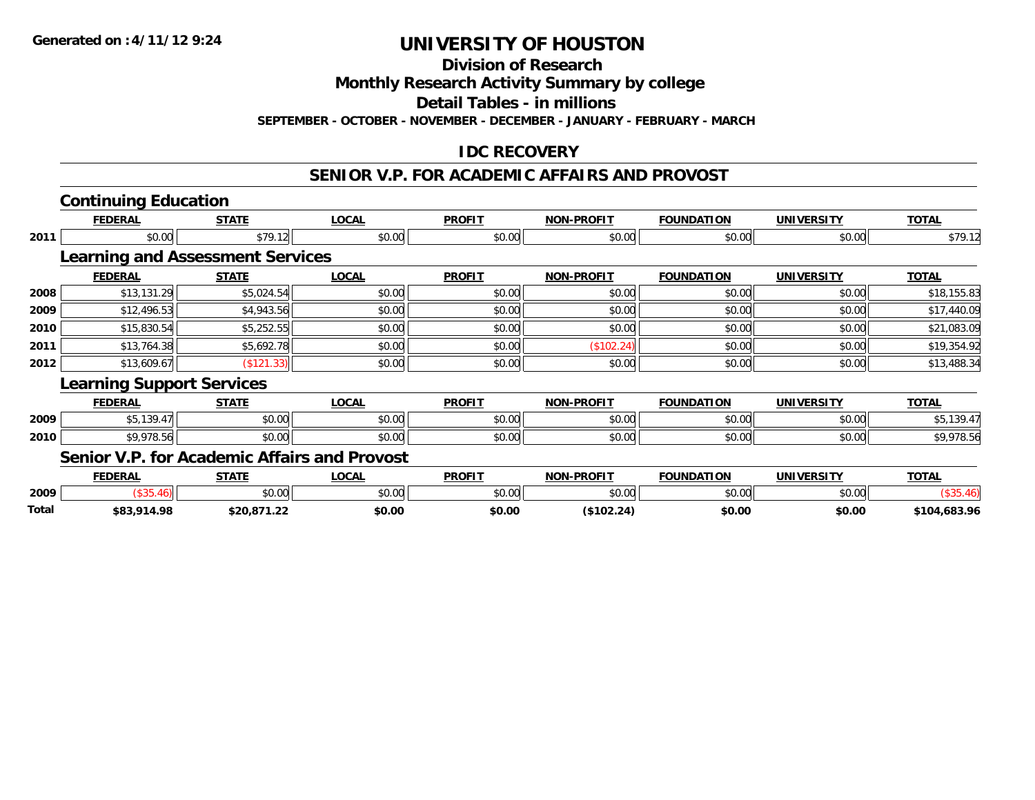**Generated on :4/11/12 9:24**

# UNIVERSITY OF HOUSTON

## Division of Research

## Monthly Research Activity Summary by college

## Detail Tables - in millions

**SEPTEMBER - OCTOBER - NOVEMBER - DECEMBER - JANUARY - FEBRUARY - MARCH**

## IDC RECOVERY

## SENIOR V.P. FOR ACADEMIC AFFAIRS AND PROVOST

### Continuing Education

| | FEDERAL | STATE | LOCAL | PROFIT | NON-PROFIT | FOUNDATION | UNIVERSITY | TOTAL |
|---|---|---|---|---|---|---|---|---|
| 2011 | $0.00 | $79.12 | $0.00 | $0.00 | $0.00 | $0.00 | $0.00 | $79.12 |

### Learning and Assessment Services

| | FEDERAL | STATE | LOCAL | PROFIT | NON-PROFIT | FOUNDATION | UNIVERSITY | TOTAL |
|---|---|---|---|---|---|---|---|---|
| 2008 | $13,131.29 | $5,024.54 | $0.00 | $0.00 | $0.00 | $0.00 | $0.00 | $18,155.83 |
| 2009 | $12,496.53 | $4,943.56 | $0.00 | $0.00 | $0.00 | $0.00 | $0.00 | $17,440.09 |
| 2010 | $15,830.54 | $5,252.55 | $0.00 | $0.00 | $0.00 | $0.00 | $0.00 | $21,083.09 |
| 2011 | $13,764.38 | $5,692.78 | $0.00 | $0.00 | ($102.24) | $0.00 | $0.00 | $19,354.92 |
| 2012 | $13,609.67 | ($121.33) | $0.00 | $0.00 | $0.00 | $0.00 | $0.00 | $13,488.34 |

### Learning Support Services

| | FEDERAL | STATE | LOCAL | PROFIT | NON-PROFIT | FOUNDATION | UNIVERSITY | TOTAL |
|---|---|---|---|---|---|---|---|---|
| 2009 | $5,139.47 | $0.00 | $0.00 | $0.00 | $0.00 | $0.00 | $0.00 | $5,139.47 |
| 2010 | $9,978.56 | $0.00 | $0.00 | $0.00 | $0.00 | $0.00 | $0.00 | $9,978.56 |

### Senior V.P. for Academic Affairs and Provost

| | FEDERAL | STATE | LOCAL | PROFIT | NON-PROFIT | FOUNDATION | UNIVERSITY | TOTAL |
|---|---|---|---|---|---|---|---|---|
| 2009 | ($35.46) | $0.00 | $0.00 | $0.00 | $0.00 | $0.00 | $0.00 | ($35.46) |
| **Total** | **$83,914.98** | **$20,871.22** | **$0.00** | **$0.00** | **($102.24)** | **$0.00** | **$0.00** | **$104,683.96** |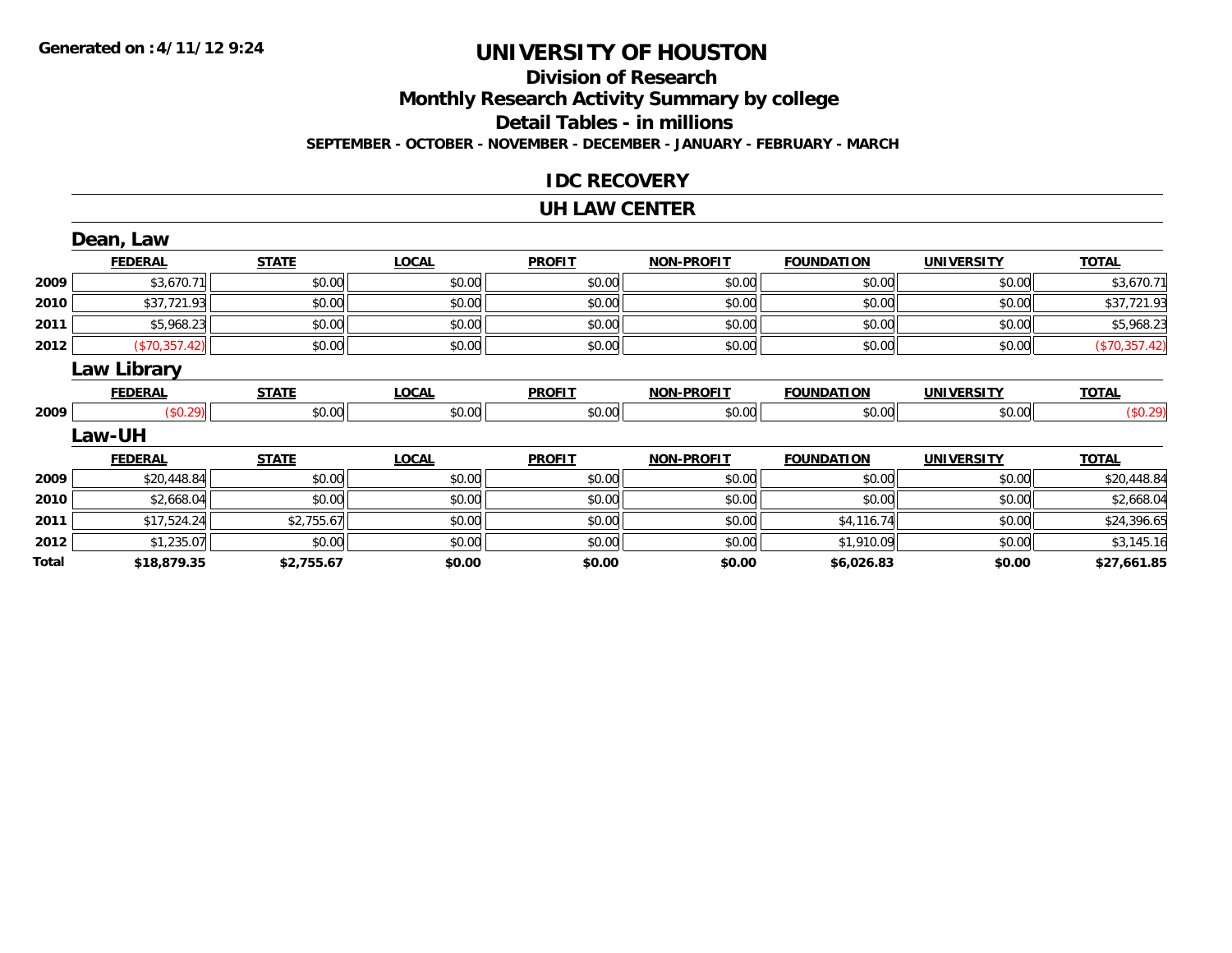**Generated on :4/11/12 9:24**

# UNIVERSITY OF HOUSTON

## Division of Research

## Monthly Research Activity Summary by college

## Detail Tables - in millions

**SEPTEMBER - OCTOBER - NOVEMBER - DECEMBER - JANUARY - FEBRUARY - MARCH**

### IDC RECOVERY

### UH LAW CENTER

#### Dean, Law

| | FEDERAL | STATE | LOCAL | PROFIT | NON-PROFIT | FOUNDATION | UNIVERSITY | TOTAL |
|---|---|---|---|---|---|---|---|---|
| 2009 | $3,670.71 | $0.00 | $0.00 | $0.00 | $0.00 | $0.00 | $0.00 | $3,670.71 |
| 2010 | $37,721.93 | $0.00 | $0.00 | $0.00 | $0.00 | $0.00 | $0.00 | $37,721.93 |
| 2011 | $5,968.23 | $0.00 | $0.00 | $0.00 | $0.00 | $0.00 | $0.00 | $5,968.23 |
| 2012 | ($70,357.42) | $0.00 | $0.00 | $0.00 | $0.00 | $0.00 | $0.00 | ($70,357.42) |

#### Law Library

| | FEDERAL | STATE | LOCAL | PROFIT | NON-PROFIT | FOUNDATION | UNIVERSITY | TOTAL |
|---|---|---|---|---|---|---|---|---|
| 2009 | ($0.29) | $0.00 | $0.00 | $0.00 | $0.00 | $0.00 | $0.00 | ($0.29) |

#### Law-UH

| | FEDERAL | STATE | LOCAL | PROFIT | NON-PROFIT | FOUNDATION | UNIVERSITY | TOTAL |
|---|---|---|---|---|---|---|---|---|
| 2009 | $20,448.84 | $0.00 | $0.00 | $0.00 | $0.00 | $0.00 | $0.00 | $20,448.84 |
| 2010 | $2,668.04 | $0.00 | $0.00 | $0.00 | $0.00 | $0.00 | $0.00 | $2,668.04 |
| 2011 | $17,524.24 | $2,755.67 | $0.00 | $0.00 | $0.00 | $4,116.74 | $0.00 | $24,396.65 |
| 2012 | $1,235.07 | $0.00 | $0.00 | $0.00 | $0.00 | $1,910.09 | $0.00 | $3,145.16 |
| **Total** | **$18,879.35** | **$2,755.67** | **$0.00** | **$0.00** | **$0.00** | **$6,026.83** | **$0.00** | **$27,661.85** |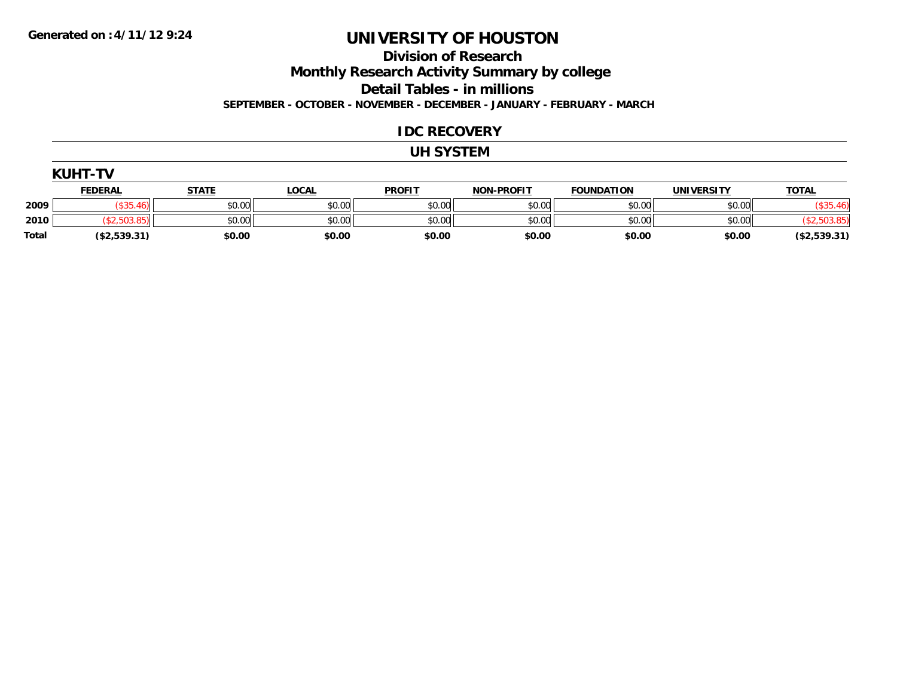Generated on :4/11/12 9:24

# UNIVERSITY OF HOUSTON

## Division of Research

## Monthly Research Activity Summary by college

## Detail Tables - in millions

**SEPTEMBER - OCTOBER - NOVEMBER - DECEMBER - JANUARY - FEBRUARY - MARCH**

## IDC RECOVERY

## UH SYSTEM

### KUHT-TV

| | FEDERAL | STATE | LOCAL | PROFIT | NON-PROFIT | FOUNDATION | UNIVERSITY | TOTAL |
|---|---|---|---|---|---|---|---|---|
| 2009 | ($35.46) | $0.00 | $0.00 | $0.00 | $0.00 | $0.00 | $0.00 | ($35.46) |
| 2010 | ($2,503.85) | $0.00 | $0.00 | $0.00 | $0.00 | $0.00 | $0.00 | ($2,503.85) |
| **Total** | **($2,539.31)** | **$0.00** | **$0.00** | **$0.00** | **$0.00** | **$0.00** | **$0.00** | **($2,539.31)** |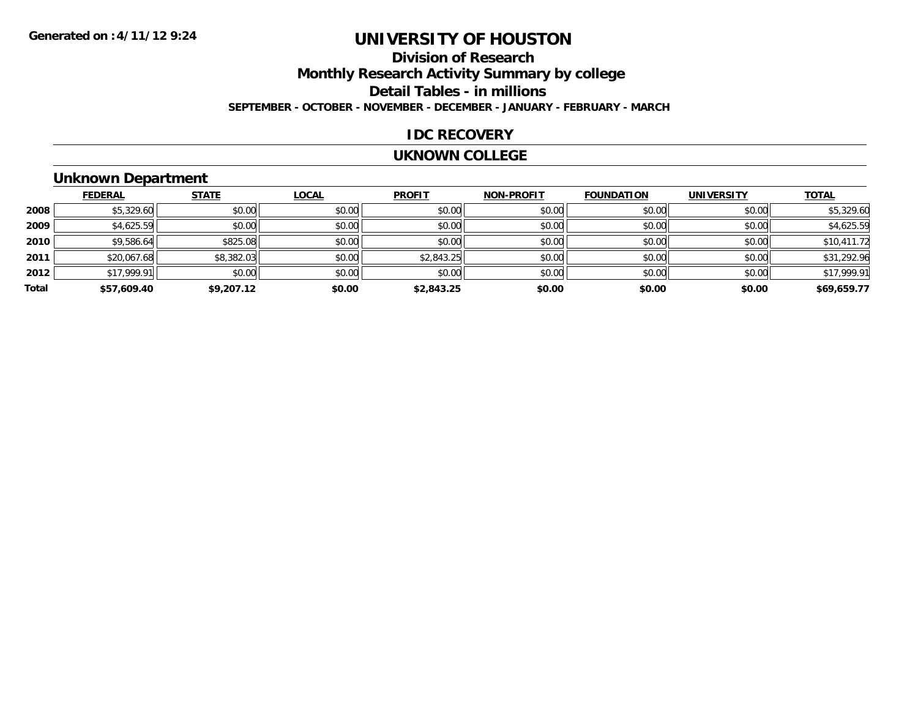Generated on :4/11/12 9:24

# UNIVERSITY OF HOUSTON

## Division of Research

## Monthly Research Activity Summary by college

## Detail Tables - in millions

**SEPTEMBER - OCTOBER - NOVEMBER - DECEMBER - JANUARY - FEBRUARY - MARCH**

## IDC RECOVERY

## UKNOWN COLLEGE

### Unknown Department

| | FEDERAL | STATE | LOCAL | PROFIT | NON-PROFIT | FOUNDATION | UNIVERSITY | TOTAL |
|---|---|---|---|---|---|---|---|---|
| 2008 | $5,329.60 | $0.00 | $0.00 | $0.00 | $0.00 | $0.00 | $0.00 | $5,329.60 |
| 2009 | $4,625.59 | $0.00 | $0.00 | $0.00 | $0.00 | $0.00 | $0.00 | $4,625.59 |
| 2010 | $9,586.64 | $825.08 | $0.00 | $0.00 | $0.00 | $0.00 | $0.00 | $10,411.72 |
| 2011 | $20,067.68 | $8,382.03 | $0.00 | $2,843.25 | $0.00 | $0.00 | $0.00 | $31,292.96 |
| 2012 | $17,999.91 | $0.00 | $0.00 | $0.00 | $0.00 | $0.00 | $0.00 | $17,999.91 |
| **Total** | **$57,609.40** | **$9,207.12** | **$0.00** | **$2,843.25** | **$0.00** | **$0.00** | **$0.00** | **$69,659.77** |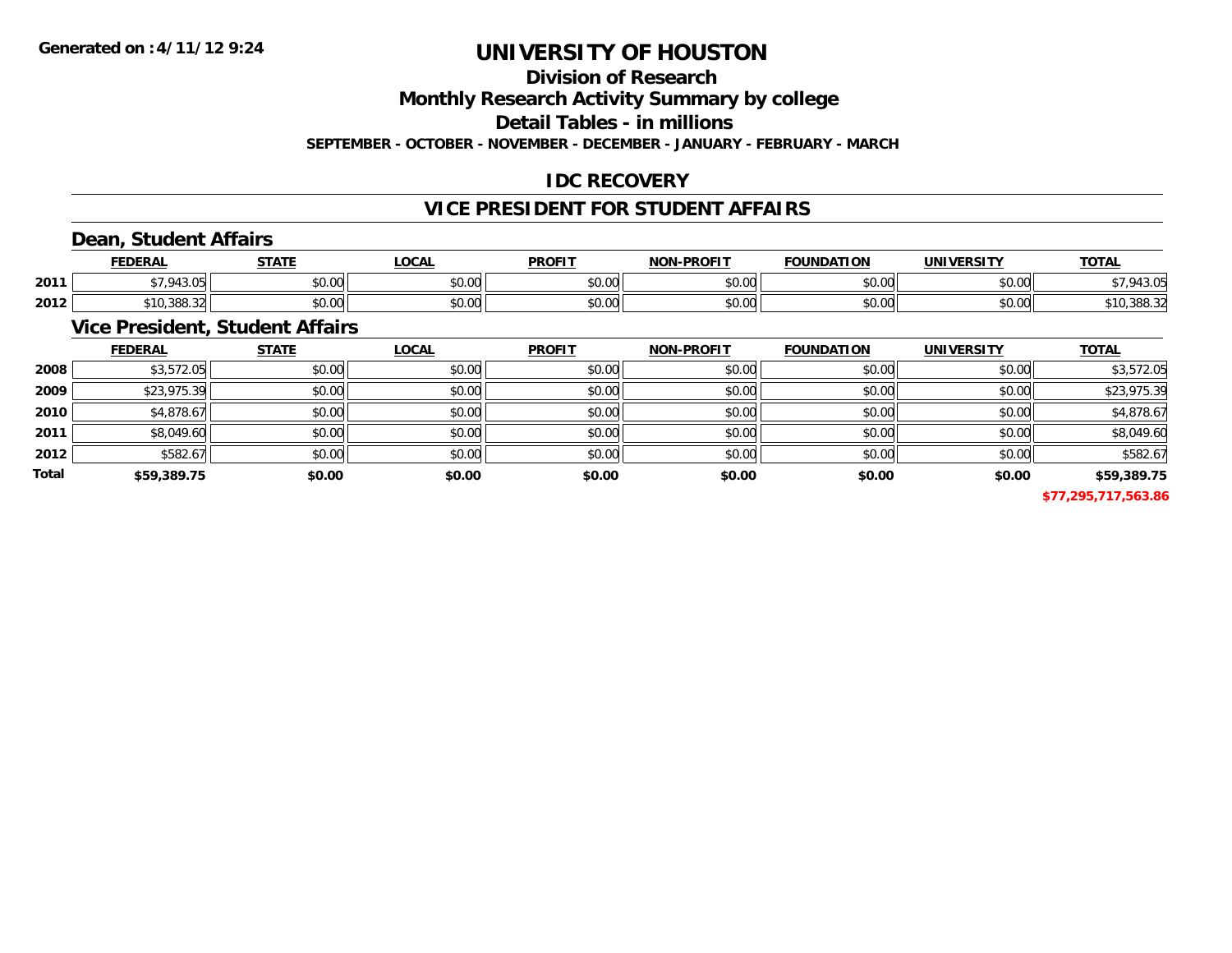Generated on :4/11/12 9:24

# UNIVERSITY OF HOUSTON

## Division of Research

## Monthly Research Activity Summary by college

## Detail Tables - in millions

**SEPTEMBER - OCTOBER - NOVEMBER - DECEMBER - JANUARY - FEBRUARY - MARCH**

## IDC RECOVERY

## VICE PRESIDENT FOR STUDENT AFFAIRS

### Dean, Student Affairs

| | FEDERAL | STATE | LOCAL | PROFIT | NON-PROFIT | FOUNDATION | UNIVERSITY | TOTAL |
|---|---|---|---|---|---|---|---|---|
| 2011 | $7,943.05 | $0.00 | $0.00 | $0.00 | $0.00 | $0.00 | $0.00 | $7,943.05 |
| 2012 | $10,388.32 | $0.00 | $0.00 | $0.00 | $0.00 | $0.00 | $0.00 | $10,388.32 |

### Vice President, Student Affairs

| | FEDERAL | STATE | LOCAL | PROFIT | NON-PROFIT | FOUNDATION | UNIVERSITY | TOTAL |
|---|---|---|---|---|---|---|---|---|
| 2008 | $3,572.05 | $0.00 | $0.00 | $0.00 | $0.00 | $0.00 | $0.00 | $3,572.05 |
| 2009 | $23,975.39 | $0.00 | $0.00 | $0.00 | $0.00 | $0.00 | $0.00 | $23,975.39 |
| 2010 | $4,878.67 | $0.00 | $0.00 | $0.00 | $0.00 | $0.00 | $0.00 | $4,878.67 |
| 2011 | $8,049.60 | $0.00 | $0.00 | $0.00 | $0.00 | $0.00 | $0.00 | $8,049.60 |
| 2012 | $582.67 | $0.00 | $0.00 | $0.00 | $0.00 | $0.00 | $0.00 | $582.67 |
| **Total** | **$59,389.75** | **$0.00** | **$0.00** | **$0.00** | **$0.00** | **$0.00** | **$0.00** | **$59,389.75** |

**$77,295,717,563.86**